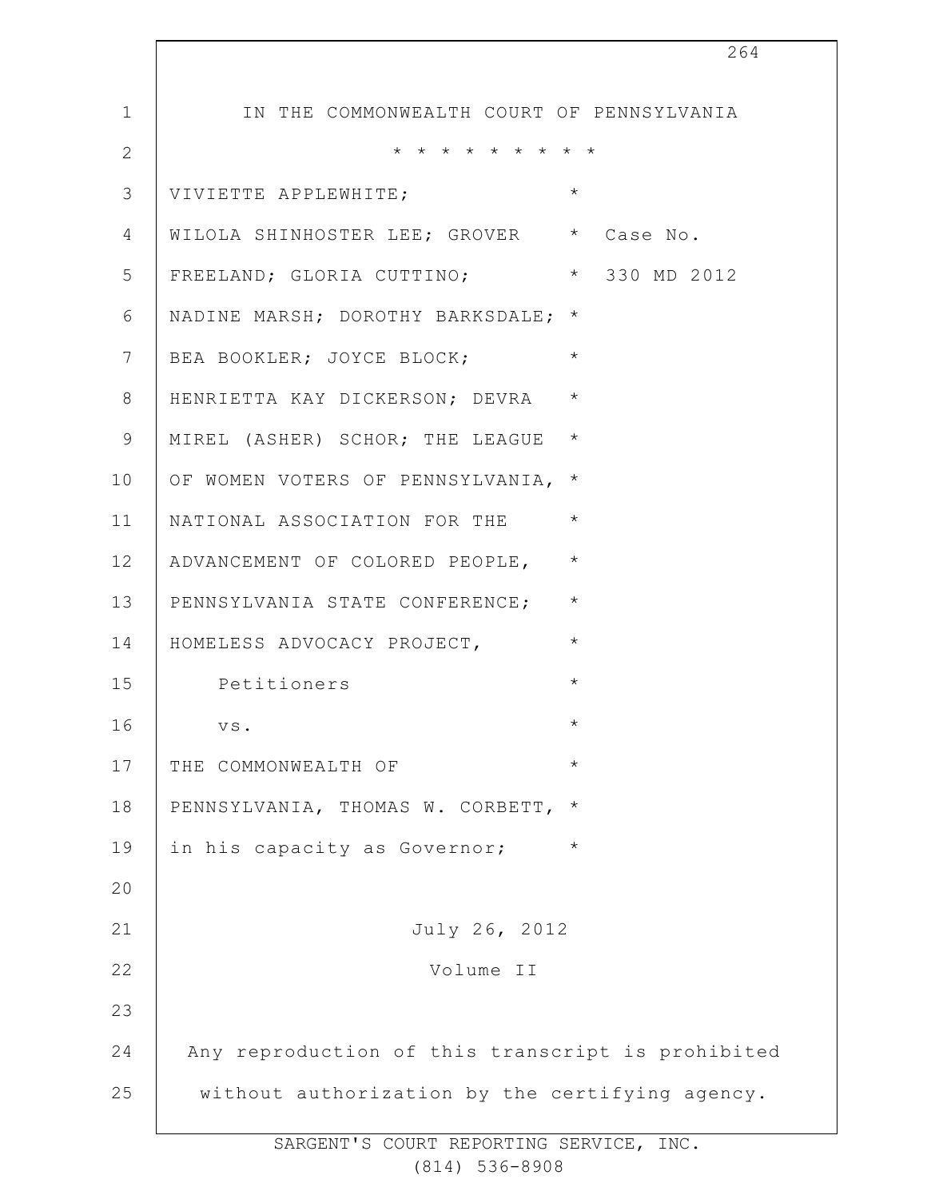IN THE COMMONWEALTH COURT OF PENNSYLVANIA

* * * * * * * * * *

VIVIETTE APPLEWHITE; WILOLA SHINHOSTER LEE; GROVER FREELAND; GLORIA CUTTINO; NADINE MARSH; DOROTHY BARKSDALE; BEA BOOKLER; JOYCE BLOCK; HENRIETTA KAY DICKERSON; DEVRA MIREL (ASHER) SCHOR; THE LEAGUE OF WOMEN VOTERS OF PENNSYLVANIA, NATIONAL ASSOCIATION FOR THE ADVANCEMENT OF COLORED PEOPLE, PENNSYLVANIA STATE CONFERENCE; HOMELESS ADVOCACY PROJECT,

Petitioners

vs.

THE COMMONWEALTH OF PENNSYLVANIA, THOMAS W. CORBETT, in his capacity as Governor;

Case No. 330 MD 2012

July 26, 2012

Volume II

Any reproduction of this transcript is prohibited without authorization by the certifying agency.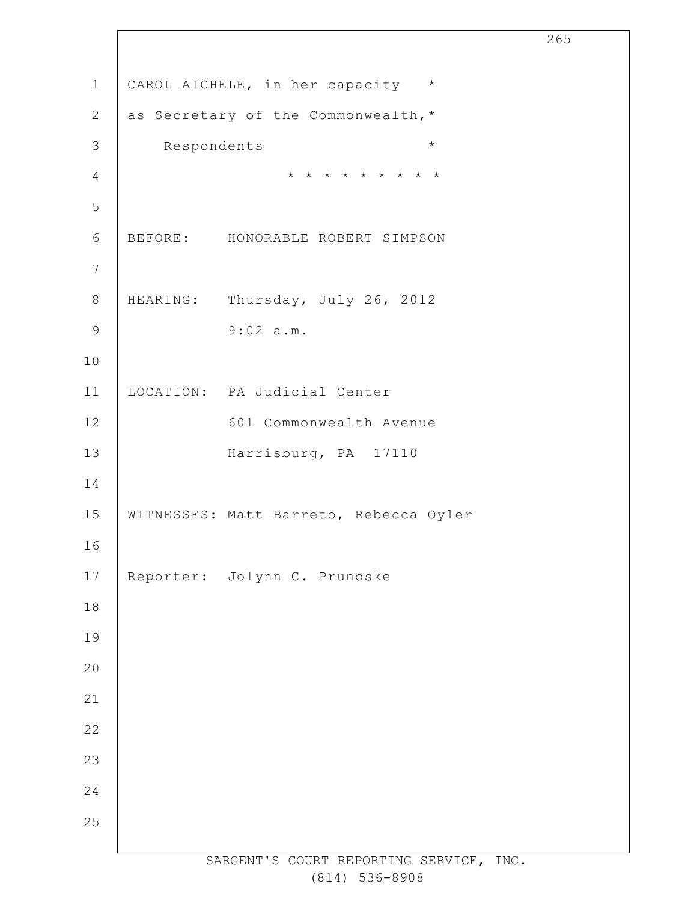CAROL AICHELE, in her capacity *
as Secretary of the Commonwealth,*
Respondents *

* * * * * * * * * *

BEFORE: HONORABLE ROBERT SIMPSON

HEARING: Thursday, July 26, 2012
9:02 a.m.

LOCATION: PA Judicial Center
601 Commonwealth Avenue
Harrisburg, PA 17110

WITNESSES: Matt Barreto, Rebecca Oyler

Reporter: Jolynn C. Prunoske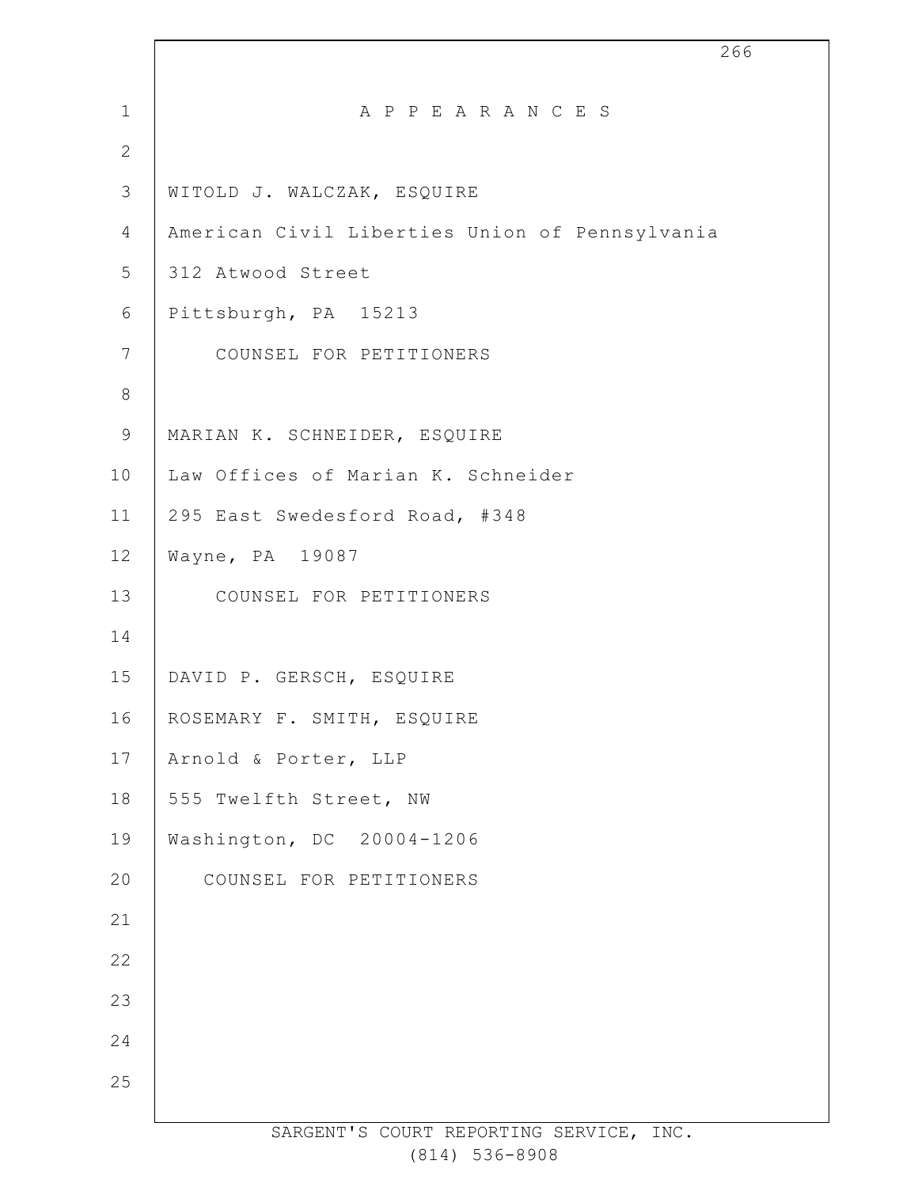# A P P E A R A N C E S

WITOLD J. WALCZAK, ESQUIRE
American Civil Liberties Union of Pennsylvania
312 Atwood Street
Pittsburgh, PA 15213
COUNSEL FOR PETITIONERS

MARIAN K. SCHNEIDER, ESQUIRE
Law Offices of Marian K. Schneider
295 East Swedesford Road, #348
Wayne, PA 19087
COUNSEL FOR PETITIONERS

DAVID P. GERSCH, ESQUIRE
ROSEMARY F. SMITH, ESQUIRE
Arnold & Porter, LLP
555 Twelfth Street, NW
Washington, DC 20004-1206
COUNSEL FOR PETITIONERS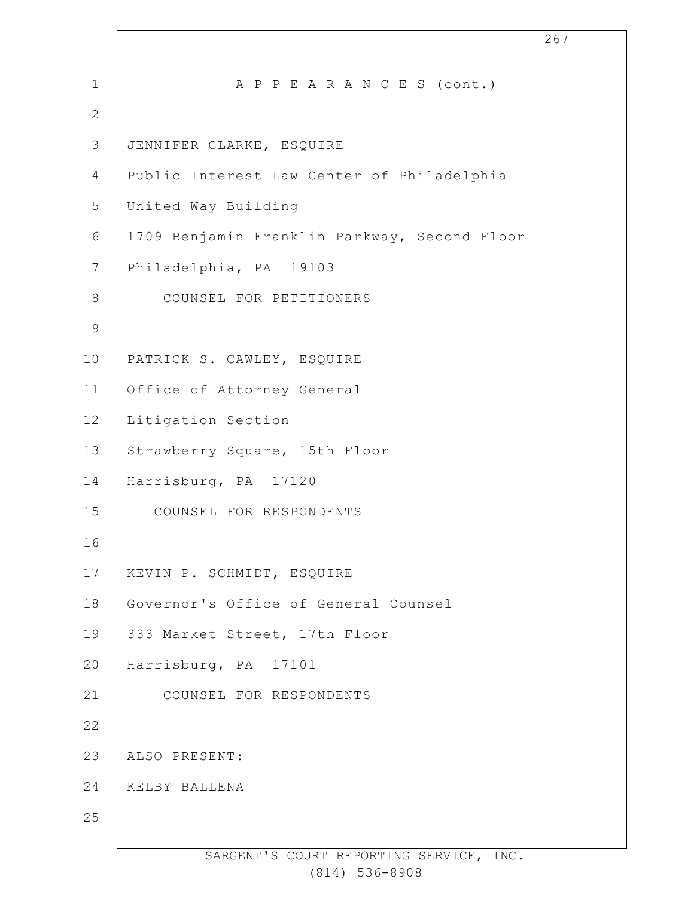A P P E A R A N C E S (cont.)

JENNIFER CLARKE, ESQUIRE
Public Interest Law Center of Philadelphia
United Way Building
1709 Benjamin Franklin Parkway, Second Floor
Philadelphia, PA 19103
COUNSEL FOR PETITIONERS

PATRICK S. CAWLEY, ESQUIRE
Office of Attorney General
Litigation Section
Strawberry Square, 15th Floor
Harrisburg, PA 17120
COUNSEL FOR RESPONDENTS

KEVIN P. SCHMIDT, ESQUIRE
Governor's Office of General Counsel
333 Market Street, 17th Floor
Harrisburg, PA 17101
COUNSEL FOR RESPONDENTS

ALSO PRESENT:
KELBY BALLENA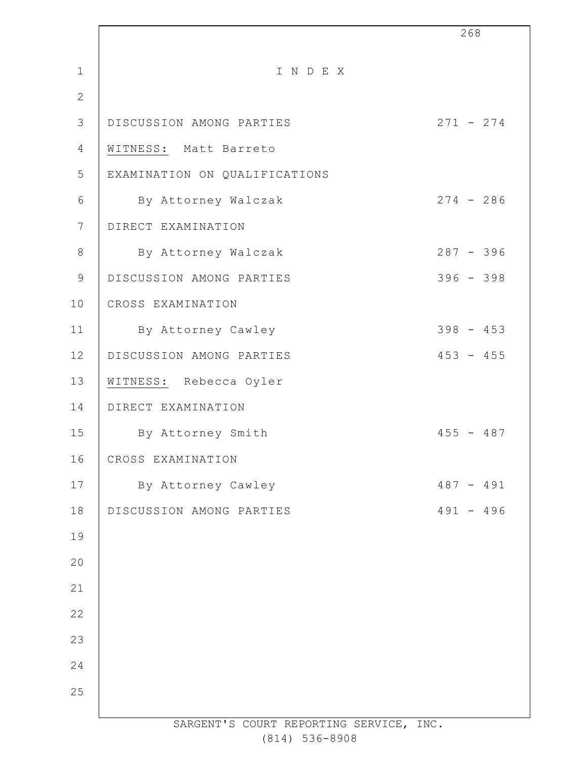# I N D E X

| | |
|---|---|
| DISCUSSION AMONG PARTIES | 271 - 274 |
| WITNESS: Matt Barreto | |
| EXAMINATION ON QUALIFICATIONS | |
| By Attorney Walczak | 274 - 286 |
| DIRECT EXAMINATION | |
| By Attorney Walczak | 287 - 396 |
| DISCUSSION AMONG PARTIES | 396 - 398 |
| CROSS EXAMINATION | |
| By Attorney Cawley | 398 - 453 |
| DISCUSSION AMONG PARTIES | 453 - 455 |
| WITNESS: Rebecca Oyler | |
| DIRECT EXAMINATION | |
| By Attorney Smith | 455 - 487 |
| CROSS EXAMINATION | |
| By Attorney Cawley | 487 - 491 |
| DISCUSSION AMONG PARTIES | 491 - 496 |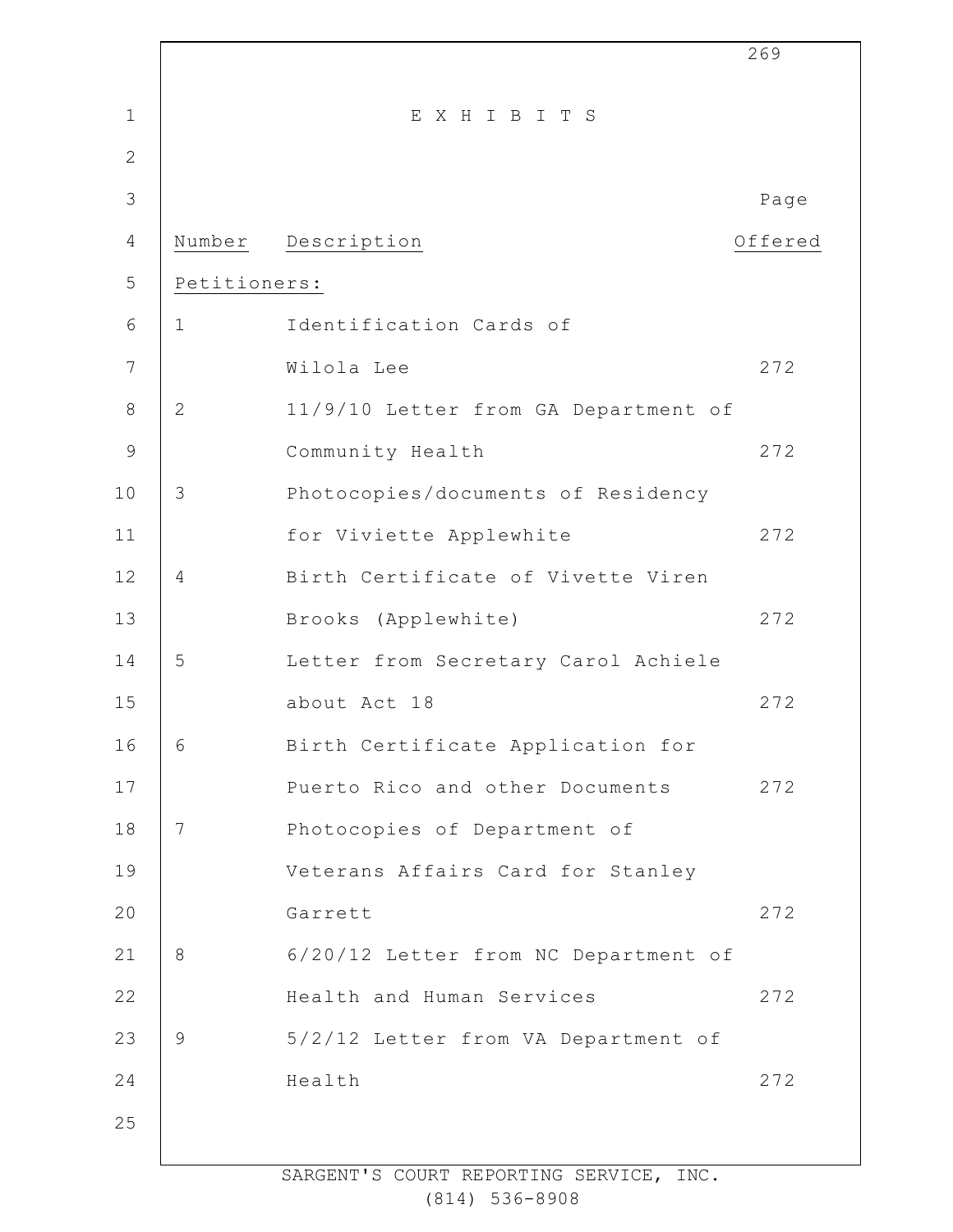# E X H I B I T S

| Number | Description | Page Offered |
|---|---|---|
| Petitioners: | | |
| 1 | Identification Cards of Wilola Lee | 272 |
| 2 | 11/9/10 Letter from GA Department of Community Health | 272 |
| 3 | Photocopies/documents of Residency for Viviette Applewhite | 272 |
| 4 | Birth Certificate of Vivette Viren Brooks (Applewhite) | 272 |
| 5 | Letter from Secretary Carol Achiele about Act 18 | 272 |
| 6 | Birth Certificate Application for Puerto Rico and other Documents | 272 |
| 7 | Photocopies of Department of Veterans Affairs Card for Stanley Garrett | 272 |
| 8 | 6/20/12 Letter from NC Department of Health and Human Services | 272 |
| 9 | 5/2/12 Letter from VA Department of Health | 272 |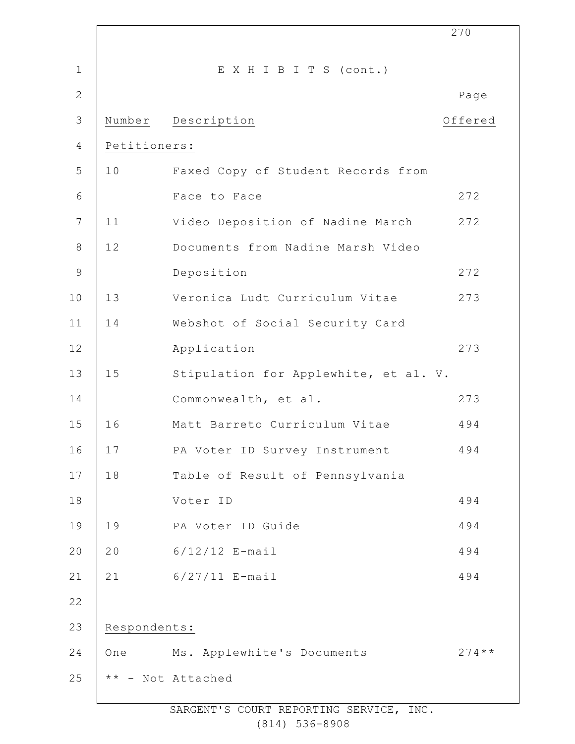# E X H I B I T S (cont.)

| Number | Description | Page Offered |
|---|---|---|
| **Petitioners:** | | |
| 10 | Faxed Copy of Student Records from Face to Face | 272 |
| 11 | Video Deposition of Nadine March | 272 |
| 12 | Documents from Nadine Marsh Video Deposition | 272 |
| 13 | Veronica Ludt Curriculum Vitae | 273 |
| 14 | Webshot of Social Security Card Application | 273 |
| 15 | Stipulation for Applewhite, et al. V. Commonwealth, et al. | 273 |
| 16 | Matt Barreto Curriculum Vitae | 494 |
| 17 | PA Voter ID Survey Instrument | 494 |
| 18 | Table of Result of Pennsylvania Voter ID | 494 |
| 19 | PA Voter ID Guide | 494 |
| 20 | 6/12/12 E-mail | 494 |
| 21 | 6/27/11 E-mail | 494 |
| **Respondents:** | | |
| One | Ms. Applewhite's Documents | 274** |

** - Not Attached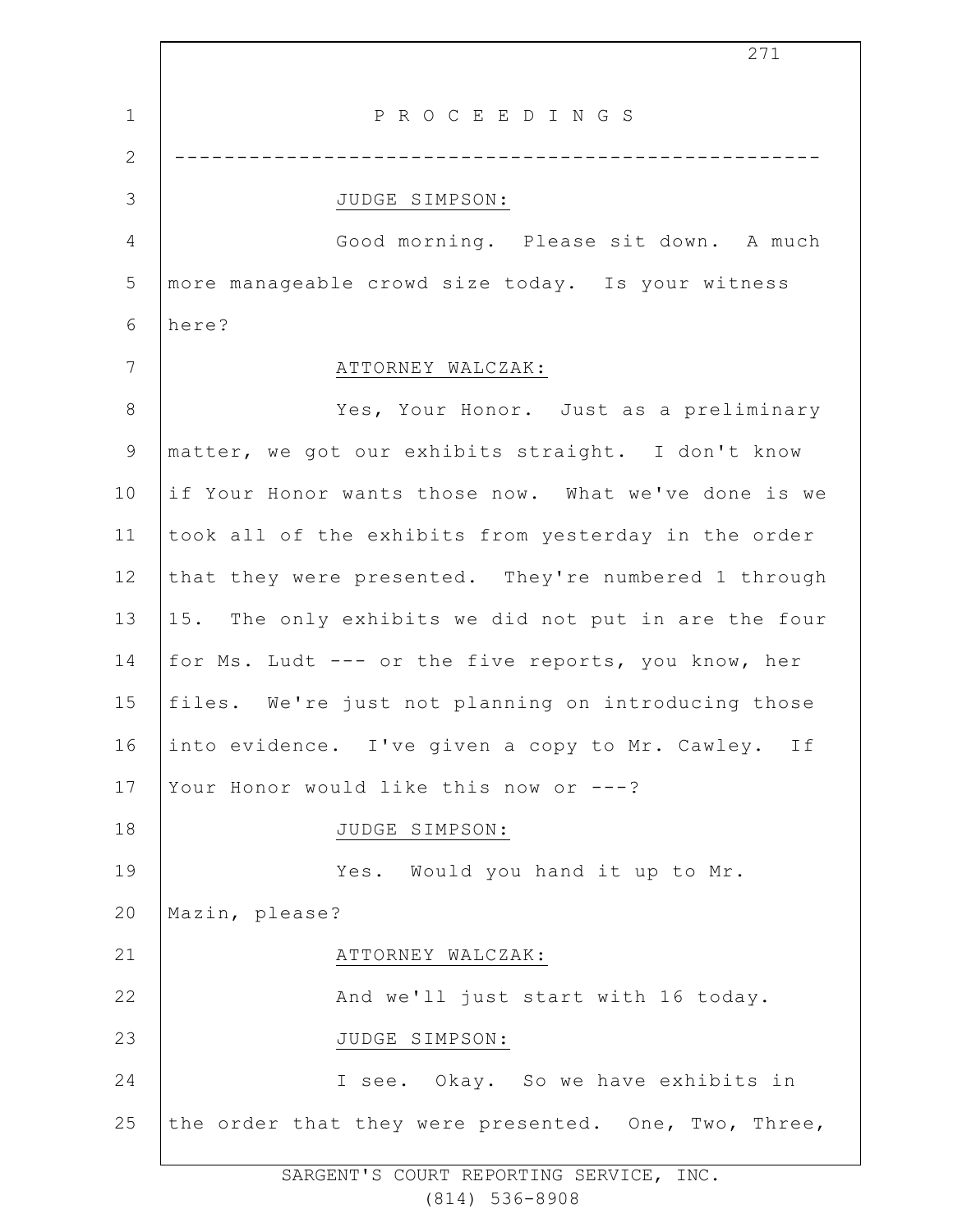P R O C E E D I N G S

---

JUDGE SIMPSON:

Good morning. Please sit down. A much more manageable crowd size today. Is your witness here?

ATTORNEY WALCZAK:

Yes, Your Honor. Just as a preliminary matter, we got our exhibits straight. I don't know if Your Honor wants those now. What we've done is we took all of the exhibits from yesterday in the order that they were presented. They're numbered 1 through 15. The only exhibits we did not put in are the four for Ms. Ludt --- or the five reports, you know, her files. We're just not planning on introducing those into evidence. I've given a copy to Mr. Cawley. If Your Honor would like this now or ---?

JUDGE SIMPSON:

Yes. Would you hand it up to Mr. Mazin, please?

ATTORNEY WALCZAK:

And we'll just start with 16 today.

JUDGE SIMPSON:

I see. Okay. So we have exhibits in the order that they were presented. One, Two, Three,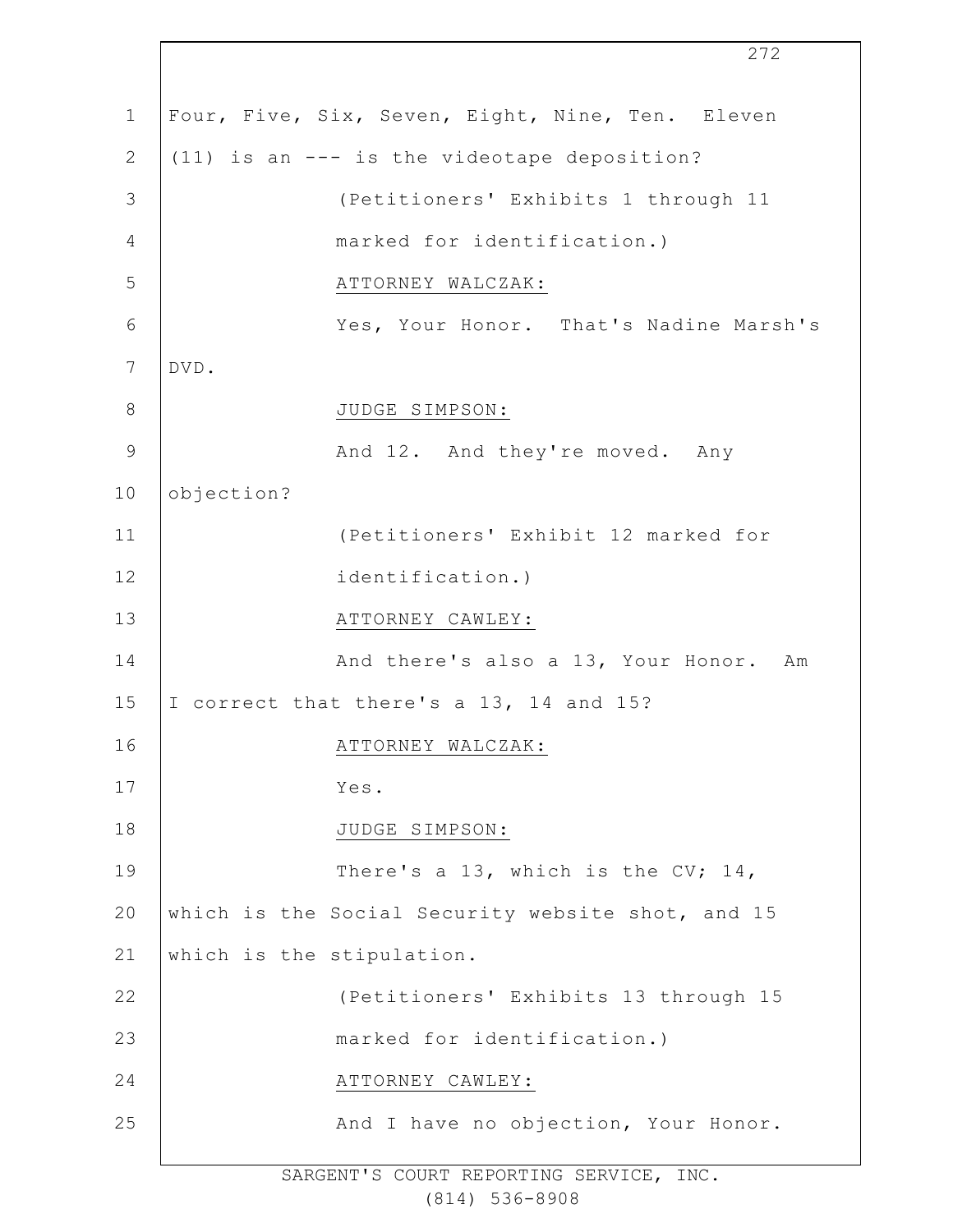Four, Five, Six, Seven, Eight, Nine, Ten. Eleven (11) is an --- is the videotape deposition?

(Petitioners' Exhibits 1 through 11 marked for identification.)

ATTORNEY WALCZAK:

Yes, Your Honor. That's Nadine Marsh's DVD.

JUDGE SIMPSON:

And 12. And they're moved. Any objection?

(Petitioners' Exhibit 12 marked for identification.)

ATTORNEY CAWLEY:

And there's also a 13, Your Honor. Am I correct that there's a 13, 14 and 15?

ATTORNEY WALCZAK:

Yes.

JUDGE SIMPSON:

There's a 13, which is the CV; 14, which is the Social Security website shot, and 15 which is the stipulation.

(Petitioners' Exhibits 13 through 15 marked for identification.)

ATTORNEY CAWLEY:

And I have no objection, Your Honor.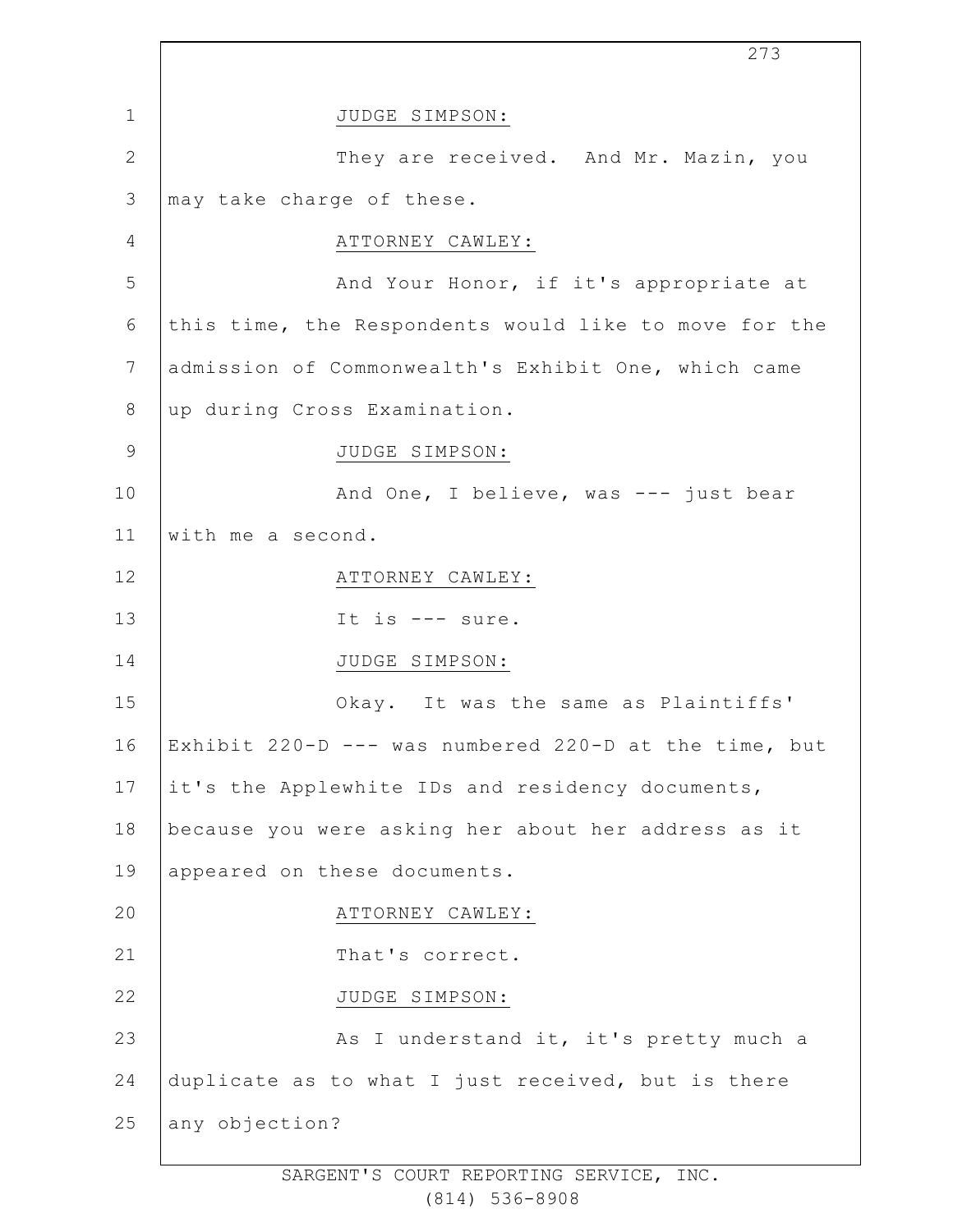JUDGE SIMPSON:

They are received. And Mr. Mazin, you may take charge of these.

ATTORNEY CAWLEY:

And Your Honor, if it's appropriate at this time, the Respondents would like to move for the admission of Commonwealth's Exhibit One, which came up during Cross Examination.

JUDGE SIMPSON:

And One, I believe, was --- just bear with me a second.

ATTORNEY CAWLEY:

It is --- sure.

JUDGE SIMPSON:

Okay. It was the same as Plaintiffs' Exhibit 220-D --- was numbered 220-D at the time, but it's the Applewhite IDs and residency documents, because you were asking her about her address as it appeared on these documents.

ATTORNEY CAWLEY:

That's correct.

JUDGE SIMPSON:

As I understand it, it's pretty much a duplicate as to what I just received, but is there any objection?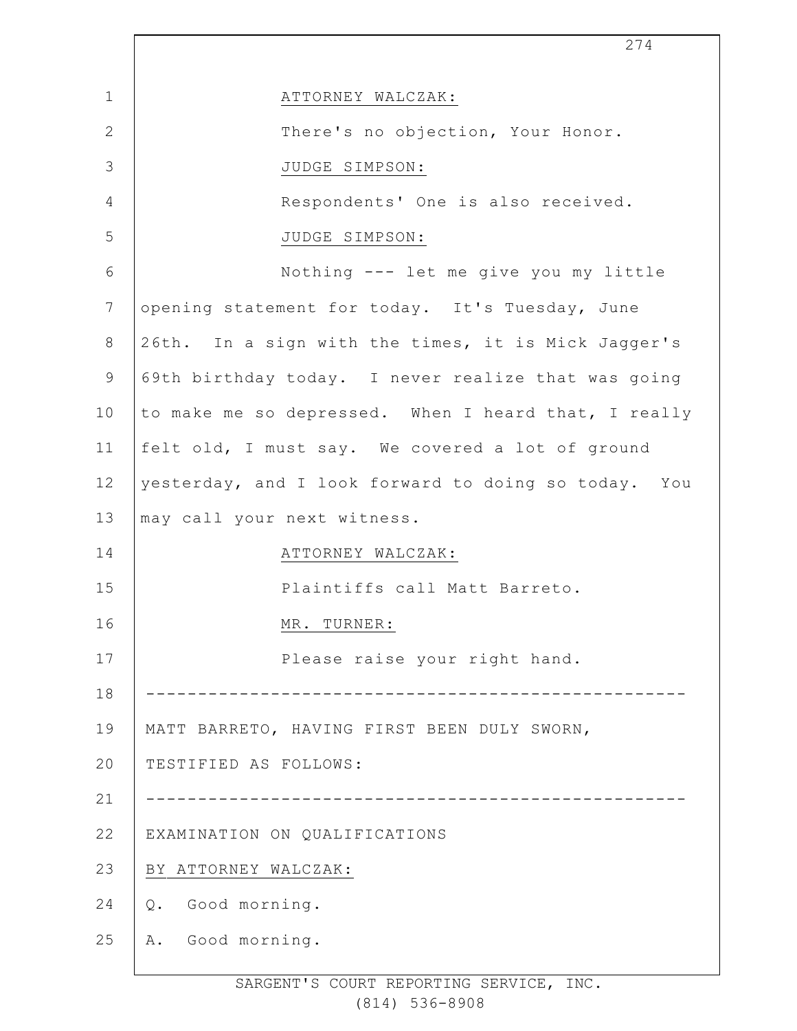ATTORNEY WALCZAK:

There's no objection, Your Honor.

JUDGE SIMPSON:

Respondents' One is also received.

JUDGE SIMPSON:

Nothing --- let me give you my little opening statement for today. It's Tuesday, June 26th. In a sign with the times, it is Mick Jagger's 69th birthday today. I never realize that was going to make me so depressed. When I heard that, I really felt old, I must say. We covered a lot of ground yesterday, and I look forward to doing so today. You may call your next witness.

ATTORNEY WALCZAK:

Plaintiffs call Matt Barreto.

MR. TURNER:

Please raise your right hand.

---

MATT BARRETO, HAVING FIRST BEEN DULY SWORN, TESTIFIED AS FOLLOWS:

---

EXAMINATION ON QUALIFICATIONS

BY ATTORNEY WALCZAK:

Q. Good morning.

A. Good morning.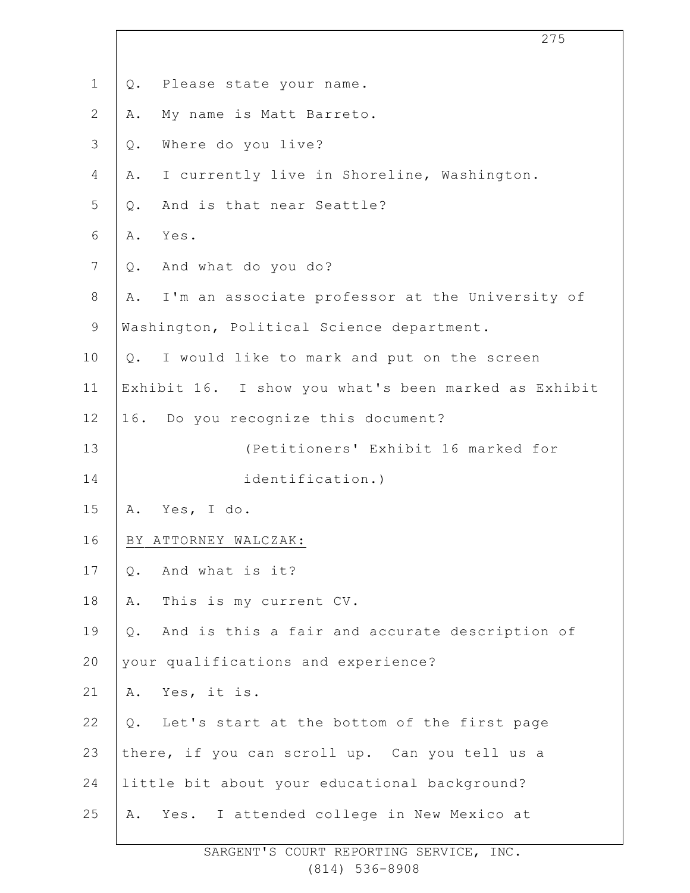Q. Please state your name.

A. My name is Matt Barreto.

Q. Where do you live?

A. I currently live in Shoreline, Washington.

Q. And is that near Seattle?

A. Yes.

Q. And what do you do?

A. I'm an associate professor at the University of Washington, Political Science department.

Q. I would like to mark and put on the screen Exhibit 16. I show you what's been marked as Exhibit 16. Do you recognize this document?

(Petitioners' Exhibit 16 marked for identification.)

A. Yes, I do.

BY ATTORNEY WALCZAK:

Q. And what is it?

A. This is my current CV.

Q. And is this a fair and accurate description of your qualifications and experience?

A. Yes, it is.

Q. Let's start at the bottom of the first page there, if you can scroll up. Can you tell us a little bit about your educational background?

A. Yes. I attended college in New Mexico at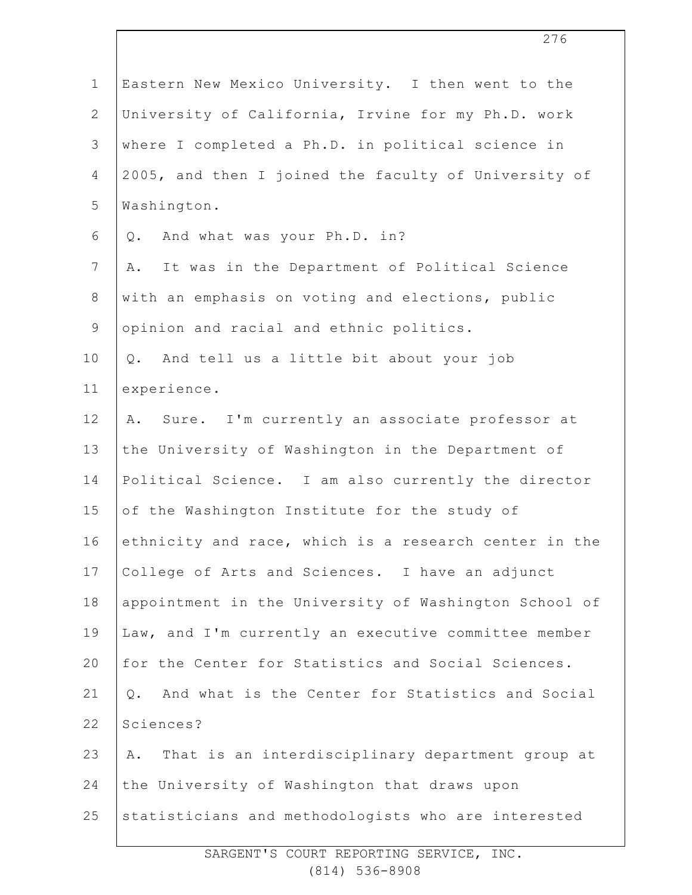Eastern New Mexico University. I then went to the University of California, Irvine for my Ph.D. work where I completed a Ph.D. in political science in 2005, and then I joined the faculty of University of Washington.

Q. And what was your Ph.D. in?

A. It was in the Department of Political Science with an emphasis on voting and elections, public opinion and racial and ethnic politics.

Q. And tell us a little bit about your job experience.

A. Sure. I'm currently an associate professor at the University of Washington in the Department of Political Science. I am also currently the director of the Washington Institute for the study of ethnicity and race, which is a research center in the College of Arts and Sciences. I have an adjunct appointment in the University of Washington School of Law, and I'm currently an executive committee member for the Center for Statistics and Social Sciences.

Q. And what is the Center for Statistics and Social Sciences?

A. That is an interdisciplinary department group at the University of Washington that draws upon statisticians and methodologists who are interested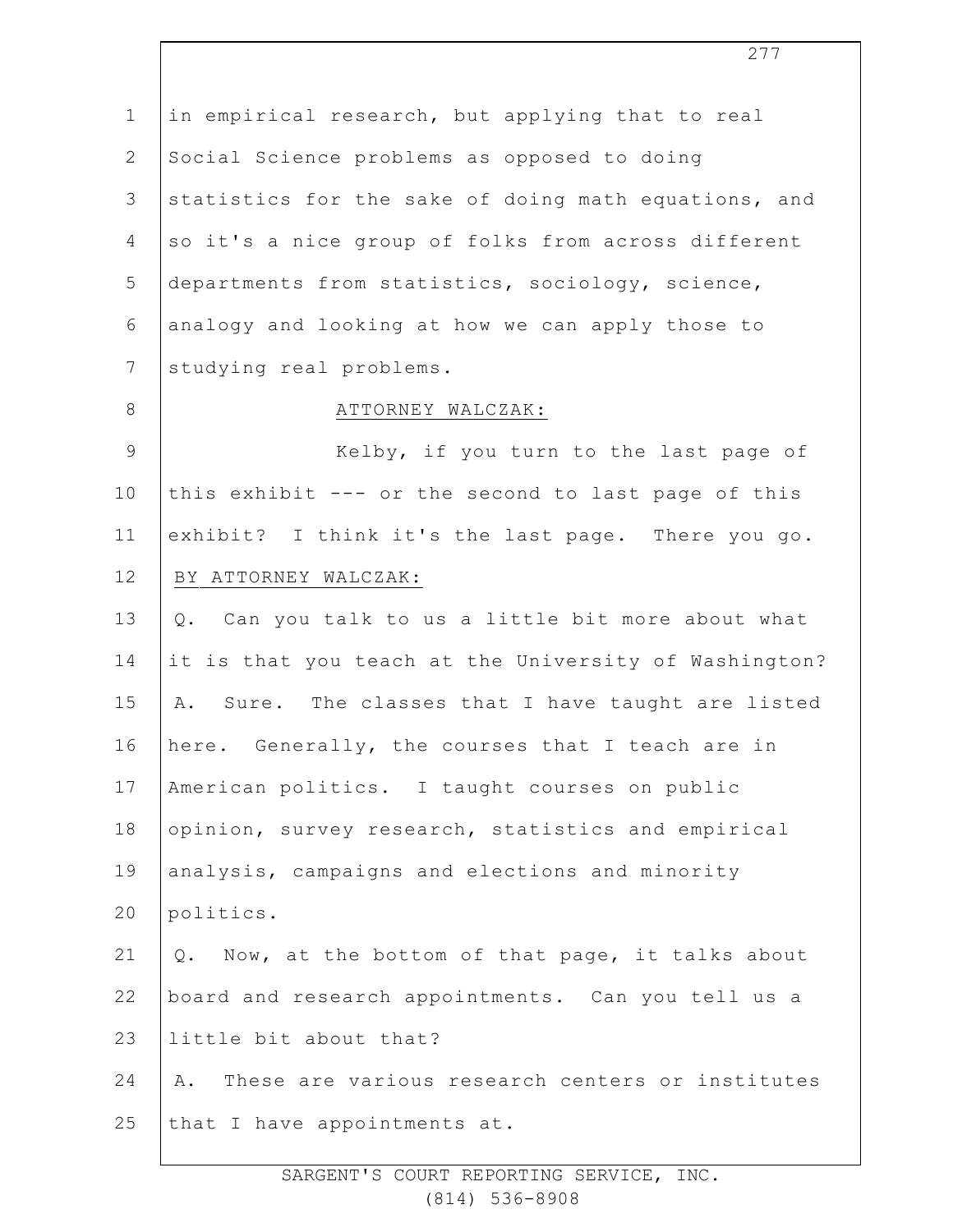in empirical research, but applying that to real Social Science problems as opposed to doing statistics for the sake of doing math equations, and so it's a nice group of folks from across different departments from statistics, sociology, science, analogy and looking at how we can apply those to studying real problems.

ATTORNEY WALCZAK:

Kelby, if you turn to the last page of this exhibit --- or the second to last page of this exhibit? I think it's the last page. There you go.

BY ATTORNEY WALCZAK:

Q. Can you talk to us a little bit more about what it is that you teach at the University of Washington?

A. Sure. The classes that I have taught are listed here. Generally, the courses that I teach are in American politics. I taught courses on public opinion, survey research, statistics and empirical analysis, campaigns and elections and minority politics.

Q. Now, at the bottom of that page, it talks about board and research appointments. Can you tell us a little bit about that?

A. These are various research centers or institutes that I have appointments at.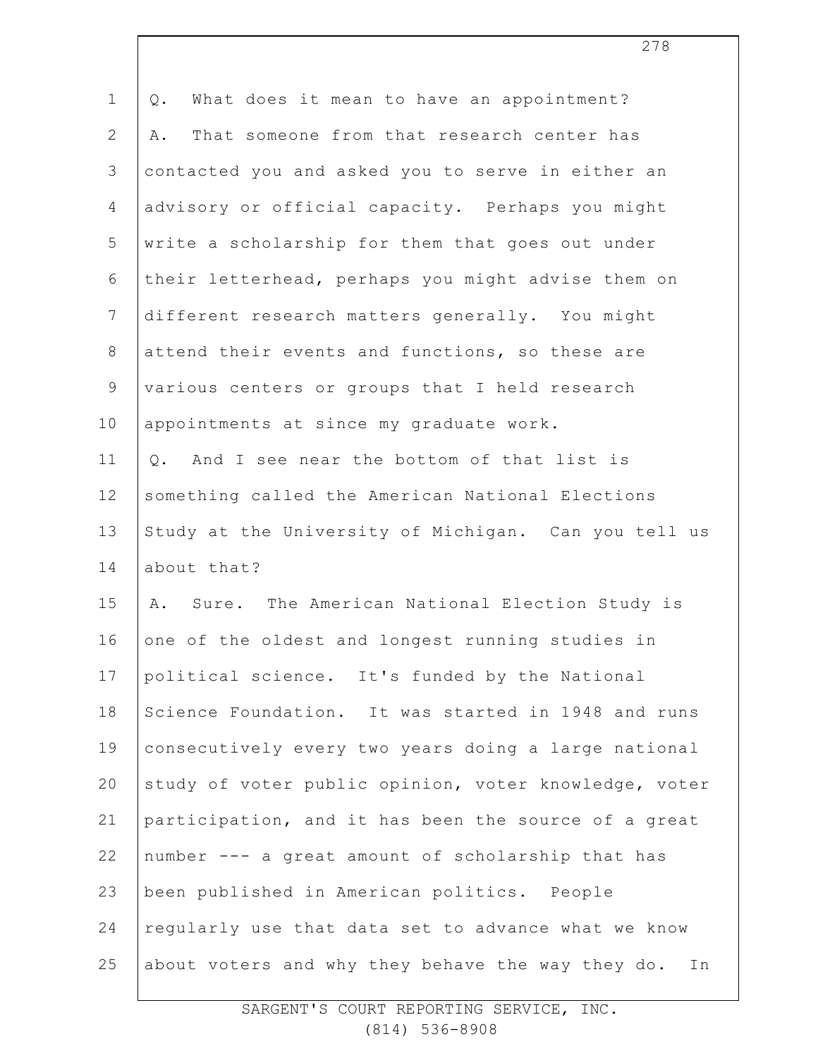Q. What does it mean to have an appointment?

A. That someone from that research center has contacted you and asked you to serve in either an advisory or official capacity. Perhaps you might write a scholarship for them that goes out under their letterhead, perhaps you might advise them on different research matters generally. You might attend their events and functions, so these are various centers or groups that I held research appointments at since my graduate work.

Q. And I see near the bottom of that list is something called the American National Elections Study at the University of Michigan. Can you tell us about that?

A. Sure. The American National Election Study is one of the oldest and longest running studies in political science. It's funded by the National Science Foundation. It was started in 1948 and runs consecutively every two years doing a large national study of voter public opinion, voter knowledge, voter participation, and it has been the source of a great number --- a great amount of scholarship that has been published in American politics. People regularly use that data set to advance what we know about voters and why they behave the way they do. In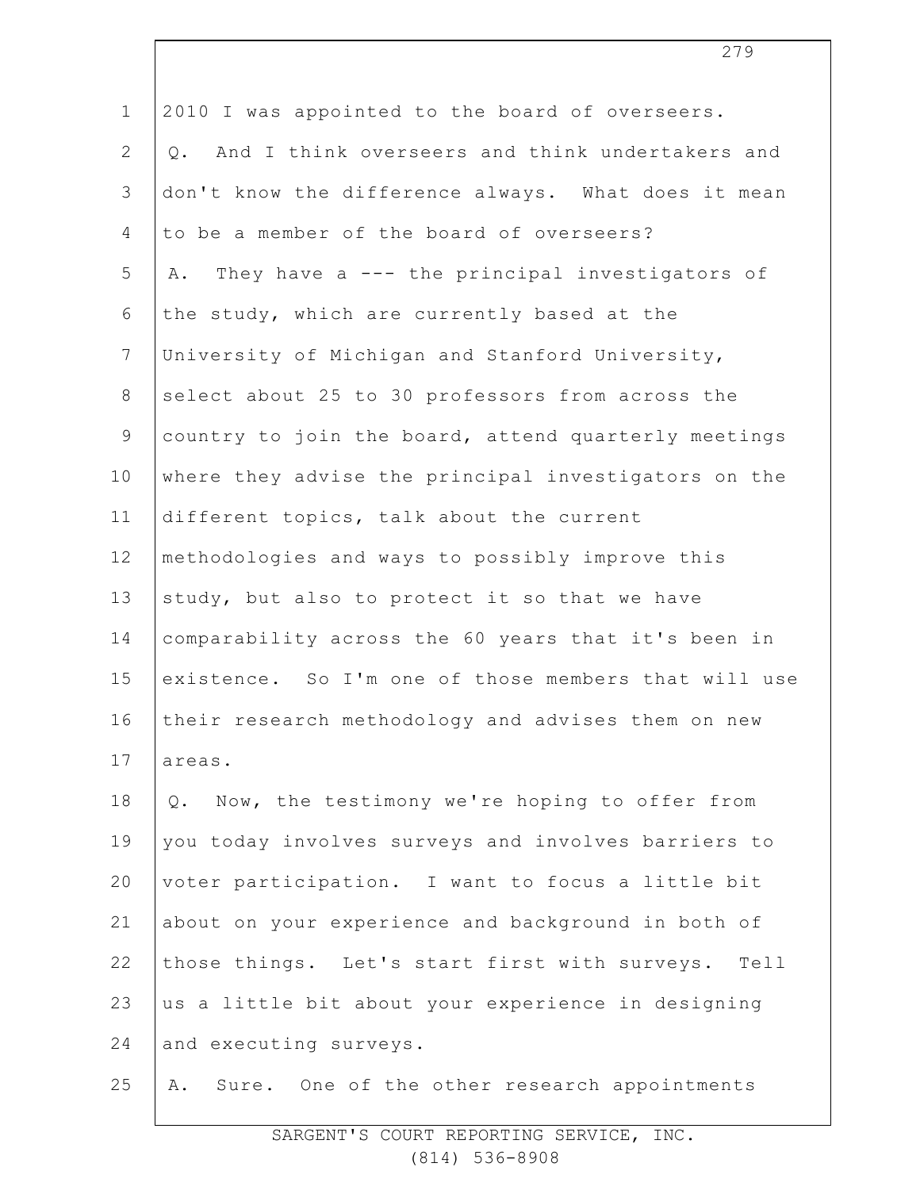2010 I was appointed to the board of overseers.

Q. And I think overseers and think undertakers and don't know the difference always. What does it mean to be a member of the board of overseers?

A. They have a --- the principal investigators of the study, which are currently based at the University of Michigan and Stanford University, select about 25 to 30 professors from across the country to join the board, attend quarterly meetings where they advise the principal investigators on the different topics, talk about the current methodologies and ways to possibly improve this study, but also to protect it so that we have comparability across the 60 years that it's been in existence. So I'm one of those members that will use their research methodology and advises them on new areas.

Q. Now, the testimony we're hoping to offer from you today involves surveys and involves barriers to voter participation. I want to focus a little bit about on your experience and background in both of those things. Let's start first with surveys. Tell us a little bit about your experience in designing and executing surveys.

A. Sure. One of the other research appointments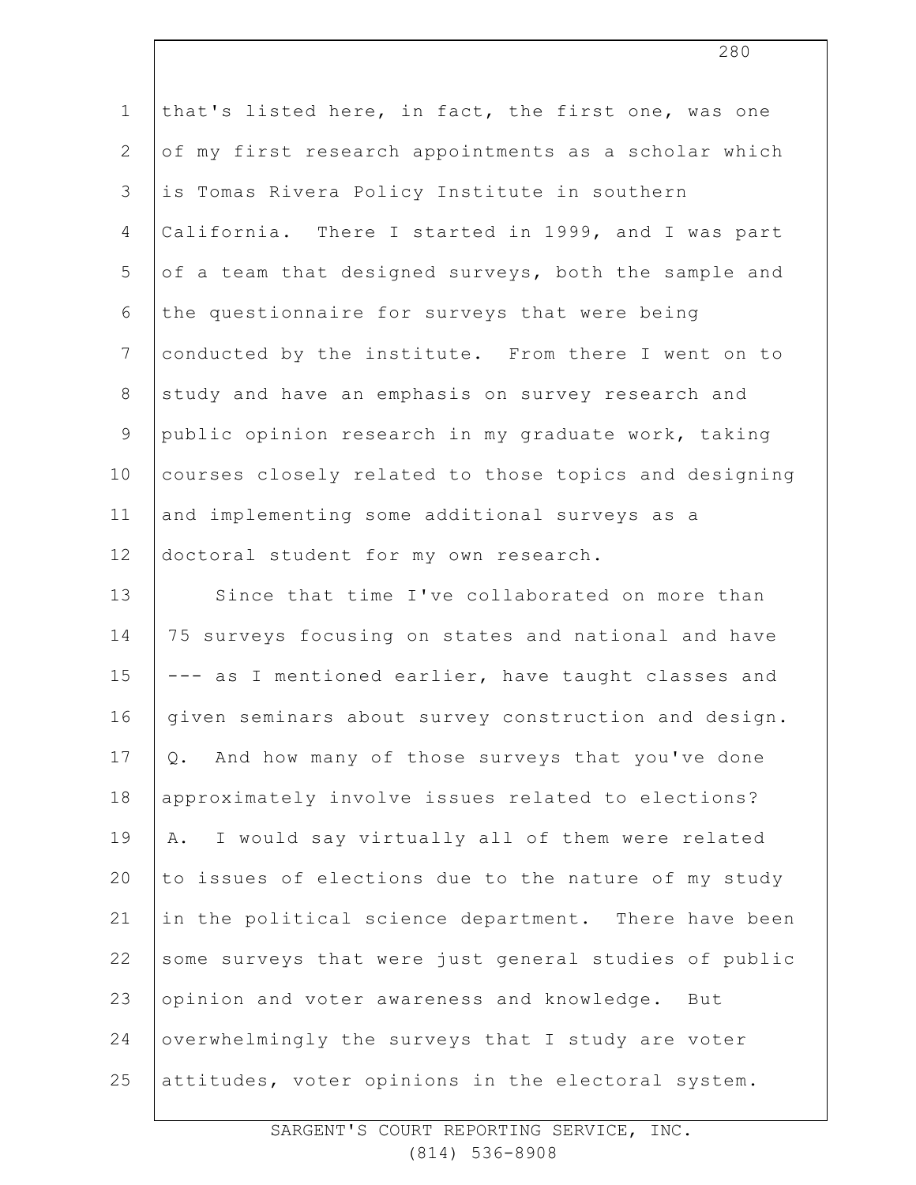that's listed here, in fact, the first one, was one of my first research appointments as a scholar which is Tomas Rivera Policy Institute in southern California. There I started in 1999, and I was part of a team that designed surveys, both the sample and the questionnaire for surveys that were being conducted by the institute. From there I went on to study and have an emphasis on survey research and public opinion research in my graduate work, taking courses closely related to those topics and designing and implementing some additional surveys as a doctoral student for my own research.

Since that time I've collaborated on more than 75 surveys focusing on states and national and have --- as I mentioned earlier, have taught classes and given seminars about survey construction and design.

Q. And how many of those surveys that you've done approximately involve issues related to elections?

A. I would say virtually all of them were related to issues of elections due to the nature of my study in the political science department. There have been some surveys that were just general studies of public opinion and voter awareness and knowledge. But overwhelmingly the surveys that I study are voter attitudes, voter opinions in the electoral system.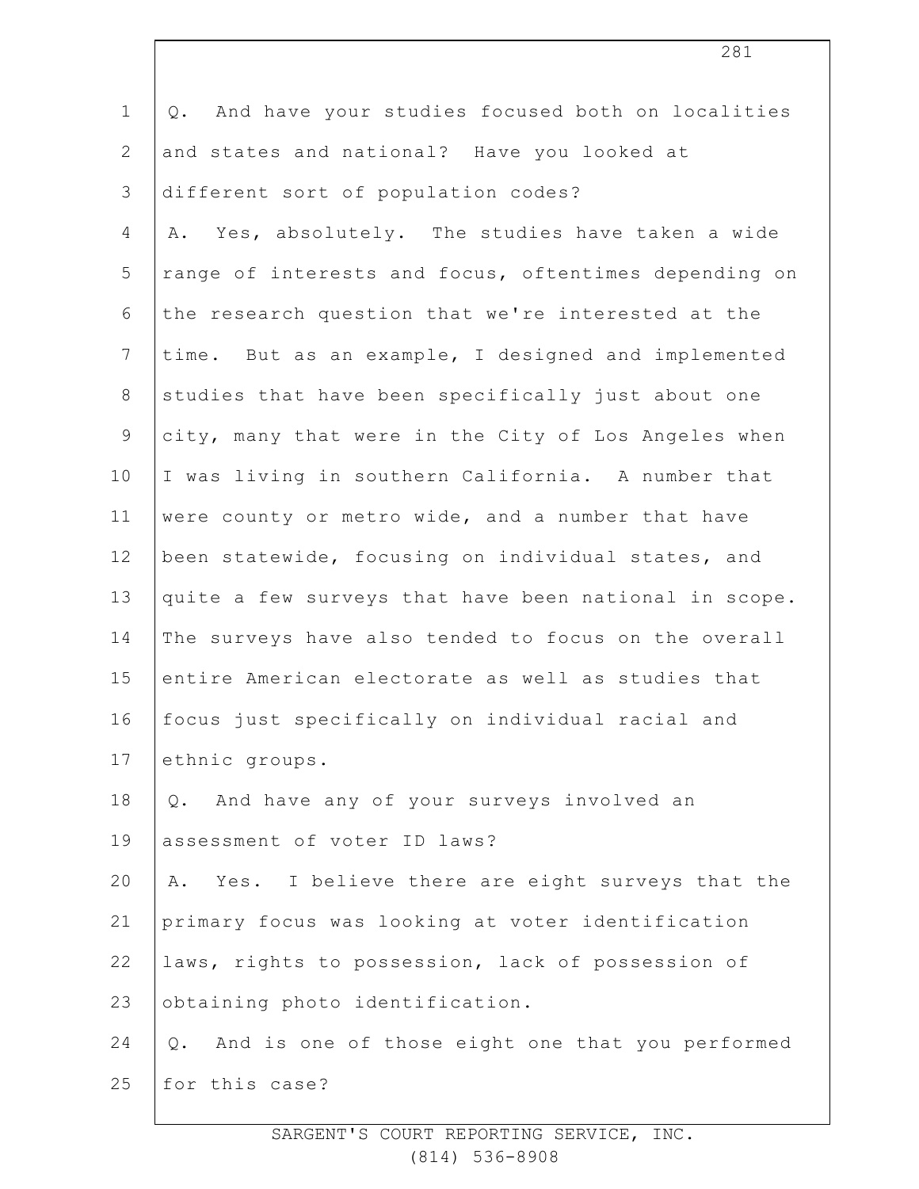Q. And have your studies focused both on localities and states and national? Have you looked at different sort of population codes?

A. Yes, absolutely. The studies have taken a wide range of interests and focus, oftentimes depending on the research question that we're interested at the time. But as an example, I designed and implemented studies that have been specifically just about one city, many that were in the City of Los Angeles when I was living in southern California. A number that were county or metro wide, and a number that have been statewide, focusing on individual states, and quite a few surveys that have been national in scope. The surveys have also tended to focus on the overall entire American electorate as well as studies that focus just specifically on individual racial and ethnic groups.

Q. And have any of your surveys involved an assessment of voter ID laws?

A. Yes. I believe there are eight surveys that the primary focus was looking at voter identification laws, rights to possession, lack of possession of obtaining photo identification.

Q. And is one of those eight one that you performed for this case?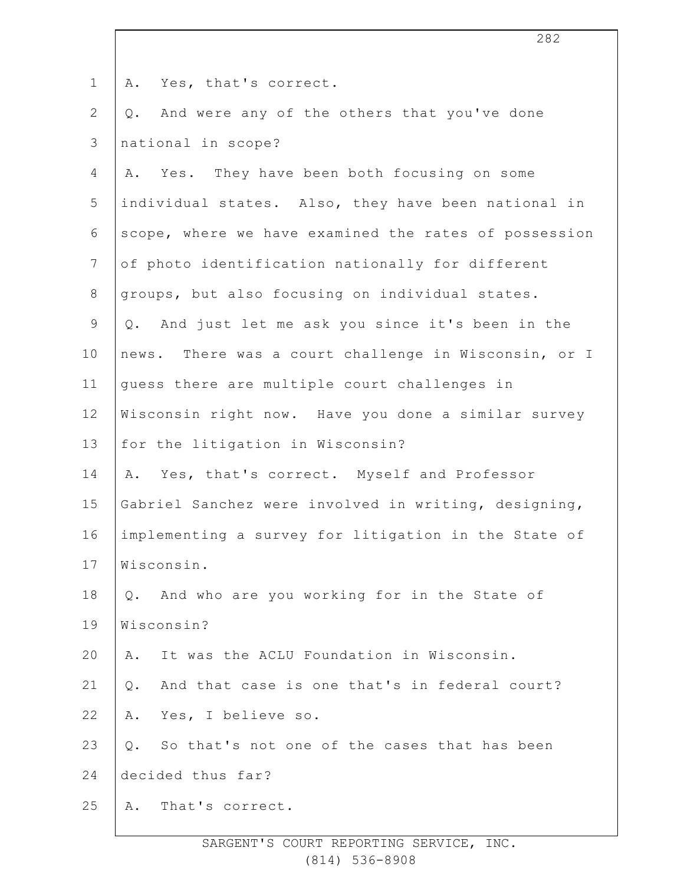A. Yes, that's correct.

Q. And were any of the others that you've done national in scope?

A. Yes. They have been both focusing on some individual states. Also, they have been national in scope, where we have examined the rates of possession of photo identification nationally for different groups, but also focusing on individual states.

Q. And just let me ask you since it's been in the news. There was a court challenge in Wisconsin, or I guess there are multiple court challenges in Wisconsin right now. Have you done a similar survey for the litigation in Wisconsin?

A. Yes, that's correct. Myself and Professor Gabriel Sanchez were involved in writing, designing, implementing a survey for litigation in the State of Wisconsin.

Q. And who are you working for in the State of Wisconsin?

A. It was the ACLU Foundation in Wisconsin.

Q. And that case is one that's in federal court?

A. Yes, I believe so.

Q. So that's not one of the cases that has been decided thus far?

A. That's correct.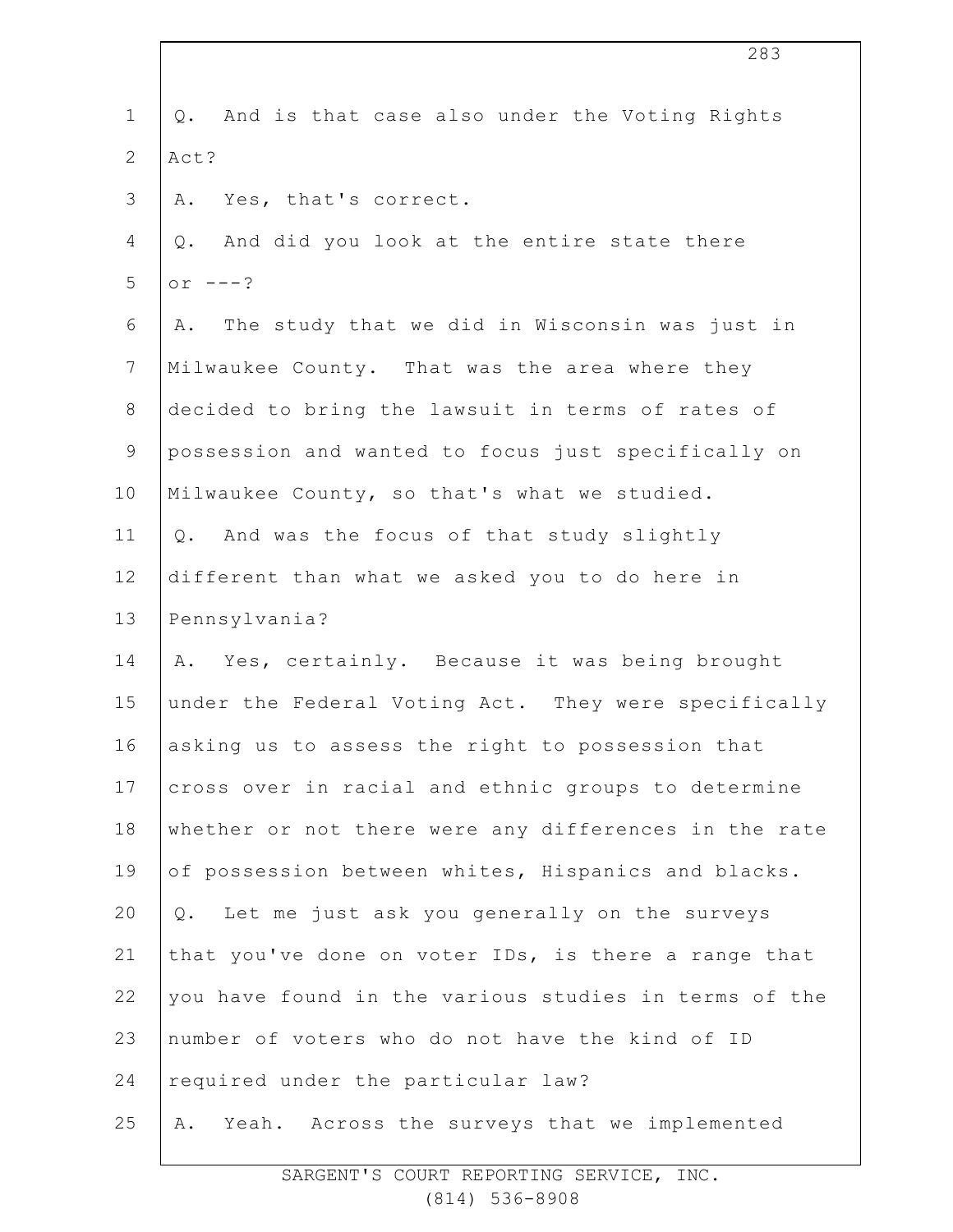Q. And is that case also under the Voting Rights Act?

A. Yes, that's correct.

Q. And did you look at the entire state there or ---?

A. The study that we did in Wisconsin was just in Milwaukee County. That was the area where they decided to bring the lawsuit in terms of rates of possession and wanted to focus just specifically on Milwaukee County, so that's what we studied.

Q. And was the focus of that study slightly different than what we asked you to do here in Pennsylvania?

A. Yes, certainly. Because it was being brought under the Federal Voting Act. They were specifically asking us to assess the right to possession that cross over in racial and ethnic groups to determine whether or not there were any differences in the rate of possession between whites, Hispanics and blacks.

Q. Let me just ask you generally on the surveys that you've done on voter IDs, is there a range that you have found in the various studies in terms of the number of voters who do not have the kind of ID required under the particular law?

A. Yeah. Across the surveys that we implemented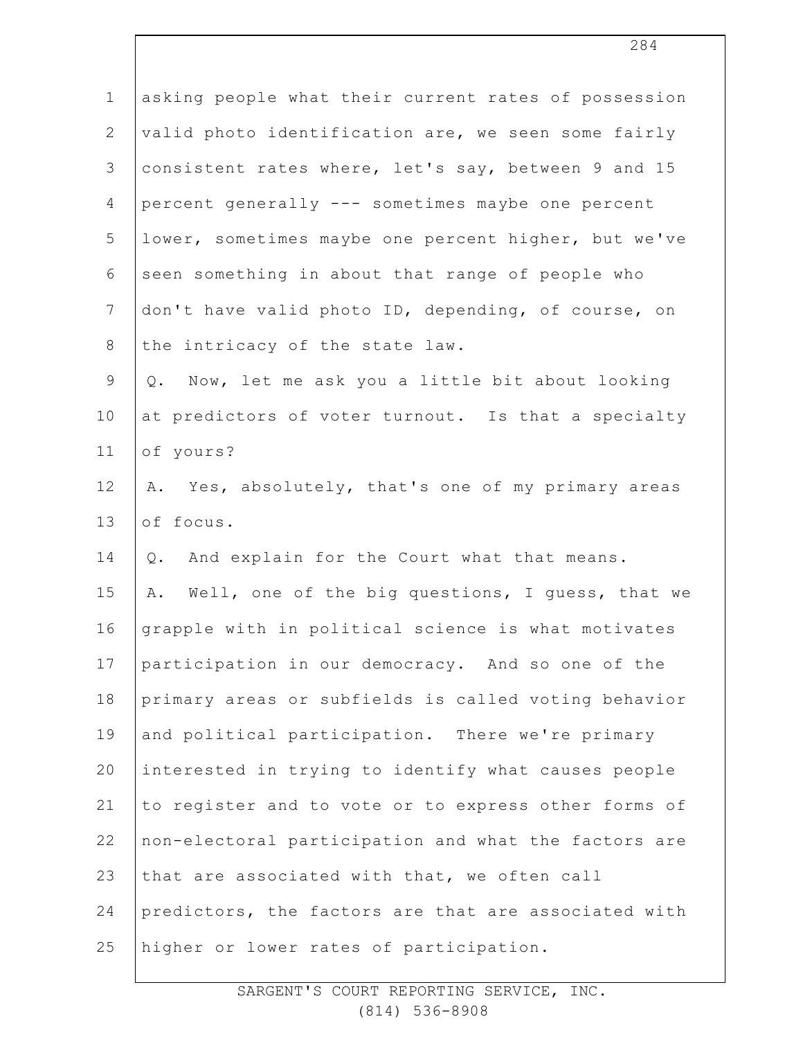asking people what their current rates of possession valid photo identification are, we seen some fairly consistent rates where, let's say, between 9 and 15 percent generally --- sometimes maybe one percent lower, sometimes maybe one percent higher, but we've seen something in about that range of people who don't have valid photo ID, depending, of course, on the intricacy of the state law.

Q. Now, let me ask you a little bit about looking at predictors of voter turnout. Is that a specialty of yours?

A. Yes, absolutely, that's one of my primary areas of focus.

Q. And explain for the Court what that means.

A. Well, one of the big questions, I guess, that we grapple with in political science is what motivates participation in our democracy. And so one of the primary areas or subfields is called voting behavior and political participation. There we're primary interested in trying to identify what causes people to register and to vote or to express other forms of non-electoral participation and what the factors are that are associated with that, we often call predictors, the factors are that are associated with higher or lower rates of participation.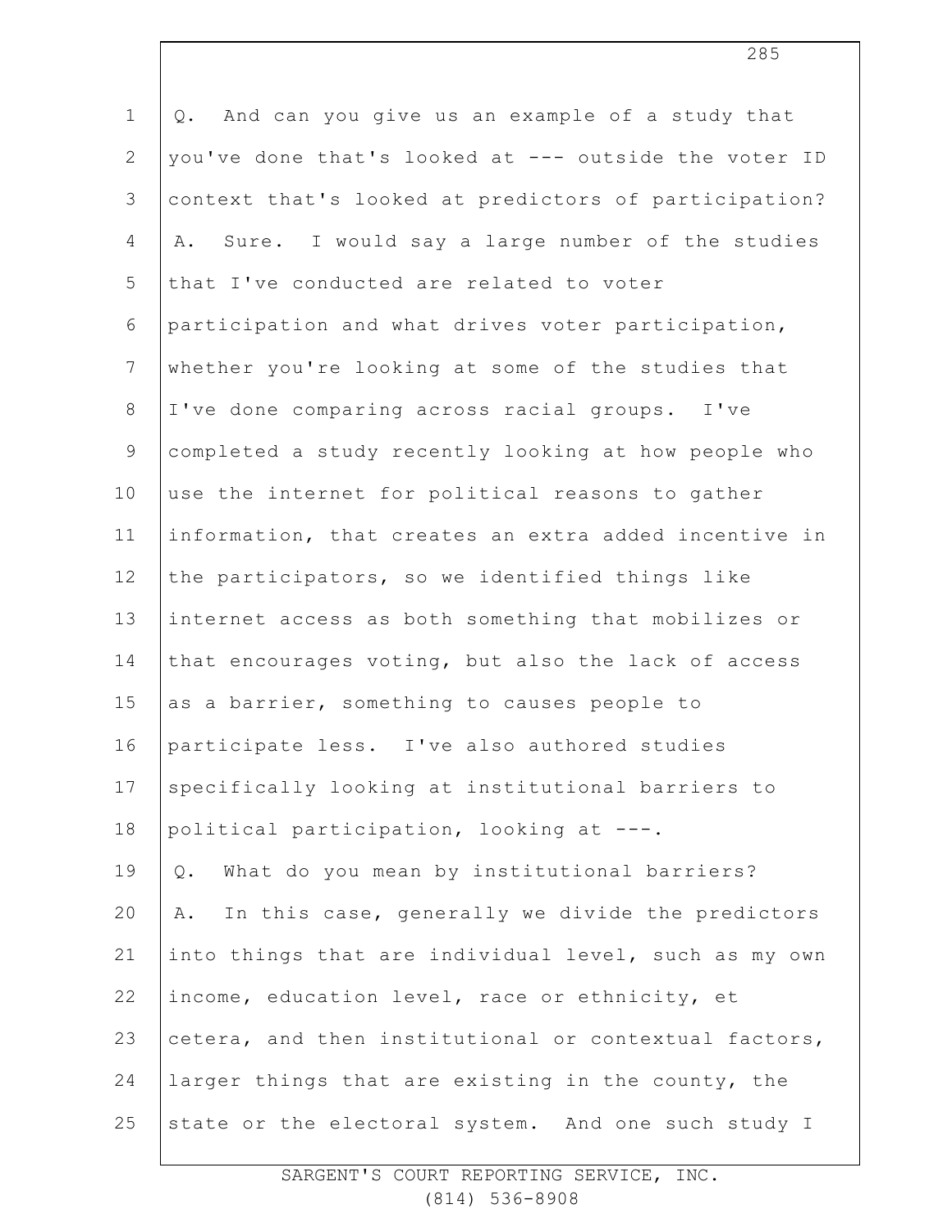Q. And can you give us an example of a study that you've done that's looked at --- outside the voter ID context that's looked at predictors of participation?

A. Sure. I would say a large number of the studies that I've conducted are related to voter participation and what drives voter participation, whether you're looking at some of the studies that I've done comparing across racial groups. I've completed a study recently looking at how people who use the internet for political reasons to gather information, that creates an extra added incentive in the participators, so we identified things like internet access as both something that mobilizes or that encourages voting, but also the lack of access as a barrier, something to causes people to participate less. I've also authored studies specifically looking at institutional barriers to political participation, looking at ---.

Q. What do you mean by institutional barriers?

A. In this case, generally we divide the predictors into things that are individual level, such as my own income, education level, race or ethnicity, et cetera, and then institutional or contextual factors, larger things that are existing in the county, the state or the electoral system. And one such study I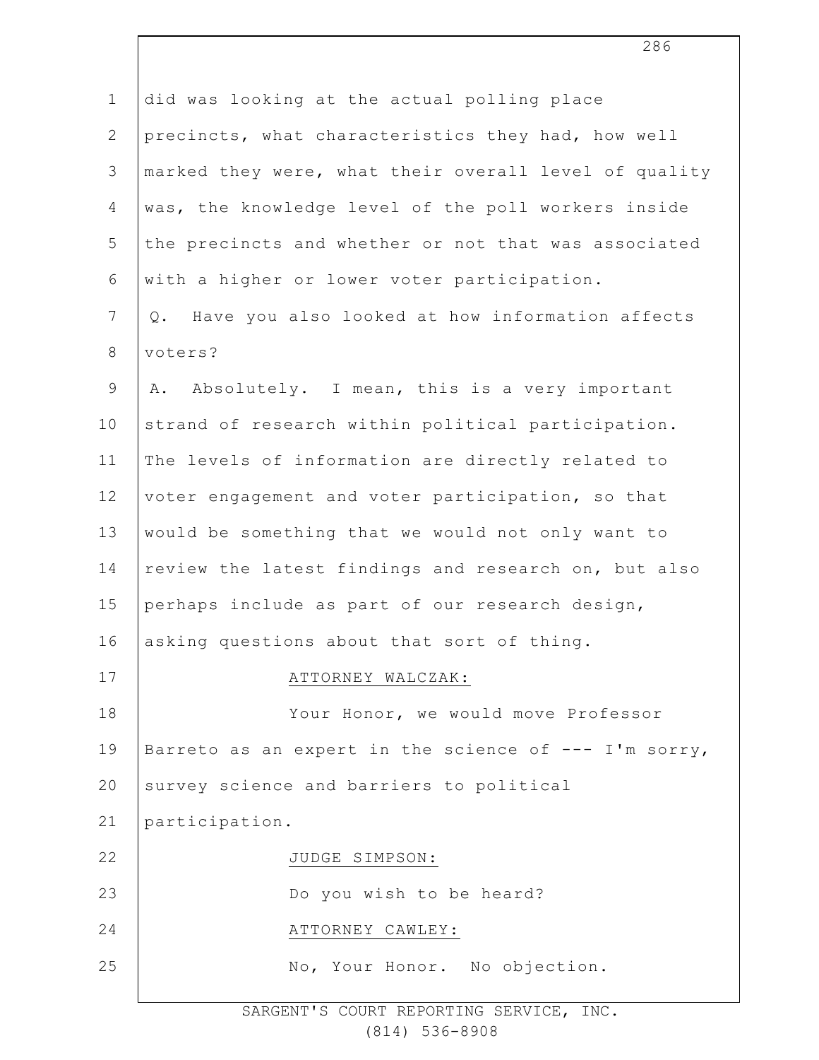did was looking at the actual polling place precincts, what characteristics they had, how well marked they were, what their overall level of quality was, the knowledge level of the poll workers inside the precincts and whether or not that was associated with a higher or lower voter participation.

Q. Have you also looked at how information affects voters?

A. Absolutely. I mean, this is a very important strand of research within political participation. The levels of information are directly related to voter engagement and voter participation, so that would be something that we would not only want to review the latest findings and research on, but also perhaps include as part of our research design, asking questions about that sort of thing.

ATTORNEY WALCZAK:

Your Honor, we would move Professor Barreto as an expert in the science of --- I'm sorry, survey science and barriers to political participation.

JUDGE SIMPSON:

Do you wish to be heard?

ATTORNEY CAWLEY:

No, Your Honor. No objection.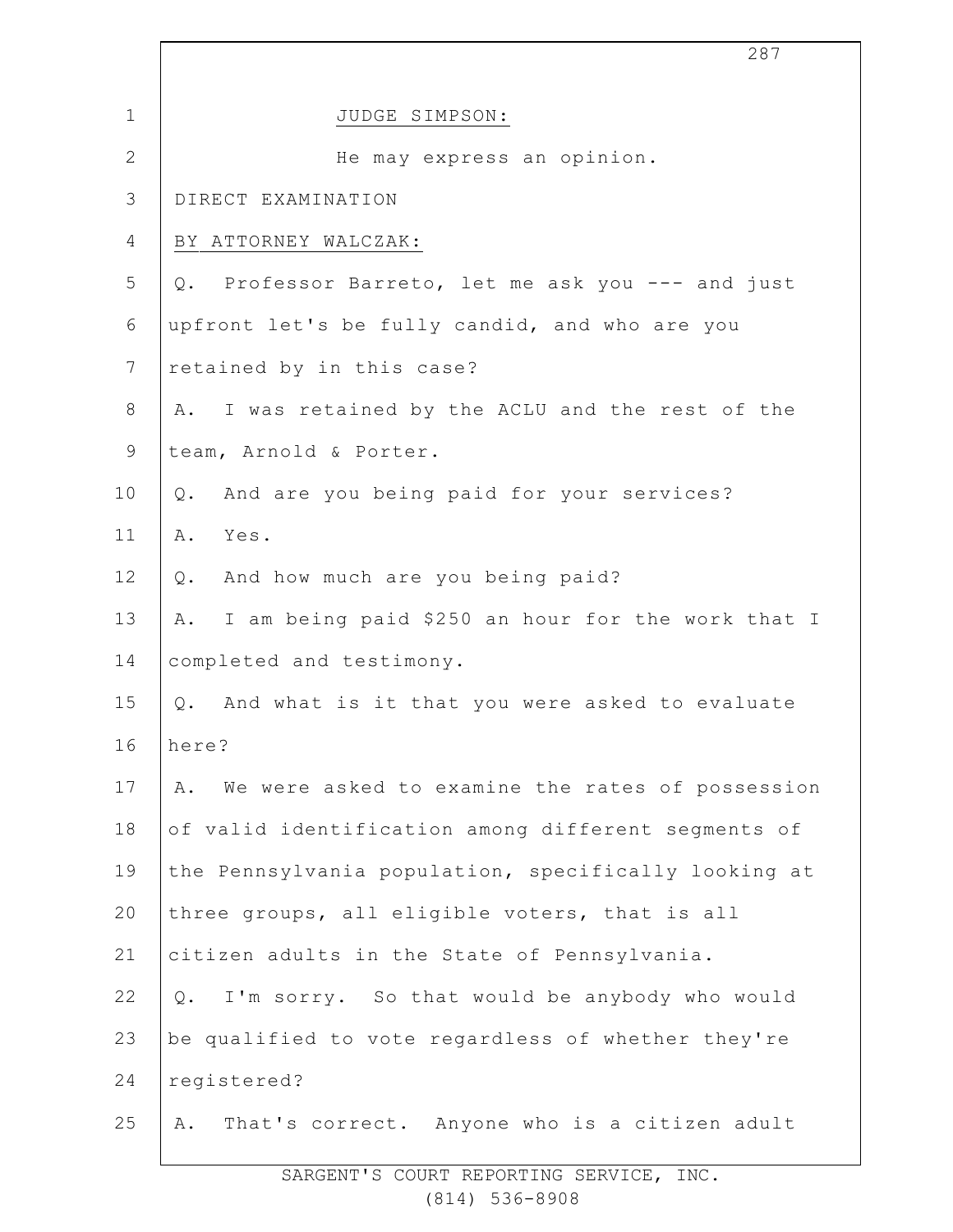JUDGE SIMPSON:

He may express an opinion.

DIRECT EXAMINATION

BY ATTORNEY WALCZAK:

Q. Professor Barreto, let me ask you --- and just upfront let's be fully candid, and who are you retained by in this case?

A. I was retained by the ACLU and the rest of the team, Arnold & Porter.

Q. And are you being paid for your services?

A. Yes.

Q. And how much are you being paid?

A. I am being paid $250 an hour for the work that I completed and testimony.

Q. And what is it that you were asked to evaluate here?

A. We were asked to examine the rates of possession of valid identification among different segments of the Pennsylvania population, specifically looking at three groups, all eligible voters, that is all citizen adults in the State of Pennsylvania.

Q. I'm sorry. So that would be anybody who would be qualified to vote regardless of whether they're registered?

A. That's correct. Anyone who is a citizen adult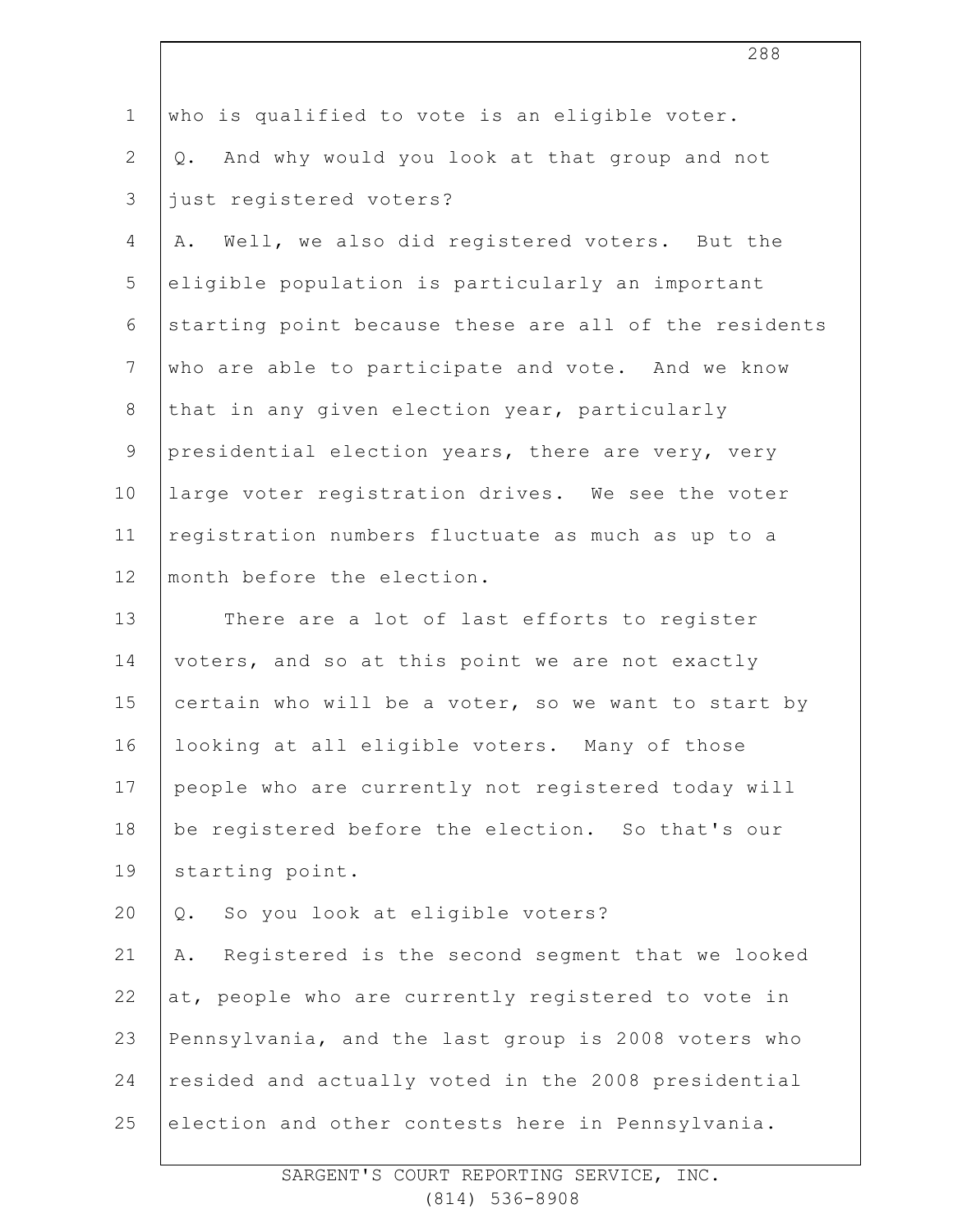who is qualified to vote is an eligible voter.

Q. And why would you look at that group and not just registered voters?

A. Well, we also did registered voters. But the eligible population is particularly an important starting point because these are all of the residents who are able to participate and vote. And we know that in any given election year, particularly presidential election years, there are very, very large voter registration drives. We see the voter registration numbers fluctuate as much as up to a month before the election.

There are a lot of last efforts to register voters, and so at this point we are not exactly certain who will be a voter, so we want to start by looking at all eligible voters. Many of those people who are currently not registered today will be registered before the election. So that's our starting point.

Q. So you look at eligible voters?

A. Registered is the second segment that we looked at, people who are currently registered to vote in Pennsylvania, and the last group is 2008 voters who resided and actually voted in the 2008 presidential election and other contests here in Pennsylvania.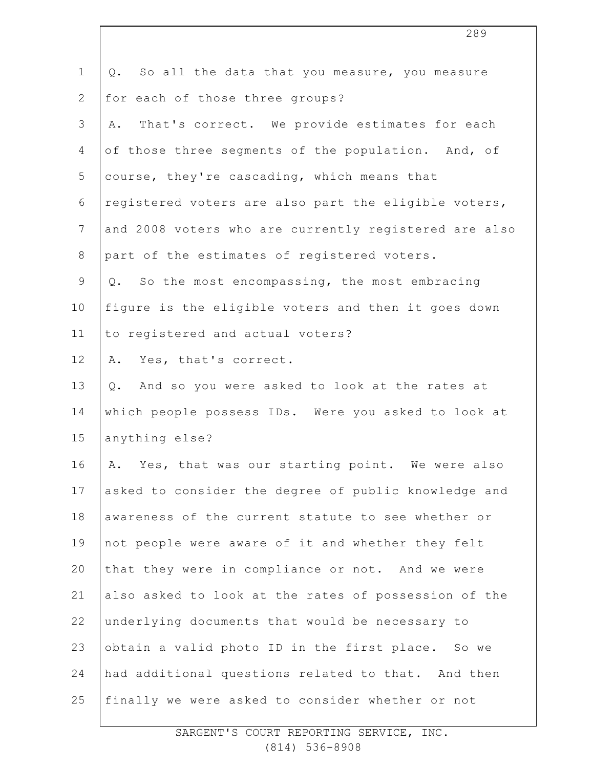Q. So all the data that you measure, you measure for each of those three groups?

A. That's correct. We provide estimates for each of those three segments of the population. And, of course, they're cascading, which means that registered voters are also part the eligible voters, and 2008 voters who are currently registered are also part of the estimates of registered voters.

Q. So the most encompassing, the most embracing figure is the eligible voters and then it goes down to registered and actual voters?

A. Yes, that's correct.

Q. And so you were asked to look at the rates at which people possess IDs. Were you asked to look at anything else?

A. Yes, that was our starting point. We were also asked to consider the degree of public knowledge and awareness of the current statute to see whether or not people were aware of it and whether they felt that they were in compliance or not. And we were also asked to look at the rates of possession of the underlying documents that would be necessary to obtain a valid photo ID in the first place. So we had additional questions related to that. And then finally we were asked to consider whether or not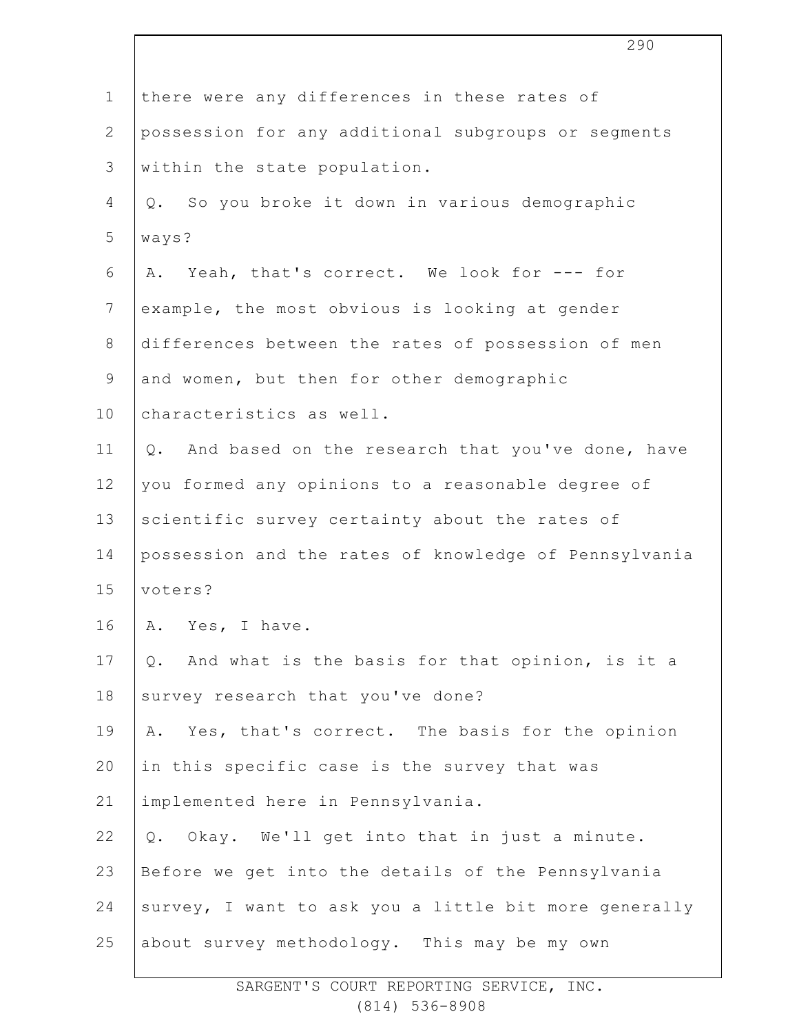there were any differences in these rates of possession for any additional subgroups or segments within the state population.

Q. So you broke it down in various demographic ways?

A. Yeah, that's correct. We look for --- for example, the most obvious is looking at gender differences between the rates of possession of men and women, but then for other demographic characteristics as well.

Q. And based on the research that you've done, have you formed any opinions to a reasonable degree of scientific survey certainty about the rates of possession and the rates of knowledge of Pennsylvania voters?

A. Yes, I have.

Q. And what is the basis for that opinion, is it a survey research that you've done?

A. Yes, that's correct. The basis for the opinion in this specific case is the survey that was implemented here in Pennsylvania.

Q. Okay. We'll get into that in just a minute. Before we get into the details of the Pennsylvania survey, I want to ask you a little bit more generally about survey methodology. This may be my own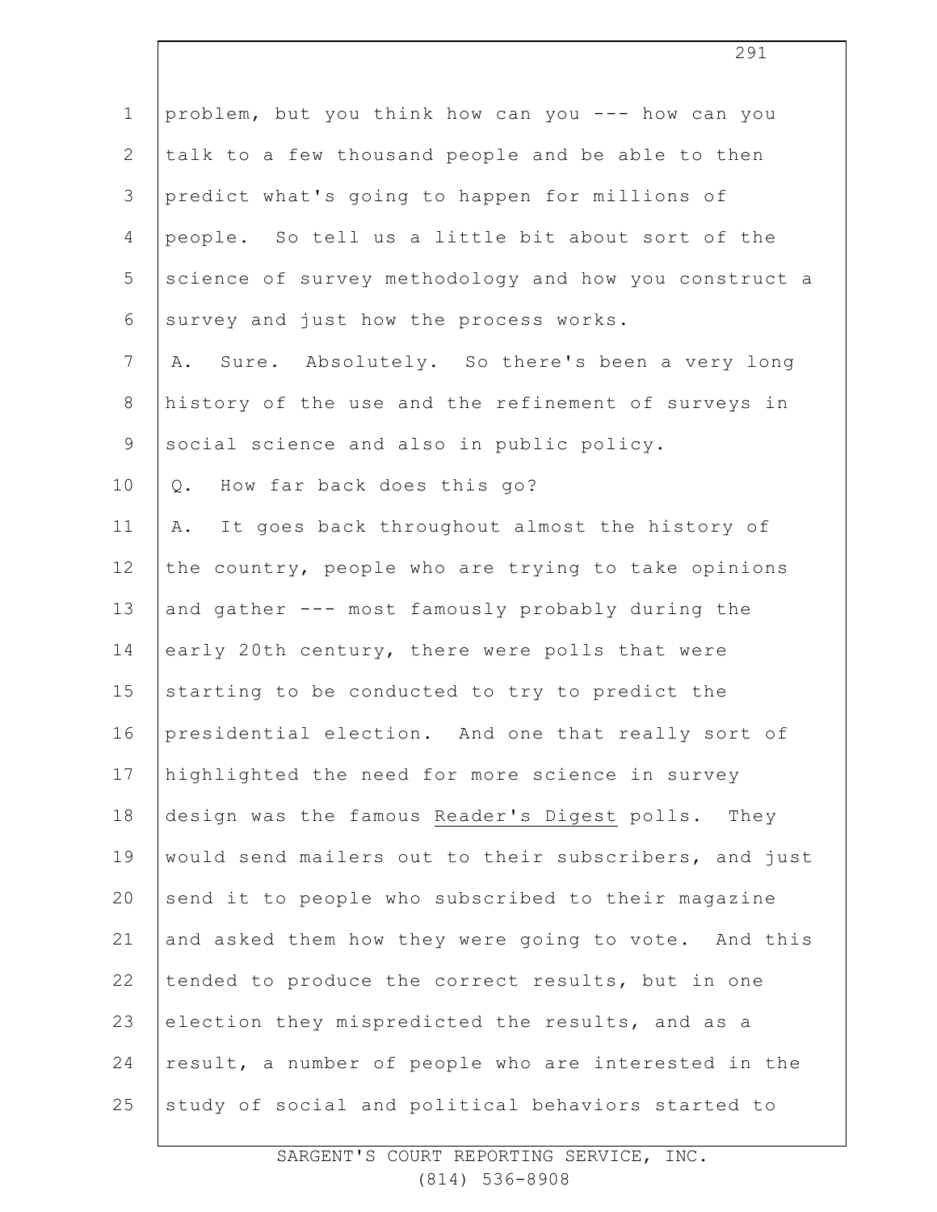problem, but you think how can you --- how can you talk to a few thousand people and be able to then predict what's going to happen for millions of people. So tell us a little bit about sort of the science of survey methodology and how you construct a survey and just how the process works.

A. Sure. Absolutely. So there's been a very long history of the use and the refinement of surveys in social science and also in public policy.

Q. How far back does this go?

A. It goes back throughout almost the history of the country, people who are trying to take opinions and gather --- most famously probably during the early 20th century, there were polls that were starting to be conducted to try to predict the presidential election. And one that really sort of highlighted the need for more science in survey design was the famous Reader's Digest polls. They would send mailers out to their subscribers, and just send it to people who subscribed to their magazine and asked them how they were going to vote. And this tended to produce the correct results, but in one election they mispredicted the results, and as a result, a number of people who are interested in the study of social and political behaviors started to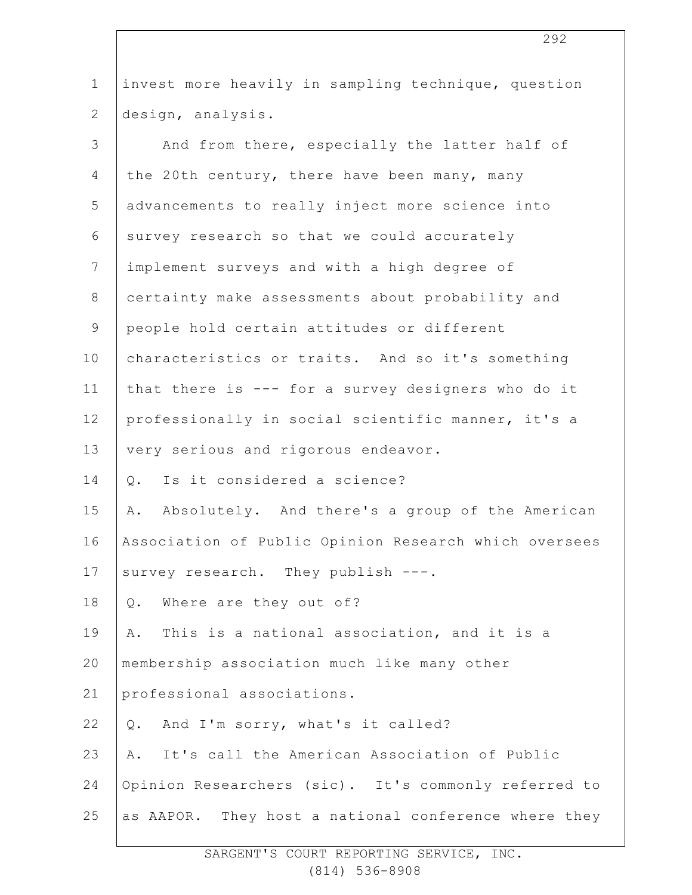invest more heavily in sampling technique, question design, analysis.

And from there, especially the latter half of the 20th century, there have been many, many advancements to really inject more science into survey research so that we could accurately implement surveys and with a high degree of certainty make assessments about probability and people hold certain attitudes or different characteristics or traits. And so it's something that there is --- for a survey designers who do it professionally in social scientific manner, it's a very serious and rigorous endeavor.

Q. Is it considered a science?

A. Absolutely. And there's a group of the American Association of Public Opinion Research which oversees survey research. They publish ---.

Q. Where are they out of?

A. This is a national association, and it is a membership association much like many other professional associations.

Q. And I'm sorry, what's it called?

A. It's call the American Association of Public Opinion Researchers (sic). It's commonly referred to as AAPOR. They host a national conference where they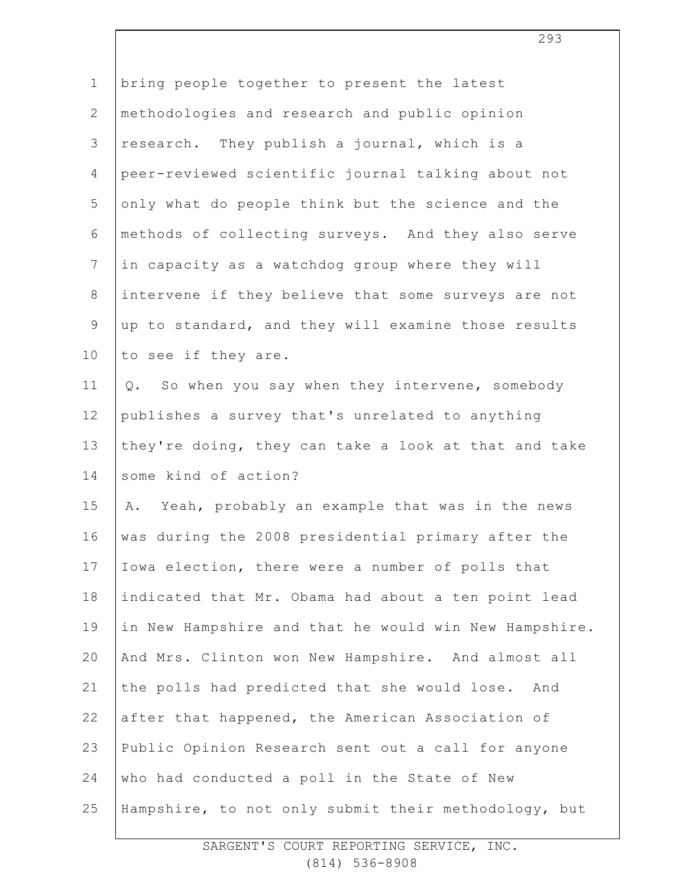bring people together to present the latest methodologies and research and public opinion research. They publish a journal, which is a peer-reviewed scientific journal talking about not only what do people think but the science and the methods of collecting surveys. And they also serve in capacity as a watchdog group where they will intervene if they believe that some surveys are not up to standard, and they will examine those results to see if they are.

Q. So when you say when they intervene, somebody publishes a survey that's unrelated to anything they're doing, they can take a look at that and take some kind of action?

A. Yeah, probably an example that was in the news was during the 2008 presidential primary after the Iowa election, there were a number of polls that indicated that Mr. Obama had about a ten point lead in New Hampshire and that he would win New Hampshire. And Mrs. Clinton won New Hampshire. And almost all the polls had predicted that she would lose. And after that happened, the American Association of Public Opinion Research sent out a call for anyone who had conducted a poll in the State of New Hampshire, to not only submit their methodology, but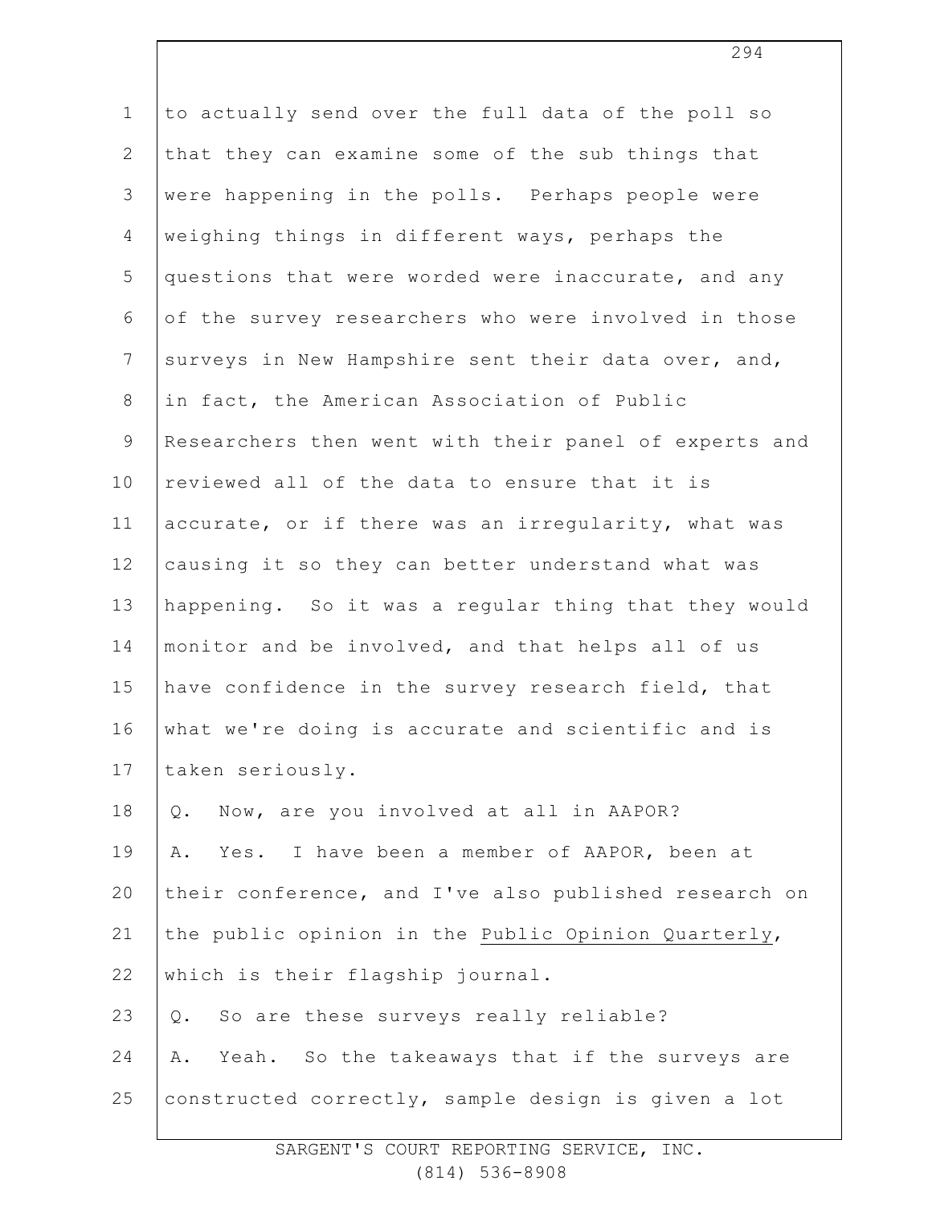to actually send over the full data of the poll so that they can examine some of the sub things that were happening in the polls. Perhaps people were weighing things in different ways, perhaps the questions that were worded were inaccurate, and any of the survey researchers who were involved in those surveys in New Hampshire sent their data over, and, in fact, the American Association of Public Researchers then went with their panel of experts and reviewed all of the data to ensure that it is accurate, or if there was an irregularity, what was causing it so they can better understand what was happening. So it was a regular thing that they would monitor and be involved, and that helps all of us have confidence in the survey research field, that what we're doing is accurate and scientific and is taken seriously.

Q. Now, are you involved at all in AAPOR?

A. Yes. I have been a member of AAPOR, been at their conference, and I've also published research on the public opinion in the Public Opinion Quarterly, which is their flagship journal.

Q. So are these surveys really reliable?

A. Yeah. So the takeaways that if the surveys are constructed correctly, sample design is given a lot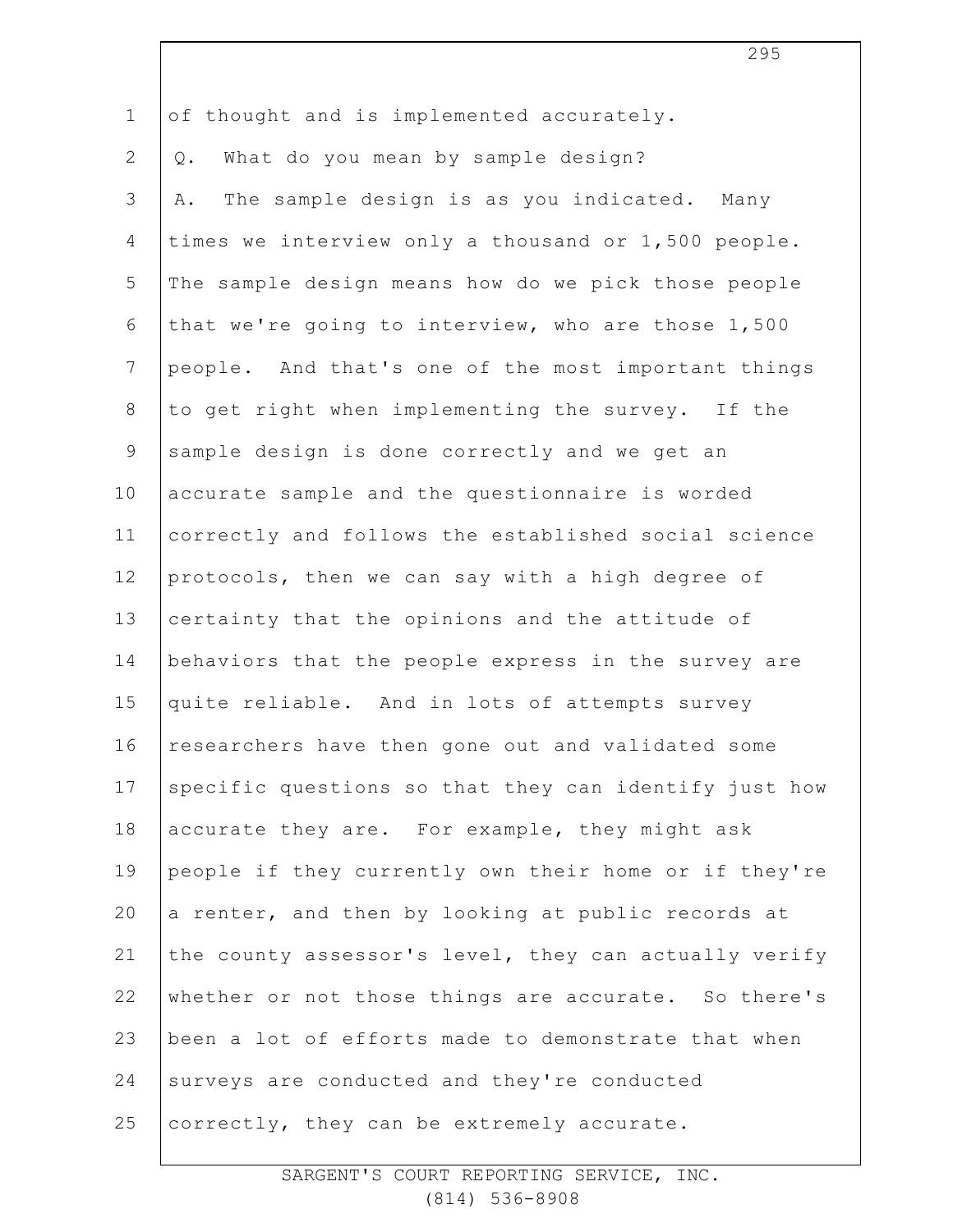of thought and is implemented accurately.

Q. What do you mean by sample design?

A. The sample design is as you indicated. Many times we interview only a thousand or 1,500 people. The sample design means how do we pick those people that we're going to interview, who are those 1,500 people. And that's one of the most important things to get right when implementing the survey. If the sample design is done correctly and we get an accurate sample and the questionnaire is worded correctly and follows the established social science protocols, then we can say with a high degree of certainty that the opinions and the attitude of behaviors that the people express in the survey are quite reliable. And in lots of attempts survey researchers have then gone out and validated some specific questions so that they can identify just how accurate they are. For example, they might ask people if they currently own their home or if they're a renter, and then by looking at public records at the county assessor's level, they can actually verify whether or not those things are accurate. So there's been a lot of efforts made to demonstrate that when surveys are conducted and they're conducted correctly, they can be extremely accurate.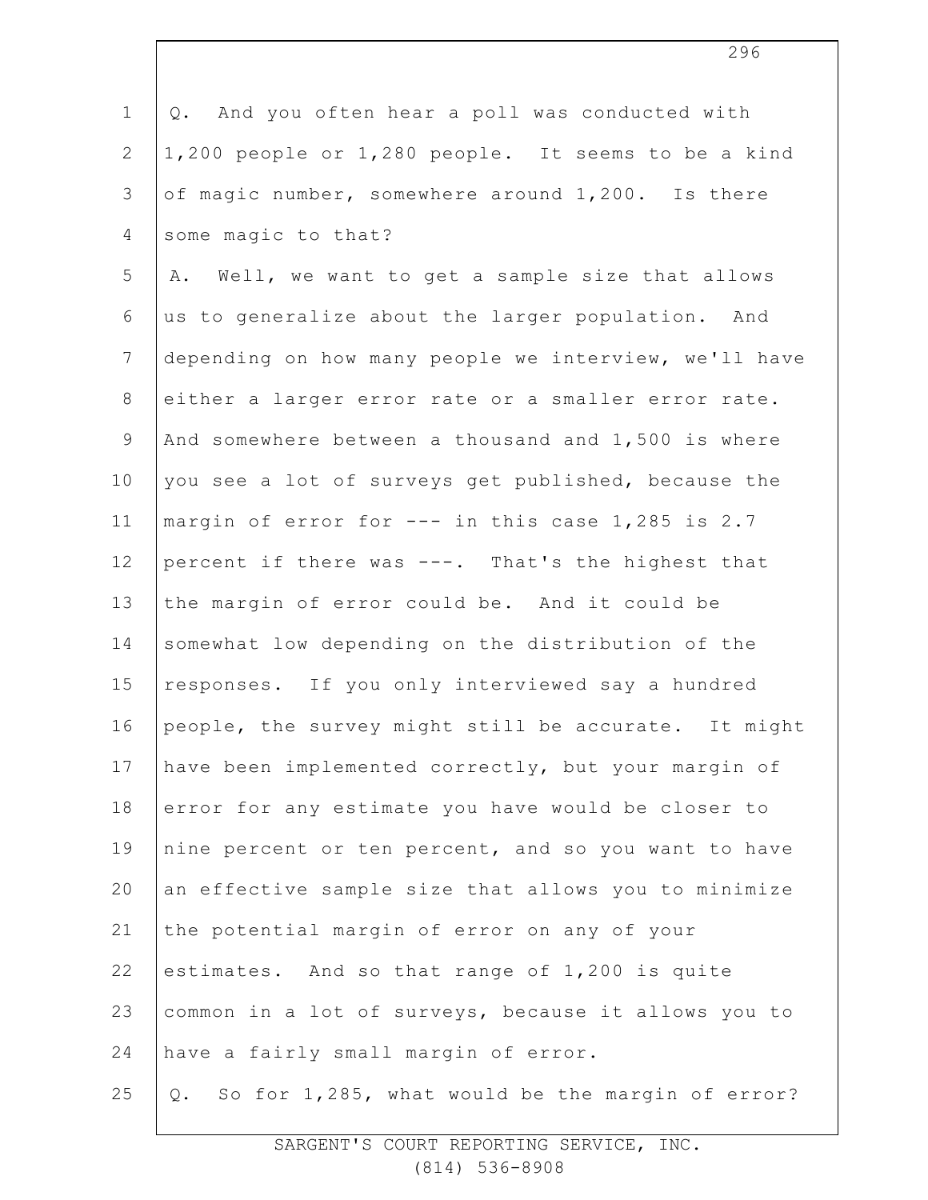Q. And you often hear a poll was conducted with 1,200 people or 1,280 people. It seems to be a kind of magic number, somewhere around 1,200. Is there some magic to that?

A. Well, we want to get a sample size that allows us to generalize about the larger population. And depending on how many people we interview, we'll have either a larger error rate or a smaller error rate. And somewhere between a thousand and 1,500 is where you see a lot of surveys get published, because the margin of error for --- in this case 1,285 is 2.7 percent if there was ---. That's the highest that the margin of error could be. And it could be somewhat low depending on the distribution of the responses. If you only interviewed say a hundred people, the survey might still be accurate. It might have been implemented correctly, but your margin of error for any estimate you have would be closer to nine percent or ten percent, and so you want to have an effective sample size that allows you to minimize the potential margin of error on any of your estimates. And so that range of 1,200 is quite common in a lot of surveys, because it allows you to have a fairly small margin of error.

Q. So for 1,285, what would be the margin of error?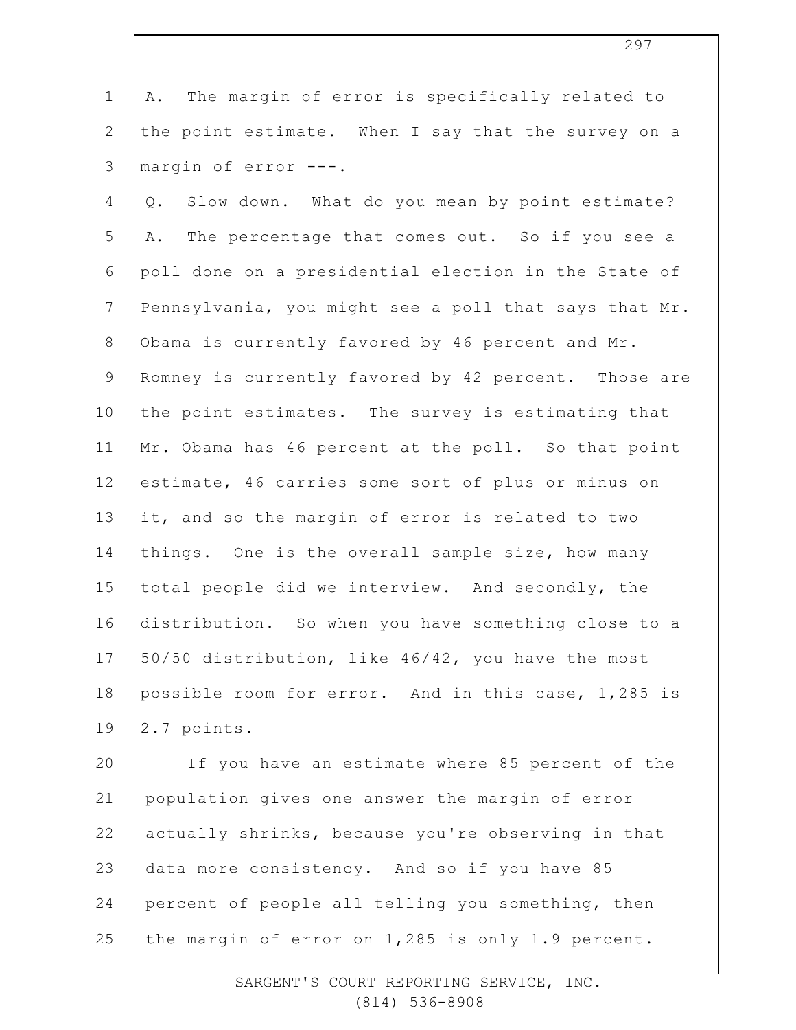A. The margin of error is specifically related to the point estimate. When I say that the survey on a margin of error ---.

Q. Slow down. What do you mean by point estimate?

A. The percentage that comes out. So if you see a poll done on a presidential election in the State of Pennsylvania, you might see a poll that says that Mr. Obama is currently favored by 46 percent and Mr. Romney is currently favored by 42 percent. Those are the point estimates. The survey is estimating that Mr. Obama has 46 percent at the poll. So that point estimate, 46 carries some sort of plus or minus on it, and so the margin of error is related to two things. One is the overall sample size, how many total people did we interview. And secondly, the distribution. So when you have something close to a 50/50 distribution, like 46/42, you have the most possible room for error. And in this case, 1,285 is 2.7 points.

If you have an estimate where 85 percent of the population gives one answer the margin of error actually shrinks, because you're observing in that data more consistency. And so if you have 85 percent of people all telling you something, then the margin of error on 1,285 is only 1.9 percent.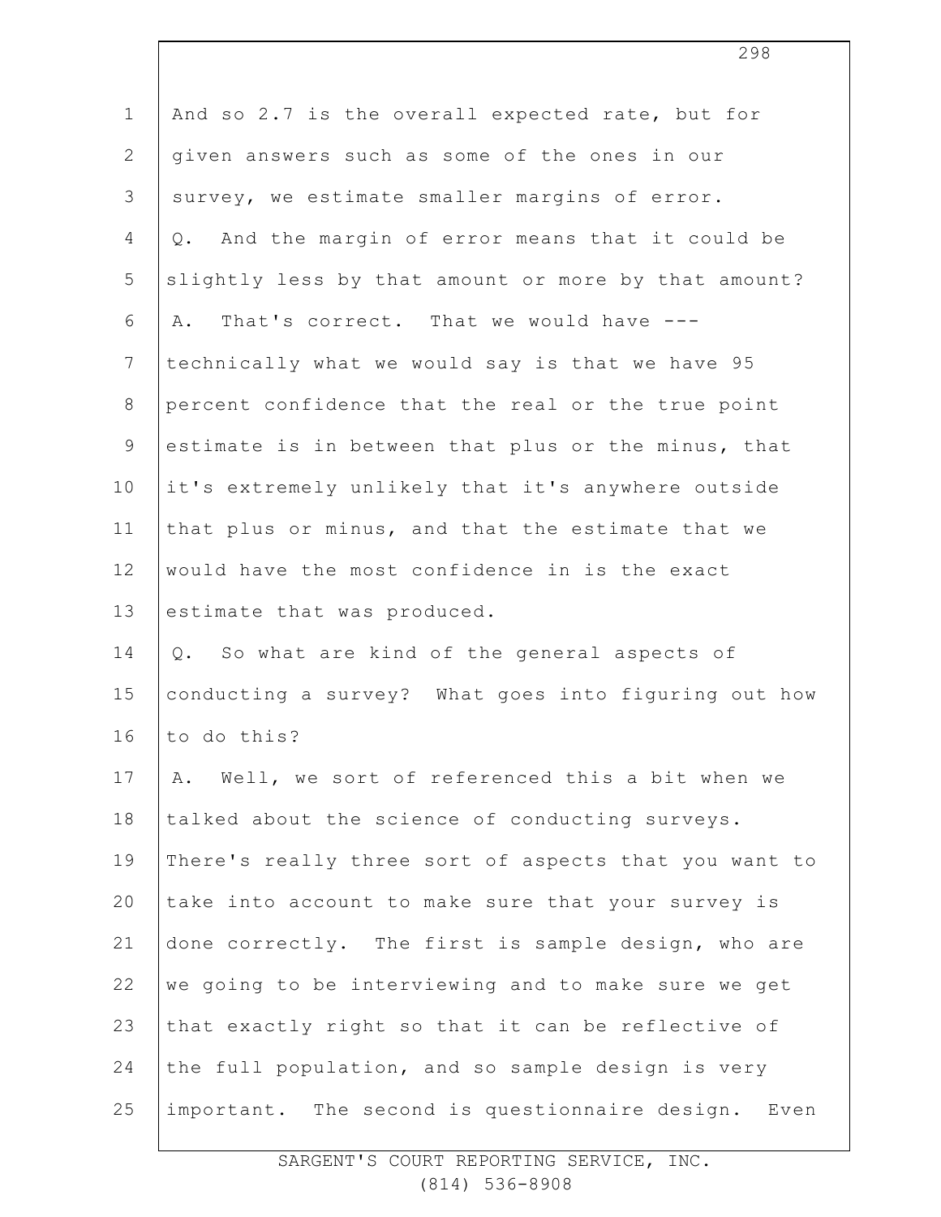And so 2.7 is the overall expected rate, but for given answers such as some of the ones in our survey, we estimate smaller margins of error.

Q. And the margin of error means that it could be slightly less by that amount or more by that amount?

A. That's correct. That we would have --- technically what we would say is that we have 95 percent confidence that the real or the true point estimate is in between that plus or the minus, that it's extremely unlikely that it's anywhere outside that plus or minus, and that the estimate that we would have the most confidence in is the exact estimate that was produced.

Q. So what are kind of the general aspects of conducting a survey? What goes into figuring out how to do this?

A. Well, we sort of referenced this a bit when we talked about the science of conducting surveys. There's really three sort of aspects that you want to take into account to make sure that your survey is done correctly. The first is sample design, who are we going to be interviewing and to make sure we get that exactly right so that it can be reflective of the full population, and so sample design is very important. The second is questionnaire design. Even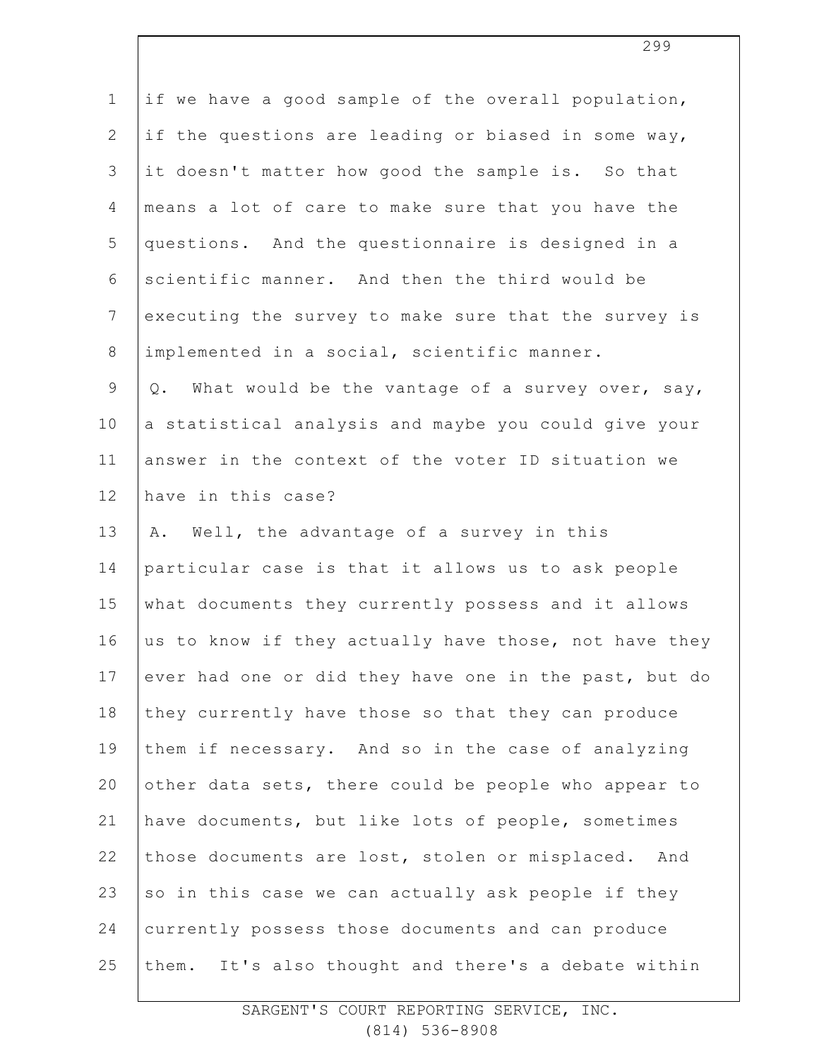if we have a good sample of the overall population, if the questions are leading or biased in some way, it doesn't matter how good the sample is. So that means a lot of care to make sure that you have the questions. And the questionnaire is designed in a scientific manner. And then the third would be executing the survey to make sure that the survey is implemented in a social, scientific manner.

Q. What would be the vantage of a survey over, say, a statistical analysis and maybe you could give your answer in the context of the voter ID situation we have in this case?

A. Well, the advantage of a survey in this particular case is that it allows us to ask people what documents they currently possess and it allows us to know if they actually have those, not have they ever had one or did they have one in the past, but do they currently have those so that they can produce them if necessary. And so in the case of analyzing other data sets, there could be people who appear to have documents, but like lots of people, sometimes those documents are lost, stolen or misplaced. And so in this case we can actually ask people if they currently possess those documents and can produce them. It's also thought and there's a debate within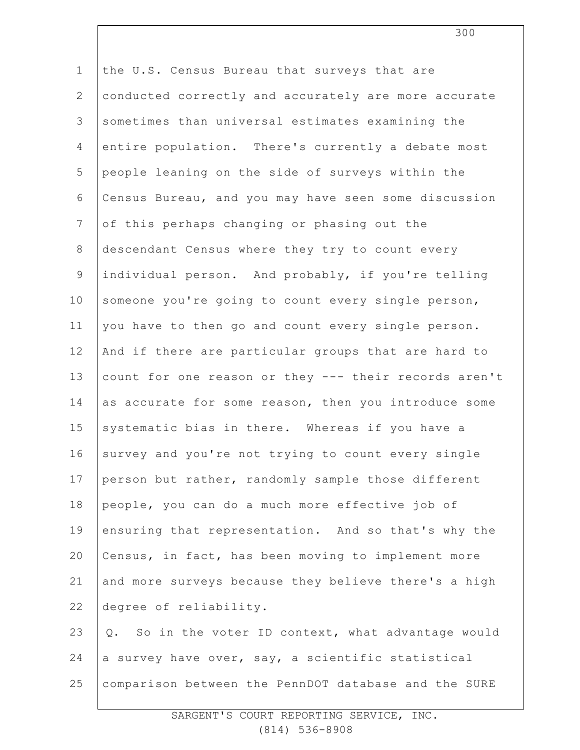the U.S. Census Bureau that surveys that are conducted correctly and accurately are more accurate sometimes than universal estimates examining the entire population. There's currently a debate most people leaning on the side of surveys within the Census Bureau, and you may have seen some discussion of this perhaps changing or phasing out the descendant Census where they try to count every individual person. And probably, if you're telling someone you're going to count every single person, you have to then go and count every single person. And if there are particular groups that are hard to count for one reason or they --- their records aren't as accurate for some reason, then you introduce some systematic bias in there. Whereas if you have a survey and you're not trying to count every single person but rather, randomly sample those different people, you can do a much more effective job of ensuring that representation. And so that's why the Census, in fact, has been moving to implement more and more surveys because they believe there's a high degree of reliability.

Q. So in the voter ID context, what advantage would a survey have over, say, a scientific statistical comparison between the PennDOT database and the SURE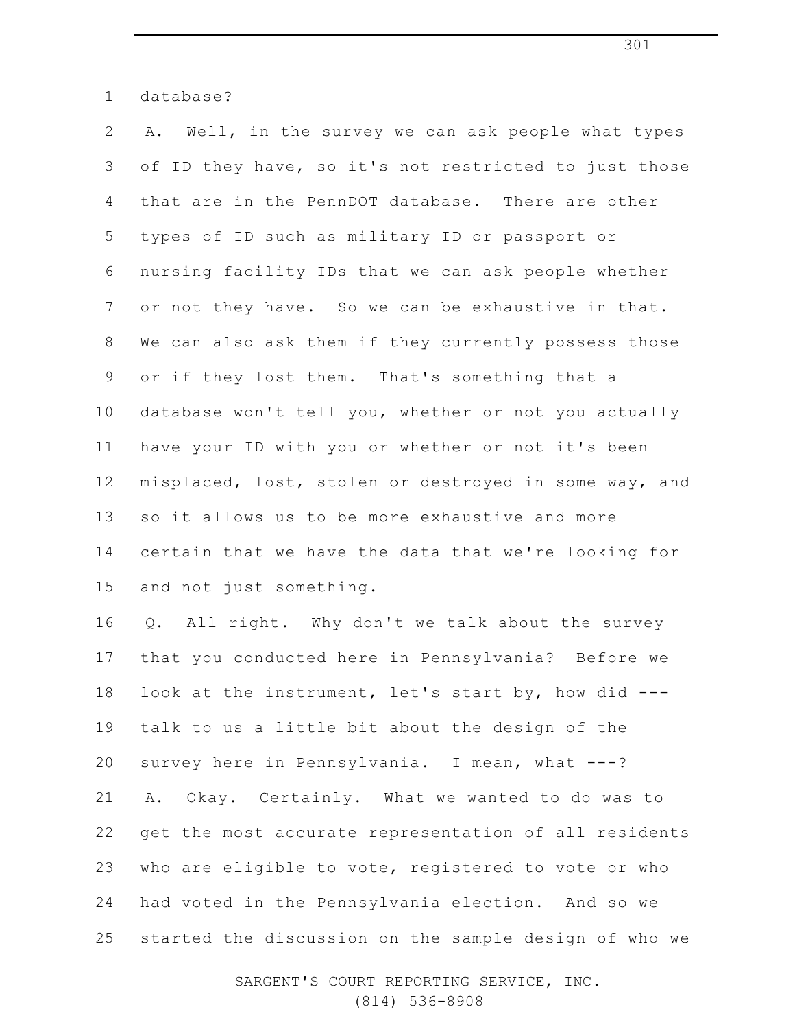database?

A. Well, in the survey we can ask people what types of ID they have, so it's not restricted to just those that are in the PennDOT database. There are other types of ID such as military ID or passport or nursing facility IDs that we can ask people whether or not they have. So we can be exhaustive in that. We can also ask them if they currently possess those or if they lost them. That's something that a database won't tell you, whether or not you actually have your ID with you or whether or not it's been misplaced, lost, stolen or destroyed in some way, and so it allows us to be more exhaustive and more certain that we have the data that we're looking for and not just something.

Q. All right. Why don't we talk about the survey that you conducted here in Pennsylvania? Before we look at the instrument, let's start by, how did --- talk to us a little bit about the design of the survey here in Pennsylvania. I mean, what ---?

A. Okay. Certainly. What we wanted to do was to get the most accurate representation of all residents who are eligible to vote, registered to vote or who had voted in the Pennsylvania election. And so we started the discussion on the sample design of who we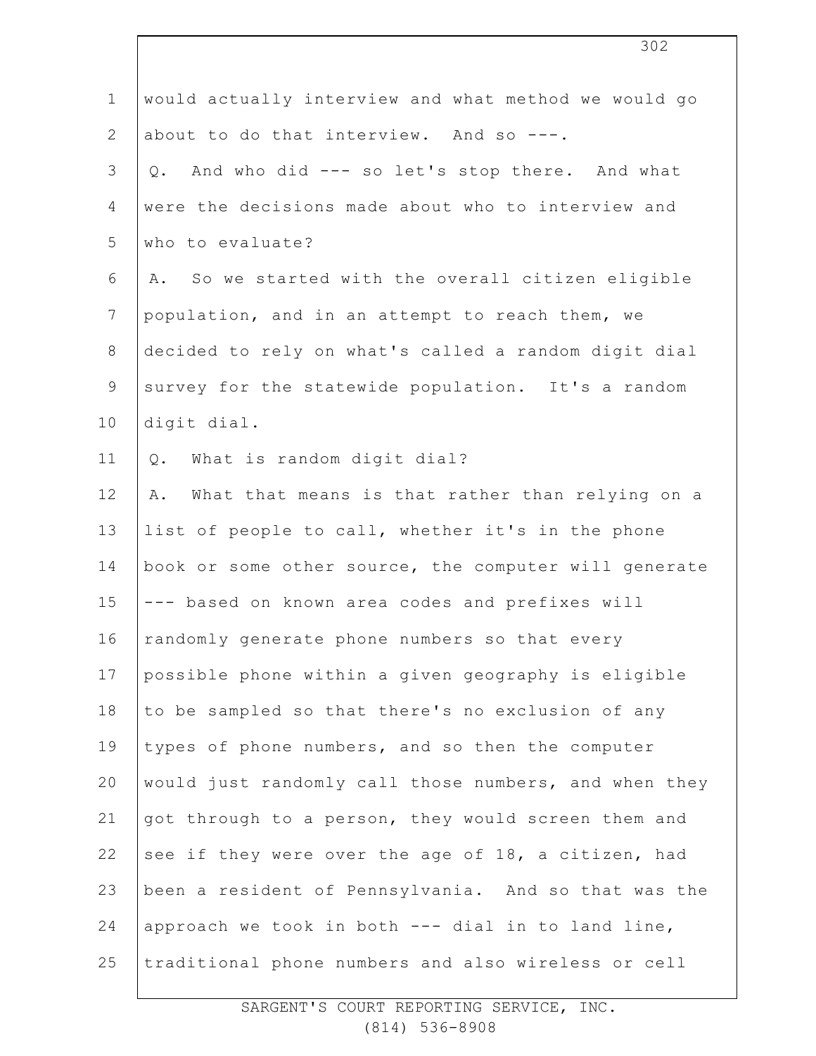would actually interview and what method we would go about to do that interview. And so ---.

Q. And who did --- so let's stop there. And what were the decisions made about who to interview and who to evaluate?

A. So we started with the overall citizen eligible population, and in an attempt to reach them, we decided to rely on what's called a random digit dial survey for the statewide population. It's a random digit dial.

Q. What is random digit dial?

A. What that means is that rather than relying on a list of people to call, whether it's in the phone book or some other source, the computer will generate --- based on known area codes and prefixes will randomly generate phone numbers so that every possible phone within a given geography is eligible to be sampled so that there's no exclusion of any types of phone numbers, and so then the computer would just randomly call those numbers, and when they got through to a person, they would screen them and see if they were over the age of 18, a citizen, had been a resident of Pennsylvania. And so that was the approach we took in both --- dial in to land line, traditional phone numbers and also wireless or cell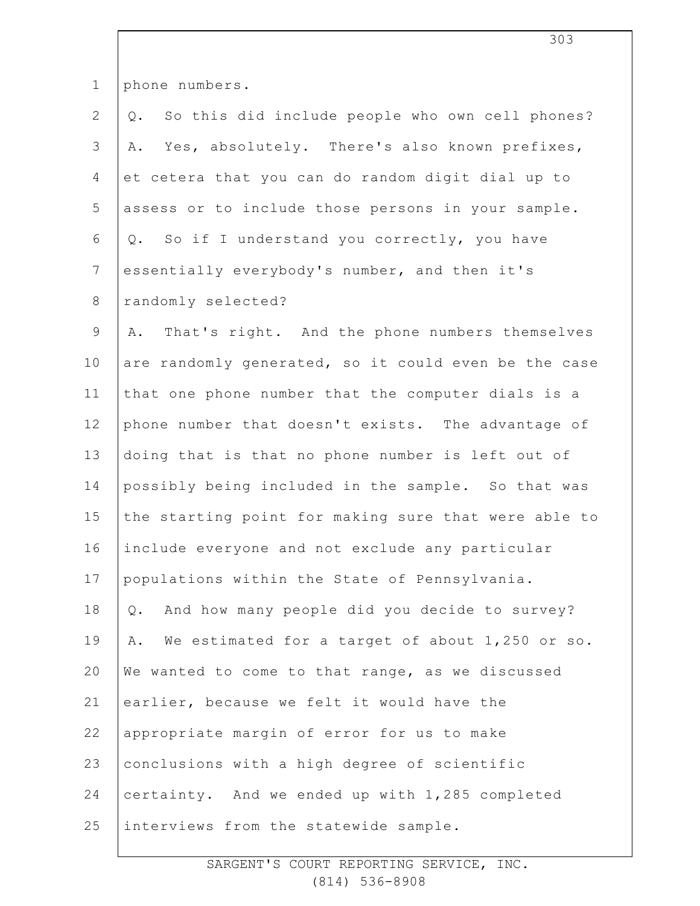phone numbers.

Q. So this did include people who own cell phones?

A. Yes, absolutely. There's also known prefixes, et cetera that you can do random digit dial up to assess or to include those persons in your sample.

Q. So if I understand you correctly, you have essentially everybody's number, and then it's randomly selected?

A. That's right. And the phone numbers themselves are randomly generated, so it could even be the case that one phone number that the computer dials is a phone number that doesn't exists. The advantage of doing that is that no phone number is left out of possibly being included in the sample. So that was the starting point for making sure that were able to include everyone and not exclude any particular populations within the State of Pennsylvania.

Q. And how many people did you decide to survey?

A. We estimated for a target of about 1,250 or so. We wanted to come to that range, as we discussed earlier, because we felt it would have the appropriate margin of error for us to make conclusions with a high degree of scientific certainty. And we ended up with 1,285 completed interviews from the statewide sample.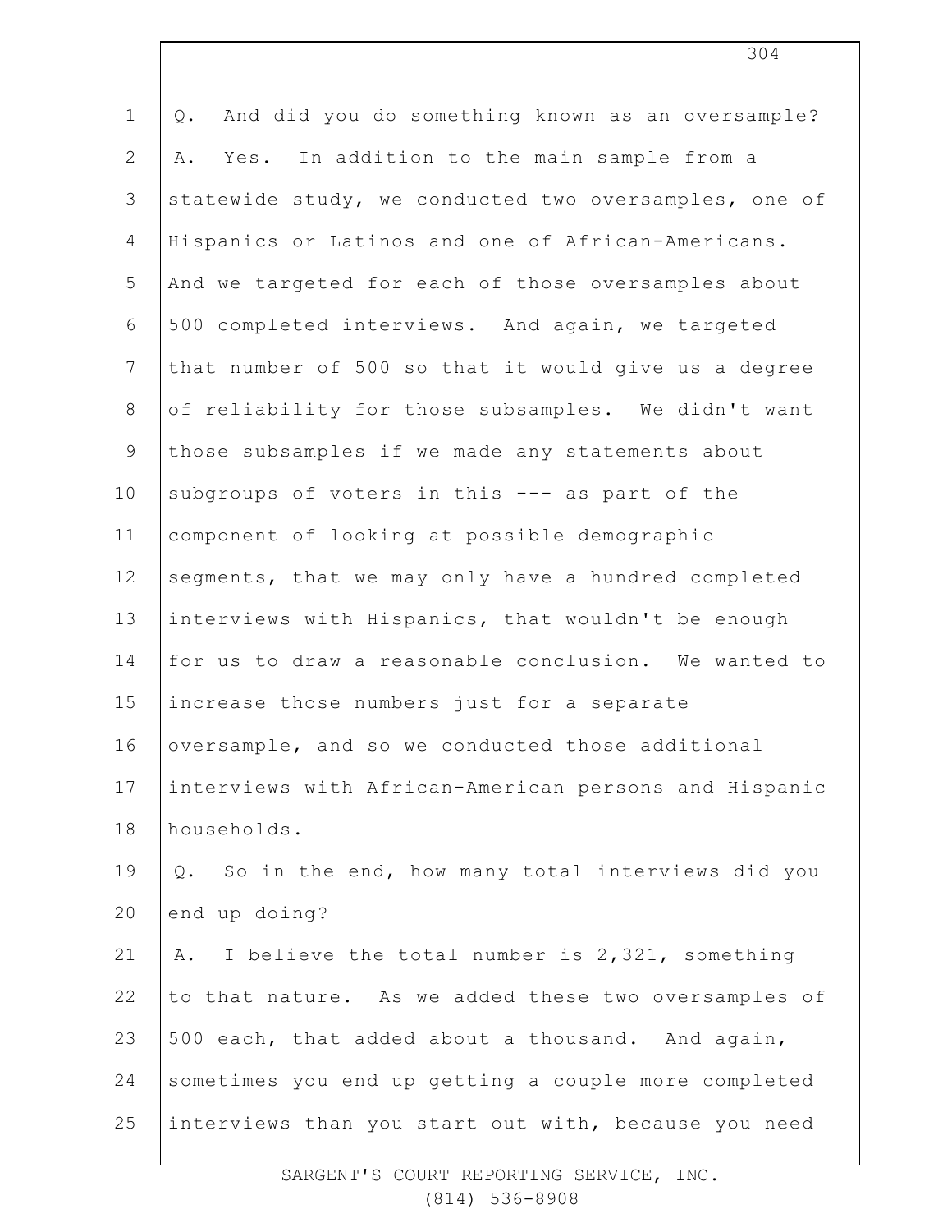Q. And did you do something known as an oversample?

A. Yes. In addition to the main sample from a statewide study, we conducted two oversamples, one of Hispanics or Latinos and one of African-Americans. And we targeted for each of those oversamples about 500 completed interviews. And again, we targeted that number of 500 so that it would give us a degree of reliability for those subsamples. We didn't want those subsamples if we made any statements about subgroups of voters in this --- as part of the component of looking at possible demographic segments, that we may only have a hundred completed interviews with Hispanics, that wouldn't be enough for us to draw a reasonable conclusion. We wanted to increase those numbers just for a separate oversample, and so we conducted those additional interviews with African-American persons and Hispanic households.

Q. So in the end, how many total interviews did you end up doing?

A. I believe the total number is 2,321, something to that nature. As we added these two oversamples of 500 each, that added about a thousand. And again, sometimes you end up getting a couple more completed interviews than you start out with, because you need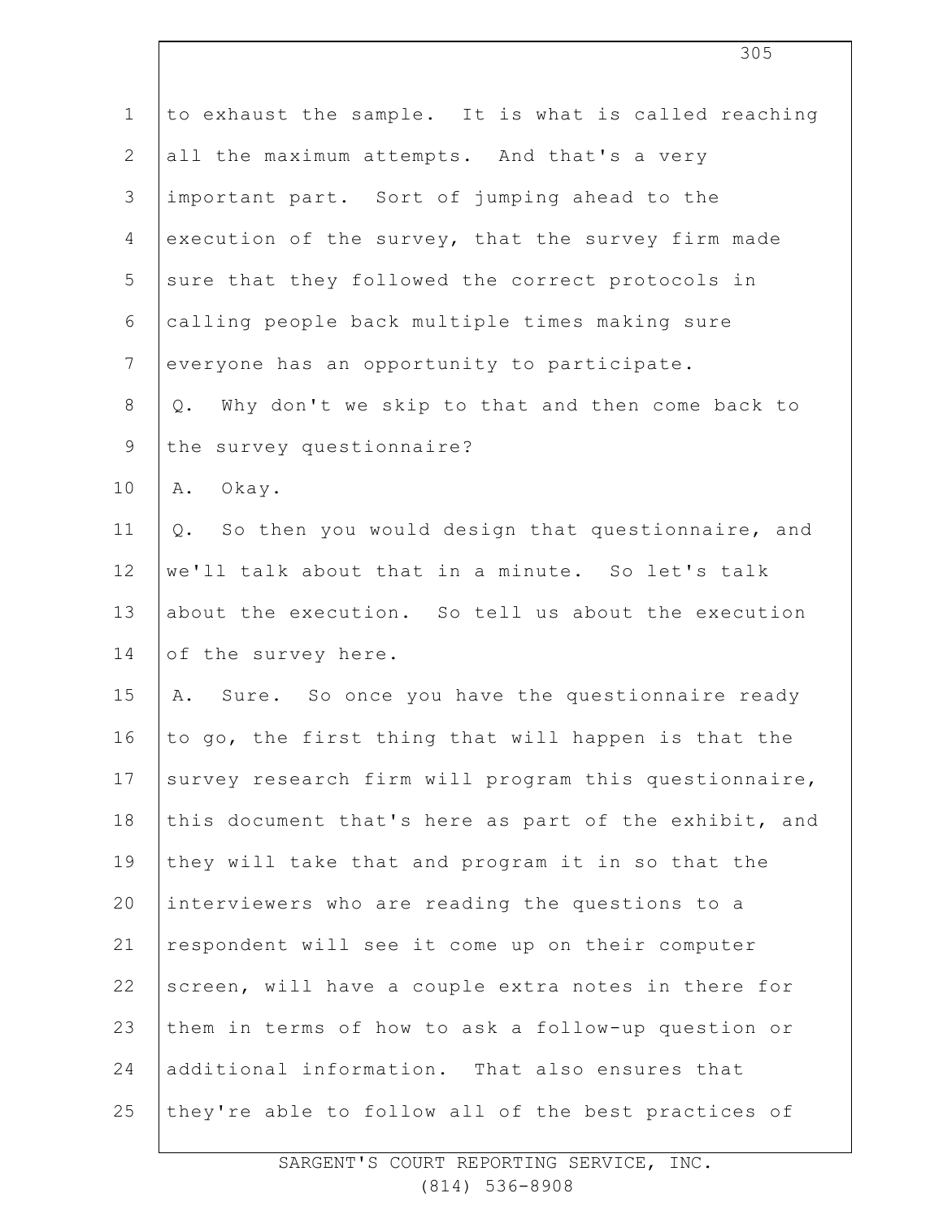to exhaust the sample. It is what is called reaching all the maximum attempts. And that's a very important part. Sort of jumping ahead to the execution of the survey, that the survey firm made sure that they followed the correct protocols in calling people back multiple times making sure everyone has an opportunity to participate.

Q. Why don't we skip to that and then come back to the survey questionnaire?

A. Okay.

Q. So then you would design that questionnaire, and we'll talk about that in a minute. So let's talk about the execution. So tell us about the execution of the survey here.

A. Sure. So once you have the questionnaire ready to go, the first thing that will happen is that the survey research firm will program this questionnaire, this document that's here as part of the exhibit, and they will take that and program it in so that the interviewers who are reading the questions to a respondent will see it come up on their computer screen, will have a couple extra notes in there for them in terms of how to ask a follow-up question or additional information. That also ensures that they're able to follow all of the best practices of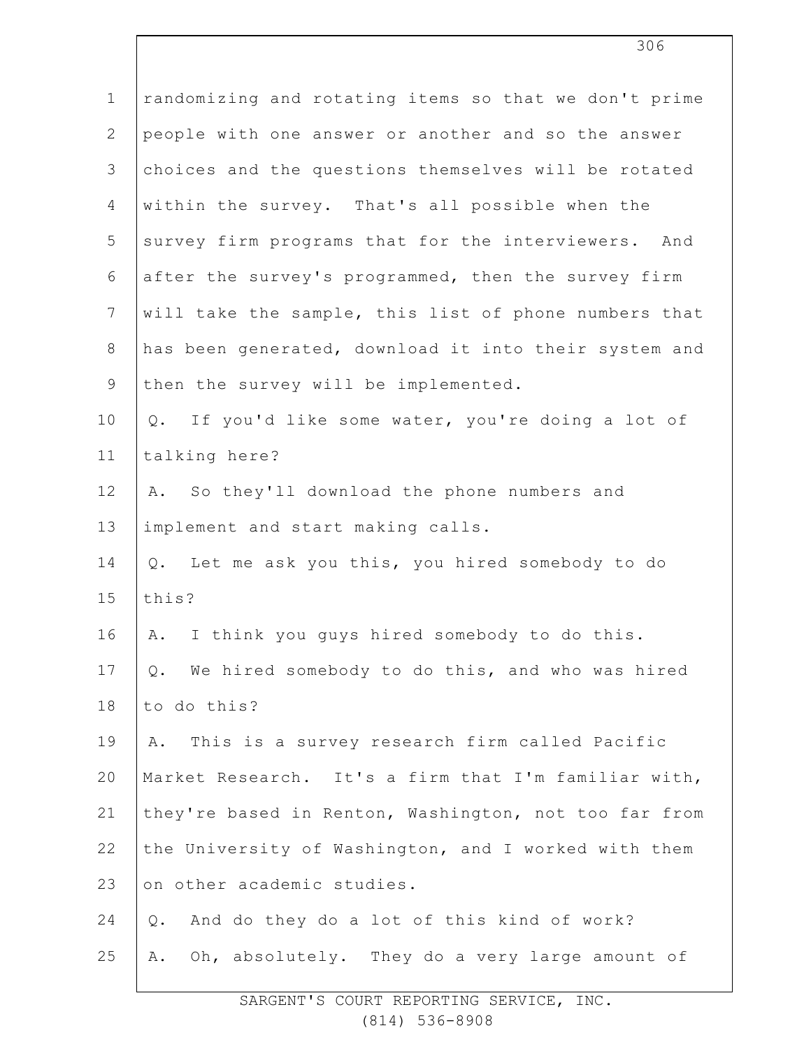randomizing and rotating items so that we don't prime people with one answer or another and so the answer choices and the questions themselves will be rotated within the survey. That's all possible when the survey firm programs that for the interviewers. And after the survey's programmed, then the survey firm will take the sample, this list of phone numbers that has been generated, download it into their system and then the survey will be implemented.

Q. If you'd like some water, you're doing a lot of talking here?

A. So they'll download the phone numbers and implement and start making calls.

Q. Let me ask you this, you hired somebody to do this?

A. I think you guys hired somebody to do this.

Q. We hired somebody to do this, and who was hired to do this?

A. This is a survey research firm called Pacific Market Research. It's a firm that I'm familiar with, they're based in Renton, Washington, not too far from the University of Washington, and I worked with them on other academic studies.

Q. And do they do a lot of this kind of work?

A. Oh, absolutely. They do a very large amount of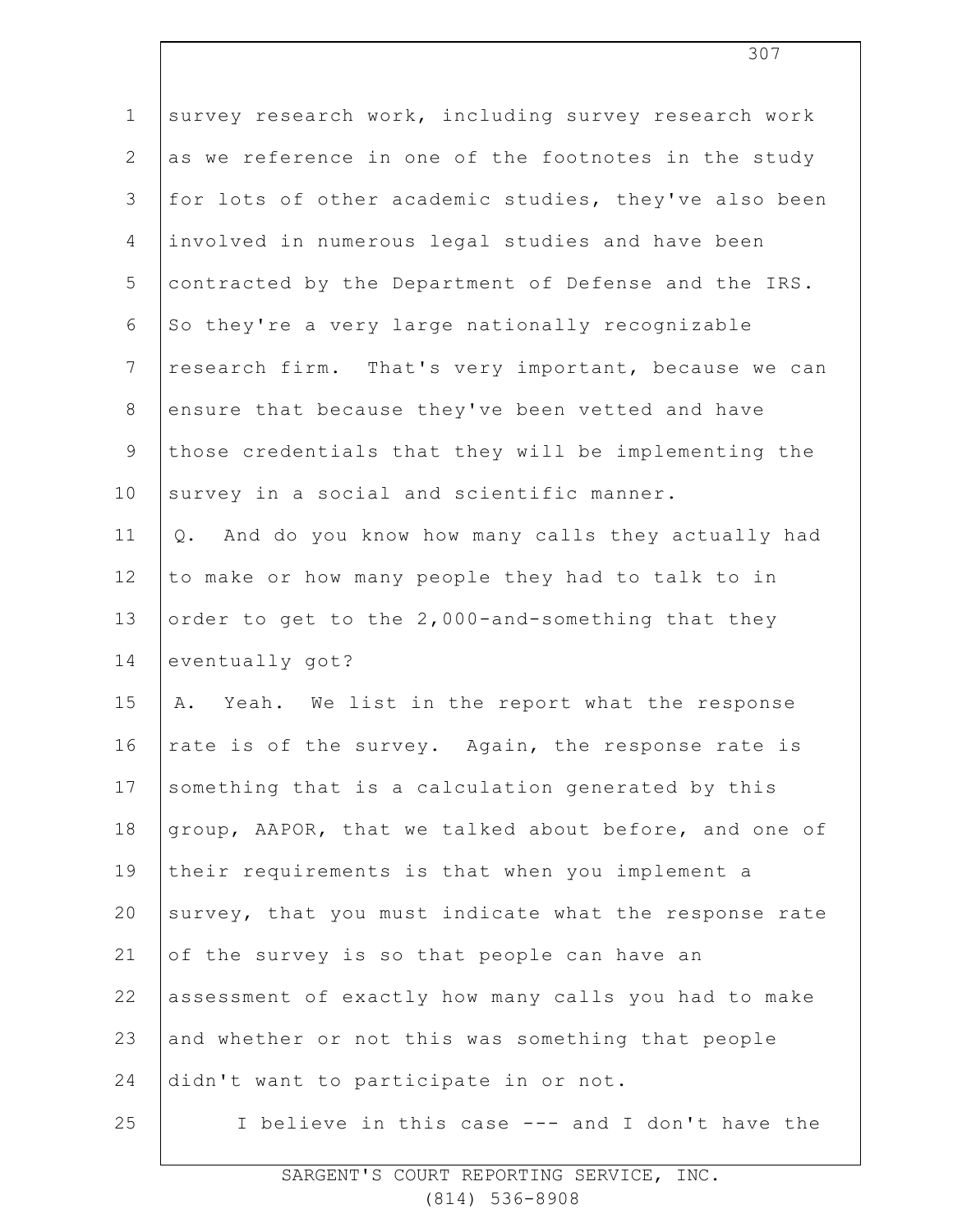survey research work, including survey research work as we reference in one of the footnotes in the study for lots of other academic studies, they've also been involved in numerous legal studies and have been contracted by the Department of Defense and the IRS. So they're a very large nationally recognizable research firm. That's very important, because we can ensure that because they've been vetted and have those credentials that they will be implementing the survey in a social and scientific manner.

Q. And do you know how many calls they actually had to make or how many people they had to talk to in order to get to the 2,000-and-something that they eventually got?

A. Yeah. We list in the report what the response rate is of the survey. Again, the response rate is something that is a calculation generated by this group, AAPOR, that we talked about before, and one of their requirements is that when you implement a survey, that you must indicate what the response rate of the survey is so that people can have an assessment of exactly how many calls you had to make and whether or not this was something that people didn't want to participate in or not.

I believe in this case --- and I don't have the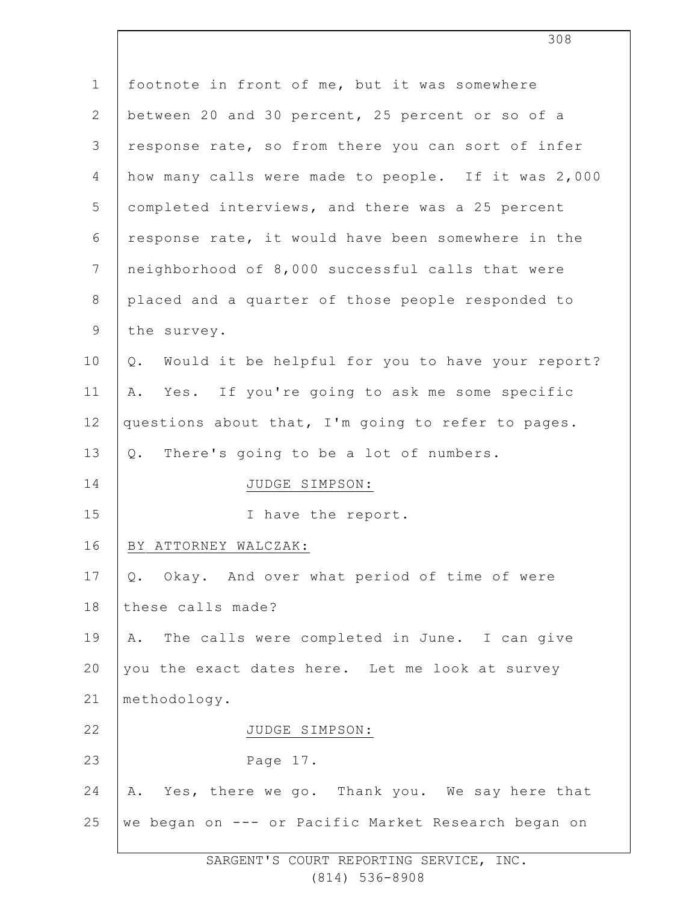footnote in front of me, but it was somewhere between 20 and 30 percent, 25 percent or so of a response rate, so from there you can sort of infer how many calls were made to people. If it was 2,000 completed interviews, and there was a 25 percent response rate, it would have been somewhere in the neighborhood of 8,000 successful calls that were placed and a quarter of those people responded to the survey.

Q. Would it be helpful for you to have your report?

A. Yes. If you're going to ask me some specific questions about that, I'm going to refer to pages.

Q. There's going to be a lot of numbers.

JUDGE SIMPSON:

I have the report.

BY ATTORNEY WALCZAK:

Q. Okay. And over what period of time of were these calls made?

A. The calls were completed in June. I can give you the exact dates here. Let me look at survey methodology.

JUDGE SIMPSON:

Page 17.

A. Yes, there we go. Thank you. We say here that we began on --- or Pacific Market Research began on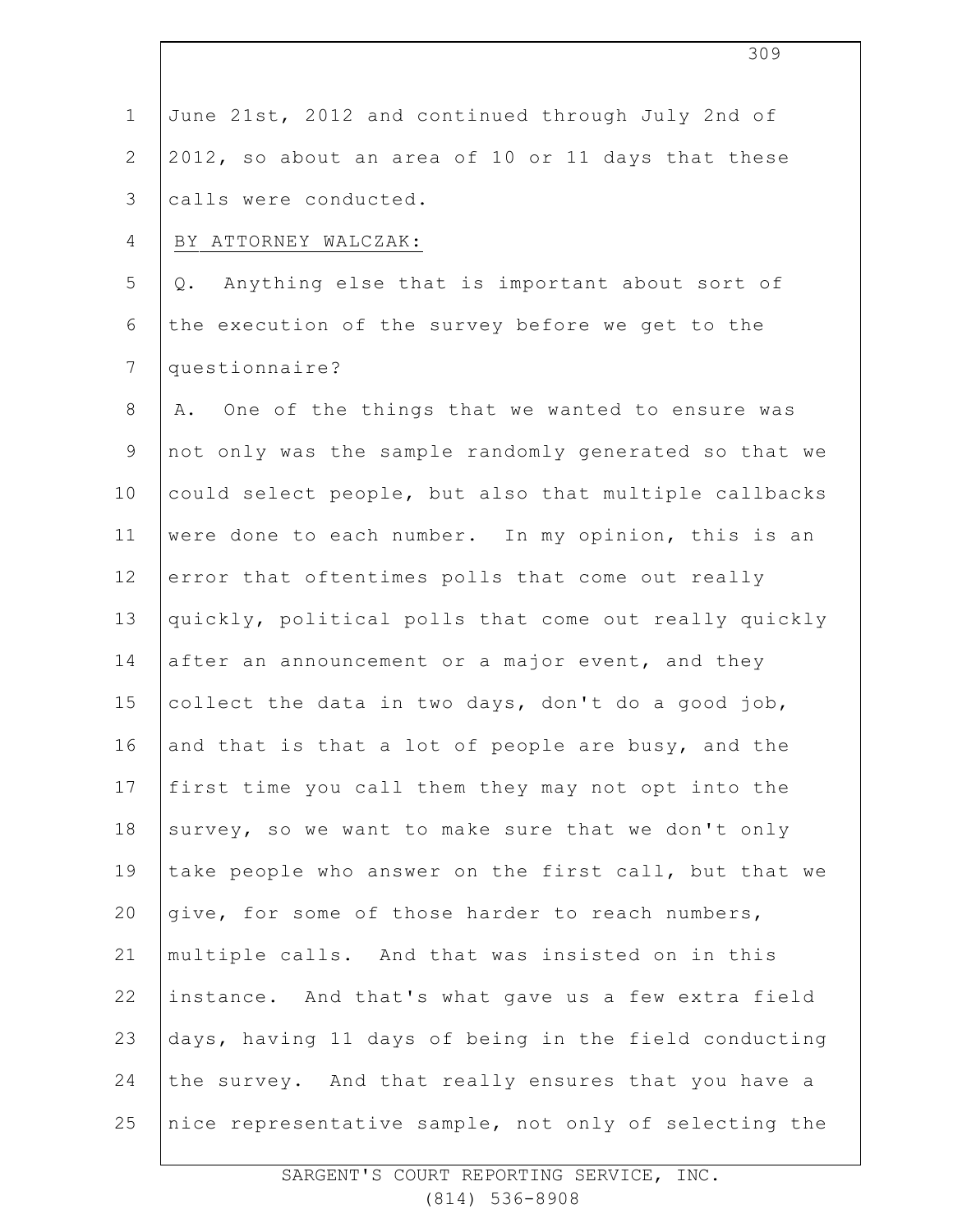June 21st, 2012 and continued through July 2nd of 2012, so about an area of 10 or 11 days that these calls were conducted.

BY ATTORNEY WALCZAK:

Q. Anything else that is important about sort of the execution of the survey before we get to the questionnaire?

A. One of the things that we wanted to ensure was not only was the sample randomly generated so that we could select people, but also that multiple callbacks were done to each number. In my opinion, this is an error that oftentimes polls that come out really quickly, political polls that come out really quickly after an announcement or a major event, and they collect the data in two days, don't do a good job, and that is that a lot of people are busy, and the first time you call them they may not opt into the survey, so we want to make sure that we don't only take people who answer on the first call, but that we give, for some of those harder to reach numbers, multiple calls. And that was insisted on in this instance. And that's what gave us a few extra field days, having 11 days of being in the field conducting the survey. And that really ensures that you have a nice representative sample, not only of selecting the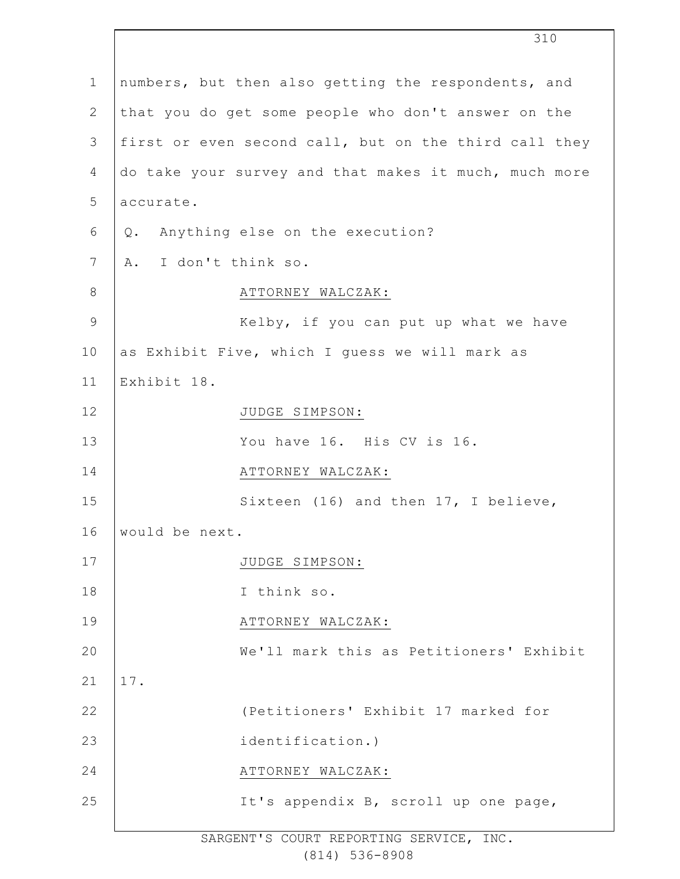numbers, but then also getting the respondents, and that you do get some people who don't answer on the first or even second call, but on the third call they do take your survey and that makes it much, much more accurate.

Q. Anything else on the execution?

A. I don't think so.

ATTORNEY WALCZAK:

Kelby, if you can put up what we have as Exhibit Five, which I guess we will mark as Exhibit 18.

JUDGE SIMPSON:

You have 16. His CV is 16.

ATTORNEY WALCZAK:

Sixteen (16) and then 17, I believe, would be next.

JUDGE SIMPSON:

I think so.

ATTORNEY WALCZAK:

We'll mark this as Petitioners' Exhibit 17.

(Petitioners' Exhibit 17 marked for identification.)

ATTORNEY WALCZAK:

It's appendix B, scroll up one page,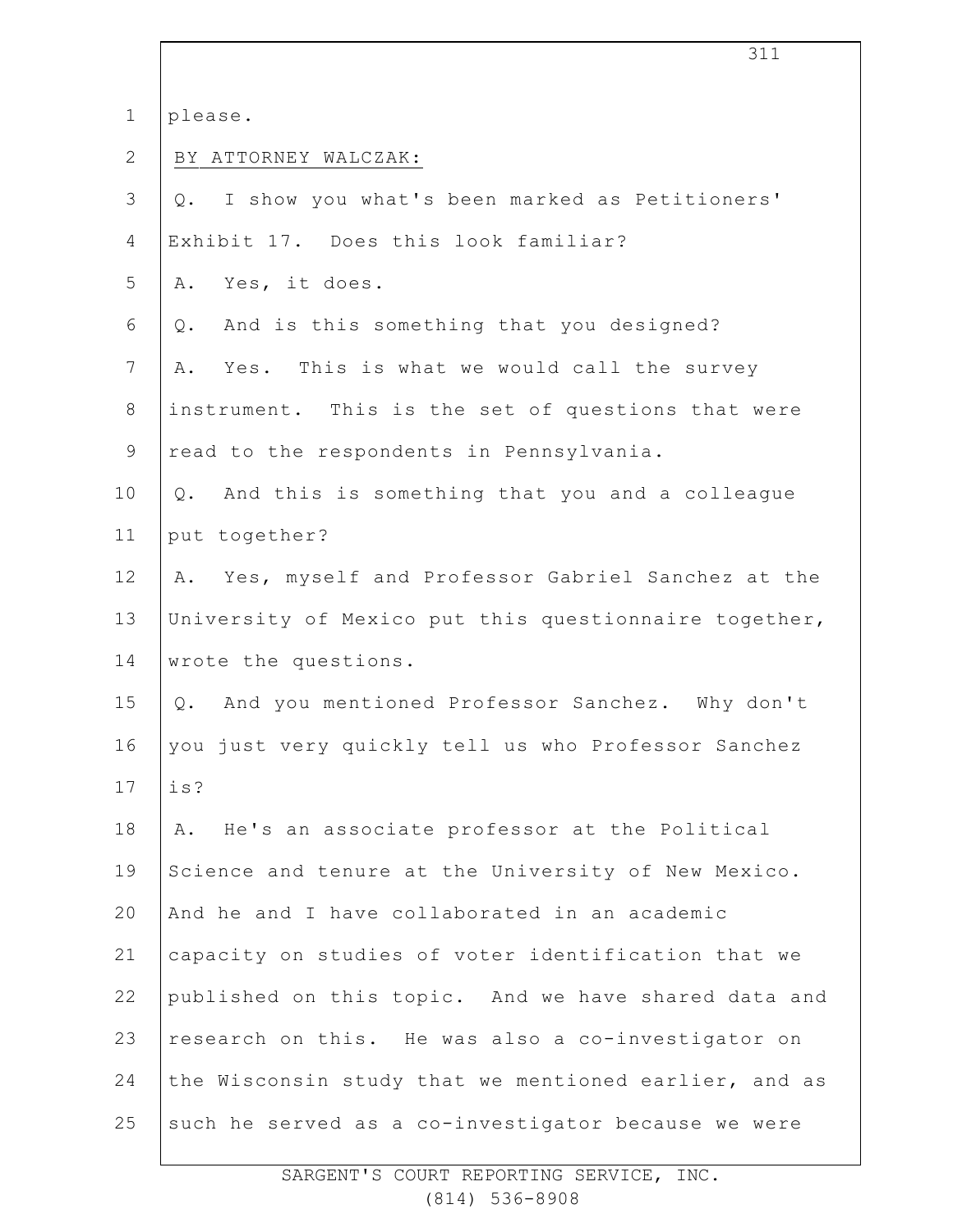please.

BY ATTORNEY WALCZAK:

Q. I show you what's been marked as Petitioners' Exhibit 17. Does this look familiar?

A. Yes, it does.

Q. And is this something that you designed?

A. Yes. This is what we would call the survey instrument. This is the set of questions that were read to the respondents in Pennsylvania.

Q. And this is something that you and a colleague put together?

A. Yes, myself and Professor Gabriel Sanchez at the University of Mexico put this questionnaire together, wrote the questions.

Q. And you mentioned Professor Sanchez. Why don't you just very quickly tell us who Professor Sanchez is?

A. He's an associate professor at the Political Science and tenure at the University of New Mexico. And he and I have collaborated in an academic capacity on studies of voter identification that we published on this topic. And we have shared data and research on this. He was also a co-investigator on the Wisconsin study that we mentioned earlier, and as such he served as a co-investigator because we were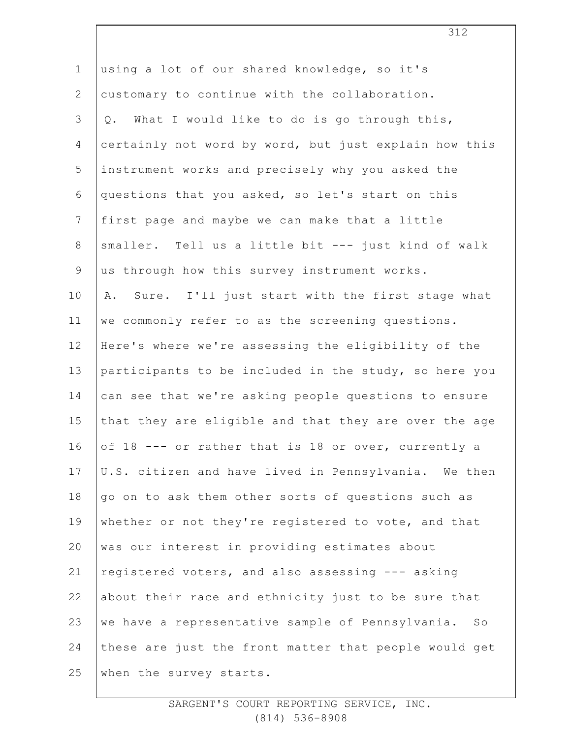using a lot of our shared knowledge, so it's customary to continue with the collaboration.

Q. What I would like to do is go through this, certainly not word by word, but just explain how this instrument works and precisely why you asked the questions that you asked, so let's start on this first page and maybe we can make that a little smaller. Tell us a little bit --- just kind of walk us through how this survey instrument works.

A. Sure. I'll just start with the first stage what we commonly refer to as the screening questions. Here's where we're assessing the eligibility of the participants to be included in the study, so here you can see that we're asking people questions to ensure that they are eligible and that they are over the age of 18 --- or rather that is 18 or over, currently a U.S. citizen and have lived in Pennsylvania. We then go on to ask them other sorts of questions such as whether or not they're registered to vote, and that was our interest in providing estimates about registered voters, and also assessing --- asking about their race and ethnicity just to be sure that we have a representative sample of Pennsylvania. So these are just the front matter that people would get when the survey starts.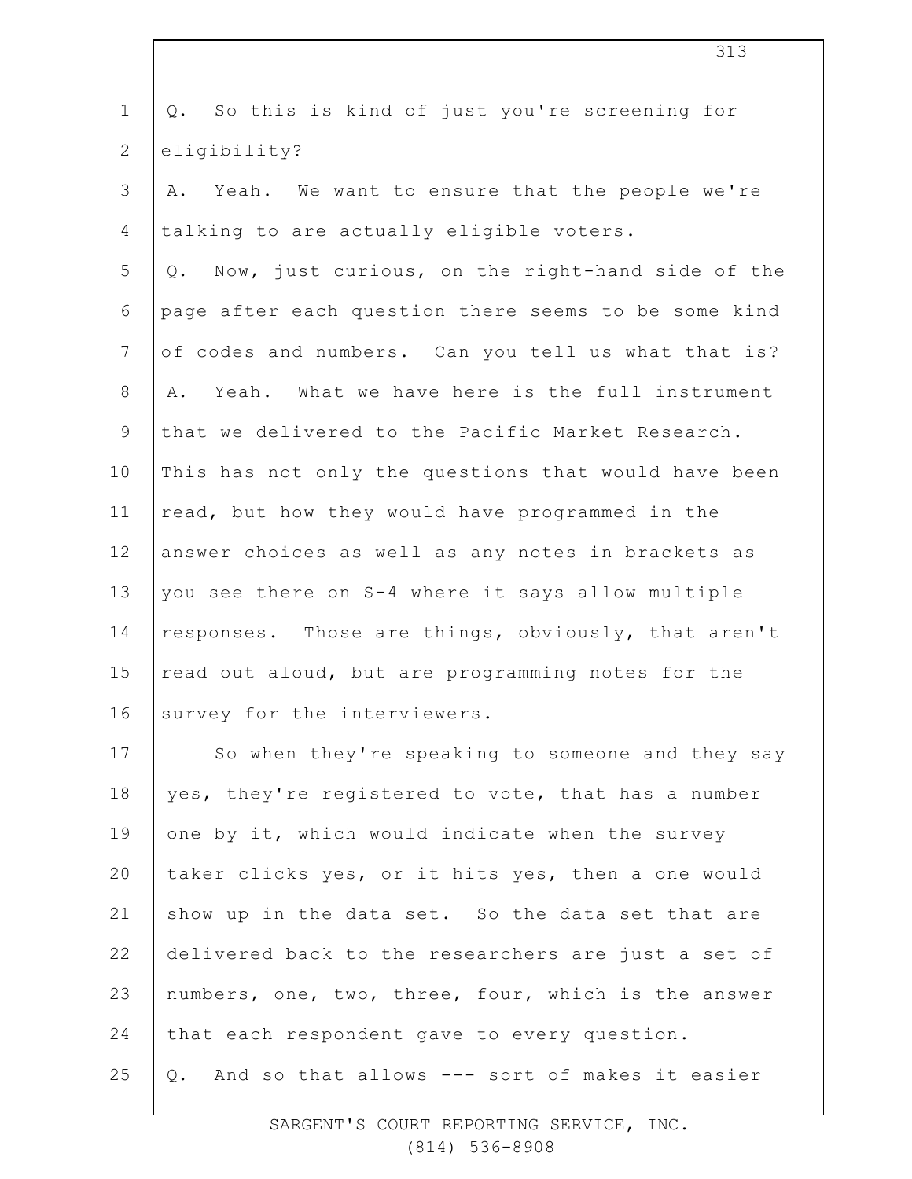Q. So this is kind of just you're screening for eligibility?

A. Yeah. We want to ensure that the people we're talking to are actually eligible voters.

Q. Now, just curious, on the right-hand side of the page after each question there seems to be some kind of codes and numbers. Can you tell us what that is?

A. Yeah. What we have here is the full instrument that we delivered to the Pacific Market Research. This has not only the questions that would have been read, but how they would have programmed in the answer choices as well as any notes in brackets as you see there on S-4 where it says allow multiple responses. Those are things, obviously, that aren't read out aloud, but are programming notes for the survey for the interviewers.

So when they're speaking to someone and they say yes, they're registered to vote, that has a number one by it, which would indicate when the survey taker clicks yes, or it hits yes, then a one would show up in the data set. So the data set that are delivered back to the researchers are just a set of numbers, one, two, three, four, which is the answer that each respondent gave to every question.

Q. And so that allows --- sort of makes it easier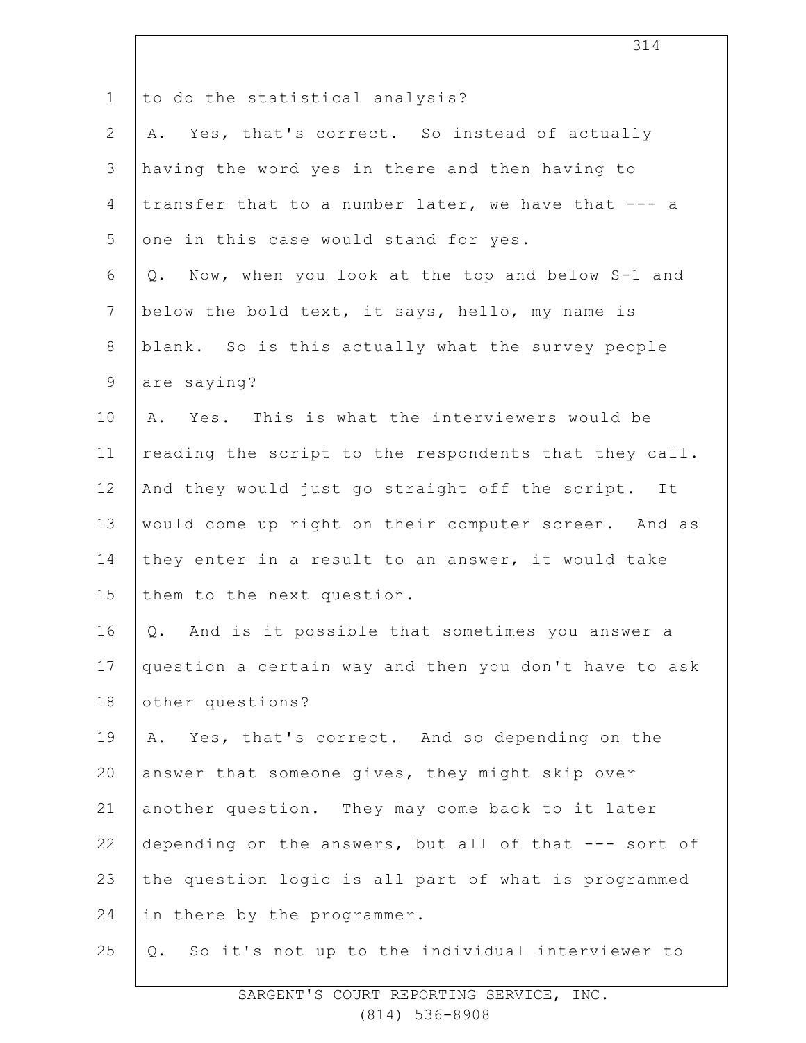1 to do the statistical analysis?

2 A. Yes, that's correct. So instead of actually

3 having the word yes in there and then having to

4 transfer that to a number later, we have that --- a

5 one in this case would stand for yes.

6 Q. Now, when you look at the top and below S-1 and

7 below the bold text, it says, hello, my name is

8 blank. So is this actually what the survey people

9 are saying?

10 A. Yes. This is what the interviewers would be

11 reading the script to the respondents that they call.

12 And they would just go straight off the script. It

13 would come up right on their computer screen. And as

14 they enter in a result to an answer, it would take

15 them to the next question.

16 Q. And is it possible that sometimes you answer a

17 question a certain way and then you don't have to ask

18 other questions?

19 A. Yes, that's correct. And so depending on the

20 answer that someone gives, they might skip over

21 another question. They may come back to it later

22 depending on the answers, but all of that --- sort of

23 the question logic is all part of what is programmed

24 in there by the programmer.

25 Q. So it's not up to the individual interviewer to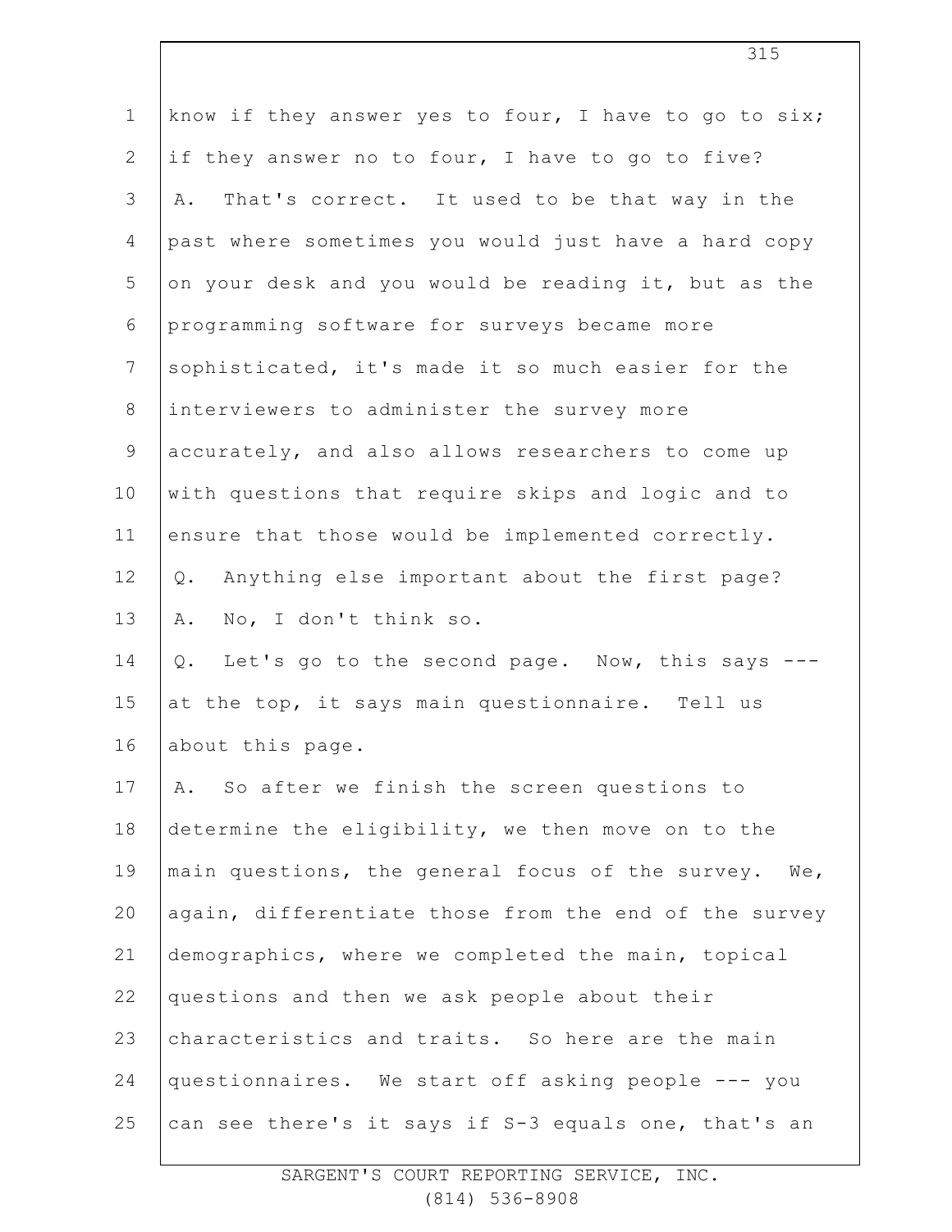know if they answer yes to four, I have to go to six; if they answer no to four, I have to go to five?

A. That's correct. It used to be that way in the past where sometimes you would just have a hard copy on your desk and you would be reading it, but as the programming software for surveys became more sophisticated, it's made it so much easier for the interviewers to administer the survey more accurately, and also allows researchers to come up with questions that require skips and logic and to ensure that those would be implemented correctly.

Q. Anything else important about the first page?

A. No, I don't think so.

Q. Let's go to the second page. Now, this says --- at the top, it says main questionnaire. Tell us about this page.

A. So after we finish the screen questions to determine the eligibility, we then move on to the main questions, the general focus of the survey. We, again, differentiate those from the end of the survey demographics, where we completed the main, topical questions and then we ask people about their characteristics and traits. So here are the main questionnaires. We start off asking people --- you can see there's it says if S-3 equals one, that's an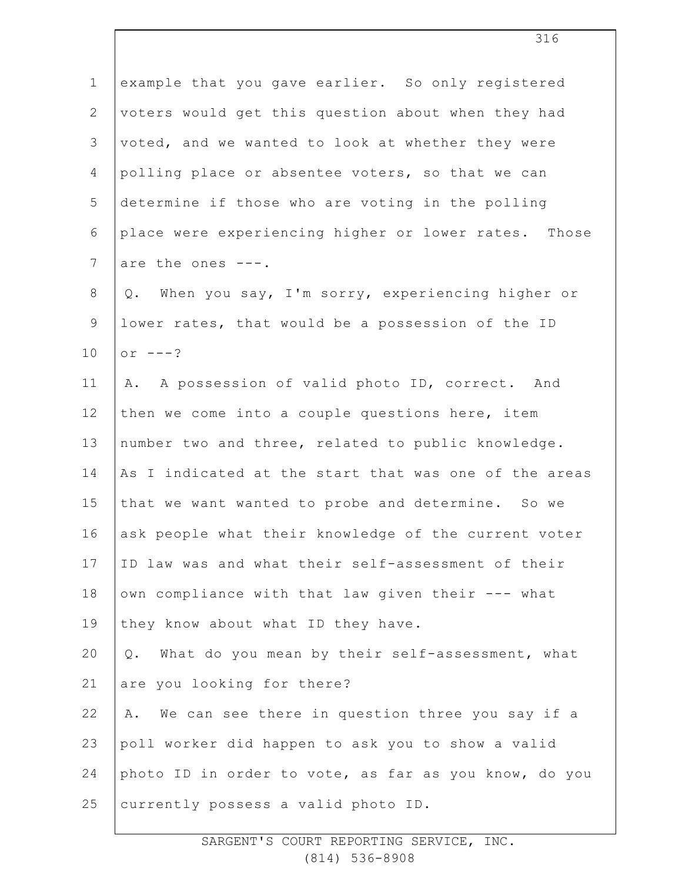example that you gave earlier. So only registered voters would get this question about when they had voted, and we wanted to look at whether they were polling place or absentee voters, so that we can determine if those who are voting in the polling place were experiencing higher or lower rates. Those are the ones ---.

Q. When you say, I'm sorry, experiencing higher or lower rates, that would be a possession of the ID or ---?

A. A possession of valid photo ID, correct. And then we come into a couple questions here, item number two and three, related to public knowledge. As I indicated at the start that was one of the areas that we want wanted to probe and determine. So we ask people what their knowledge of the current voter ID law was and what their self-assessment of their own compliance with that law given their --- what they know about what ID they have.

Q. What do you mean by their self-assessment, what are you looking for there?

A. We can see there in question three you say if a poll worker did happen to ask you to show a valid photo ID in order to vote, as far as you know, do you currently possess a valid photo ID.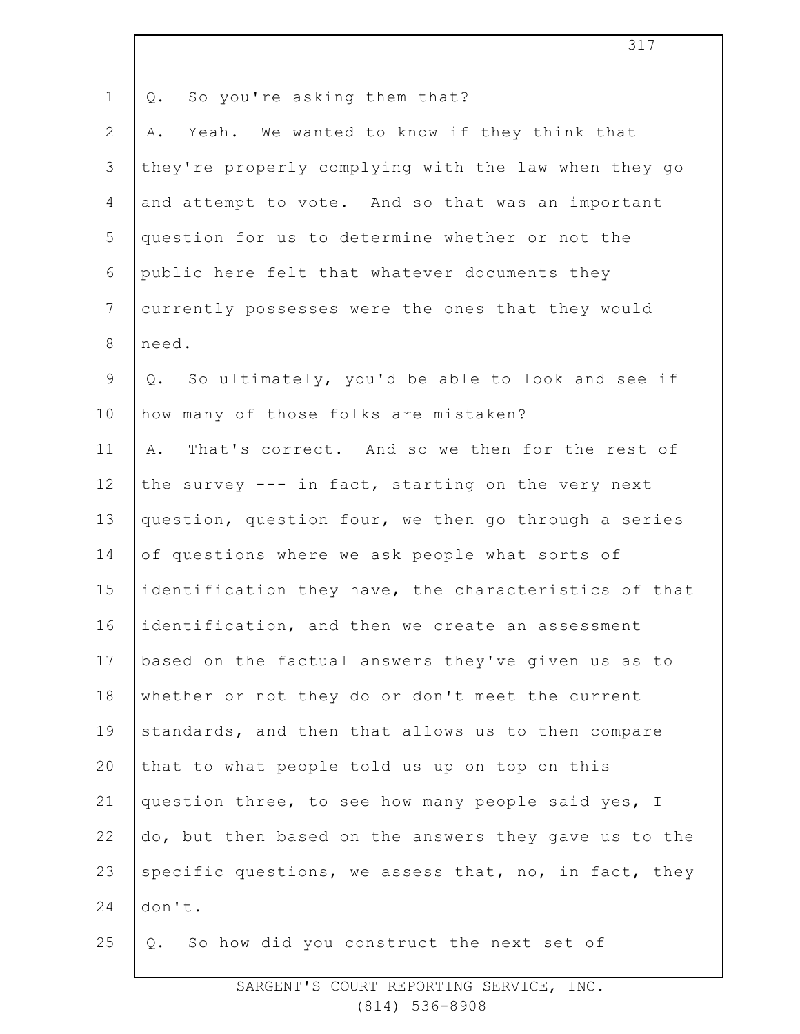Q. So you're asking them that?

A. Yeah. We wanted to know if they think that they're properly complying with the law when they go and attempt to vote. And so that was an important question for us to determine whether or not the public here felt that whatever documents they currently possesses were the ones that they would need.

Q. So ultimately, you'd be able to look and see if how many of those folks are mistaken?

A. That's correct. And so we then for the rest of the survey --- in fact, starting on the very next question, question four, we then go through a series of questions where we ask people what sorts of identification they have, the characteristics of that identification, and then we create an assessment based on the factual answers they've given us as to whether or not they do or don't meet the current standards, and then that allows us to then compare that to what people told us up on top on this question three, to see how many people said yes, I do, but then based on the answers they gave us to the specific questions, we assess that, no, in fact, they don't.

Q. So how did you construct the next set of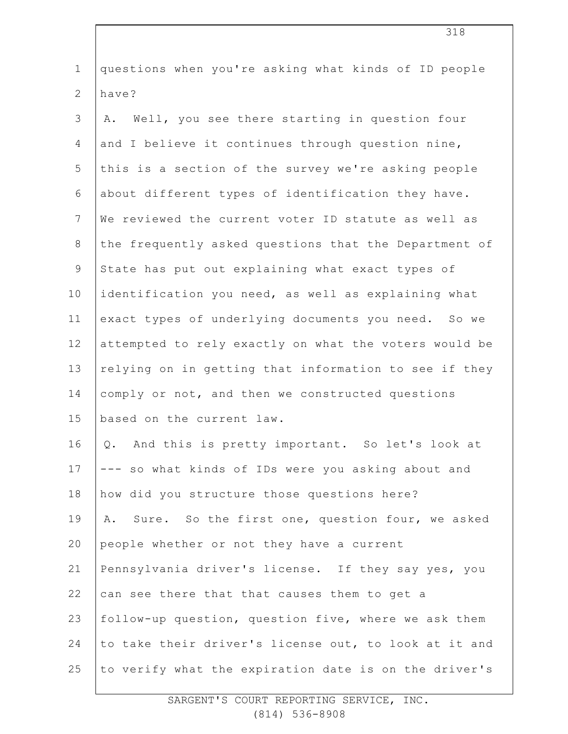questions when you're asking what kinds of ID people have?

A. Well, you see there starting in question four and I believe it continues through question nine, this is a section of the survey we're asking people about different types of identification they have. We reviewed the current voter ID statute as well as the frequently asked questions that the Department of State has put out explaining what exact types of identification you need, as well as explaining what exact types of underlying documents you need. So we attempted to rely exactly on what the voters would be relying on in getting that information to see if they comply or not, and then we constructed questions based on the current law.

Q. And this is pretty important. So let's look at --- so what kinds of IDs were you asking about and how did you structure those questions here?

A. Sure. So the first one, question four, we asked people whether or not they have a current Pennsylvania driver's license. If they say yes, you can see there that that causes them to get a follow-up question, question five, where we ask them to take their driver's license out, to look at it and to verify what the expiration date is on the driver's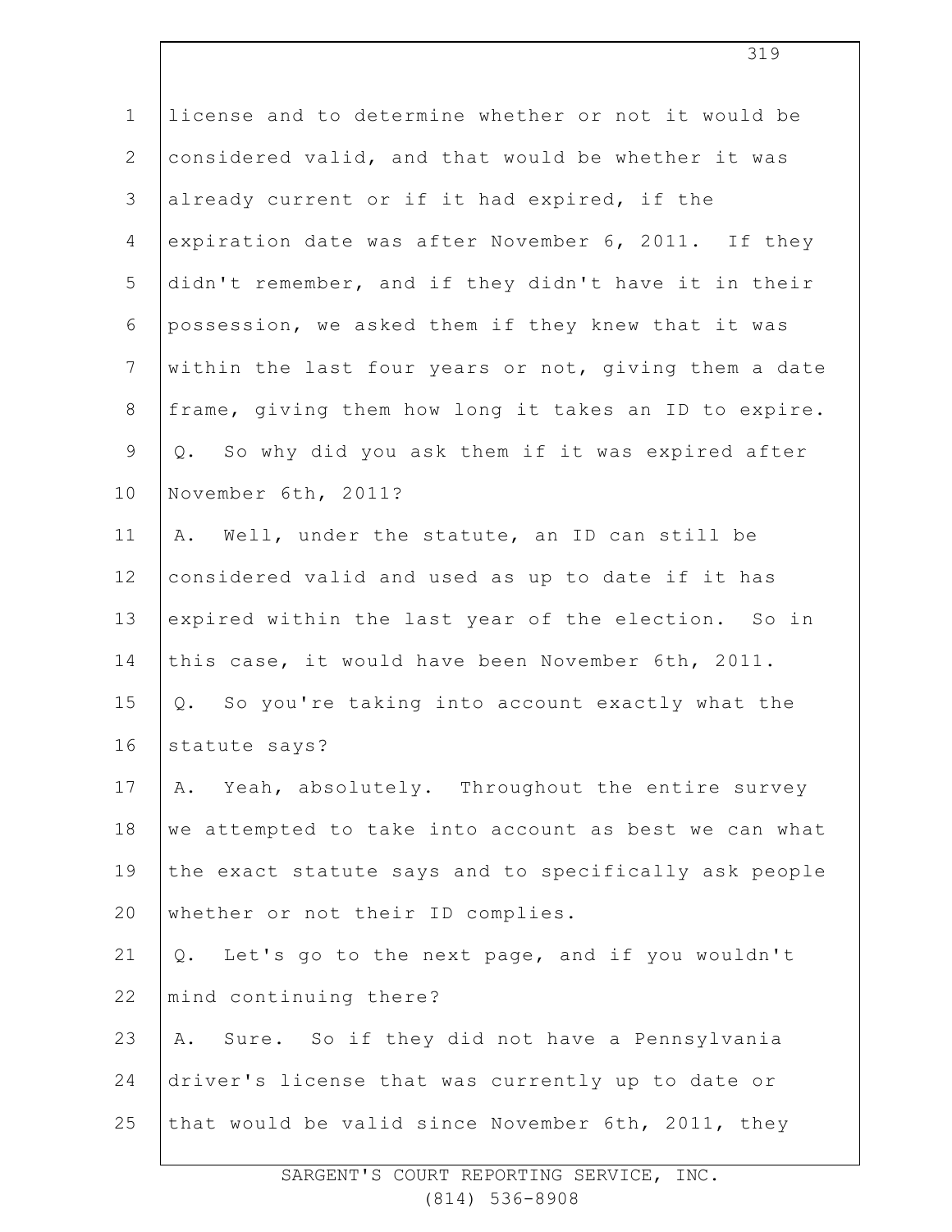license and to determine whether or not it would be considered valid, and that would be whether it was already current or if it had expired, if the expiration date was after November 6, 2011. If they didn't remember, and if they didn't have it in their possession, we asked them if they knew that it was within the last four years or not, giving them a date frame, giving them how long it takes an ID to expire.

Q. So why did you ask them if it was expired after November 6th, 2011?

A. Well, under the statute, an ID can still be considered valid and used as up to date if it has expired within the last year of the election. So in this case, it would have been November 6th, 2011.

Q. So you're taking into account exactly what the statute says?

A. Yeah, absolutely. Throughout the entire survey we attempted to take into account as best we can what the exact statute says and to specifically ask people whether or not their ID complies.

Q. Let's go to the next page, and if you wouldn't mind continuing there?

A. Sure. So if they did not have a Pennsylvania driver's license that was currently up to date or that would be valid since November 6th, 2011, they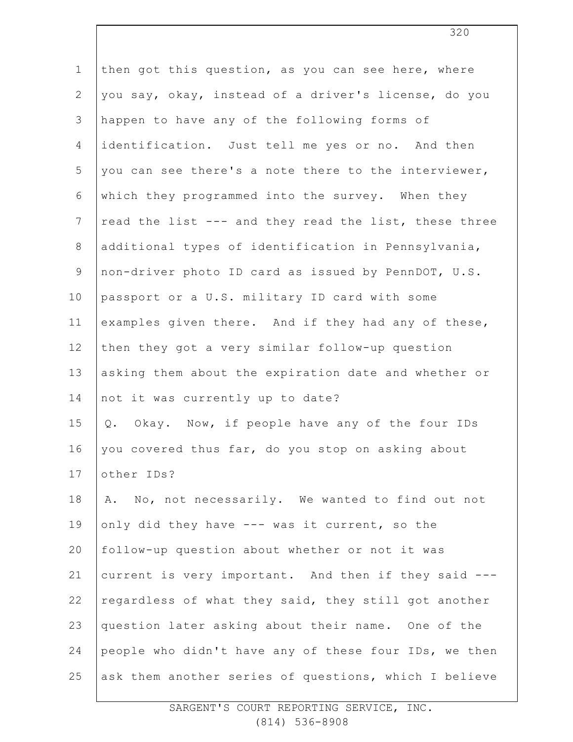then got this question, as you can see here, where you say, okay, instead of a driver's license, do you happen to have any of the following forms of identification. Just tell me yes or no. And then you can see there's a note there to the interviewer, which they programmed into the survey. When they read the list --- and they read the list, these three additional types of identification in Pennsylvania, non-driver photo ID card as issued by PennDOT, U.S. passport or a U.S. military ID card with some examples given there. And if they had any of these, then they got a very similar follow-up question asking them about the expiration date and whether or not it was currently up to date?

Q. Okay. Now, if people have any of the four IDs you covered thus far, do you stop on asking about other IDs?

A. No, not necessarily. We wanted to find out not only did they have --- was it current, so the follow-up question about whether or not it was current is very important. And then if they said --- regardless of what they said, they still got another question later asking about their name. One of the people who didn't have any of these four IDs, we then ask them another series of questions, which I believe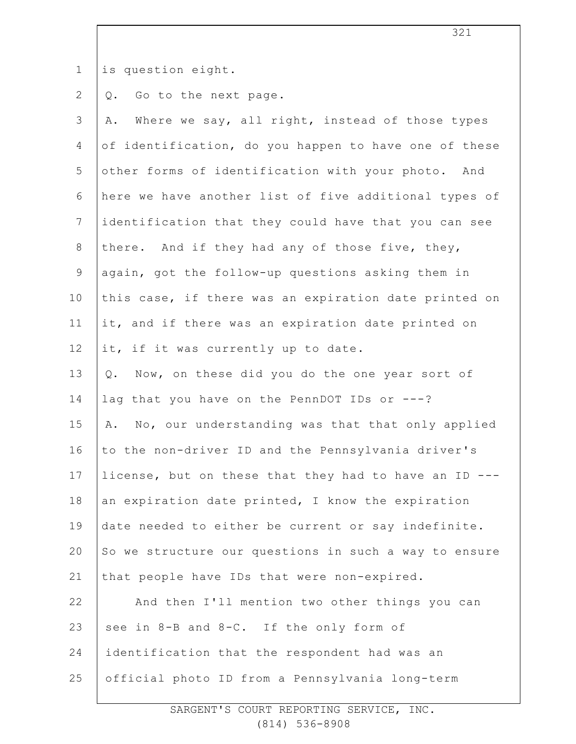is question eight.

Q. Go to the next page.

A. Where we say, all right, instead of those types of identification, do you happen to have one of these other forms of identification with your photo. And here we have another list of five additional types of identification that they could have that you can see there. And if they had any of those five, they, again, got the follow-up questions asking them in this case, if there was an expiration date printed on it, and if there was an expiration date printed on it, if it was currently up to date.

Q. Now, on these did you do the one year sort of lag that you have on the PennDOT IDs or ---?

A. No, our understanding was that that only applied to the non-driver ID and the Pennsylvania driver's license, but on these that they had to have an ID --- an expiration date printed, I know the expiration date needed to either be current or say indefinite. So we structure our questions in such a way to ensure that people have IDs that were non-expired.

And then I'll mention two other things you can see in 8-B and 8-C. If the only form of identification that the respondent had was an official photo ID from a Pennsylvania long-term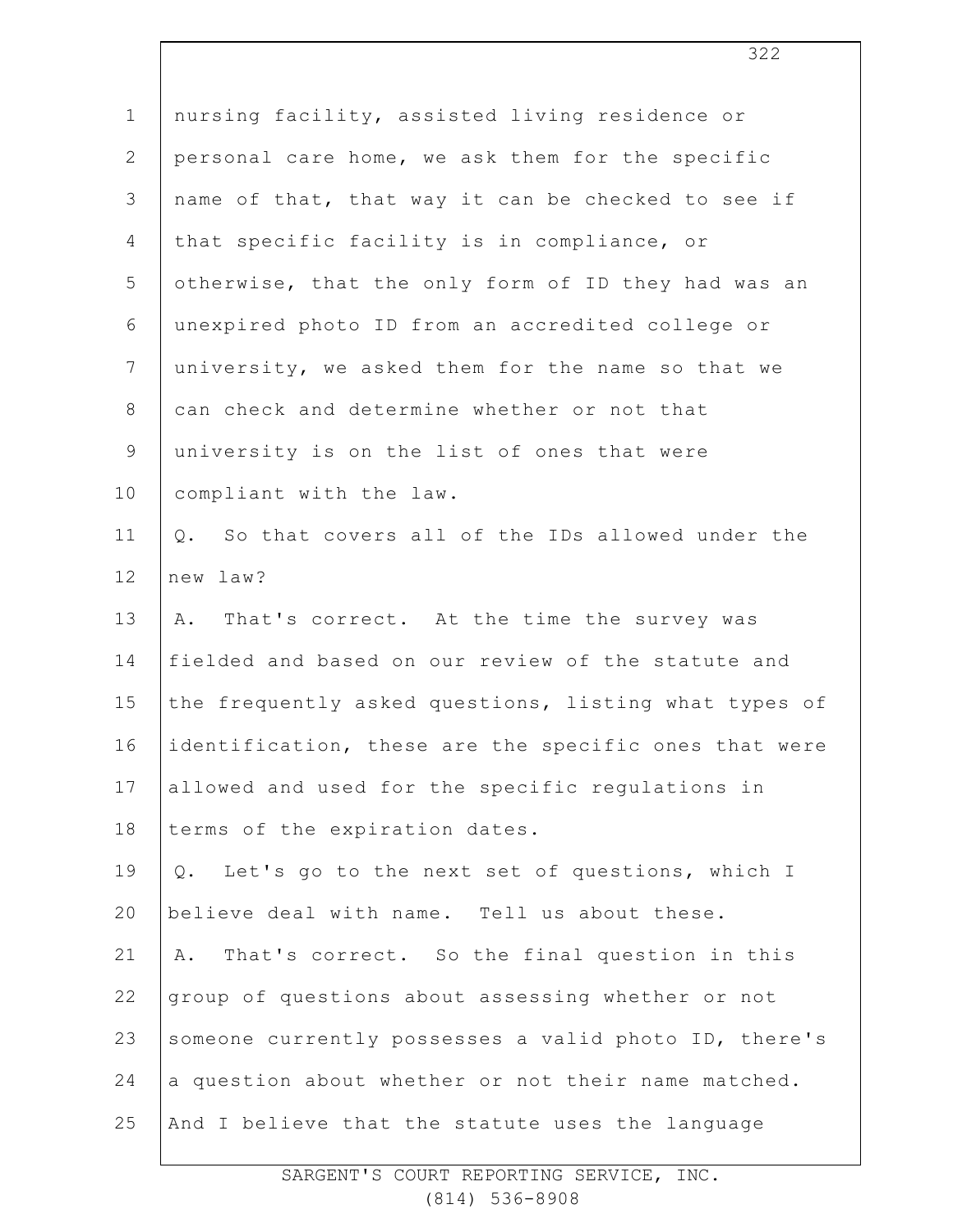nursing facility, assisted living residence or personal care home, we ask them for the specific name of that, that way it can be checked to see if that specific facility is in compliance, or otherwise, that the only form of ID they had was an unexpired photo ID from an accredited college or university, we asked them for the name so that we can check and determine whether or not that university is on the list of ones that were compliant with the law.

Q. So that covers all of the IDs allowed under the new law?

A. That's correct. At the time the survey was fielded and based on our review of the statute and the frequently asked questions, listing what types of identification, these are the specific ones that were allowed and used for the specific regulations in terms of the expiration dates.

Q. Let's go to the next set of questions, which I believe deal with name. Tell us about these.

A. That's correct. So the final question in this group of questions about assessing whether or not someone currently possesses a valid photo ID, there's a question about whether or not their name matched. And I believe that the statute uses the language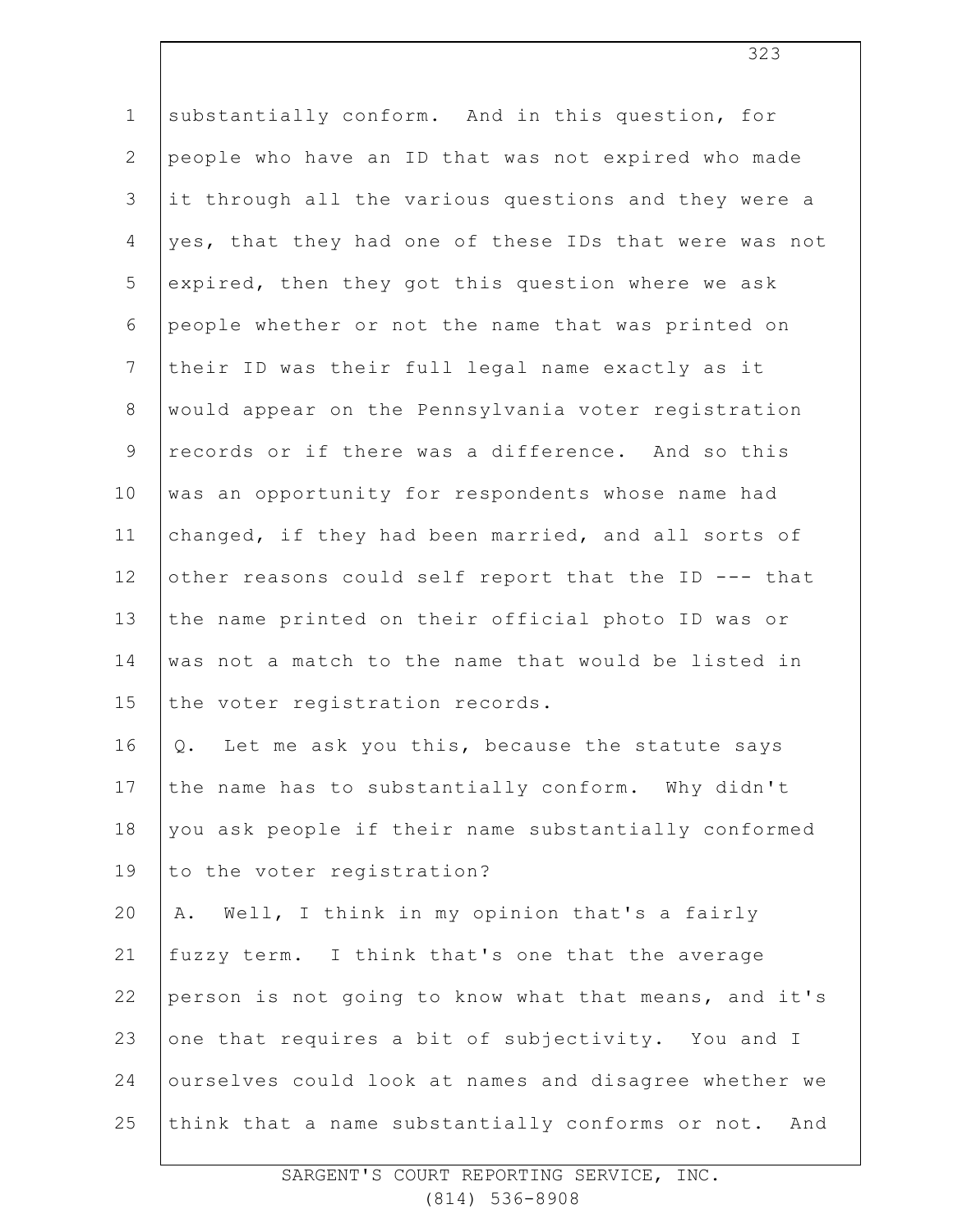substantially conform. And in this question, for people who have an ID that was not expired who made it through all the various questions and they were a yes, that they had one of these IDs that were was not expired, then they got this question where we ask people whether or not the name that was printed on their ID was their full legal name exactly as it would appear on the Pennsylvania voter registration records or if there was a difference. And so this was an opportunity for respondents whose name had changed, if they had been married, and all sorts of other reasons could self report that the ID --- that the name printed on their official photo ID was or was not a match to the name that would be listed in the voter registration records.

Q. Let me ask you this, because the statute says the name has to substantially conform. Why didn't you ask people if their name substantially conformed to the voter registration?

A. Well, I think in my opinion that's a fairly fuzzy term. I think that's one that the average person is not going to know what that means, and it's one that requires a bit of subjectivity. You and I ourselves could look at names and disagree whether we think that a name substantially conforms or not. And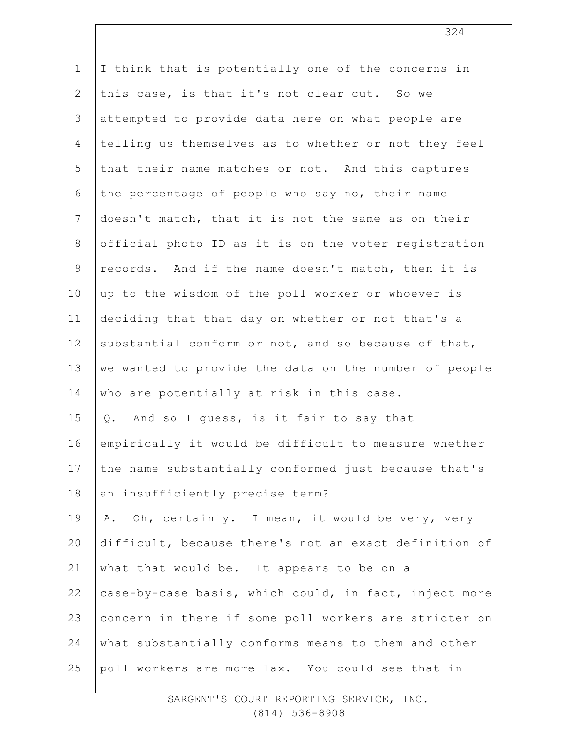I think that is potentially one of the concerns in this case, is that it's not clear cut. So we attempted to provide data here on what people are telling us themselves as to whether or not they feel that their name matches or not. And this captures the percentage of people who say no, their name doesn't match, that it is not the same as on their official photo ID as it is on the voter registration records. And if the name doesn't match, then it is up to the wisdom of the poll worker or whoever is deciding that that day on whether or not that's a substantial conform or not, and so because of that, we wanted to provide the data on the number of people who are potentially at risk in this case.

Q. And so I guess, is it fair to say that empirically it would be difficult to measure whether the name substantially conformed just because that's an insufficiently precise term?

A. Oh, certainly. I mean, it would be very, very difficult, because there's not an exact definition of what that would be. It appears to be on a case-by-case basis, which could, in fact, inject more concern in there if some poll workers are stricter on what substantially conforms means to them and other poll workers are more lax. You could see that in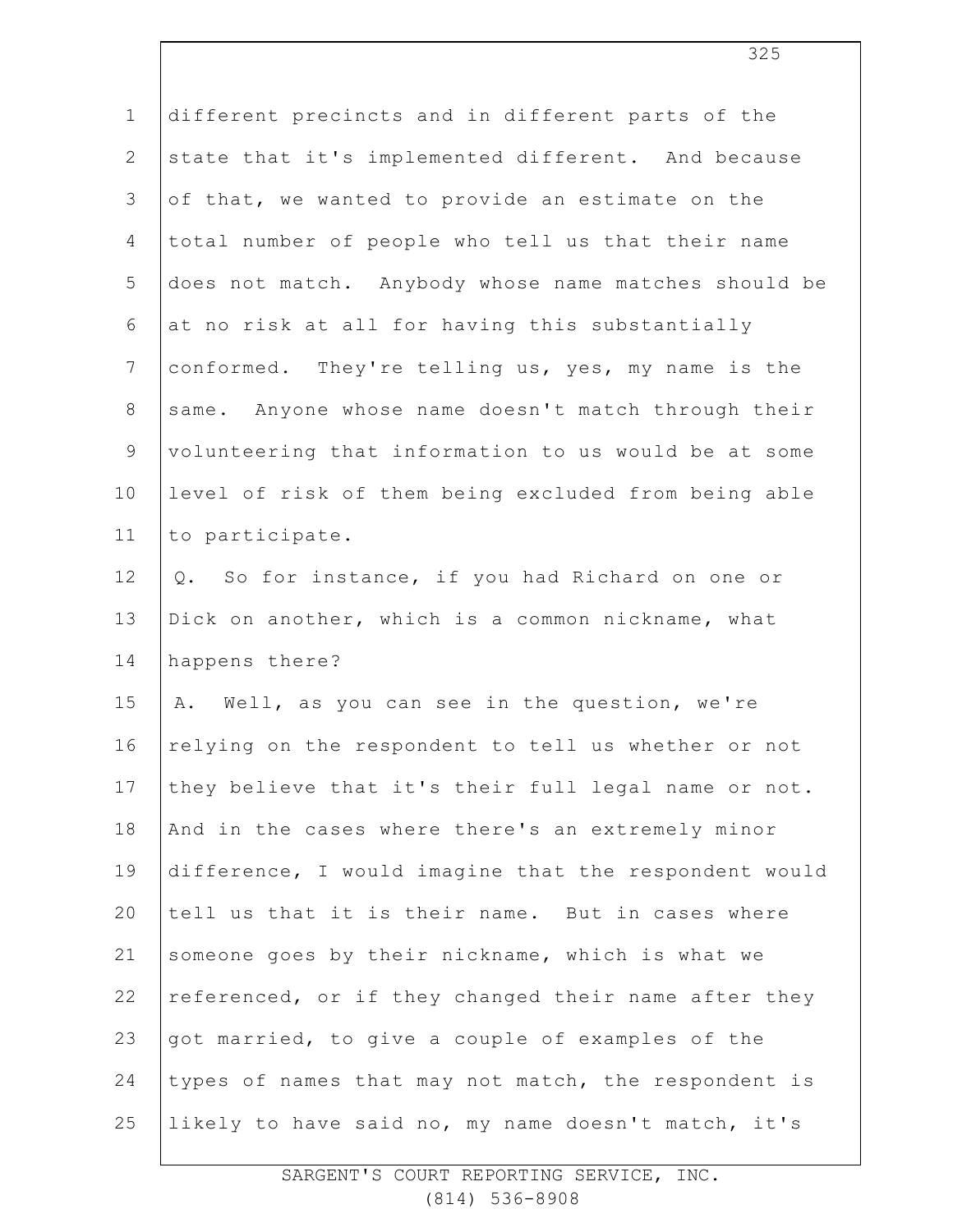different precincts and in different parts of the state that it's implemented different. And because of that, we wanted to provide an estimate on the total number of people who tell us that their name does not match. Anybody whose name matches should be at no risk at all for having this substantially conformed. They're telling us, yes, my name is the same. Anyone whose name doesn't match through their volunteering that information to us would be at some level of risk of them being excluded from being able to participate.

Q. So for instance, if you had Richard on one or Dick on another, which is a common nickname, what happens there?

A. Well, as you can see in the question, we're relying on the respondent to tell us whether or not they believe that it's their full legal name or not. And in the cases where there's an extremely minor difference, I would imagine that the respondent would tell us that it is their name. But in cases where someone goes by their nickname, which is what we referenced, or if they changed their name after they got married, to give a couple of examples of the types of names that may not match, the respondent is likely to have said no, my name doesn't match, it's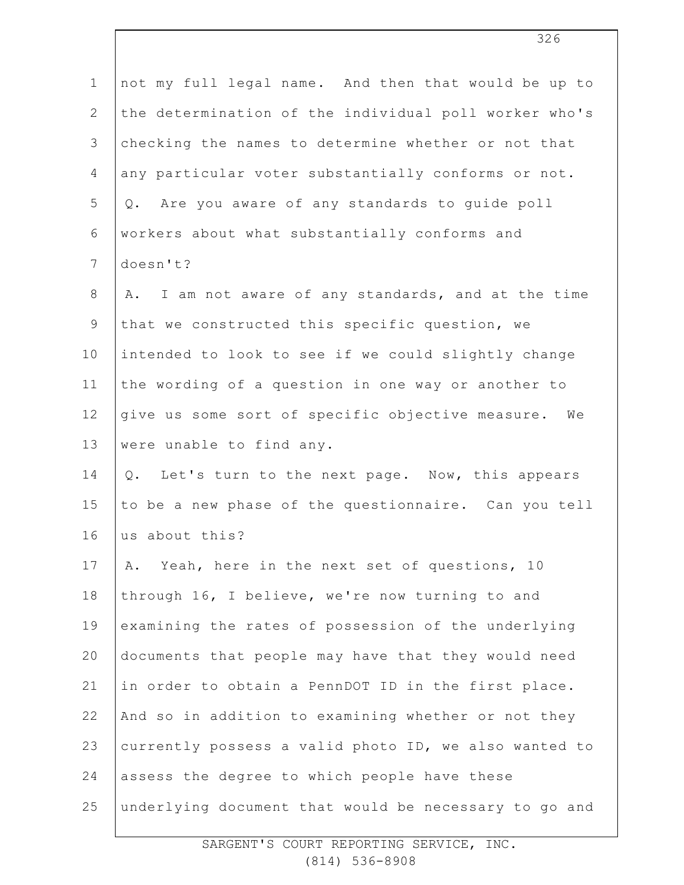not my full legal name. And then that would be up to the determination of the individual poll worker who's checking the names to determine whether or not that any particular voter substantially conforms or not.

Q. Are you aware of any standards to guide poll workers about what substantially conforms and doesn't?

A. I am not aware of any standards, and at the time that we constructed this specific question, we intended to look to see if we could slightly change the wording of a question in one way or another to give us some sort of specific objective measure. We were unable to find any.

Q. Let's turn to the next page. Now, this appears to be a new phase of the questionnaire. Can you tell us about this?

A. Yeah, here in the next set of questions, 10 through 16, I believe, we're now turning to and examining the rates of possession of the underlying documents that people may have that they would need in order to obtain a PennDOT ID in the first place. And so in addition to examining whether or not they currently possess a valid photo ID, we also wanted to assess the degree to which people have these underlying document that would be necessary to go and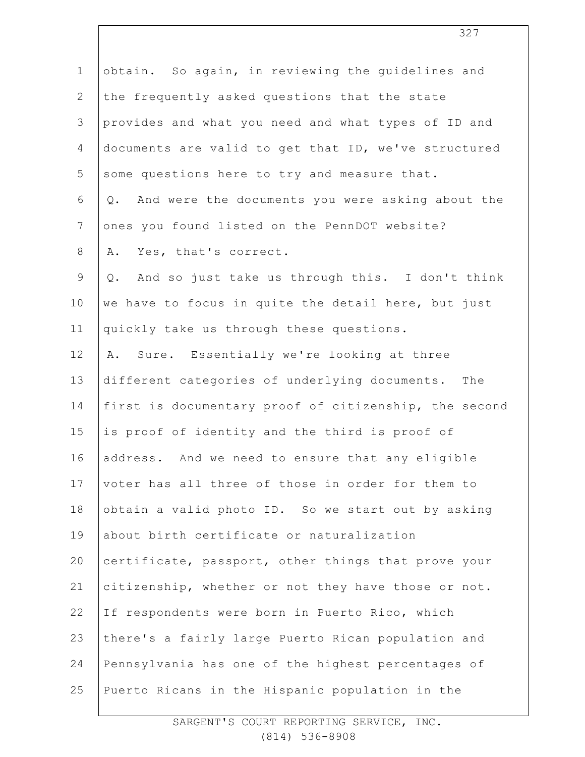obtain. So again, in reviewing the guidelines and the frequently asked questions that the state provides and what you need and what types of ID and documents are valid to get that ID, we've structured some questions here to try and measure that.

Q. And were the documents you were asking about the ones you found listed on the PennDOT website?

A. Yes, that's correct.

Q. And so just take us through this. I don't think we have to focus in quite the detail here, but just quickly take us through these questions.

A. Sure. Essentially we're looking at three different categories of underlying documents. The first is documentary proof of citizenship, the second is proof of identity and the third is proof of address. And we need to ensure that any eligible voter has all three of those in order for them to obtain a valid photo ID. So we start out by asking about birth certificate or naturalization certificate, passport, other things that prove your citizenship, whether or not they have those or not. If respondents were born in Puerto Rico, which there's a fairly large Puerto Rican population and Pennsylvania has one of the highest percentages of Puerto Ricans in the Hispanic population in the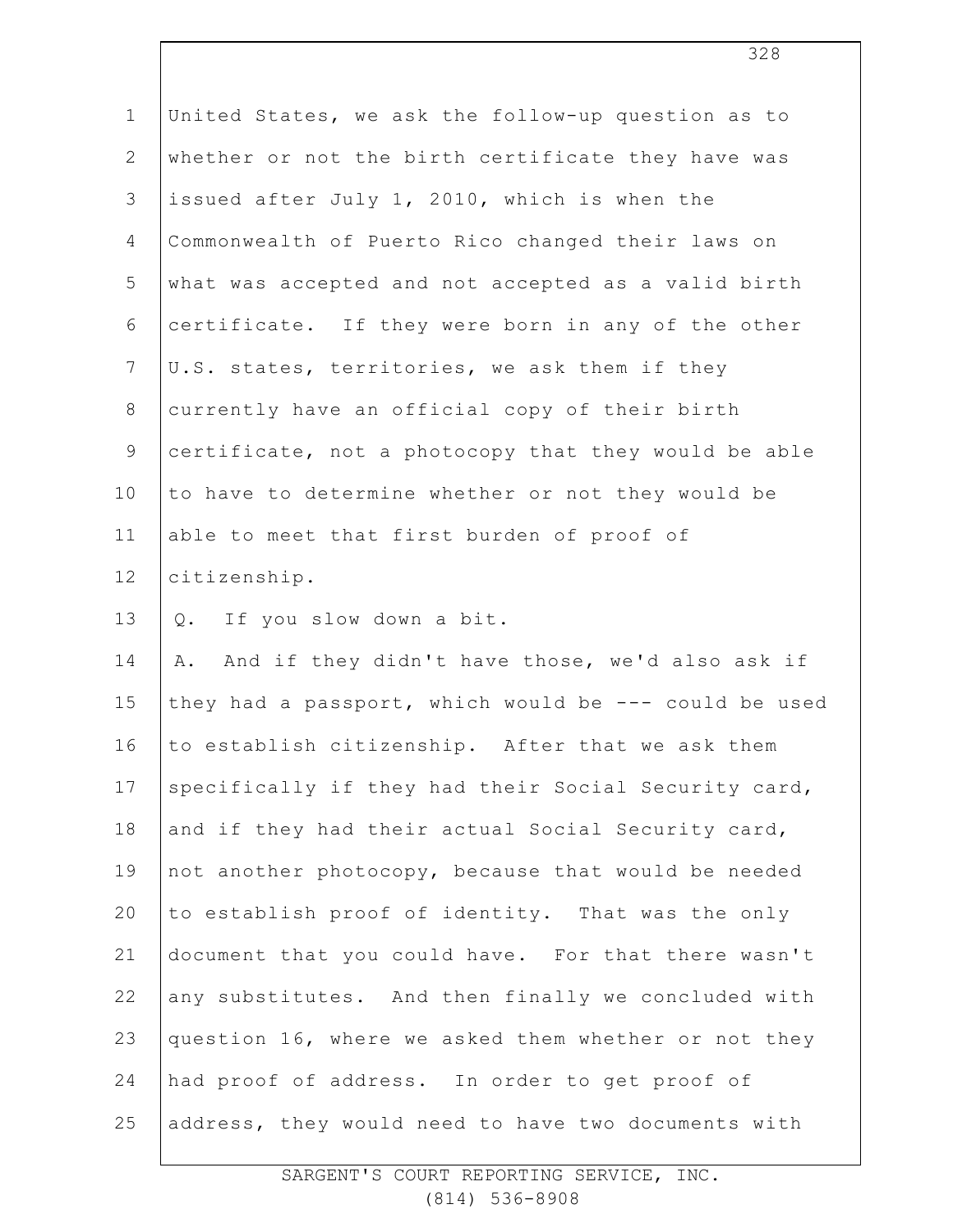United States, we ask the follow-up question as to whether or not the birth certificate they have was issued after July 1, 2010, which is when the Commonwealth of Puerto Rico changed their laws on what was accepted and not accepted as a valid birth certificate. If they were born in any of the other U.S. states, territories, we ask them if they currently have an official copy of their birth certificate, not a photocopy that they would be able to have to determine whether or not they would be able to meet that first burden of proof of citizenship.

Q. If you slow down a bit.

A. And if they didn't have those, we'd also ask if they had a passport, which would be --- could be used to establish citizenship. After that we ask them specifically if they had their Social Security card, and if they had their actual Social Security card, not another photocopy, because that would be needed to establish proof of identity. That was the only document that you could have. For that there wasn't any substitutes. And then finally we concluded with question 16, where we asked them whether or not they had proof of address. In order to get proof of address, they would need to have two documents with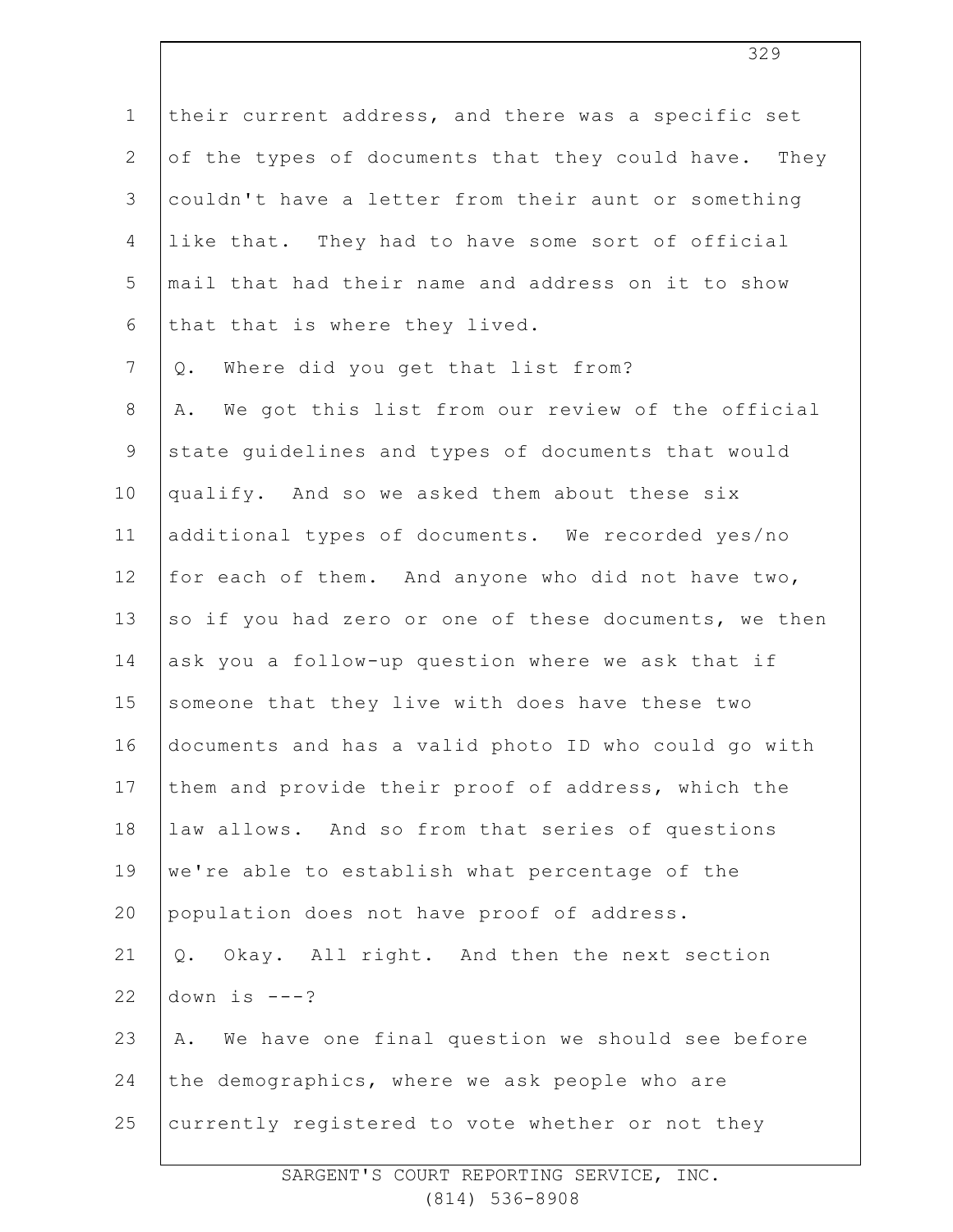their current address, and there was a specific set of the types of documents that they could have. They couldn't have a letter from their aunt or something like that. They had to have some sort of official mail that had their name and address on it to show that that is where they lived.

Q. Where did you get that list from?

A. We got this list from our review of the official state guidelines and types of documents that would qualify. And so we asked them about these six additional types of documents. We recorded yes/no for each of them. And anyone who did not have two, so if you had zero or one of these documents, we then ask you a follow-up question where we ask that if someone that they live with does have these two documents and has a valid photo ID who could go with them and provide their proof of address, which the law allows. And so from that series of questions we're able to establish what percentage of the population does not have proof of address.

Q. Okay. All right. And then the next section down is ---?

A. We have one final question we should see before the demographics, where we ask people who are currently registered to vote whether or not they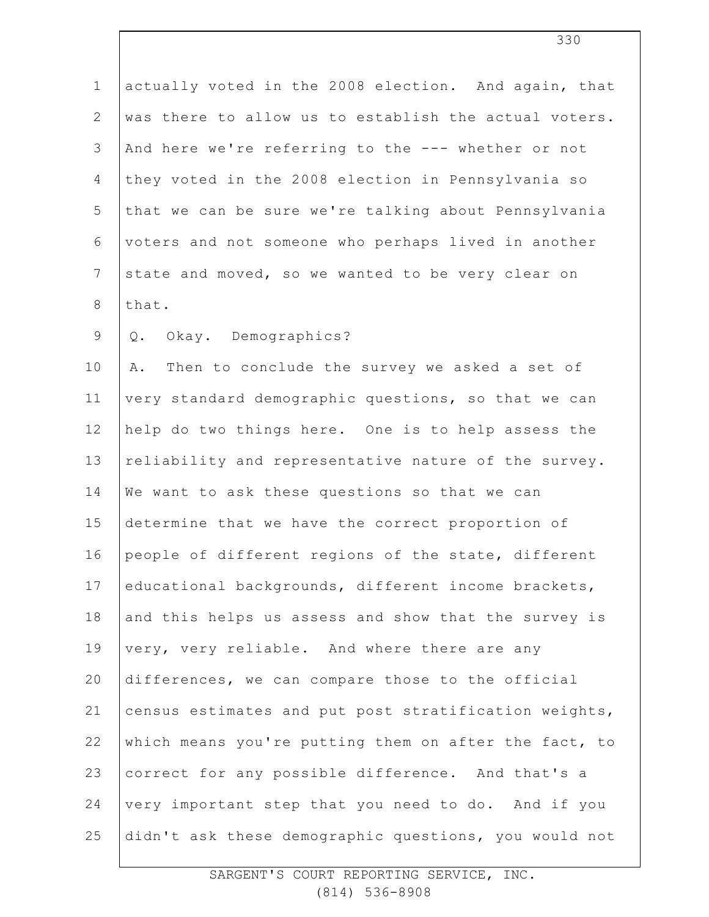actually voted in the 2008 election. And again, that was there to allow us to establish the actual voters. And here we're referring to the --- whether or not they voted in the 2008 election in Pennsylvania so that we can be sure we're talking about Pennsylvania voters and not someone who perhaps lived in another state and moved, so we wanted to be very clear on that.

Q. Okay. Demographics?

A. Then to conclude the survey we asked a set of very standard demographic questions, so that we can help do two things here. One is to help assess the reliability and representative nature of the survey. We want to ask these questions so that we can determine that we have the correct proportion of people of different regions of the state, different educational backgrounds, different income brackets, and this helps us assess and show that the survey is very, very reliable. And where there are any differences, we can compare those to the official census estimates and put post stratification weights, which means you're putting them on after the fact, to correct for any possible difference. And that's a very important step that you need to do. And if you didn't ask these demographic questions, you would not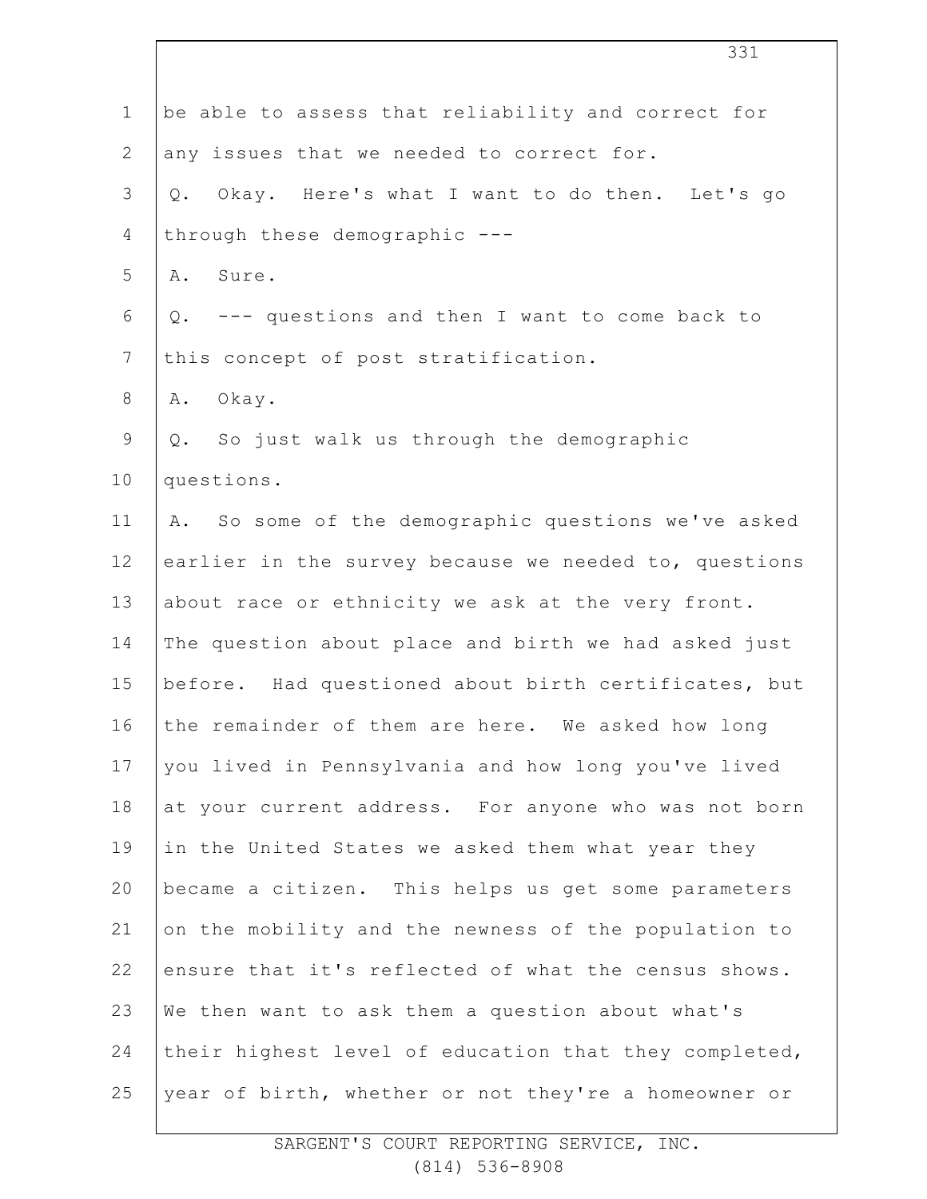be able to assess that reliability and correct for any issues that we needed to correct for.

Q. Okay. Here's what I want to do then. Let's go through these demographic ---

A. Sure.

Q. --- questions and then I want to come back to this concept of post stratification.

A. Okay.

Q. So just walk us through the demographic questions.

A. So some of the demographic questions we've asked earlier in the survey because we needed to, questions about race or ethnicity we ask at the very front. The question about place and birth we had asked just before. Had questioned about birth certificates, but the remainder of them are here. We asked how long you lived in Pennsylvania and how long you've lived at your current address. For anyone who was not born in the United States we asked them what year they became a citizen. This helps us get some parameters on the mobility and the newness of the population to ensure that it's reflected of what the census shows. We then want to ask them a question about what's their highest level of education that they completed, year of birth, whether or not they're a homeowner or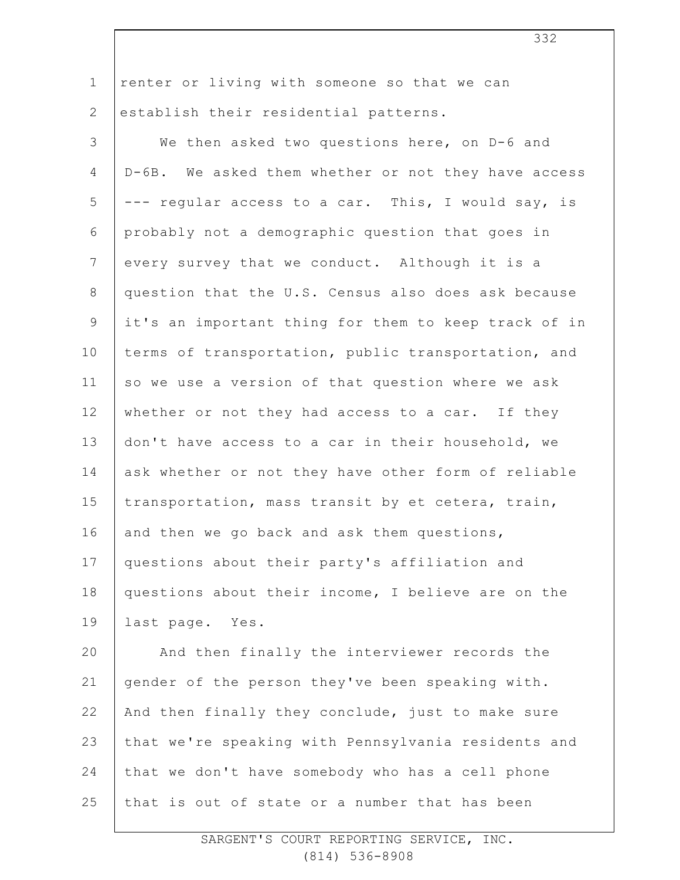renter or living with someone so that we can establish their residential patterns.

We then asked two questions here, on D-6 and D-6B. We asked them whether or not they have access --- regular access to a car. This, I would say, is probably not a demographic question that goes in every survey that we conduct. Although it is a question that the U.S. Census also does ask because it's an important thing for them to keep track of in terms of transportation, public transportation, and so we use a version of that question where we ask whether or not they had access to a car. If they don't have access to a car in their household, we ask whether or not they have other form of reliable transportation, mass transit by et cetera, train, and then we go back and ask them questions, questions about their party's affiliation and questions about their income, I believe are on the last page. Yes.

And then finally the interviewer records the gender of the person they've been speaking with. And then finally they conclude, just to make sure that we're speaking with Pennsylvania residents and that we don't have somebody who has a cell phone that is out of state or a number that has been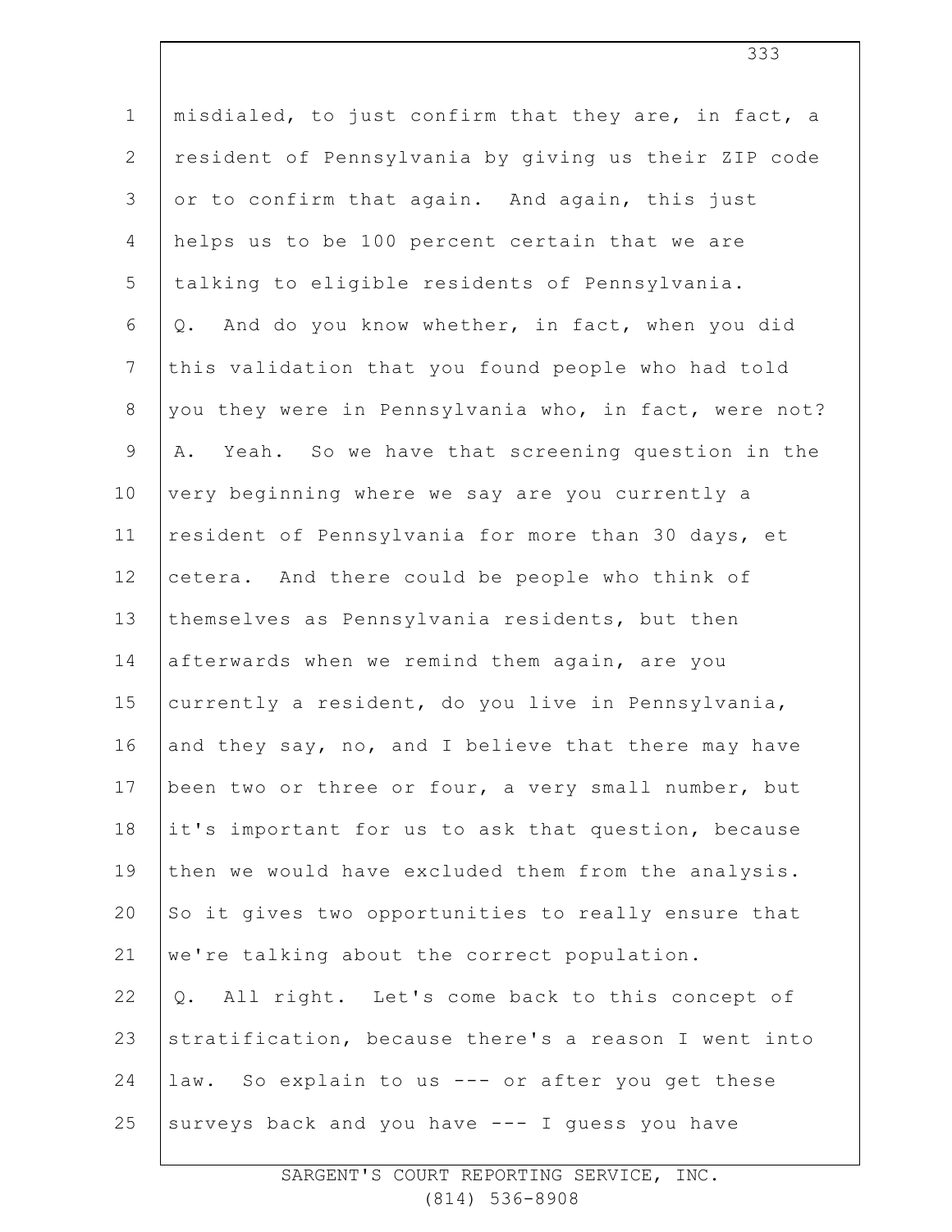misdialed, to just confirm that they are, in fact, a resident of Pennsylvania by giving us their ZIP code or to confirm that again. And again, this just helps us to be 100 percent certain that we are talking to eligible residents of Pennsylvania.

Q. And do you know whether, in fact, when you did this validation that you found people who had told you they were in Pennsylvania who, in fact, were not?

A. Yeah. So we have that screening question in the very beginning where we say are you currently a resident of Pennsylvania for more than 30 days, et cetera. And there could be people who think of themselves as Pennsylvania residents, but then afterwards when we remind them again, are you currently a resident, do you live in Pennsylvania, and they say, no, and I believe that there may have been two or three or four, a very small number, but it's important for us to ask that question, because then we would have excluded them from the analysis. So it gives two opportunities to really ensure that we're talking about the correct population.

Q. All right. Let's come back to this concept of stratification, because there's a reason I went into law. So explain to us --- or after you get these surveys back and you have --- I guess you have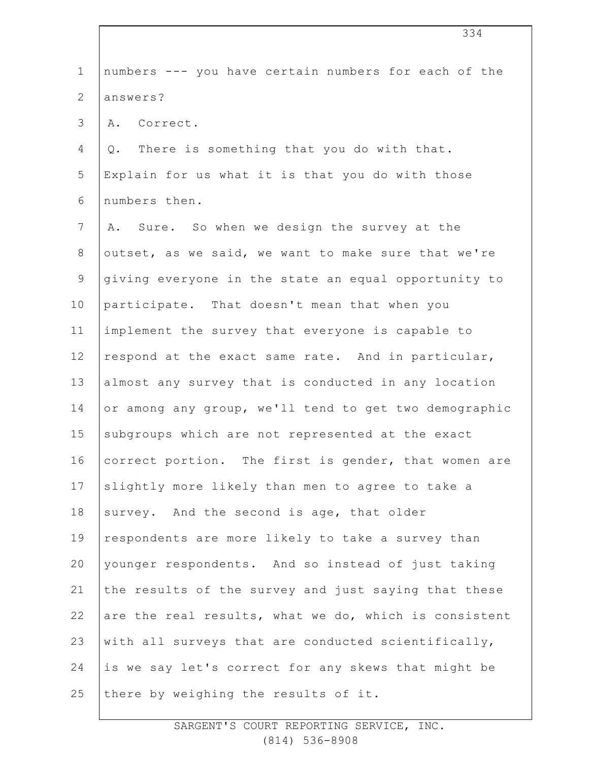numbers --- you have certain numbers for each of the answers?

A. Correct.

Q. There is something that you do with that. Explain for us what it is that you do with those numbers then.

A. Sure. So when we design the survey at the outset, as we said, we want to make sure that we're giving everyone in the state an equal opportunity to participate. That doesn't mean that when you implement the survey that everyone is capable to respond at the exact same rate. And in particular, almost any survey that is conducted in any location or among any group, we'll tend to get two demographic subgroups which are not represented at the exact correct portion. The first is gender, that women are slightly more likely than men to agree to take a survey. And the second is age, that older respondents are more likely to take a survey than younger respondents. And so instead of just taking the results of the survey and just saying that these are the real results, what we do, which is consistent with all surveys that are conducted scientifically, is we say let's correct for any skews that might be there by weighing the results of it.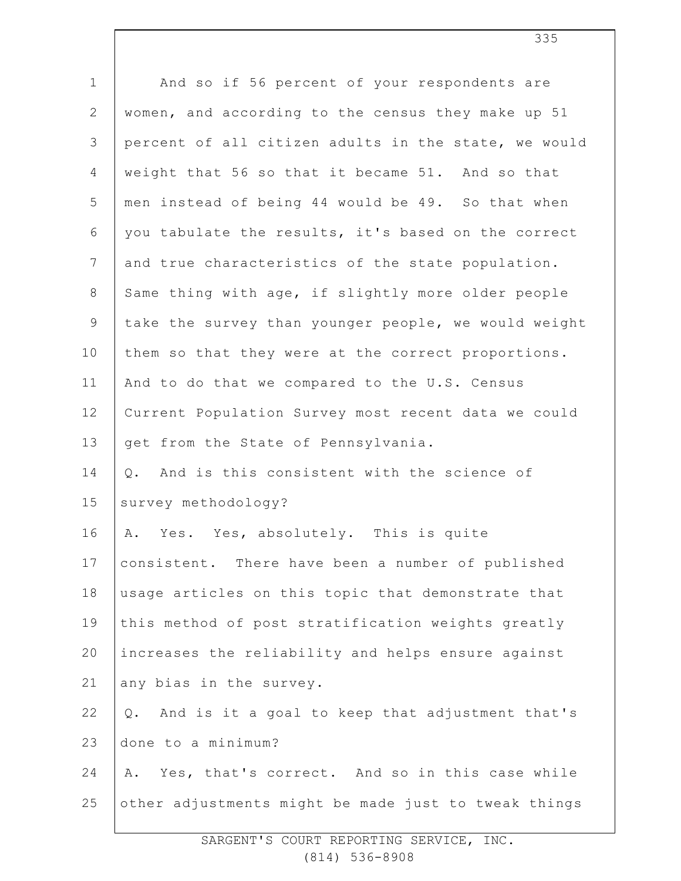And so if 56 percent of your respondents are women, and according to the census they make up 51 percent of all citizen adults in the state, we would weight that 56 so that it became 51. And so that men instead of being 44 would be 49. So that when you tabulate the results, it's based on the correct and true characteristics of the state population. Same thing with age, if slightly more older people take the survey than younger people, we would weight them so that they were at the correct proportions. And to do that we compared to the U.S. Census Current Population Survey most recent data we could get from the State of Pennsylvania.

Q. And is this consistent with the science of survey methodology?

A. Yes. Yes, absolutely. This is quite consistent. There have been a number of published usage articles on this topic that demonstrate that this method of post stratification weights greatly increases the reliability and helps ensure against any bias in the survey.

Q. And is it a goal to keep that adjustment that's done to a minimum?

A. Yes, that's correct. And so in this case while other adjustments might be made just to tweak things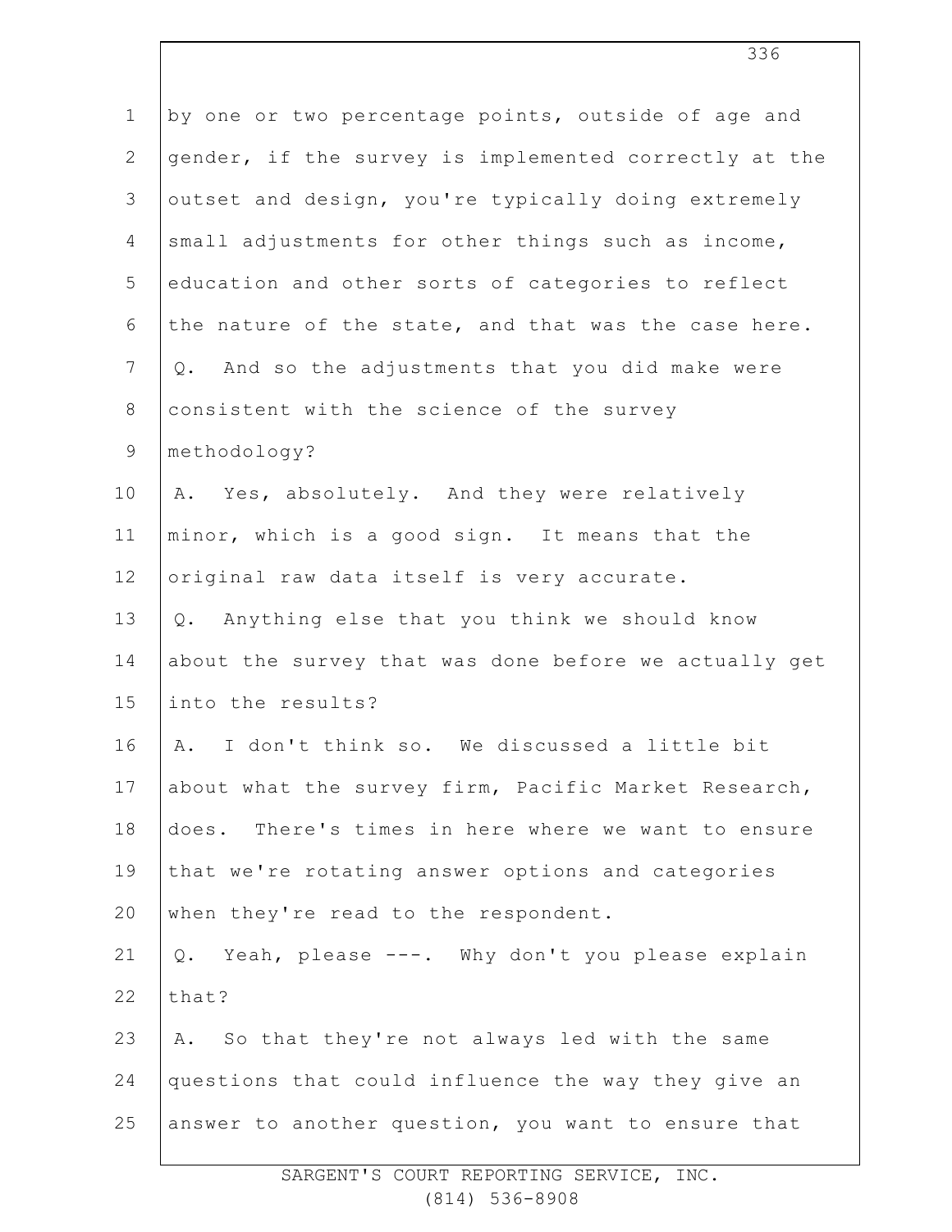by one or two percentage points, outside of age and gender, if the survey is implemented correctly at the outset and design, you're typically doing extremely small adjustments for other things such as income, education and other sorts of categories to reflect the nature of the state, and that was the case here.

Q. And so the adjustments that you did make were consistent with the science of the survey methodology?

A. Yes, absolutely. And they were relatively minor, which is a good sign. It means that the original raw data itself is very accurate.

Q. Anything else that you think we should know about the survey that was done before we actually get into the results?

A. I don't think so. We discussed a little bit about what the survey firm, Pacific Market Research, does. There's times in here where we want to ensure that we're rotating answer options and categories when they're read to the respondent.

Q. Yeah, please ---. Why don't you please explain that?

A. So that they're not always led with the same questions that could influence the way they give an answer to another question, you want to ensure that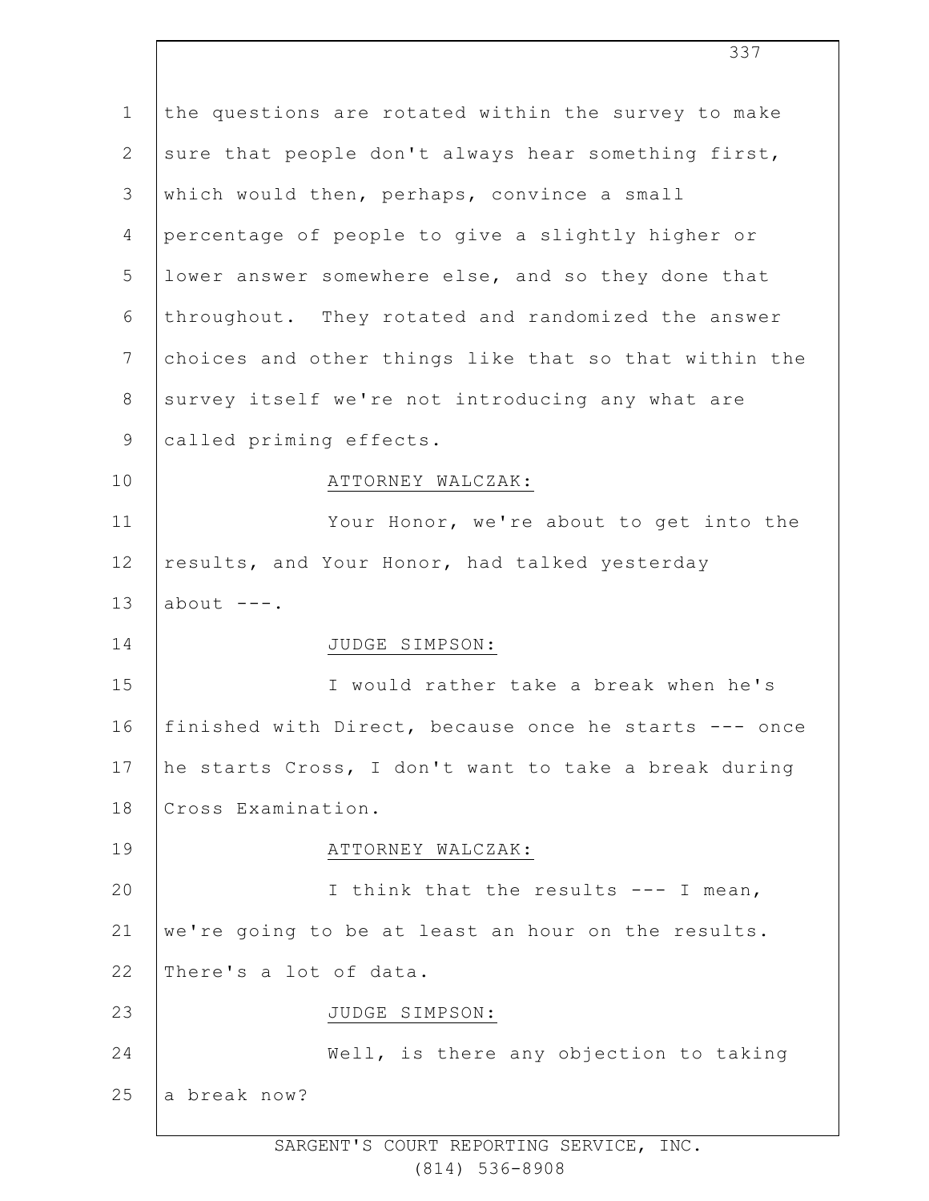the questions are rotated within the survey to make sure that people don't always hear something first, which would then, perhaps, convince a small percentage of people to give a slightly higher or lower answer somewhere else, and so they done that throughout. They rotated and randomized the answer choices and other things like that so that within the survey itself we're not introducing any what are called priming effects.

ATTORNEY WALCZAK:

Your Honor, we're about to get into the results, and Your Honor, had talked yesterday about ---.

JUDGE SIMPSON:

I would rather take a break when he's finished with Direct, because once he starts --- once he starts Cross, I don't want to take a break during Cross Examination.

ATTORNEY WALCZAK:

I think that the results --- I mean, we're going to be at least an hour on the results. There's a lot of data.

JUDGE SIMPSON:

Well, is there any objection to taking a break now?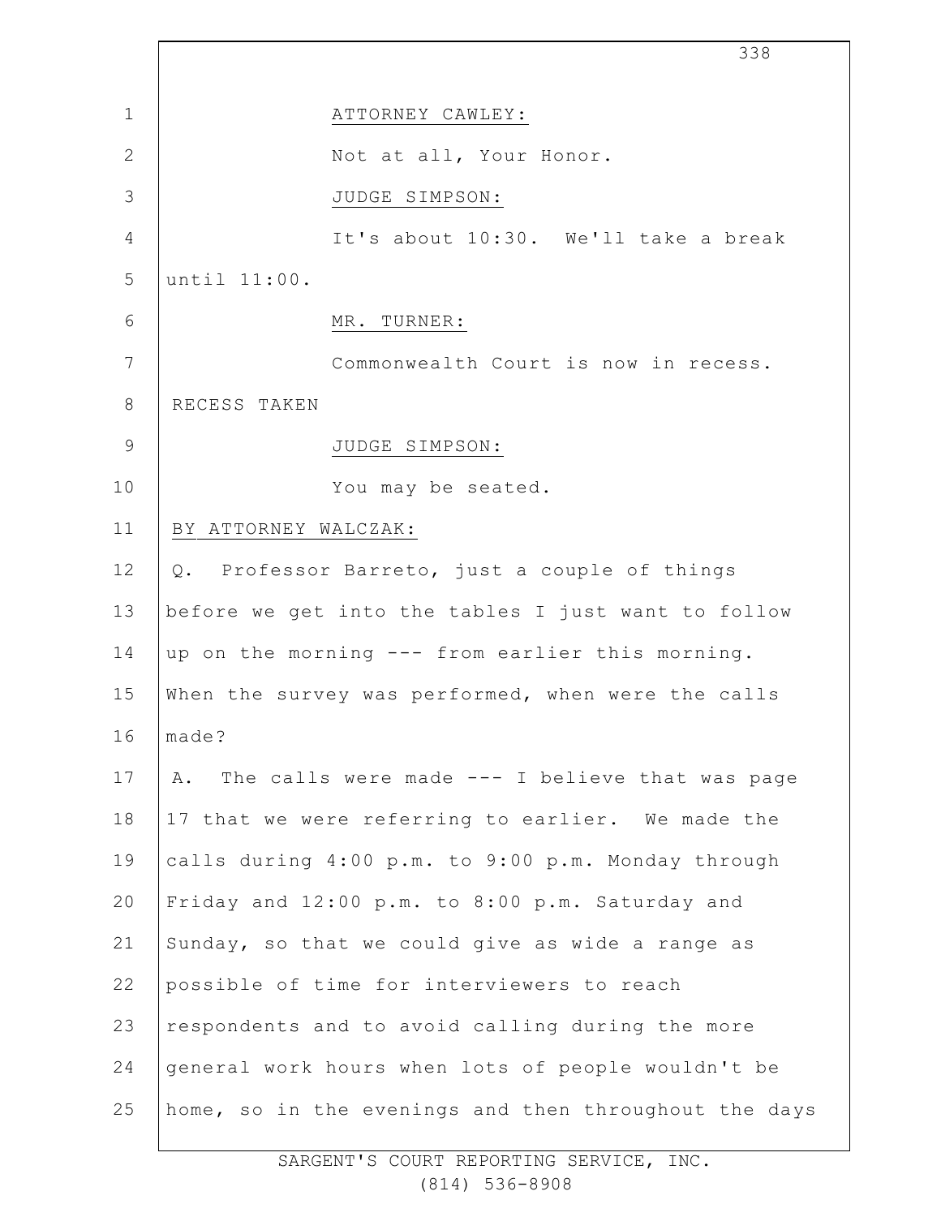ATTORNEY CAWLEY:

Not at all, Your Honor.

JUDGE SIMPSON:

It's about 10:30. We'll take a break until 11:00.

MR. TURNER:

Commonwealth Court is now in recess.

RECESS TAKEN

JUDGE SIMPSON:

You may be seated.

BY ATTORNEY WALCZAK:

Q. Professor Barreto, just a couple of things before we get into the tables I just want to follow up on the morning --- from earlier this morning. When the survey was performed, when were the calls made?

A. The calls were made --- I believe that was page 17 that we were referring to earlier. We made the calls during 4:00 p.m. to 9:00 p.m. Monday through Friday and 12:00 p.m. to 8:00 p.m. Saturday and Sunday, so that we could give as wide a range as possible of time for interviewers to reach respondents and to avoid calling during the more general work hours when lots of people wouldn't be home, so in the evenings and then throughout the days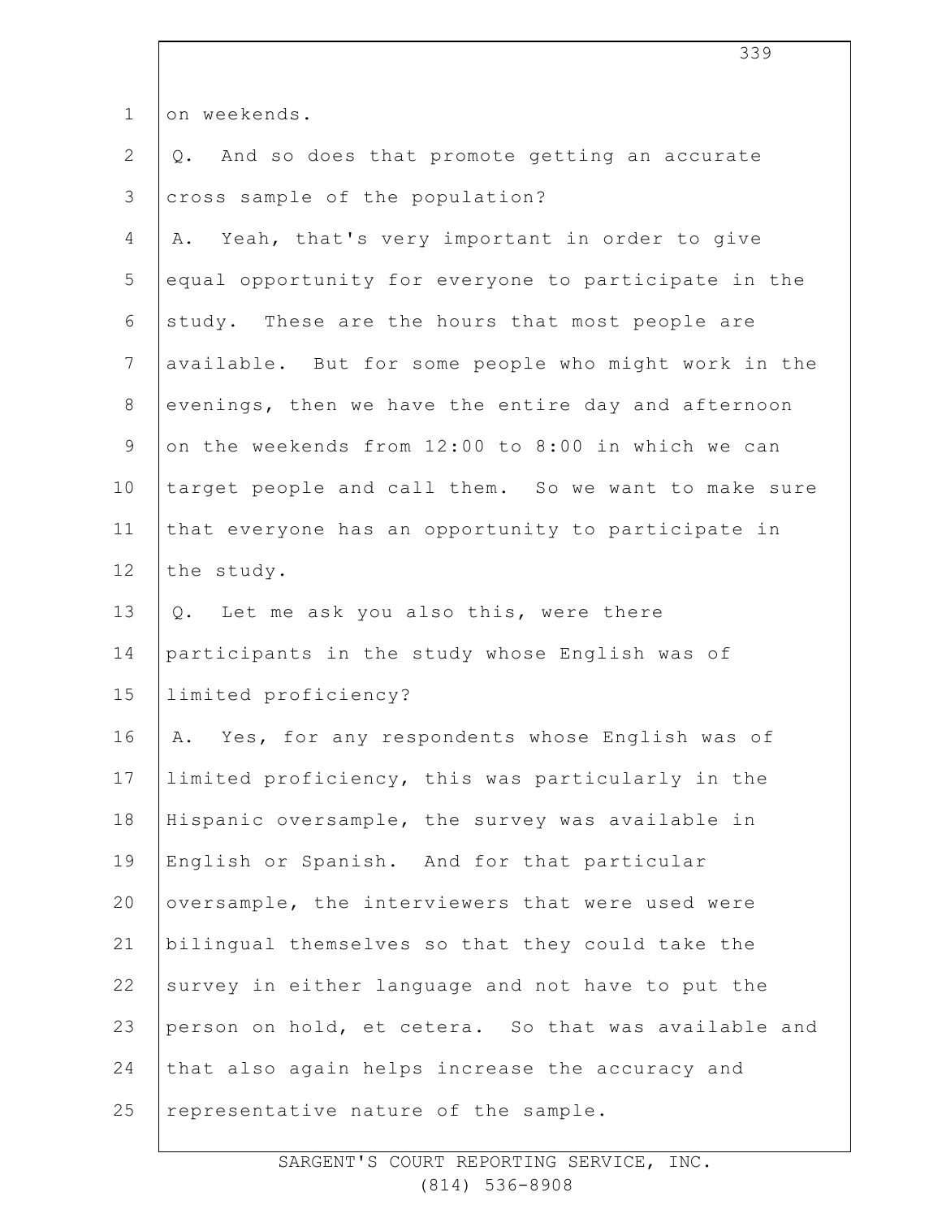on weekends.

Q. And so does that promote getting an accurate cross sample of the population?

A. Yeah, that's very important in order to give equal opportunity for everyone to participate in the study. These are the hours that most people are available. But for some people who might work in the evenings, then we have the entire day and afternoon on the weekends from 12:00 to 8:00 in which we can target people and call them. So we want to make sure that everyone has an opportunity to participate in the study.

Q. Let me ask you also this, were there participants in the study whose English was of limited proficiency?

A. Yes, for any respondents whose English was of limited proficiency, this was particularly in the Hispanic oversample, the survey was available in English or Spanish. And for that particular oversample, the interviewers that were used were bilingual themselves so that they could take the survey in either language and not have to put the person on hold, et cetera. So that was available and that also again helps increase the accuracy and representative nature of the sample.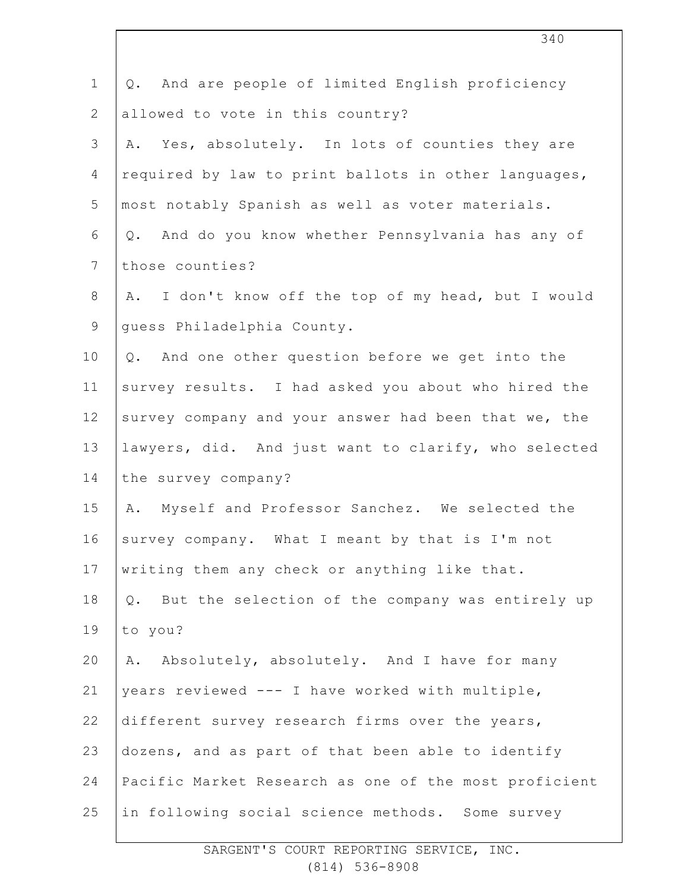Q. And are people of limited English proficiency allowed to vote in this country?

A. Yes, absolutely. In lots of counties they are required by law to print ballots in other languages, most notably Spanish as well as voter materials.

Q. And do you know whether Pennsylvania has any of those counties?

A. I don't know off the top of my head, but I would guess Philadelphia County.

Q. And one other question before we get into the survey results. I had asked you about who hired the survey company and your answer had been that we, the lawyers, did. And just want to clarify, who selected the survey company?

A. Myself and Professor Sanchez. We selected the survey company. What I meant by that is I'm not writing them any check or anything like that.

Q. But the selection of the company was entirely up to you?

A. Absolutely, absolutely. And I have for many years reviewed --- I have worked with multiple, different survey research firms over the years, dozens, and as part of that been able to identify Pacific Market Research as one of the most proficient in following social science methods. Some survey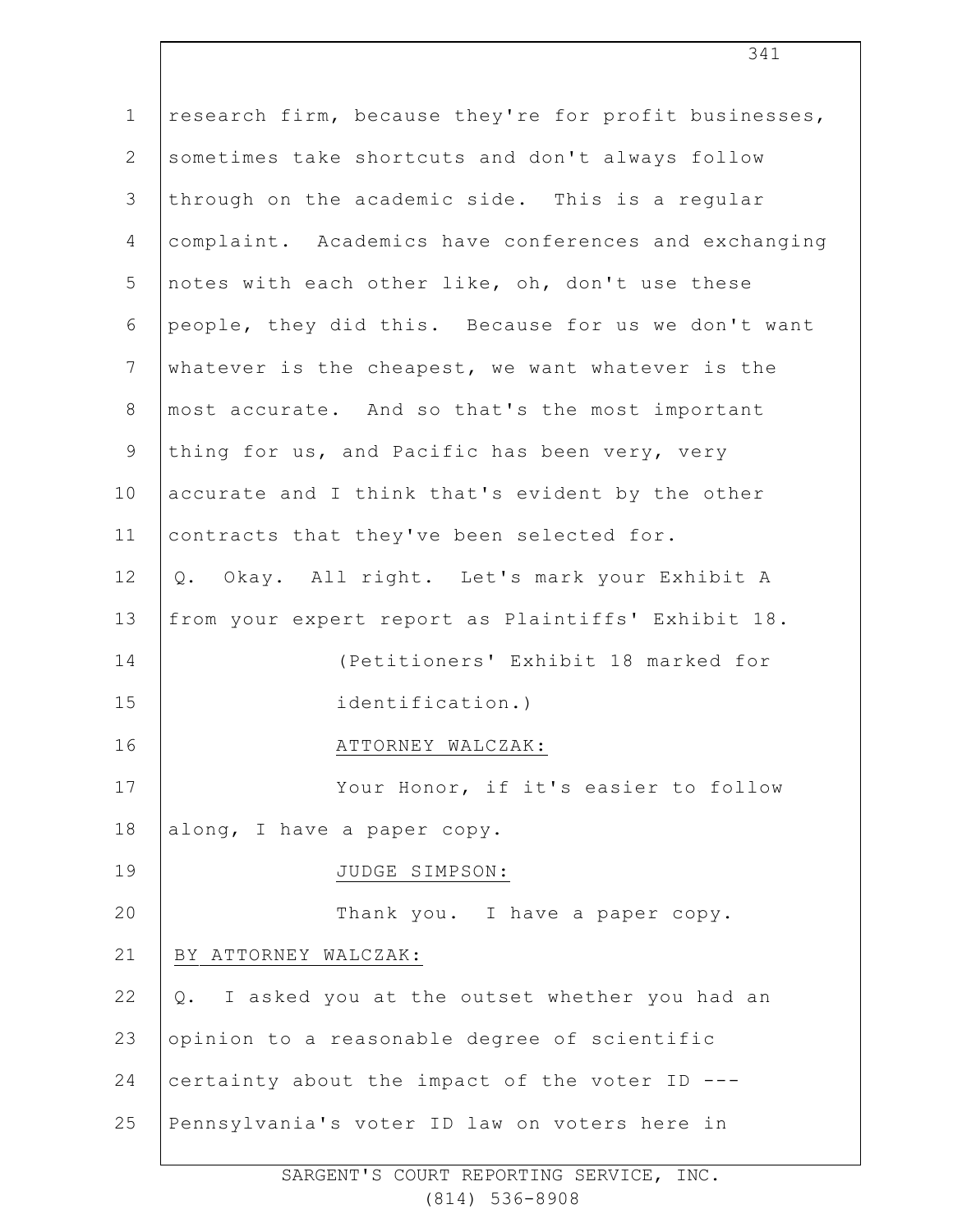research firm, because they're for profit businesses, sometimes take shortcuts and don't always follow through on the academic side. This is a regular complaint. Academics have conferences and exchanging notes with each other like, oh, don't use these people, they did this. Because for us we don't want whatever is the cheapest, we want whatever is the most accurate. And so that's the most important thing for us, and Pacific has been very, very accurate and I think that's evident by the other contracts that they've been selected for.

Q. Okay. All right. Let's mark your Exhibit A from your expert report as Plaintiffs' Exhibit 18.

(Petitioners' Exhibit 18 marked for identification.)

ATTORNEY WALCZAK:

Your Honor, if it's easier to follow along, I have a paper copy.

JUDGE SIMPSON:

Thank you. I have a paper copy.

BY ATTORNEY WALCZAK:

Q. I asked you at the outset whether you had an opinion to a reasonable degree of scientific certainty about the impact of the voter ID --- Pennsylvania's voter ID law on voters here in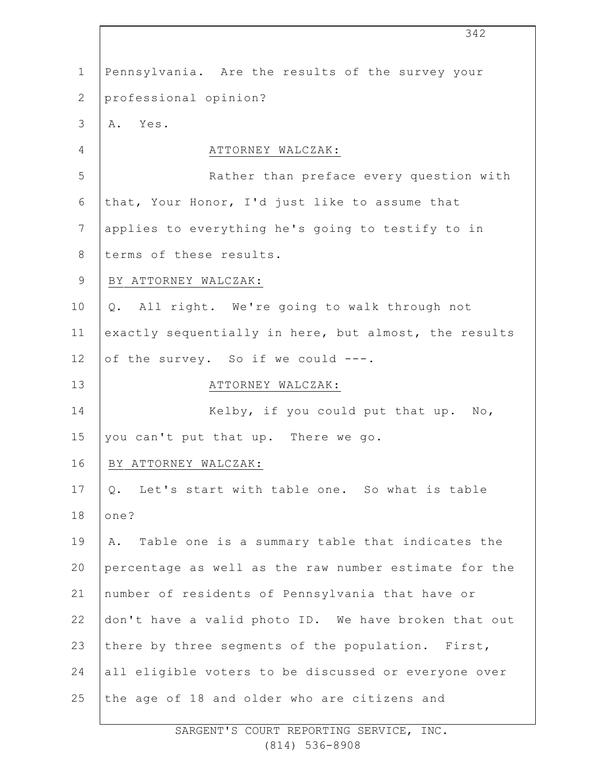Pennsylvania. Are the results of the survey your professional opinion?

A. Yes.

ATTORNEY WALCZAK:

Rather than preface every question with that, Your Honor, I'd just like to assume that applies to everything he's going to testify to in terms of these results.

BY ATTORNEY WALCZAK:

Q. All right. We're going to walk through not exactly sequentially in here, but almost, the results of the survey. So if we could ---.

ATTORNEY WALCZAK:

Kelby, if you could put that up. No, you can't put that up. There we go.

BY ATTORNEY WALCZAK:

Q. Let's start with table one. So what is table one?

A. Table one is a summary table that indicates the percentage as well as the raw number estimate for the number of residents of Pennsylvania that have or don't have a valid photo ID. We have broken that out there by three segments of the population. First, all eligible voters to be discussed or everyone over the age of 18 and older who are citizens and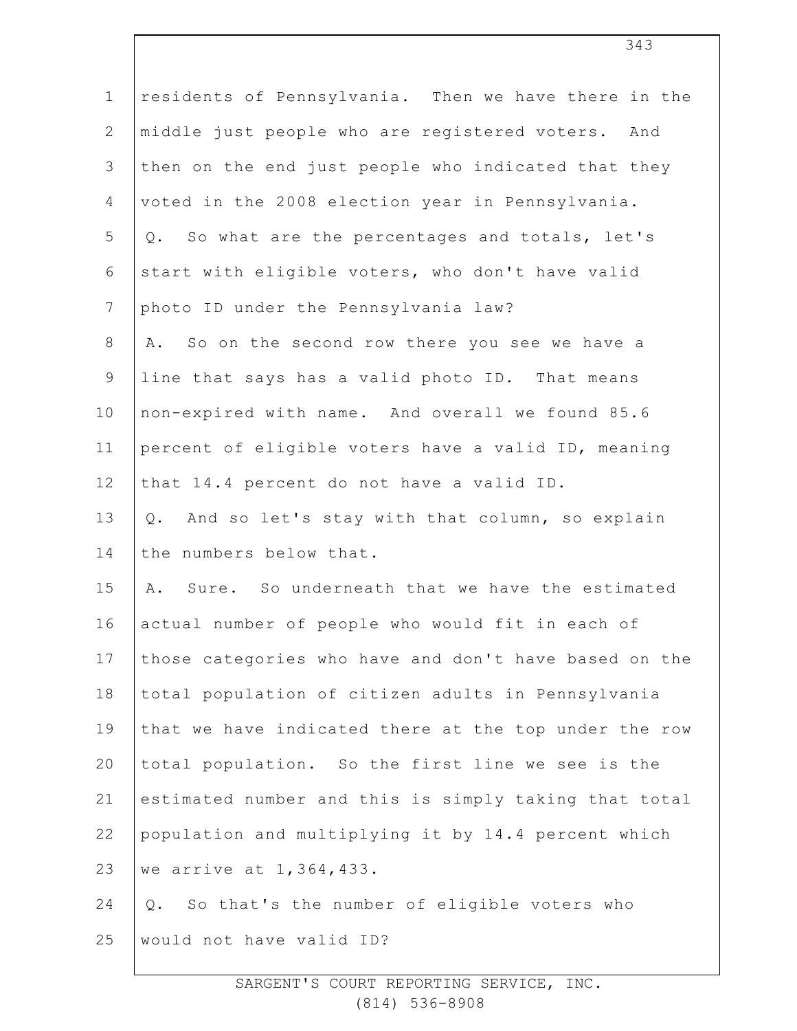residents of Pennsylvania. Then we have there in the middle just people who are registered voters. And then on the end just people who indicated that they voted in the 2008 election year in Pennsylvania.

Q. So what are the percentages and totals, let's start with eligible voters, who don't have valid photo ID under the Pennsylvania law?

A. So on the second row there you see we have a line that says has a valid photo ID. That means non-expired with name. And overall we found 85.6 percent of eligible voters have a valid ID, meaning that 14.4 percent do not have a valid ID.

Q. And so let's stay with that column, so explain the numbers below that.

A. Sure. So underneath that we have the estimated actual number of people who would fit in each of those categories who have and don't have based on the total population of citizen adults in Pennsylvania that we have indicated there at the top under the row total population. So the first line we see is the estimated number and this is simply taking that total population and multiplying it by 14.4 percent which we arrive at 1,364,433.

Q. So that's the number of eligible voters who would not have valid ID?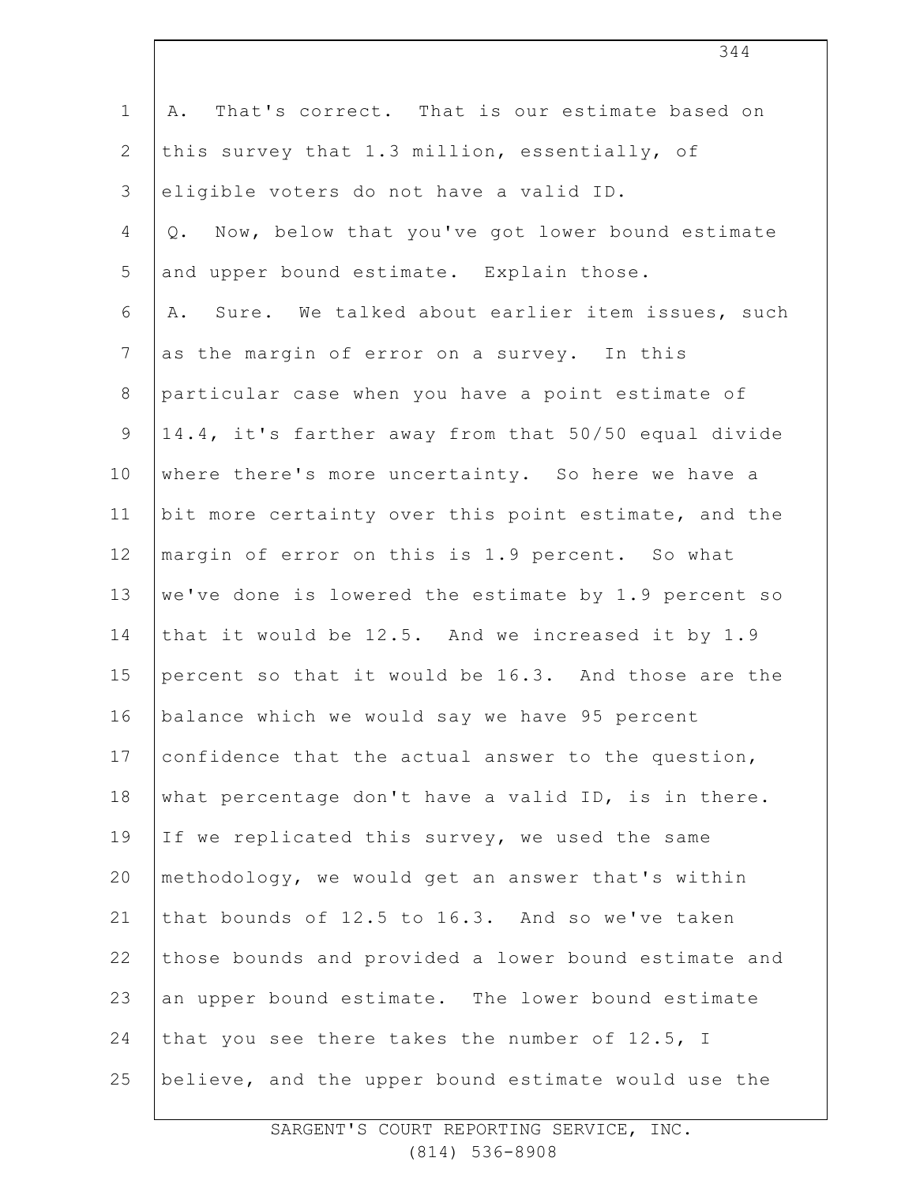A. That's correct. That is our estimate based on this survey that 1.3 million, essentially, of eligible voters do not have a valid ID.

Q. Now, below that you've got lower bound estimate and upper bound estimate. Explain those.

A. Sure. We talked about earlier item issues, such as the margin of error on a survey. In this particular case when you have a point estimate of 14.4, it's farther away from that 50/50 equal divide where there's more uncertainty. So here we have a bit more certainty over this point estimate, and the margin of error on this is 1.9 percent. So what we've done is lowered the estimate by 1.9 percent so that it would be 12.5. And we increased it by 1.9 percent so that it would be 16.3. And those are the balance which we would say we have 95 percent confidence that the actual answer to the question, what percentage don't have a valid ID, is in there. If we replicated this survey, we used the same methodology, we would get an answer that's within that bounds of 12.5 to 16.3. And so we've taken those bounds and provided a lower bound estimate and an upper bound estimate. The lower bound estimate that you see there takes the number of 12.5, I believe, and the upper bound estimate would use the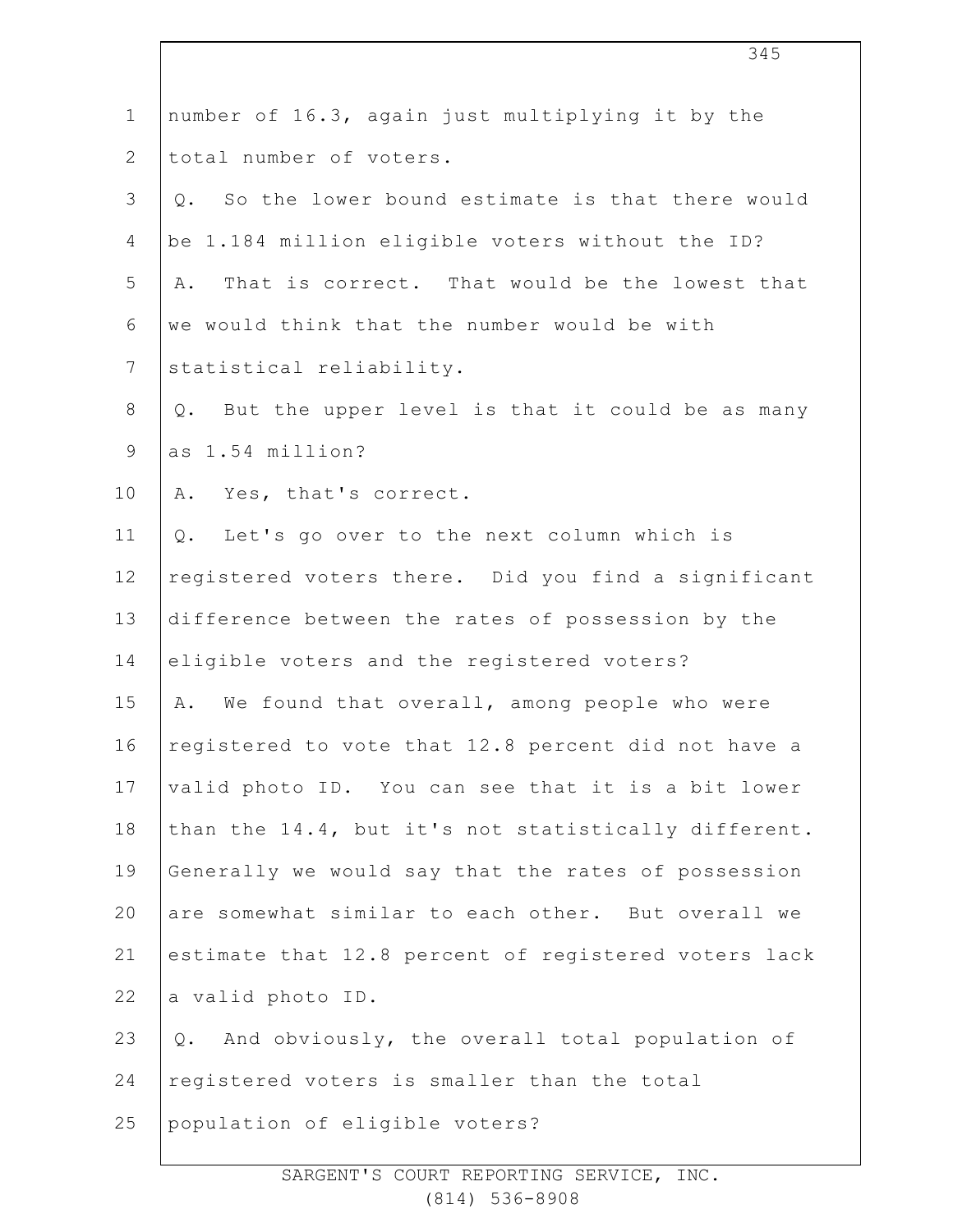number of 16.3, again just multiplying it by the total number of voters.

Q. So the lower bound estimate is that there would be 1.184 million eligible voters without the ID?

A. That is correct. That would be the lowest that we would think that the number would be with statistical reliability.

Q. But the upper level is that it could be as many as 1.54 million?

A. Yes, that's correct.

Q. Let's go over to the next column which is registered voters there. Did you find a significant difference between the rates of possession by the eligible voters and the registered voters?

A. We found that overall, among people who were registered to vote that 12.8 percent did not have a valid photo ID. You can see that it is a bit lower than the 14.4, but it's not statistically different. Generally we would say that the rates of possession are somewhat similar to each other. But overall we estimate that 12.8 percent of registered voters lack a valid photo ID.

Q. And obviously, the overall total population of registered voters is smaller than the total population of eligible voters?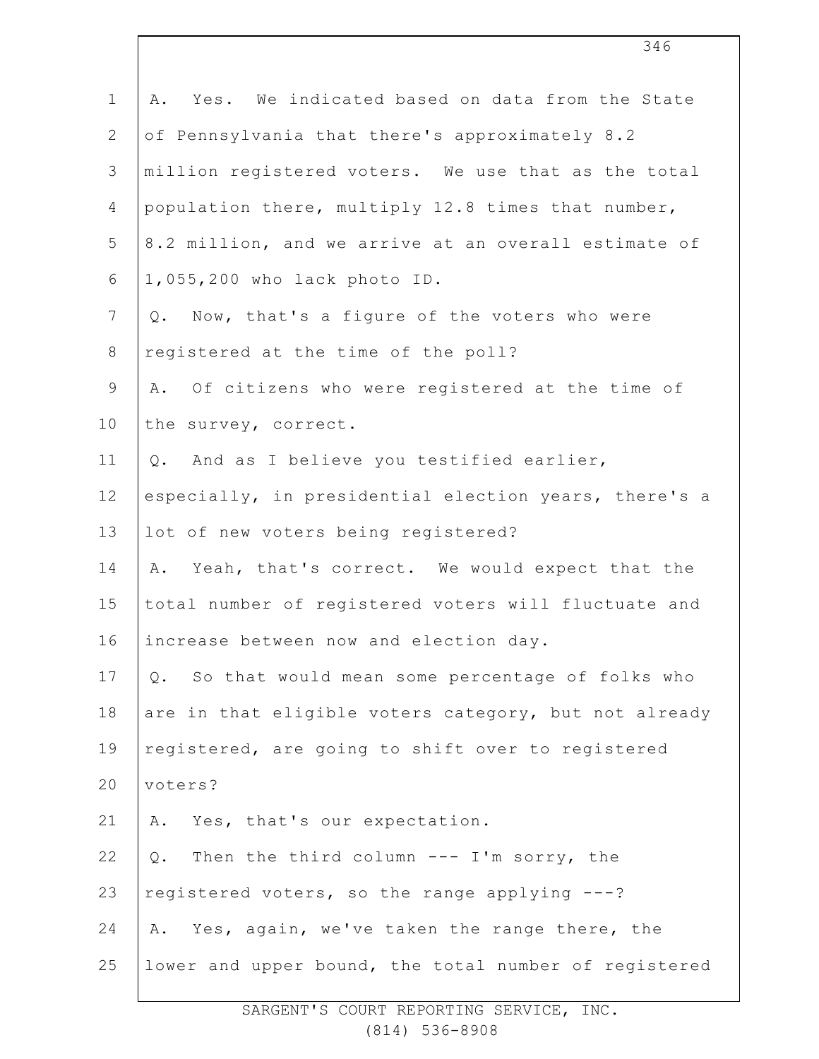A. Yes. We indicated based on data from the State of Pennsylvania that there's approximately 8.2 million registered voters. We use that as the total population there, multiply 12.8 times that number, 8.2 million, and we arrive at an overall estimate of 1,055,200 who lack photo ID.

Q. Now, that's a figure of the voters who were registered at the time of the poll?

A. Of citizens who were registered at the time of the survey, correct.

Q. And as I believe you testified earlier, especially, in presidential election years, there's a lot of new voters being registered?

A. Yeah, that's correct. We would expect that the total number of registered voters will fluctuate and increase between now and election day.

Q. So that would mean some percentage of folks who are in that eligible voters category, but not already registered, are going to shift over to registered voters?

A. Yes, that's our expectation.

Q. Then the third column --- I'm sorry, the registered voters, so the range applying ---?

A. Yes, again, we've taken the range there, the lower and upper bound, the total number of registered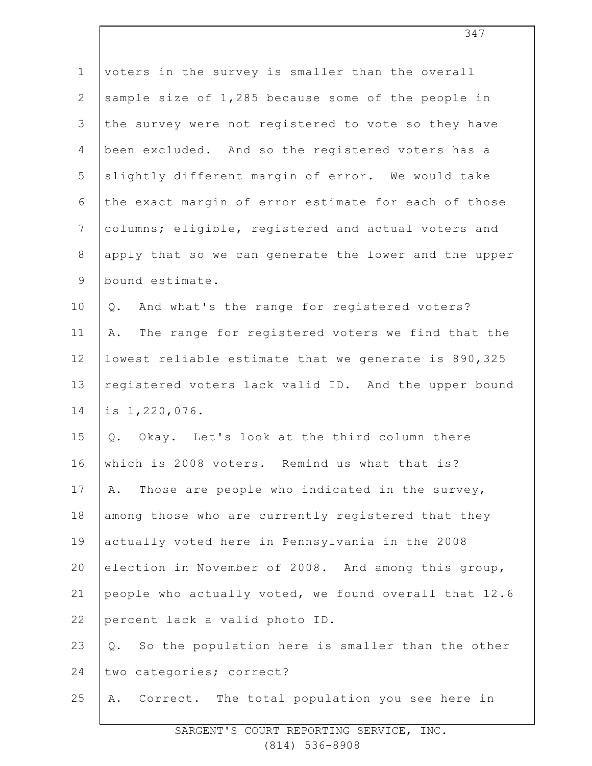voters in the survey is smaller than the overall sample size of 1,285 because some of the people in the survey were not registered to vote so they have been excluded. And so the registered voters has a slightly different margin of error. We would take the exact margin of error estimate for each of those columns; eligible, registered and actual voters and apply that so we can generate the lower and the upper bound estimate.

Q. And what's the range for registered voters?

A. The range for registered voters we find that the lowest reliable estimate that we generate is 890,325 registered voters lack valid ID. And the upper bound is 1,220,076.

Q. Okay. Let's look at the third column there which is 2008 voters. Remind us what that is?

A. Those are people who indicated in the survey, among those who are currently registered that they actually voted here in Pennsylvania in the 2008 election in November of 2008. And among this group, people who actually voted, we found overall that 12.6 percent lack a valid photo ID.

Q. So the population here is smaller than the other two categories; correct?

A. Correct. The total population you see here in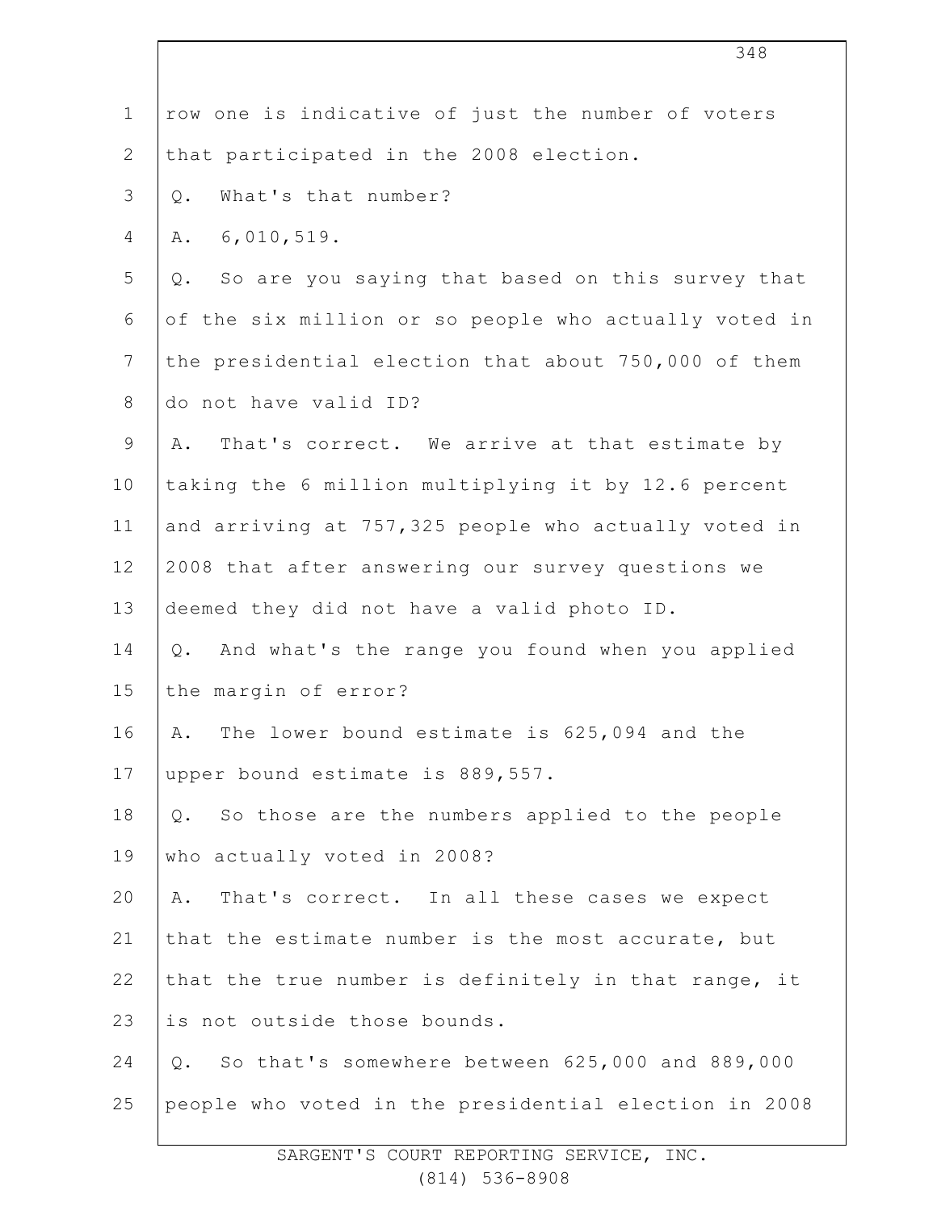row one is indicative of just the number of voters that participated in the 2008 election.

Q. What's that number?

A. 6,010,519.

Q. So are you saying that based on this survey that of the six million or so people who actually voted in the presidential election that about 750,000 of them do not have valid ID?

A. That's correct. We arrive at that estimate by taking the 6 million multiplying it by 12.6 percent and arriving at 757,325 people who actually voted in 2008 that after answering our survey questions we deemed they did not have a valid photo ID.

Q. And what's the range you found when you applied the margin of error?

A. The lower bound estimate is 625,094 and the upper bound estimate is 889,557.

Q. So those are the numbers applied to the people who actually voted in 2008?

A. That's correct. In all these cases we expect that the estimate number is the most accurate, but that the true number is definitely in that range, it is not outside those bounds.

Q. So that's somewhere between 625,000 and 889,000 people who voted in the presidential election in 2008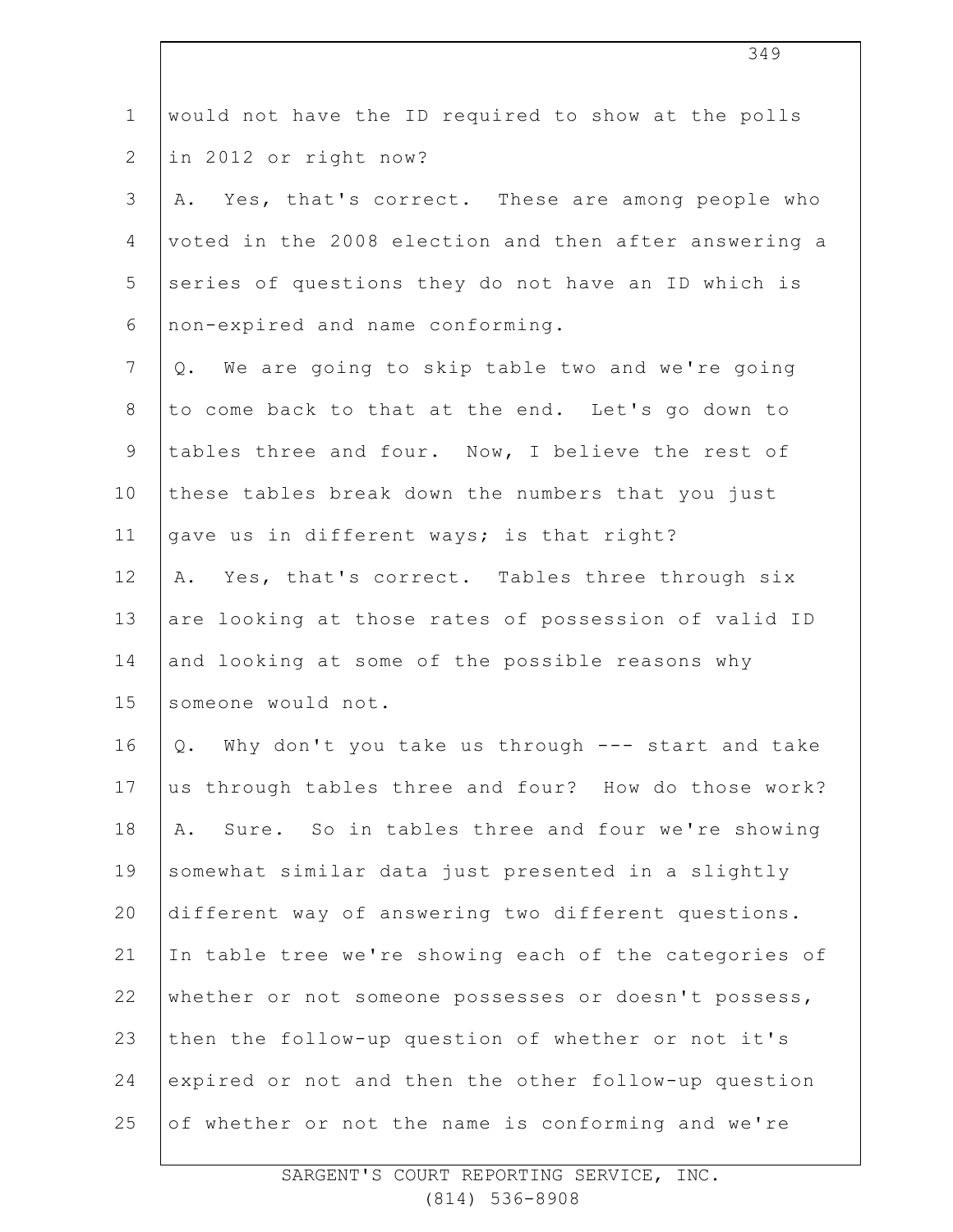would not have the ID required to show at the polls in 2012 or right now?

A. Yes, that's correct. These are among people who voted in the 2008 election and then after answering a series of questions they do not have an ID which is non-expired and name conforming.

Q. We are going to skip table two and we're going to come back to that at the end. Let's go down to tables three and four. Now, I believe the rest of these tables break down the numbers that you just gave us in different ways; is that right?

A. Yes, that's correct. Tables three through six are looking at those rates of possession of valid ID and looking at some of the possible reasons why someone would not.

Q. Why don't you take us through --- start and take us through tables three and four? How do those work?

A. Sure. So in tables three and four we're showing somewhat similar data just presented in a slightly different way of answering two different questions. In table tree we're showing each of the categories of whether or not someone possesses or doesn't possess, then the follow-up question of whether or not it's expired or not and then the other follow-up question of whether or not the name is conforming and we're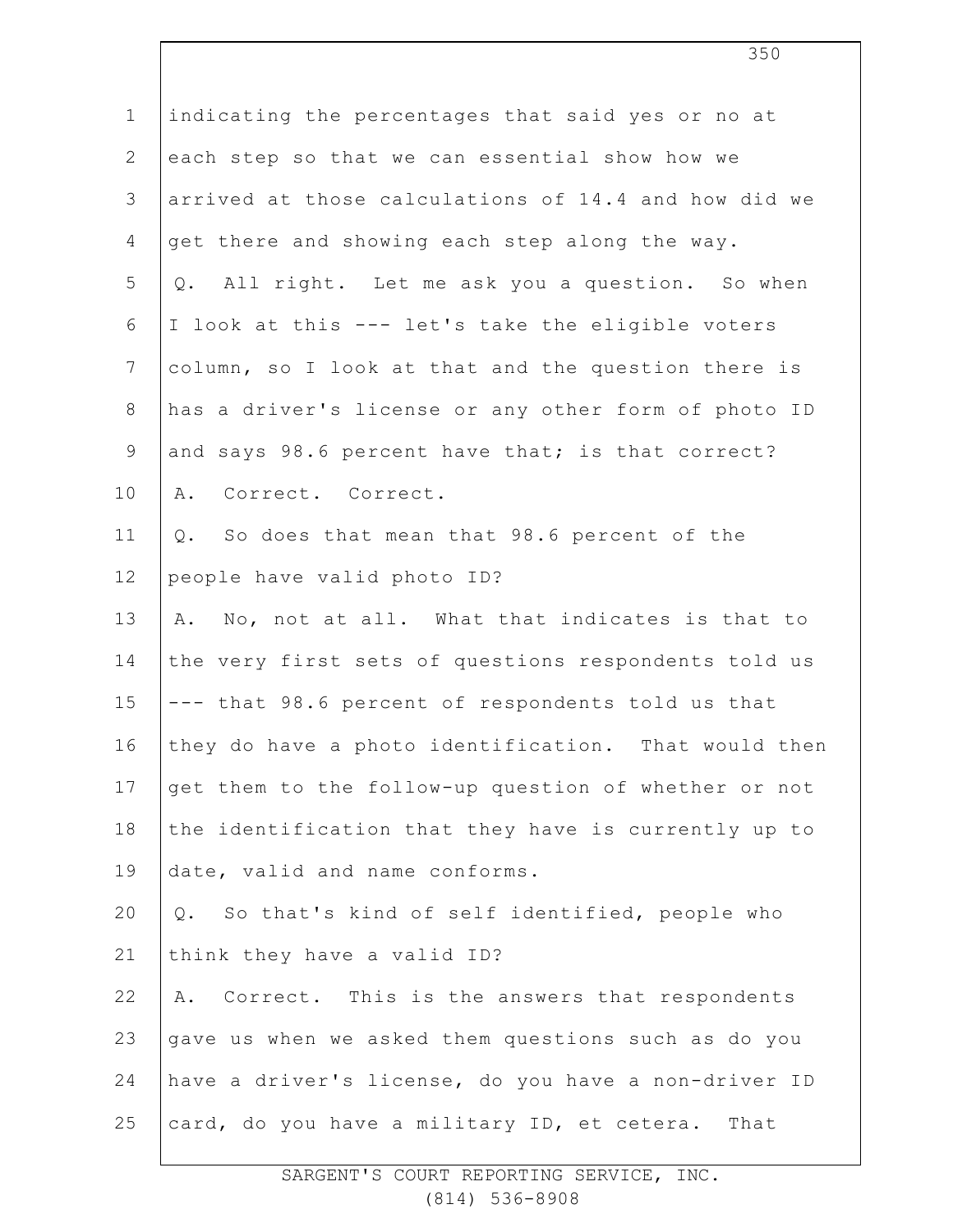indicating the percentages that said yes or no at each step so that we can essential show how we arrived at those calculations of 14.4 and how did we get there and showing each step along the way.

Q. All right. Let me ask you a question. So when I look at this --- let's take the eligible voters column, so I look at that and the question there is has a driver's license or any other form of photo ID and says 98.6 percent have that; is that correct?

A. Correct. Correct.

Q. So does that mean that 98.6 percent of the people have valid photo ID?

A. No, not at all. What that indicates is that to the very first sets of questions respondents told us --- that 98.6 percent of respondents told us that they do have a photo identification. That would then get them to the follow-up question of whether or not the identification that they have is currently up to date, valid and name conforms.

Q. So that's kind of self identified, people who think they have a valid ID?

A. Correct. This is the answers that respondents gave us when we asked them questions such as do you have a driver's license, do you have a non-driver ID card, do you have a military ID, et cetera. That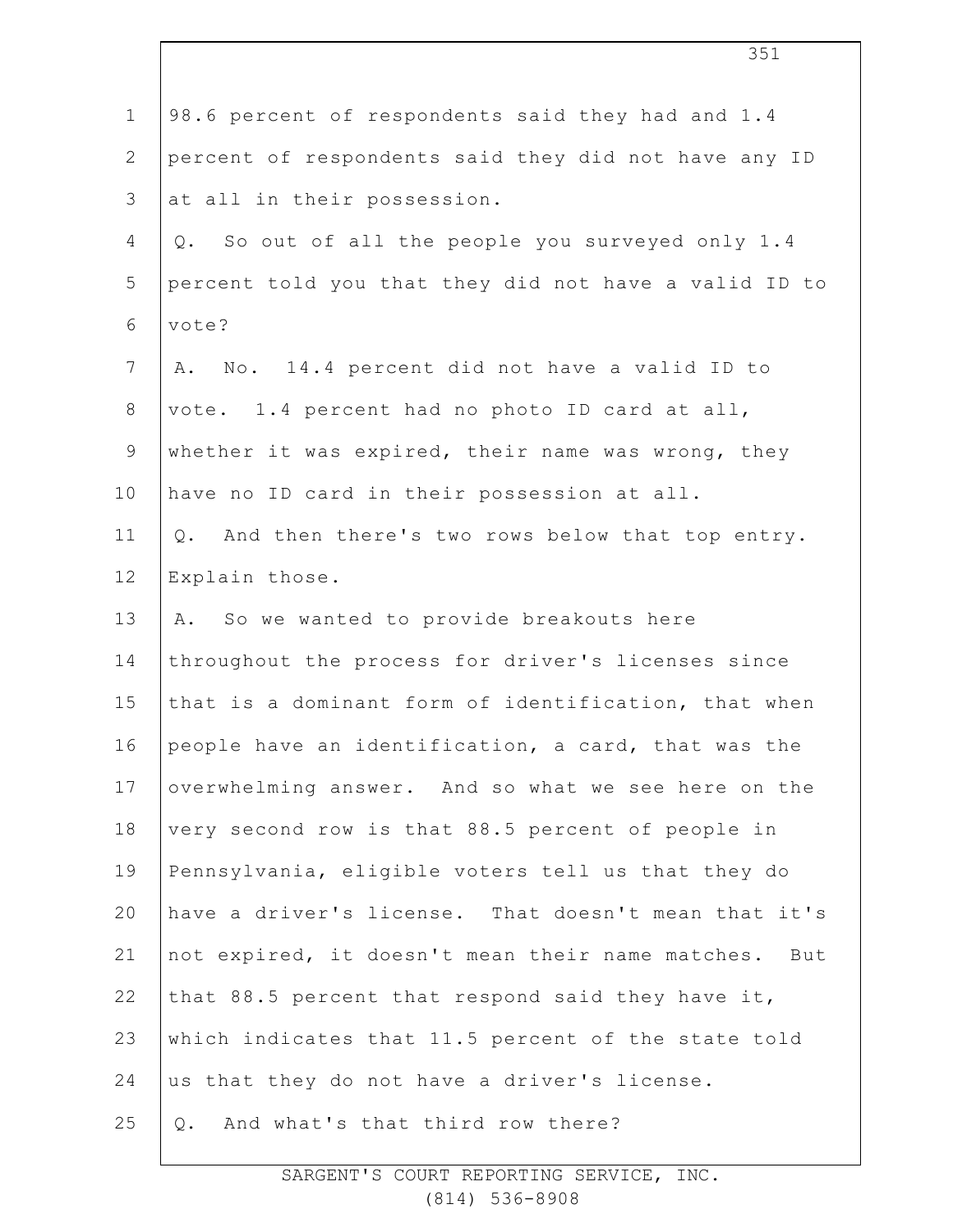98.6 percent of respondents said they had and 1.4 percent of respondents said they did not have any ID at all in their possession.

Q. So out of all the people you surveyed only 1.4 percent told you that they did not have a valid ID to vote?

A. No. 14.4 percent did not have a valid ID to vote. 1.4 percent had no photo ID card at all, whether it was expired, their name was wrong, they have no ID card in their possession at all.

Q. And then there's two rows below that top entry. Explain those.

A. So we wanted to provide breakouts here throughout the process for driver's licenses since that is a dominant form of identification, that when people have an identification, a card, that was the overwhelming answer. And so what we see here on the very second row is that 88.5 percent of people in Pennsylvania, eligible voters tell us that they do have a driver's license. That doesn't mean that it's not expired, it doesn't mean their name matches. But that 88.5 percent that respond said they have it, which indicates that 11.5 percent of the state told us that they do not have a driver's license.

Q. And what's that third row there?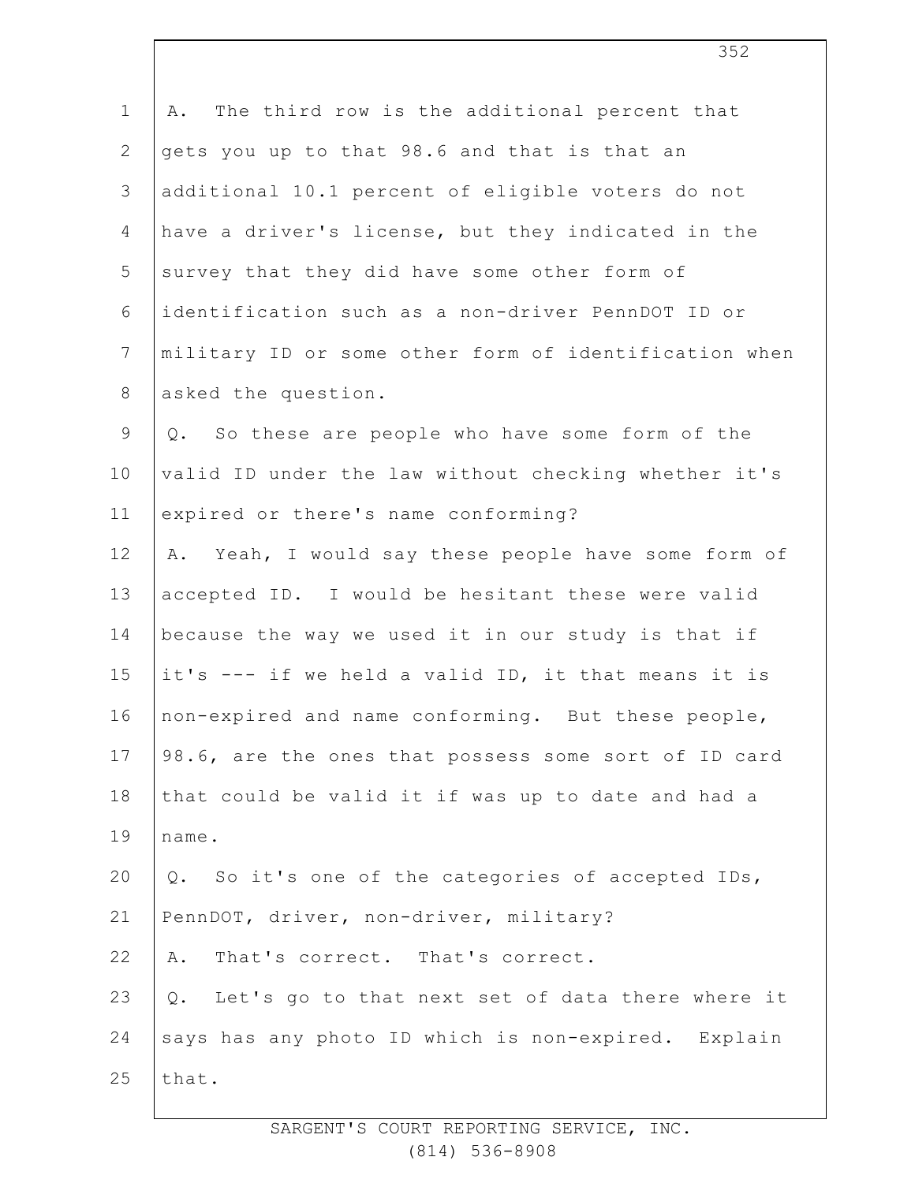A. The third row is the additional percent that gets you up to that 98.6 and that is that an additional 10.1 percent of eligible voters do not have a driver's license, but they indicated in the survey that they did have some other form of identification such as a non-driver PennDOT ID or military ID or some other form of identification when asked the question.

Q. So these are people who have some form of the valid ID under the law without checking whether it's expired or there's name conforming?

A. Yeah, I would say these people have some form of accepted ID. I would be hesitant these were valid because the way we used it in our study is that if it's --- if we held a valid ID, it that means it is non-expired and name conforming. But these people, 98.6, are the ones that possess some sort of ID card that could be valid it if was up to date and had a name.

Q. So it's one of the categories of accepted IDs, PennDOT, driver, non-driver, military?

A. That's correct. That's correct.

Q. Let's go to that next set of data there where it says has any photo ID which is non-expired. Explain that.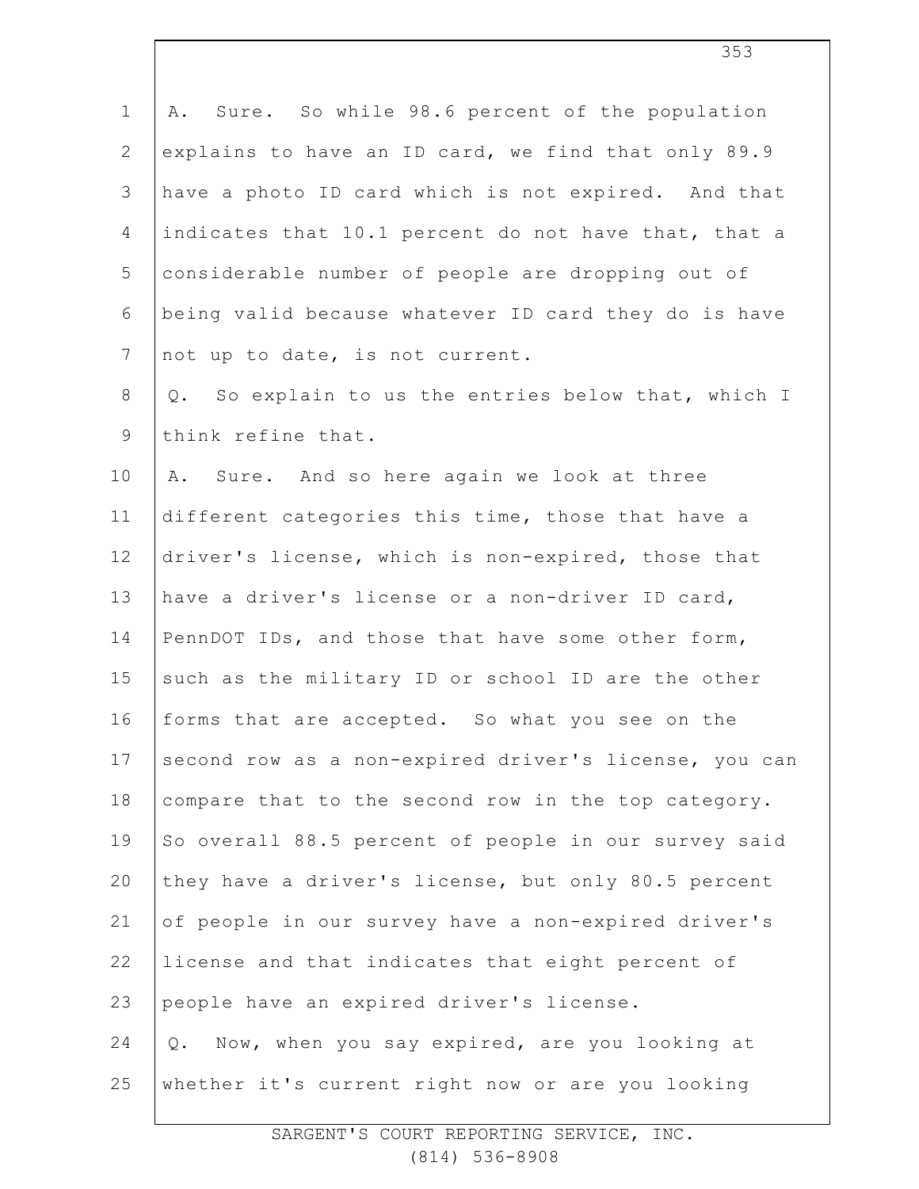A. Sure. So while 98.6 percent of the population explains to have an ID card, we find that only 89.9 have a photo ID card which is not expired. And that indicates that 10.1 percent do not have that, that a considerable number of people are dropping out of being valid because whatever ID card they do is have not up to date, is not current.

Q. So explain to us the entries below that, which I think refine that.

A. Sure. And so here again we look at three different categories this time, those that have a driver's license, which is non-expired, those that have a driver's license or a non-driver ID card, PennDOT IDs, and those that have some other form, such as the military ID or school ID are the other forms that are accepted. So what you see on the second row as a non-expired driver's license, you can compare that to the second row in the top category. So overall 88.5 percent of people in our survey said they have a driver's license, but only 80.5 percent of people in our survey have a non-expired driver's license and that indicates that eight percent of people have an expired driver's license.

Q. Now, when you say expired, are you looking at whether it's current right now or are you looking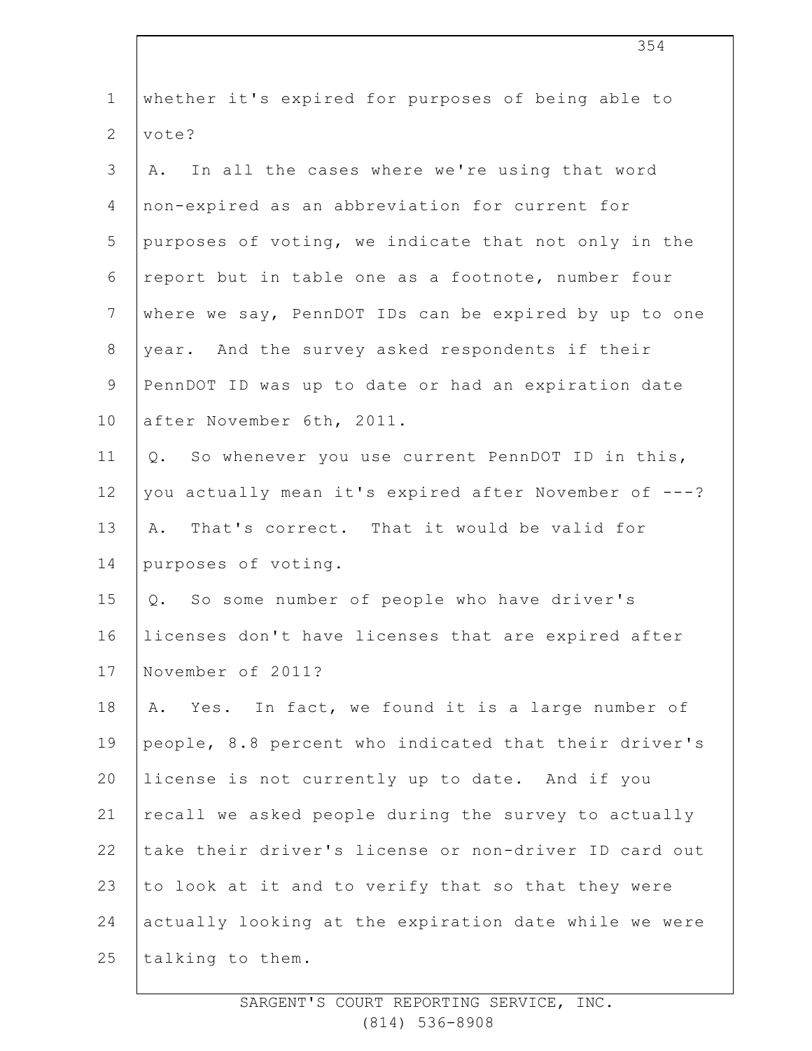whether it's expired for purposes of being able to vote?

A. In all the cases where we're using that word non-expired as an abbreviation for current for purposes of voting, we indicate that not only in the report but in table one as a footnote, number four where we say, PennDOT IDs can be expired by up to one year. And the survey asked respondents if their PennDOT ID was up to date or had an expiration date after November 6th, 2011.

Q. So whenever you use current PennDOT ID in this, you actually mean it's expired after November of ---?

A. That's correct. That it would be valid for purposes of voting.

Q. So some number of people who have driver's licenses don't have licenses that are expired after November of 2011?

A. Yes. In fact, we found it is a large number of people, 8.8 percent who indicated that their driver's license is not currently up to date. And if you recall we asked people during the survey to actually take their driver's license or non-driver ID card out to look at it and to verify that so that they were actually looking at the expiration date while we were talking to them.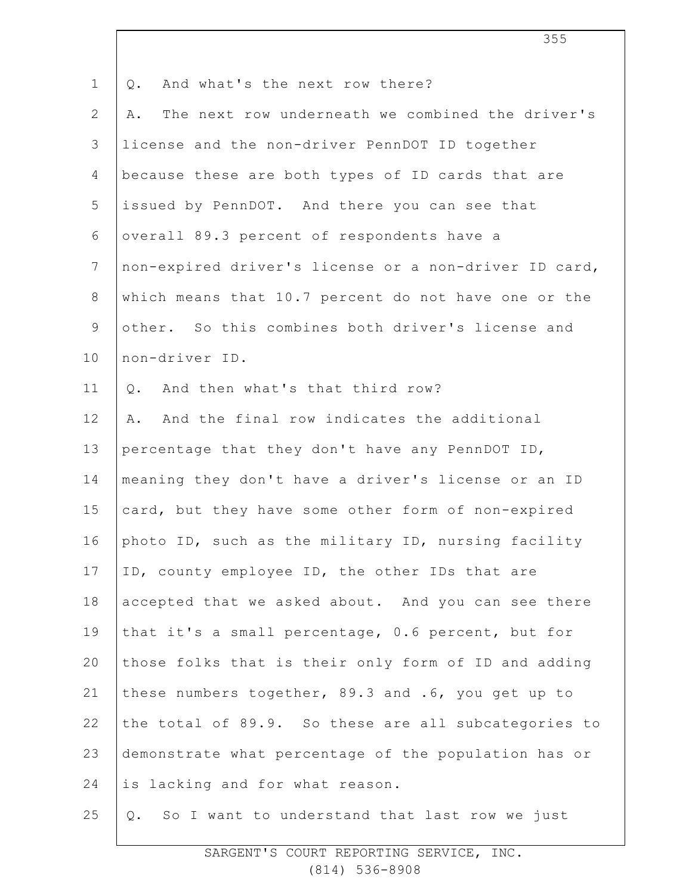Q. And what's the next row there?

A. The next row underneath we combined the driver's license and the non-driver PennDOT ID together because these are both types of ID cards that are issued by PennDOT. And there you can see that overall 89.3 percent of respondents have a non-expired driver's license or a non-driver ID card, which means that 10.7 percent do not have one or the other. So this combines both driver's license and non-driver ID.

Q. And then what's that third row?

A. And the final row indicates the additional percentage that they don't have any PennDOT ID, meaning they don't have a driver's license or an ID card, but they have some other form of non-expired photo ID, such as the military ID, nursing facility ID, county employee ID, the other IDs that are accepted that we asked about. And you can see there that it's a small percentage, 0.6 percent, but for those folks that is their only form of ID and adding these numbers together, 89.3 and .6, you get up to the total of 89.9. So these are all subcategories to demonstrate what percentage of the population has or is lacking and for what reason.

Q. So I want to understand that last row we just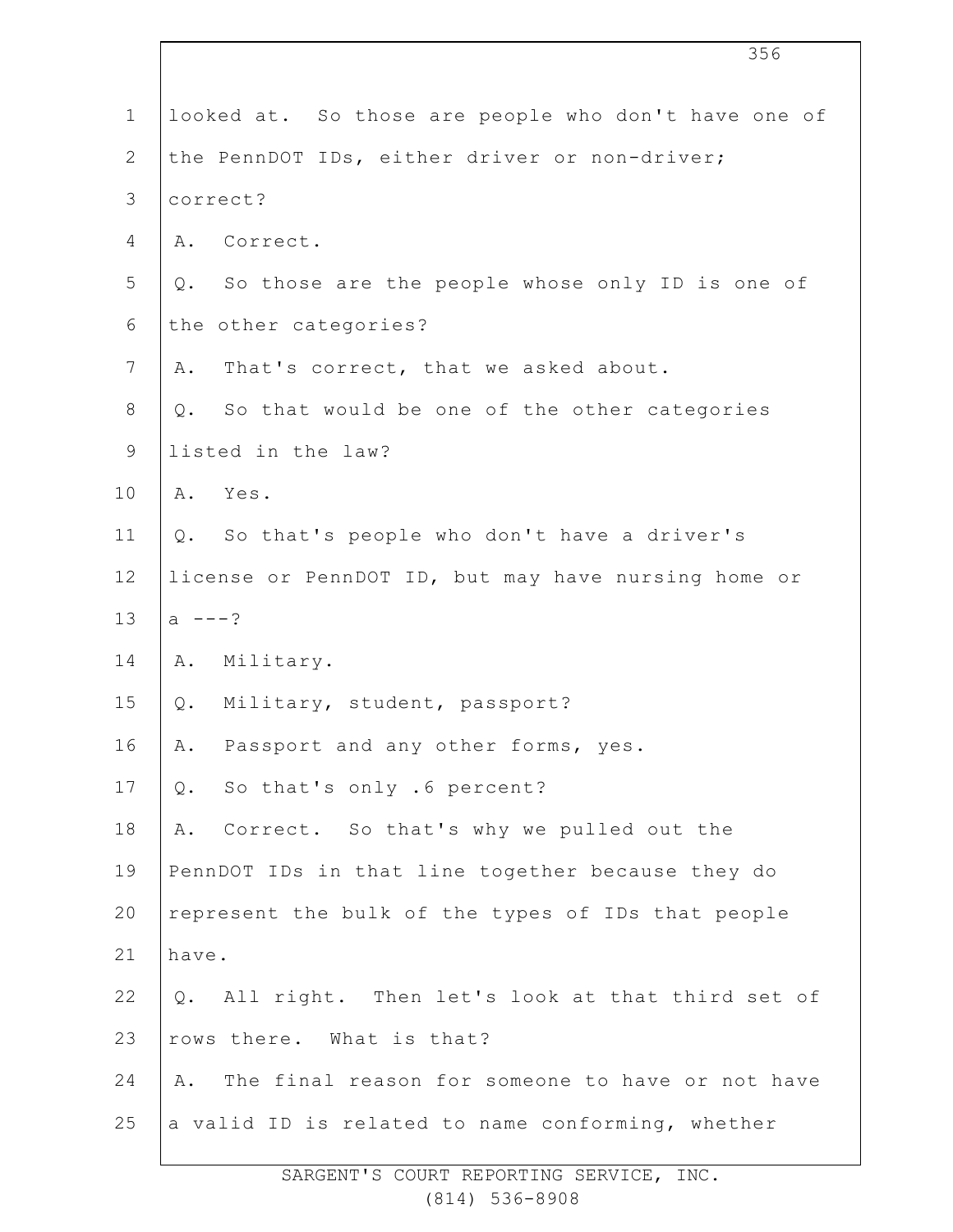looked at. So those are people who don't have one of the PennDOT IDs, either driver or non-driver; correct?

A. Correct.

Q. So those are the people whose only ID is one of the other categories?

A. That's correct, that we asked about.

Q. So that would be one of the other categories listed in the law?

A. Yes.

Q. So that's people who don't have a driver's license or PennDOT ID, but may have nursing home or a ---?

A. Military.

Q. Military, student, passport?

A. Passport and any other forms, yes.

Q. So that's only .6 percent?

A. Correct. So that's why we pulled out the PennDOT IDs in that line together because they do represent the bulk of the types of IDs that people have.

Q. All right. Then let's look at that third set of rows there. What is that?

A. The final reason for someone to have or not have a valid ID is related to name conforming, whether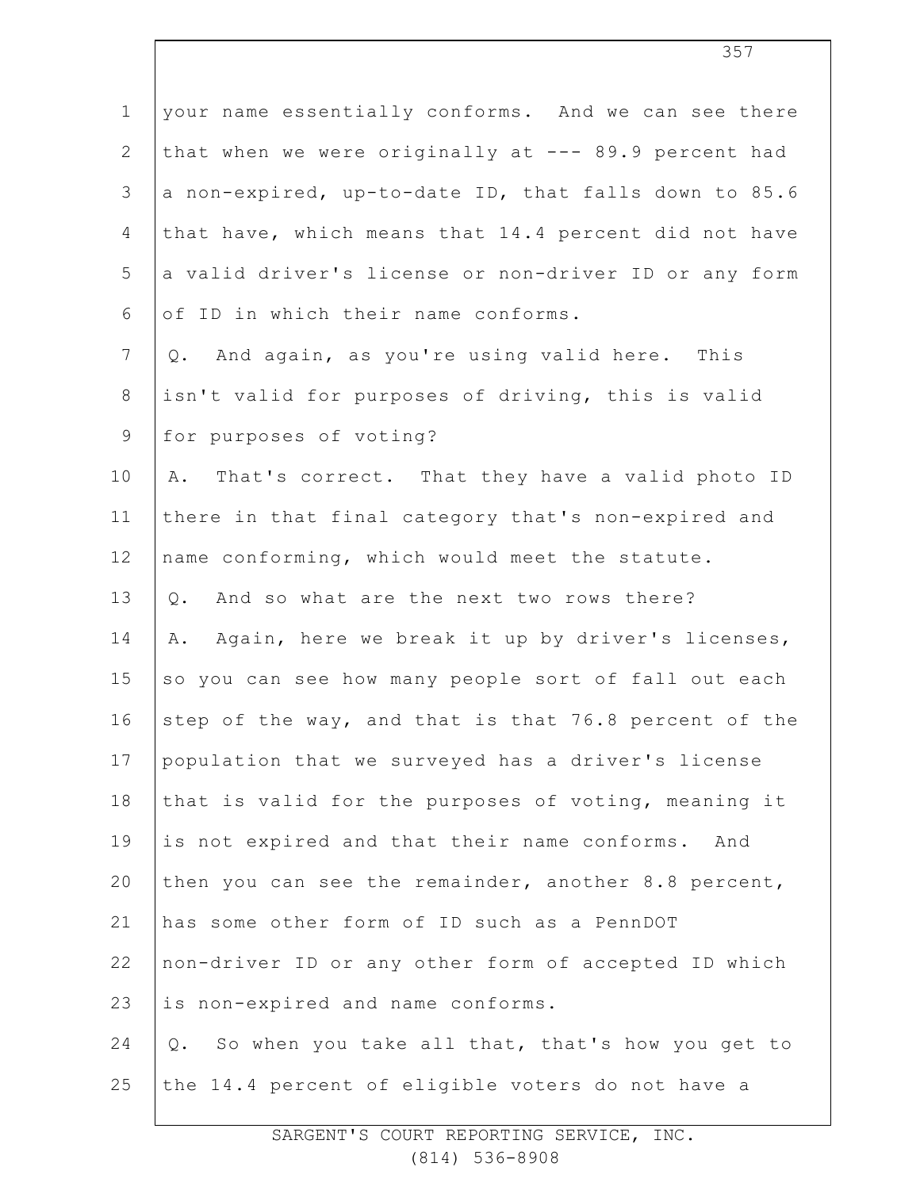your name essentially conforms. And we can see there that when we were originally at --- 89.9 percent had a non-expired, up-to-date ID, that falls down to 85.6 that have, which means that 14.4 percent did not have a valid driver's license or non-driver ID or any form of ID in which their name conforms.

Q. And again, as you're using valid here. This isn't valid for purposes of driving, this is valid for purposes of voting?

A. That's correct. That they have a valid photo ID there in that final category that's non-expired and name conforming, which would meet the statute.

Q. And so what are the next two rows there?

A. Again, here we break it up by driver's licenses, so you can see how many people sort of fall out each step of the way, and that is that 76.8 percent of the population that we surveyed has a driver's license that is valid for the purposes of voting, meaning it is not expired and that their name conforms. And then you can see the remainder, another 8.8 percent, has some other form of ID such as a PennDOT non-driver ID or any other form of accepted ID which is non-expired and name conforms.

Q. So when you take all that, that's how you get to the 14.4 percent of eligible voters do not have a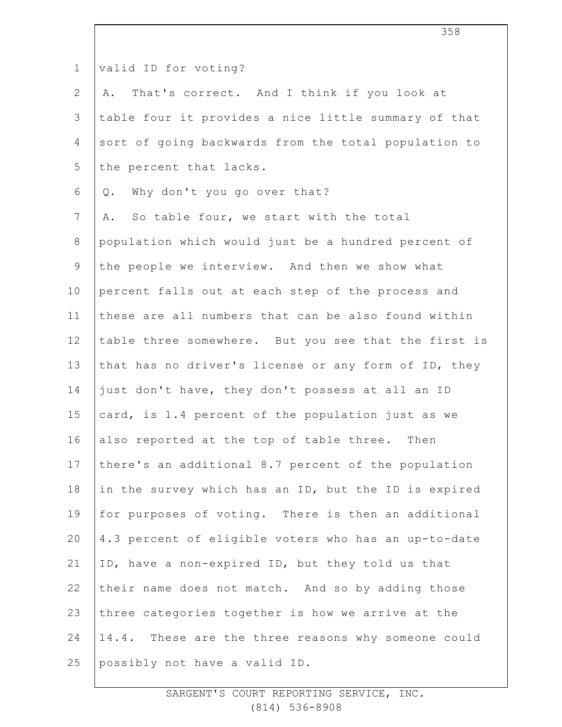valid ID for voting?

A. That's correct. And I think if you look at table four it provides a nice little summary of that sort of going backwards from the total population to the percent that lacks.

Q. Why don't you go over that?

A. So table four, we start with the total population which would just be a hundred percent of the people we interview. And then we show what percent falls out at each step of the process and these are all numbers that can be also found within table three somewhere. But you see that the first is that has no driver's license or any form of ID, they just don't have, they don't possess at all an ID card, is 1.4 percent of the population just as we also reported at the top of table three. Then there's an additional 8.7 percent of the population in the survey which has an ID, but the ID is expired for purposes of voting. There is then an additional 4.3 percent of eligible voters who has an up-to-date ID, have a non-expired ID, but they told us that their name does not match. And so by adding those three categories together is how we arrive at the 14.4. These are the three reasons why someone could possibly not have a valid ID.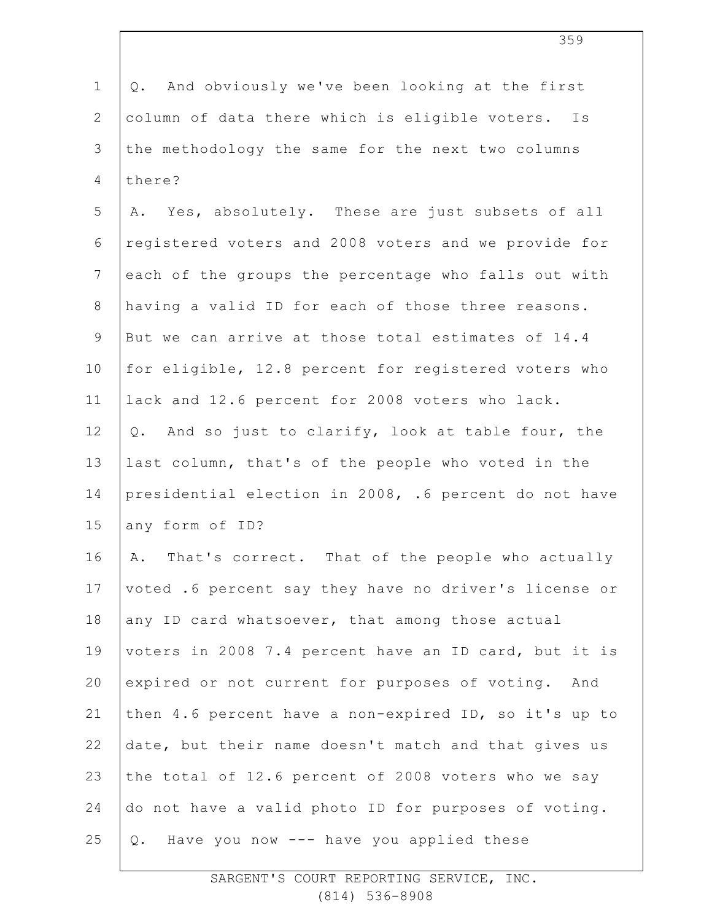Q. And obviously we've been looking at the first column of data there which is eligible voters. Is the methodology the same for the next two columns there?

A. Yes, absolutely. These are just subsets of all registered voters and 2008 voters and we provide for each of the groups the percentage who falls out with having a valid ID for each of those three reasons. But we can arrive at those total estimates of 14.4 for eligible, 12.8 percent for registered voters who lack and 12.6 percent for 2008 voters who lack.

Q. And so just to clarify, look at table four, the last column, that's of the people who voted in the presidential election in 2008, .6 percent do not have any form of ID?

A. That's correct. That of the people who actually voted .6 percent say they have no driver's license or any ID card whatsoever, that among those actual voters in 2008 7.4 percent have an ID card, but it is expired or not current for purposes of voting. And then 4.6 percent have a non-expired ID, so it's up to date, but their name doesn't match and that gives us the total of 12.6 percent of 2008 voters who we say do not have a valid photo ID for purposes of voting.

Q. Have you now --- have you applied these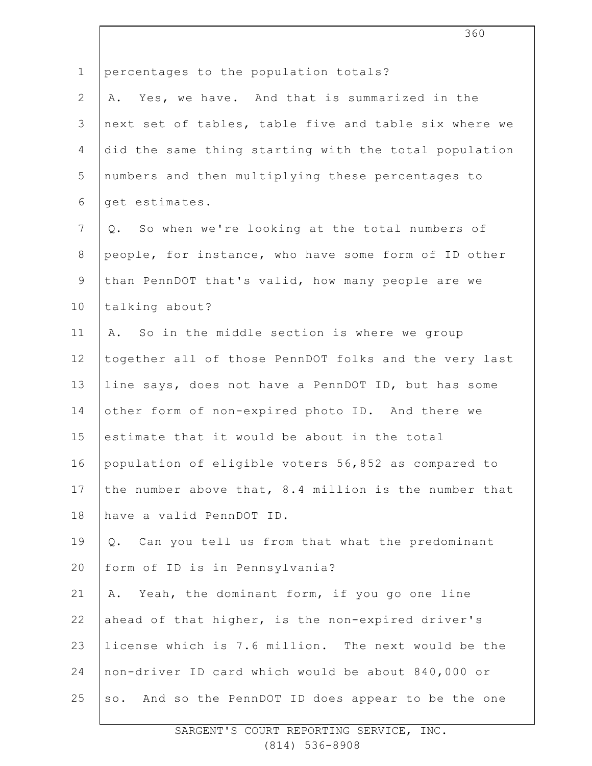percentages to the population totals?

A. Yes, we have. And that is summarized in the next set of tables, table five and table six where we did the same thing starting with the total population numbers and then multiplying these percentages to get estimates.

Q. So when we're looking at the total numbers of people, for instance, who have some form of ID other than PennDOT that's valid, how many people are we talking about?

A. So in the middle section is where we group together all of those PennDOT folks and the very last line says, does not have a PennDOT ID, but has some other form of non-expired photo ID. And there we estimate that it would be about in the total population of eligible voters 56,852 as compared to the number above that, 8.4 million is the number that have a valid PennDOT ID.

Q. Can you tell us from that what the predominant form of ID is in Pennsylvania?

A. Yeah, the dominant form, if you go one line ahead of that higher, is the non-expired driver's license which is 7.6 million. The next would be the non-driver ID card which would be about 840,000 or so. And so the PennDOT ID does appear to be the one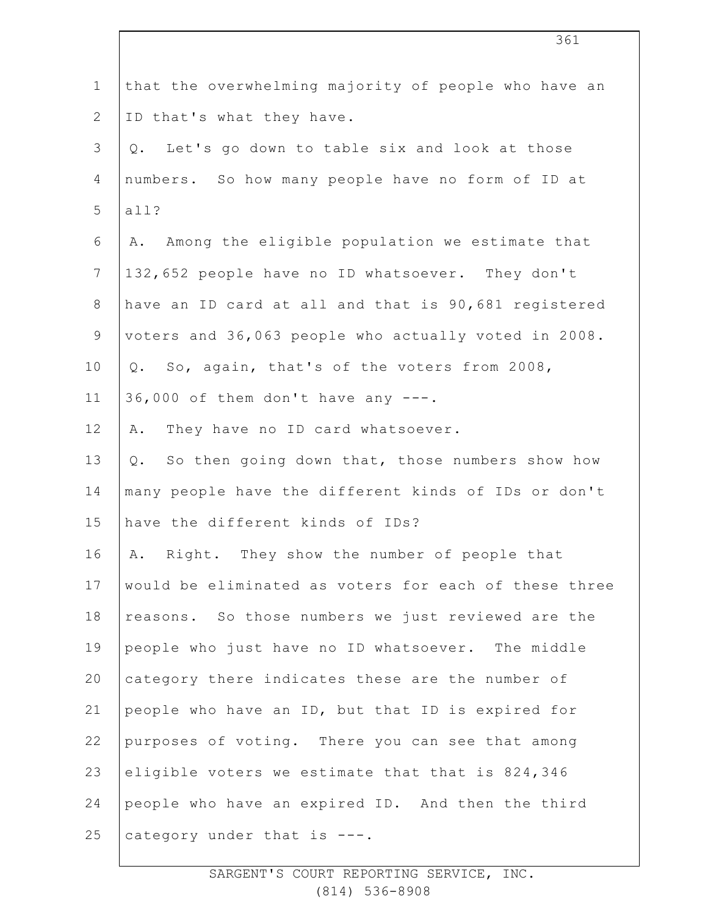that the overwhelming majority of people who have an ID that's what they have.

Q. Let's go down to table six and look at those numbers. So how many people have no form of ID at all?

A. Among the eligible population we estimate that 132,652 people have no ID whatsoever. They don't have an ID card at all and that is 90,681 registered voters and 36,063 people who actually voted in 2008.

Q. So, again, that's of the voters from 2008, 36,000 of them don't have any ---.

A. They have no ID card whatsoever.

Q. So then going down that, those numbers show how many people have the different kinds of IDs or don't have the different kinds of IDs?

A. Right. They show the number of people that would be eliminated as voters for each of these three reasons. So those numbers we just reviewed are the people who just have no ID whatsoever. The middle category there indicates these are the number of people who have an ID, but that ID is expired for purposes of voting. There you can see that among eligible voters we estimate that that is 824,346 people who have an expired ID. And then the third category under that is ---.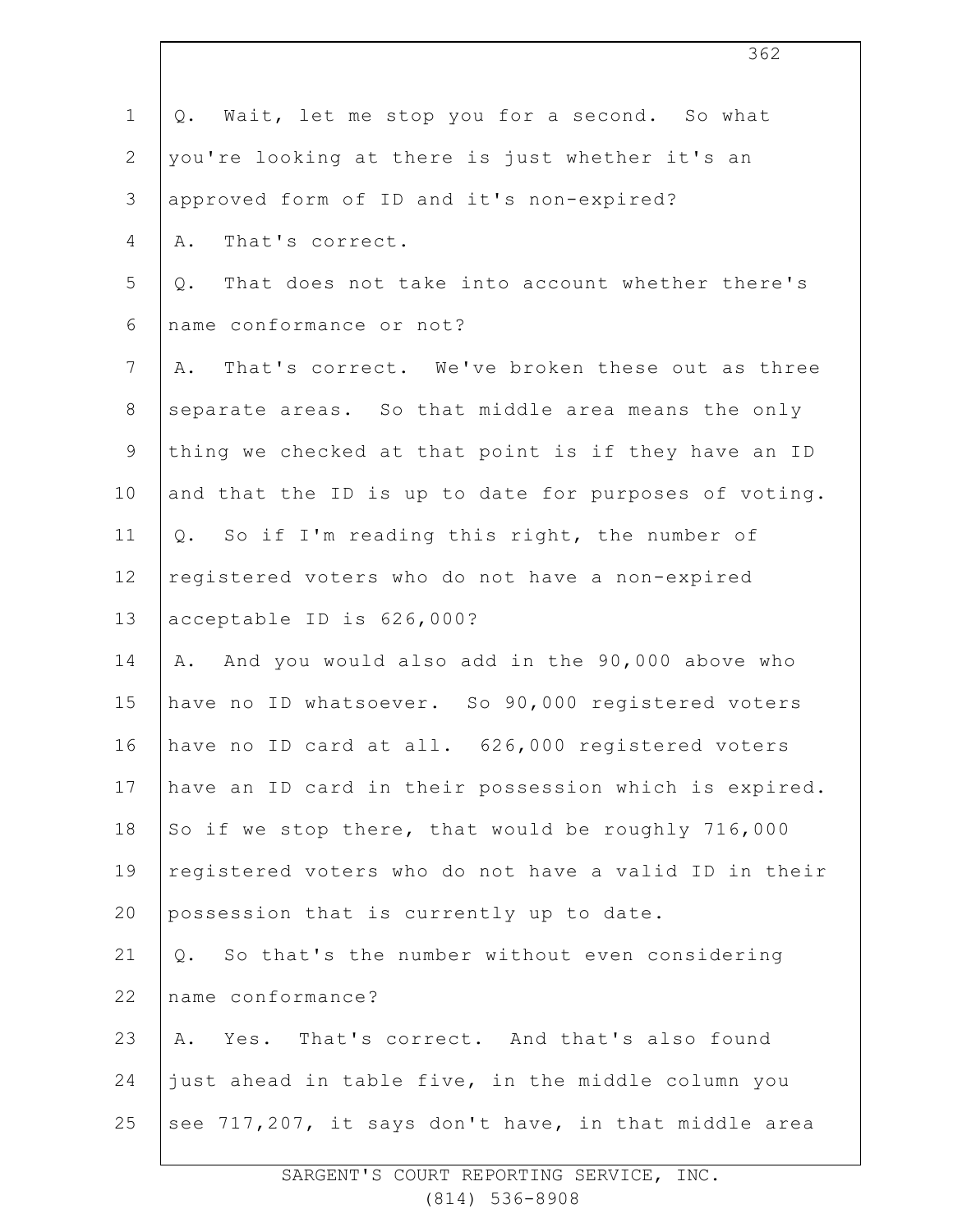Q. Wait, let me stop you for a second. So what you're looking at there is just whether it's an approved form of ID and it's non-expired?

A. That's correct.

Q. That does not take into account whether there's name conformance or not?

A. That's correct. We've broken these out as three separate areas. So that middle area means the only thing we checked at that point is if they have an ID and that the ID is up to date for purposes of voting.

Q. So if I'm reading this right, the number of registered voters who do not have a non-expired acceptable ID is 626,000?

A. And you would also add in the 90,000 above who have no ID whatsoever. So 90,000 registered voters have no ID card at all. 626,000 registered voters have an ID card in their possession which is expired. So if we stop there, that would be roughly 716,000 registered voters who do not have a valid ID in their possession that is currently up to date.

Q. So that's the number without even considering name conformance?

A. Yes. That's correct. And that's also found just ahead in table five, in the middle column you see 717,207, it says don't have, in that middle area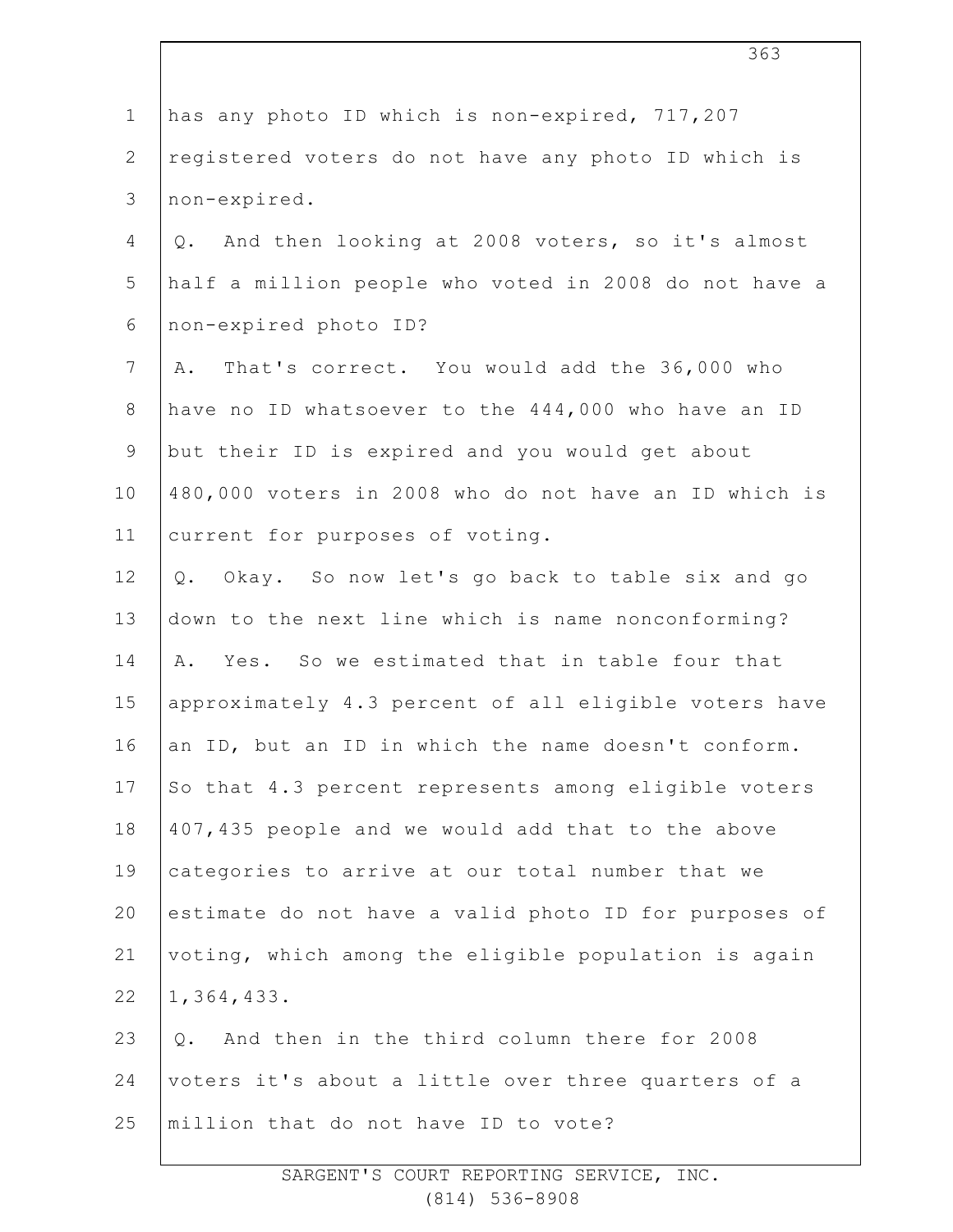has any photo ID which is non-expired, 717,207 registered voters do not have any photo ID which is non-expired.

Q. And then looking at 2008 voters, so it's almost half a million people who voted in 2008 do not have a non-expired photo ID?

A. That's correct. You would add the 36,000 who have no ID whatsoever to the 444,000 who have an ID but their ID is expired and you would get about 480,000 voters in 2008 who do not have an ID which is current for purposes of voting.

Q. Okay. So now let's go back to table six and go down to the next line which is name nonconforming?

A. Yes. So we estimated that in table four that approximately 4.3 percent of all eligible voters have an ID, but an ID in which the name doesn't conform. So that 4.3 percent represents among eligible voters 407,435 people and we would add that to the above categories to arrive at our total number that we estimate do not have a valid photo ID for purposes of voting, which among the eligible population is again 1,364,433.

Q. And then in the third column there for 2008 voters it's about a little over three quarters of a million that do not have ID to vote?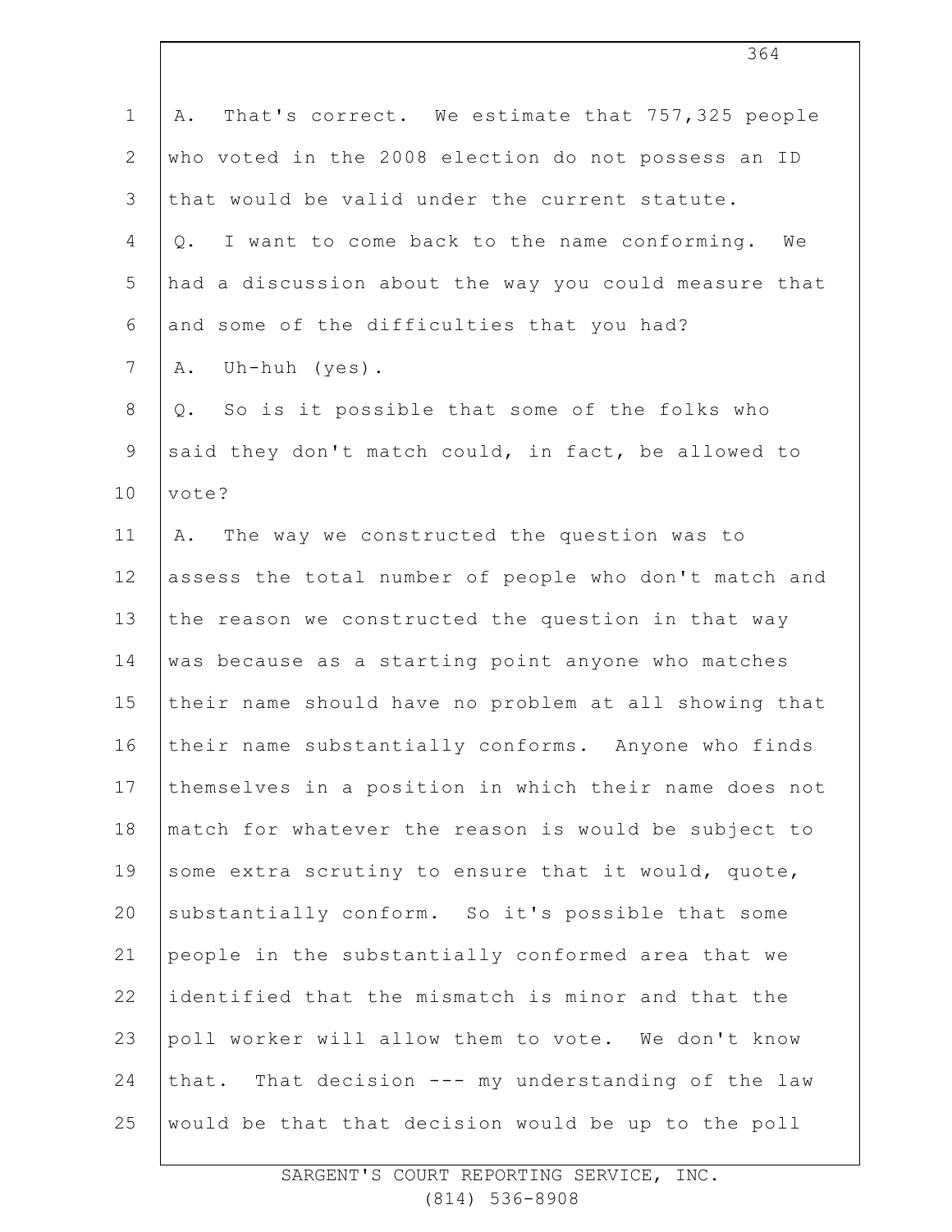A. That's correct. We estimate that 757,325 people who voted in the 2008 election do not possess an ID that would be valid under the current statute.

Q. I want to come back to the name conforming. We had a discussion about the way you could measure that and some of the difficulties that you had?

A. Uh-huh (yes).

Q. So is it possible that some of the folks who said they don't match could, in fact, be allowed to vote?

A. The way we constructed the question was to assess the total number of people who don't match and the reason we constructed the question in that way was because as a starting point anyone who matches their name should have no problem at all showing that their name substantially conforms. Anyone who finds themselves in a position in which their name does not match for whatever the reason is would be subject to some extra scrutiny to ensure that it would, quote, substantially conform. So it's possible that some people in the substantially conformed area that we identified that the mismatch is minor and that the poll worker will allow them to vote. We don't know that. That decision --- my understanding of the law would be that that decision would be up to the poll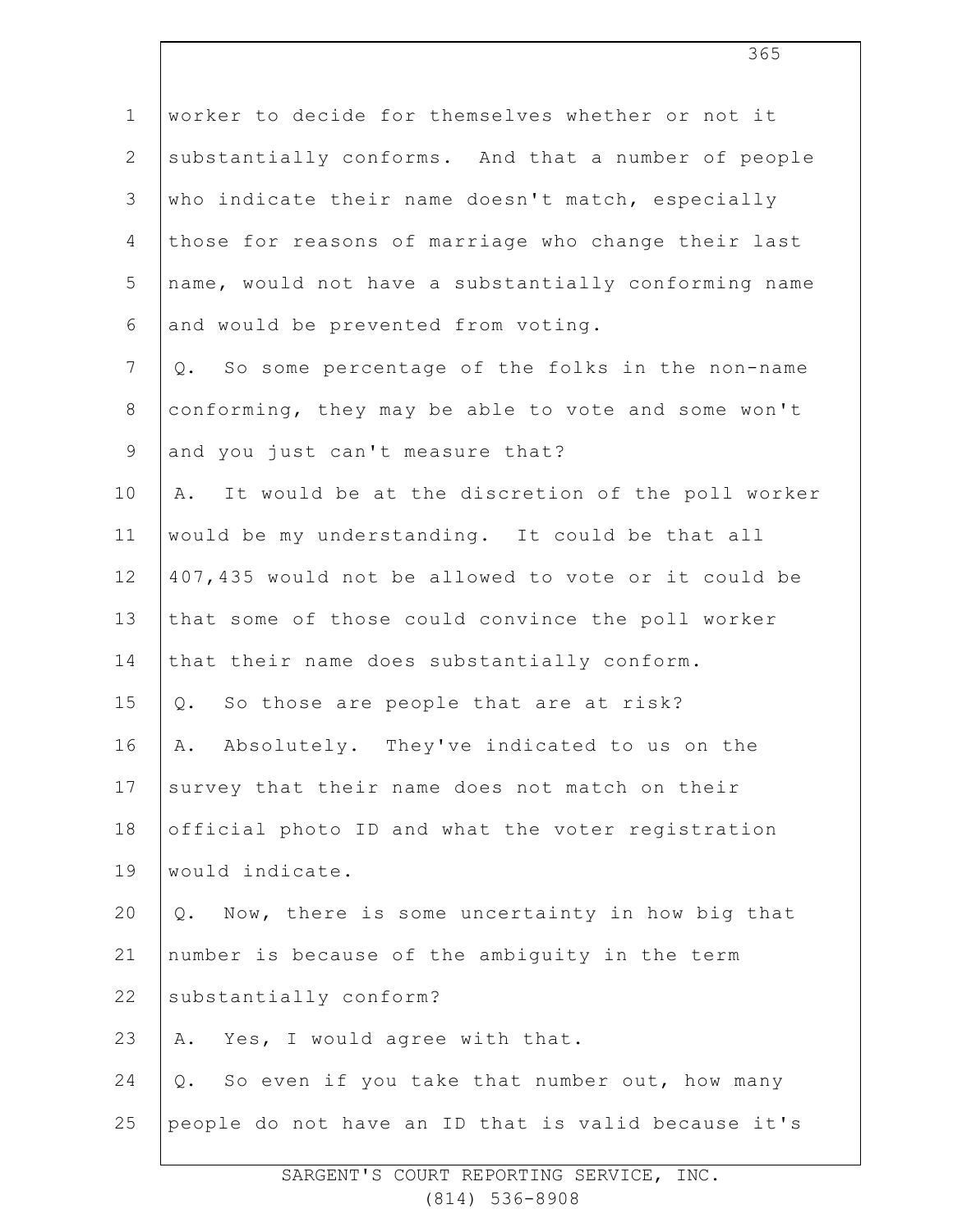worker to decide for themselves whether or not it substantially conforms. And that a number of people who indicate their name doesn't match, especially those for reasons of marriage who change their last name, would not have a substantially conforming name and would be prevented from voting.

Q. So some percentage of the folks in the non-name conforming, they may be able to vote and some won't and you just can't measure that?

A. It would be at the discretion of the poll worker would be my understanding. It could be that all 407,435 would not be allowed to vote or it could be that some of those could convince the poll worker that their name does substantially conform.

Q. So those are people that are at risk?

A. Absolutely. They've indicated to us on the survey that their name does not match on their official photo ID and what the voter registration would indicate.

Q. Now, there is some uncertainty in how big that number is because of the ambiguity in the term substantially conform?

A. Yes, I would agree with that.

Q. So even if you take that number out, how many people do not have an ID that is valid because it's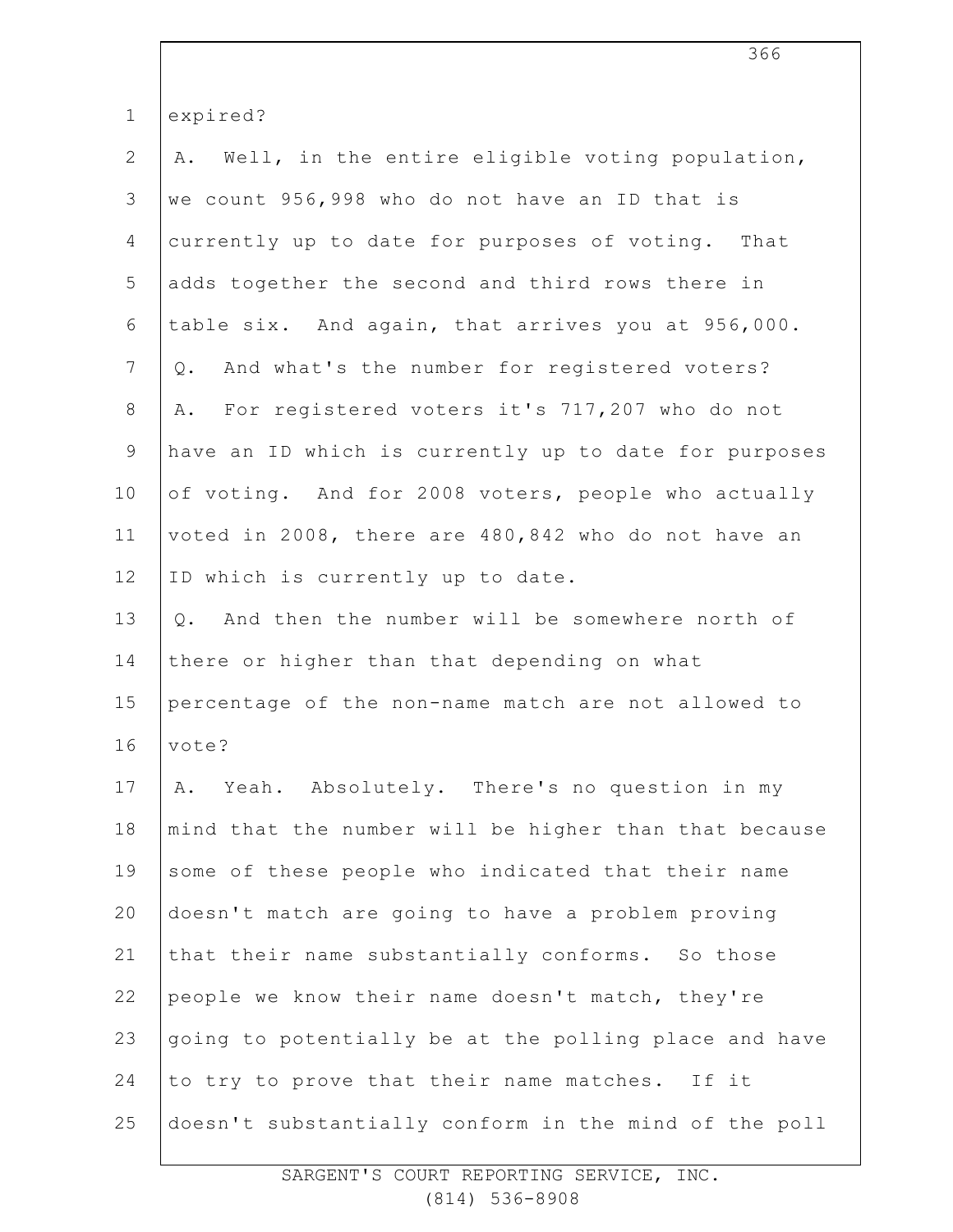expired?

A. Well, in the entire eligible voting population, we count 956,998 who do not have an ID that is currently up to date for purposes of voting. That adds together the second and third rows there in table six. And again, that arrives you at 956,000.

Q. And what's the number for registered voters?

A. For registered voters it's 717,207 who do not have an ID which is currently up to date for purposes of voting. And for 2008 voters, people who actually voted in 2008, there are 480,842 who do not have an ID which is currently up to date.

Q. And then the number will be somewhere north of there or higher than that depending on what percentage of the non-name match are not allowed to vote?

A. Yeah. Absolutely. There's no question in my mind that the number will be higher than that because some of these people who indicated that their name doesn't match are going to have a problem proving that their name substantially conforms. So those people we know their name doesn't match, they're going to potentially be at the polling place and have to try to prove that their name matches. If it doesn't substantially conform in the mind of the poll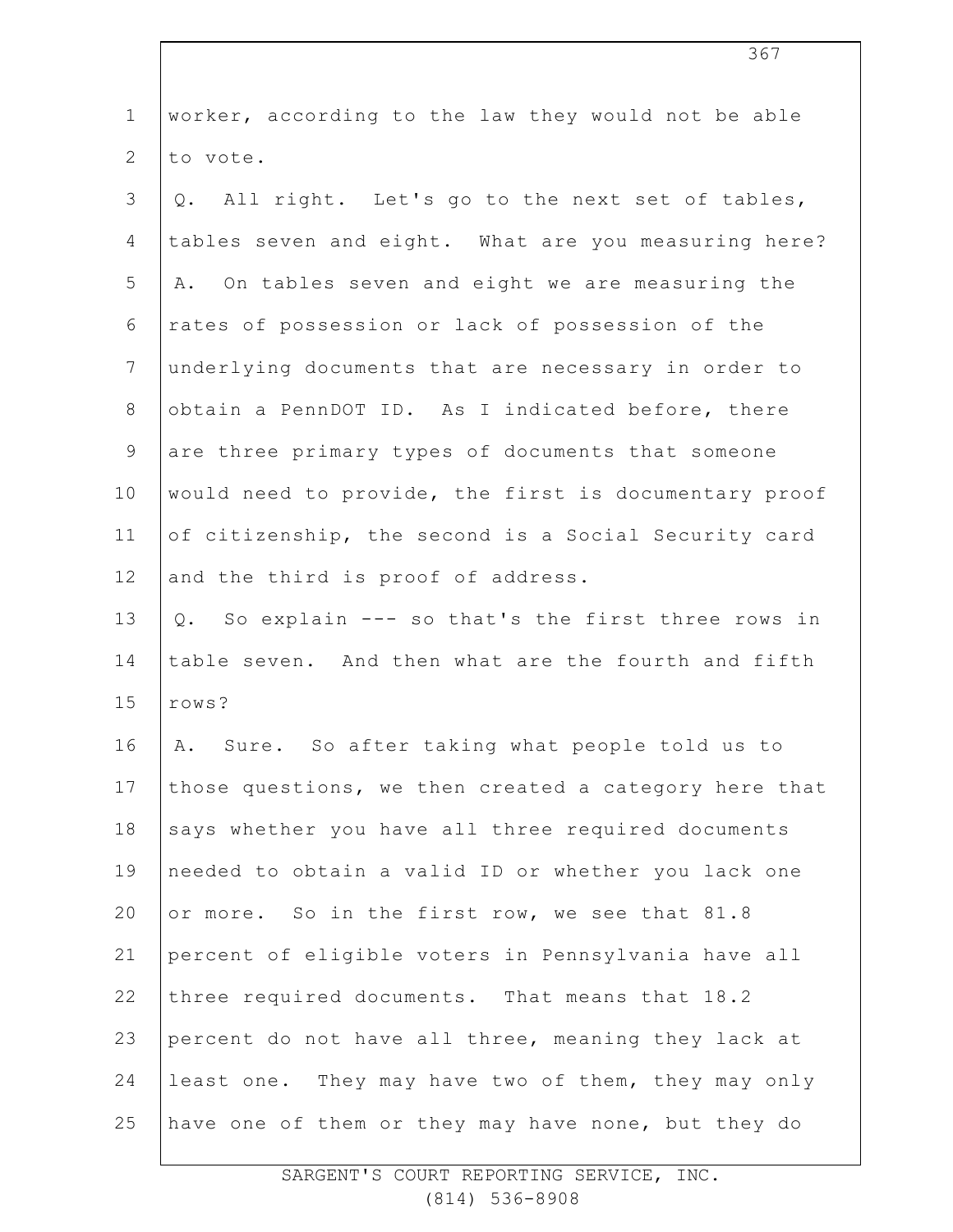worker, according to the law they would not be able to vote.

Q. All right. Let's go to the next set of tables, tables seven and eight. What are you measuring here?

A. On tables seven and eight we are measuring the rates of possession or lack of possession of the underlying documents that are necessary in order to obtain a PennDOT ID. As I indicated before, there are three primary types of documents that someone would need to provide, the first is documentary proof of citizenship, the second is a Social Security card and the third is proof of address.

Q. So explain --- so that's the first three rows in table seven. And then what are the fourth and fifth rows?

A. Sure. So after taking what people told us to those questions, we then created a category here that says whether you have all three required documents needed to obtain a valid ID or whether you lack one or more. So in the first row, we see that 81.8 percent of eligible voters in Pennsylvania have all three required documents. That means that 18.2 percent do not have all three, meaning they lack at least one. They may have two of them, they may only have one of them or they may have none, but they do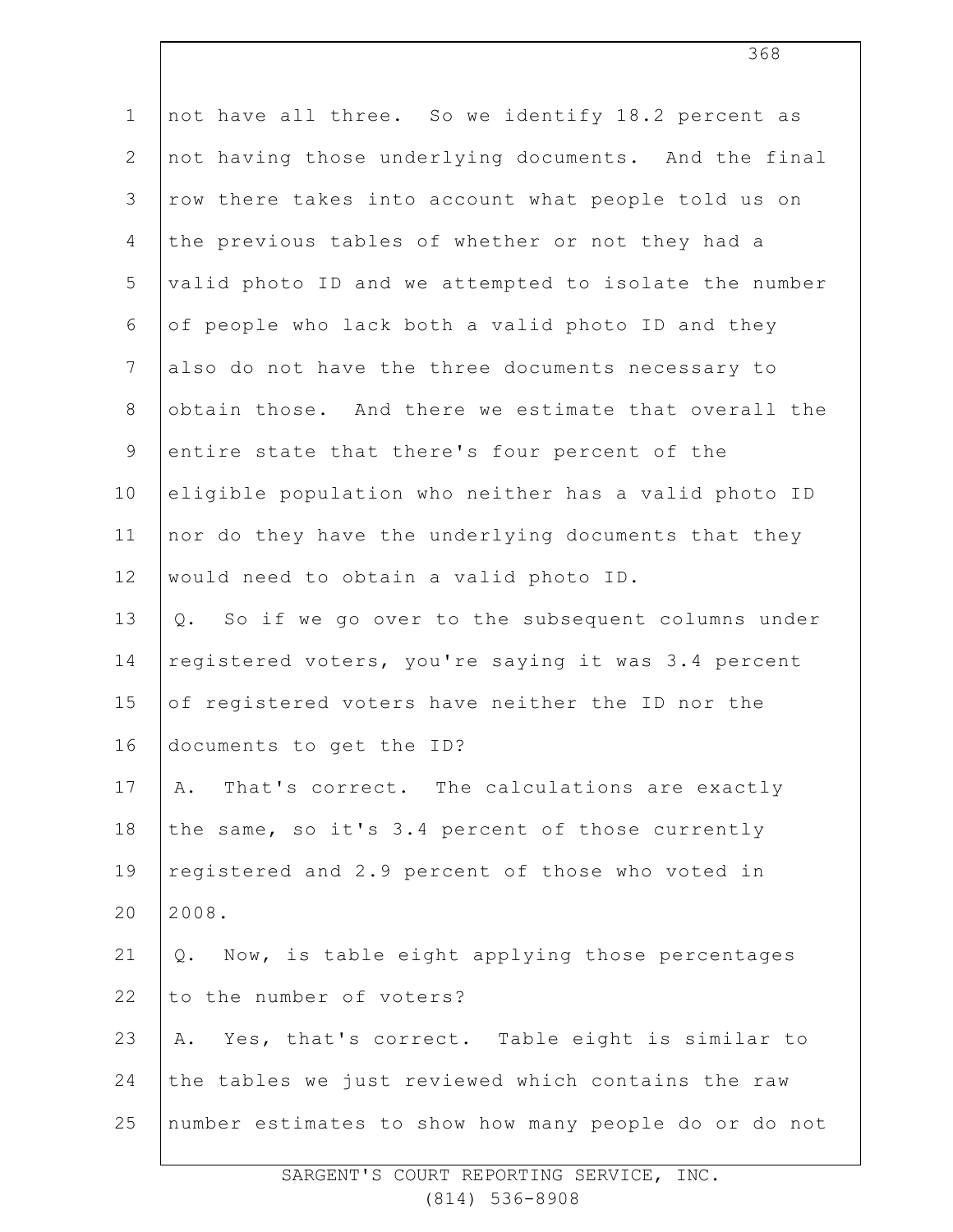not have all three. So we identify 18.2 percent as not having those underlying documents. And the final row there takes into account what people told us on the previous tables of whether or not they had a valid photo ID and we attempted to isolate the number of people who lack both a valid photo ID and they also do not have the three documents necessary to obtain those. And there we estimate that overall the entire state that there's four percent of the eligible population who neither has a valid photo ID nor do they have the underlying documents that they would need to obtain a valid photo ID.

Q. So if we go over to the subsequent columns under registered voters, you're saying it was 3.4 percent of registered voters have neither the ID nor the documents to get the ID?

A. That's correct. The calculations are exactly the same, so it's 3.4 percent of those currently registered and 2.9 percent of those who voted in 2008.

Q. Now, is table eight applying those percentages to the number of voters?

A. Yes, that's correct. Table eight is similar to the tables we just reviewed which contains the raw number estimates to show how many people do or do not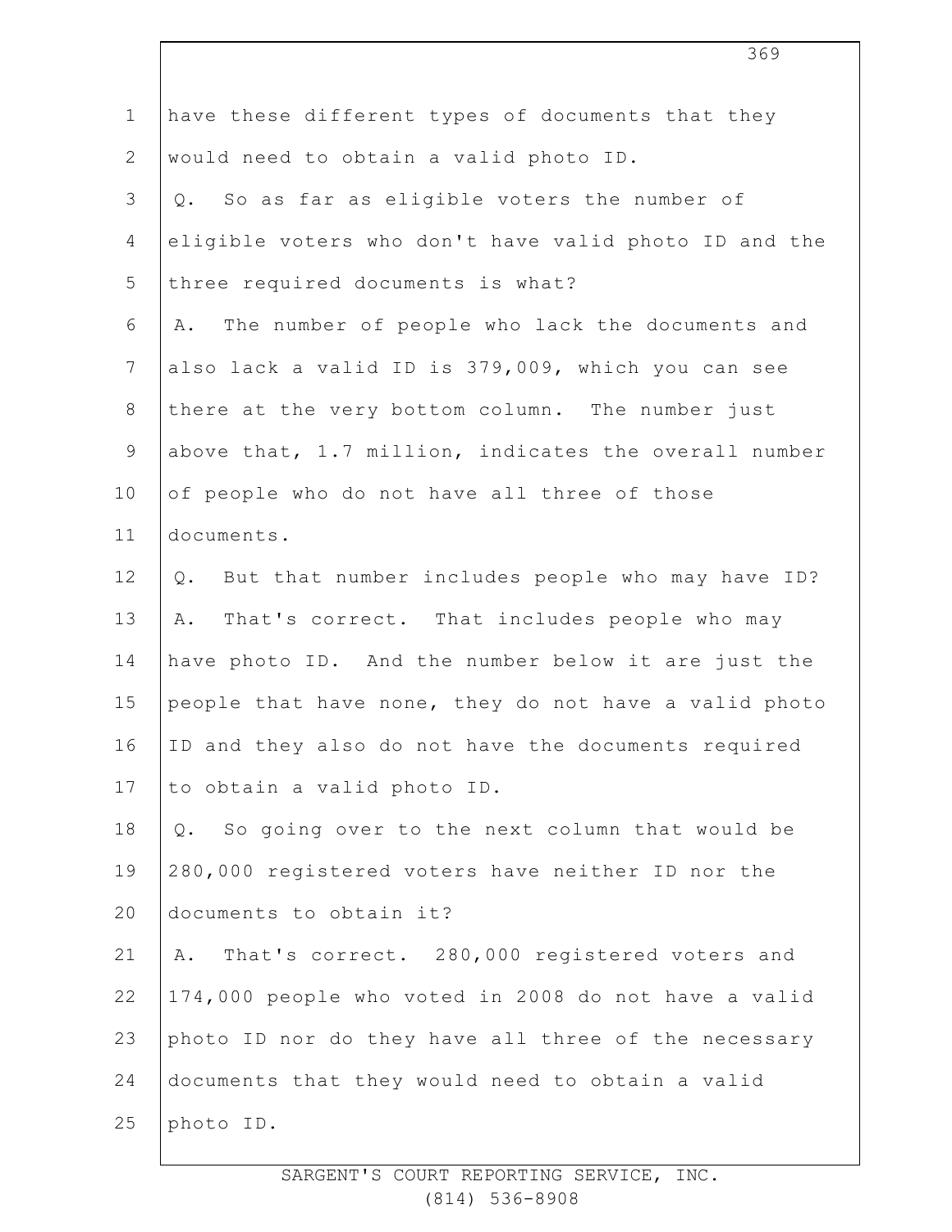have these different types of documents that they would need to obtain a valid photo ID.

Q. So as far as eligible voters the number of eligible voters who don't have valid photo ID and the three required documents is what?

A. The number of people who lack the documents and also lack a valid ID is 379,009, which you can see there at the very bottom column. The number just above that, 1.7 million, indicates the overall number of people who do not have all three of those documents.

Q. But that number includes people who may have ID?

A. That's correct. That includes people who may have photo ID. And the number below it are just the people that have none, they do not have a valid photo ID and they also do not have the documents required to obtain a valid photo ID.

Q. So going over to the next column that would be 280,000 registered voters have neither ID nor the documents to obtain it?

A. That's correct. 280,000 registered voters and 174,000 people who voted in 2008 do not have a valid photo ID nor do they have all three of the necessary documents that they would need to obtain a valid photo ID.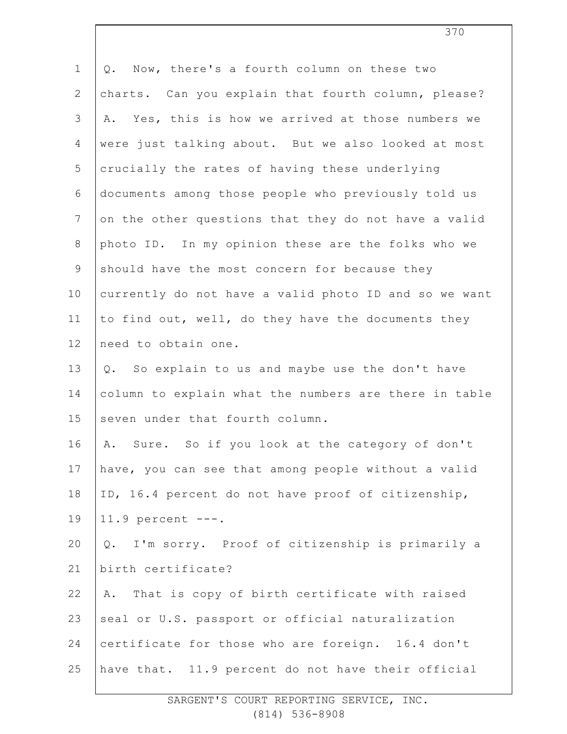Q. Now, there's a fourth column on these two charts. Can you explain that fourth column, please?

A. Yes, this is how we arrived at those numbers we were just talking about. But we also looked at most crucially the rates of having these underlying documents among those people who previously told us on the other questions that they do not have a valid photo ID. In my opinion these are the folks who we should have the most concern for because they currently do not have a valid photo ID and so we want to find out, well, do they have the documents they need to obtain one.

Q. So explain to us and maybe use the don't have column to explain what the numbers are there in table seven under that fourth column.

A. Sure. So if you look at the category of don't have, you can see that among people without a valid ID, 16.4 percent do not have proof of citizenship, 11.9 percent ---.

Q. I'm sorry. Proof of citizenship is primarily a birth certificate?

A. That is copy of birth certificate with raised seal or U.S. passport or official naturalization certificate for those who are foreign. 16.4 don't have that. 11.9 percent do not have their official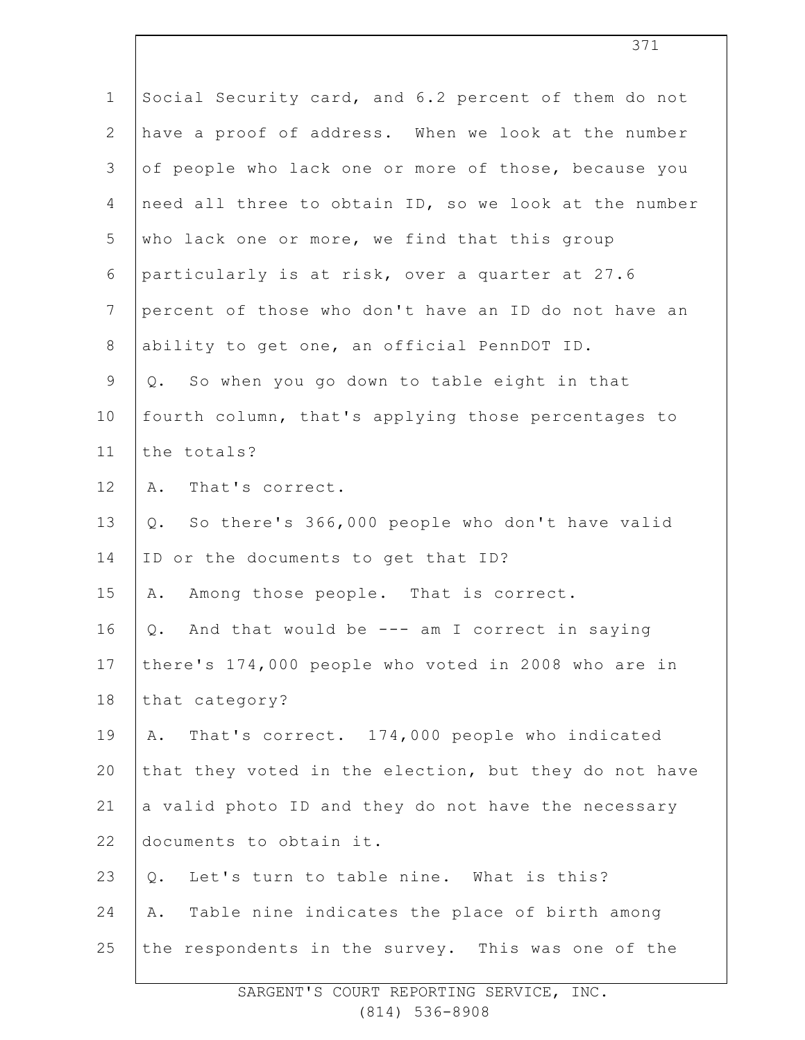Social Security card, and 6.2 percent of them do not have a proof of address. When we look at the number of people who lack one or more of those, because you need all three to obtain ID, so we look at the number who lack one or more, we find that this group particularly is at risk, over a quarter at 27.6 percent of those who don't have an ID do not have an ability to get one, an official PennDOT ID.

Q. So when you go down to table eight in that fourth column, that's applying those percentages to the totals?

A. That's correct.

Q. So there's 366,000 people who don't have valid ID or the documents to get that ID?

A. Among those people. That is correct.

Q. And that would be --- am I correct in saying there's 174,000 people who voted in 2008 who are in that category?

A. That's correct. 174,000 people who indicated that they voted in the election, but they do not have a valid photo ID and they do not have the necessary documents to obtain it.

Q. Let's turn to table nine. What is this?

A. Table nine indicates the place of birth among the respondents in the survey. This was one of the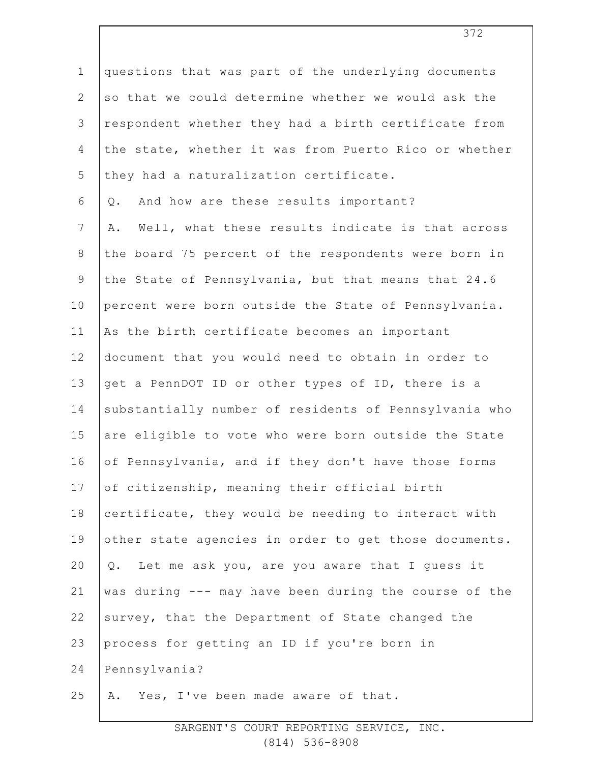questions that was part of the underlying documents so that we could determine whether we would ask the respondent whether they had a birth certificate from the state, whether it was from Puerto Rico or whether they had a naturalization certificate.

Q. And how are these results important?

A. Well, what these results indicate is that across the board 75 percent of the respondents were born in the State of Pennsylvania, but that means that 24.6 percent were born outside the State of Pennsylvania. As the birth certificate becomes an important document that you would need to obtain in order to get a PennDOT ID or other types of ID, there is a substantially number of residents of Pennsylvania who are eligible to vote who were born outside the State of Pennsylvania, and if they don't have those forms of citizenship, meaning their official birth certificate, they would be needing to interact with other state agencies in order to get those documents.

Q. Let me ask you, are you aware that I guess it was during --- may have been during the course of the survey, that the Department of State changed the process for getting an ID if you're born in Pennsylvania?

A. Yes, I've been made aware of that.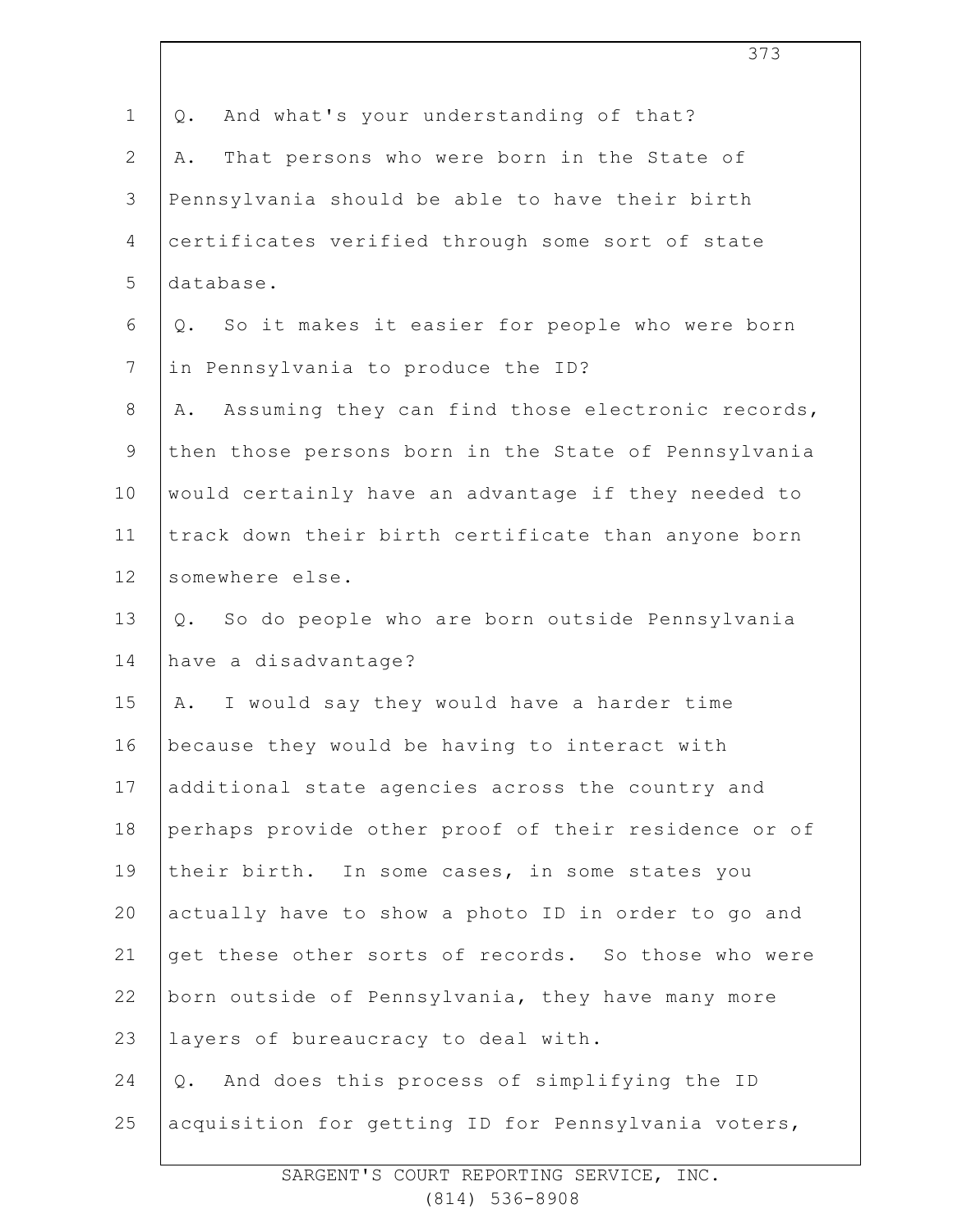Q. And what's your understanding of that?

A. That persons who were born in the State of Pennsylvania should be able to have their birth certificates verified through some sort of state database.

Q. So it makes it easier for people who were born in Pennsylvania to produce the ID?

A. Assuming they can find those electronic records, then those persons born in the State of Pennsylvania would certainly have an advantage if they needed to track down their birth certificate than anyone born somewhere else.

Q. So do people who are born outside Pennsylvania have a disadvantage?

A. I would say they would have a harder time because they would be having to interact with additional state agencies across the country and perhaps provide other proof of their residence or of their birth. In some cases, in some states you actually have to show a photo ID in order to go and get these other sorts of records. So those who were born outside of Pennsylvania, they have many more layers of bureaucracy to deal with.

Q. And does this process of simplifying the ID acquisition for getting ID for Pennsylvania voters,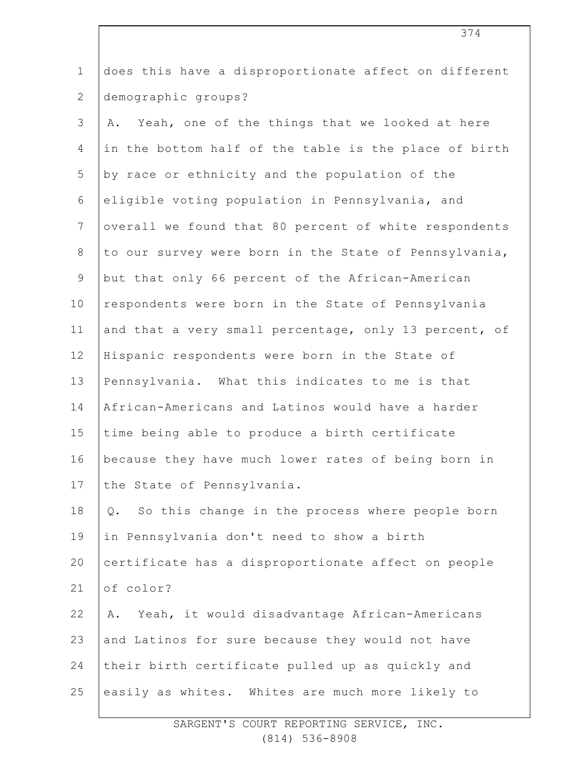does this have a disproportionate affect on different demographic groups?

A. Yeah, one of the things that we looked at here in the bottom half of the table is the place of birth by race or ethnicity and the population of the eligible voting population in Pennsylvania, and overall we found that 80 percent of white respondents to our survey were born in the State of Pennsylvania, but that only 66 percent of the African-American respondents were born in the State of Pennsylvania and that a very small percentage, only 13 percent, of Hispanic respondents were born in the State of Pennsylvania. What this indicates to me is that African-Americans and Latinos would have a harder time being able to produce a birth certificate because they have much lower rates of being born in the State of Pennsylvania.

Q. So this change in the process where people born in Pennsylvania don't need to show a birth certificate has a disproportionate affect on people of color?

A. Yeah, it would disadvantage African-Americans and Latinos for sure because they would not have their birth certificate pulled up as quickly and easily as whites. Whites are much more likely to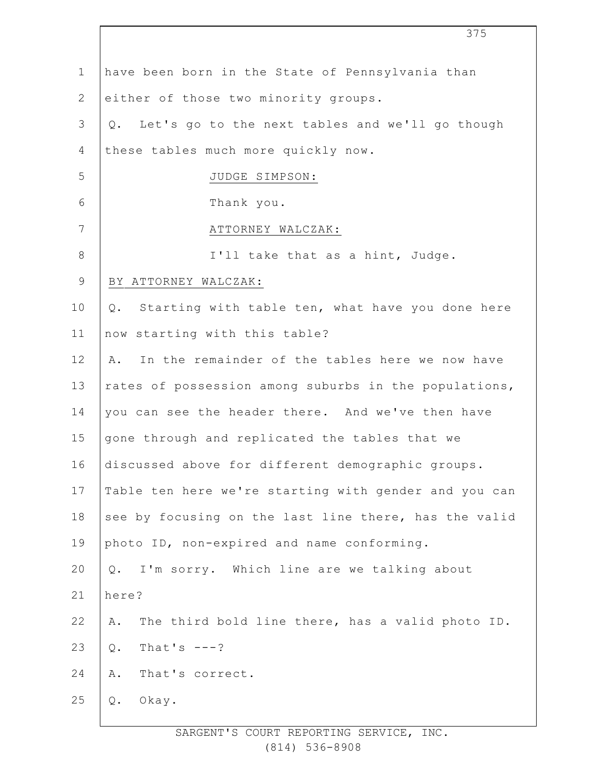have been born in the State of Pennsylvania than either of those two minority groups.

Q. Let's go to the next tables and we'll go though these tables much more quickly now.

JUDGE SIMPSON:

Thank you.

ATTORNEY WALCZAK:

I'll take that as a hint, Judge.

BY ATTORNEY WALCZAK:

Q. Starting with table ten, what have you done here now starting with this table?

A. In the remainder of the tables here we now have rates of possession among suburbs in the populations, you can see the header there. And we've then have gone through and replicated the tables that we discussed above for different demographic groups. Table ten here we're starting with gender and you can see by focusing on the last line there, has the valid photo ID, non-expired and name conforming.

Q. I'm sorry. Which line are we talking about here?

A. The third bold line there, has a valid photo ID.

Q. That's ---?

A. That's correct.

Q. Okay.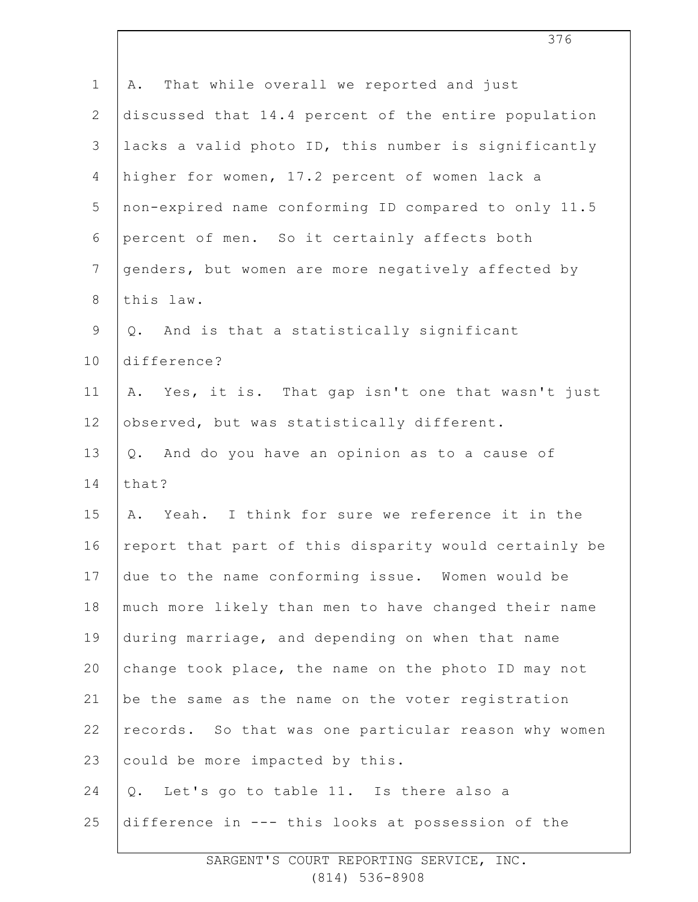A. That while overall we reported and just discussed that 14.4 percent of the entire population lacks a valid photo ID, this number is significantly higher for women, 17.2 percent of women lack a non-expired name conforming ID compared to only 11.5 percent of men. So it certainly affects both genders, but women are more negatively affected by this law.

Q. And is that a statistically significant difference?

A. Yes, it is. That gap isn't one that wasn't just observed, but was statistically different.

Q. And do you have an opinion as to a cause of that?

A. Yeah. I think for sure we reference it in the report that part of this disparity would certainly be due to the name conforming issue. Women would be much more likely than men to have changed their name during marriage, and depending on when that name change took place, the name on the photo ID may not be the same as the name on the voter registration records. So that was one particular reason why women could be more impacted by this.

Q. Let's go to table 11. Is there also a difference in --- this looks at possession of the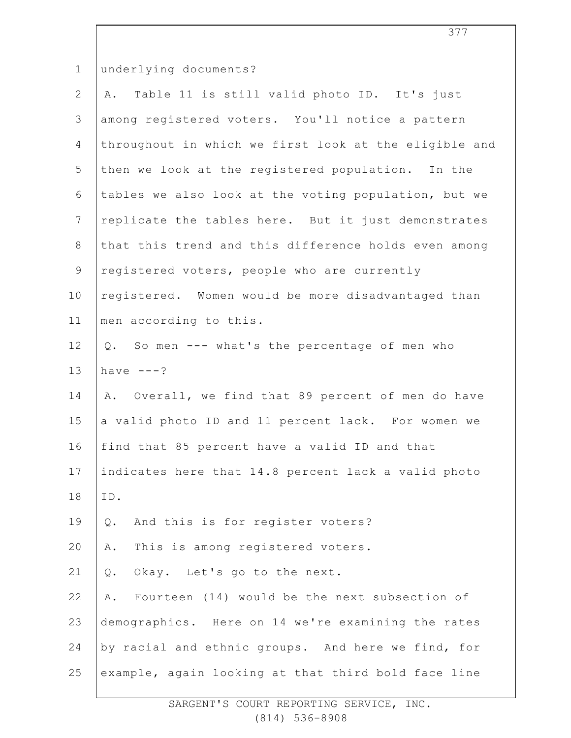underlying documents?

A. Table 11 is still valid photo ID. It's just among registered voters. You'll notice a pattern throughout in which we first look at the eligible and then we look at the registered population. In the tables we also look at the voting population, but we replicate the tables here. But it just demonstrates that this trend and this difference holds even among registered voters, people who are currently registered. Women would be more disadvantaged than men according to this.

Q. So men --- what's the percentage of men who have ---?

A. Overall, we find that 89 percent of men do have a valid photo ID and 11 percent lack. For women we find that 85 percent have a valid ID and that indicates here that 14.8 percent lack a valid photo ID.

Q. And this is for register voters?

A. This is among registered voters.

Q. Okay. Let's go to the next.

A. Fourteen (14) would be the next subsection of demographics. Here on 14 we're examining the rates by racial and ethnic groups. And here we find, for example, again looking at that third bold face line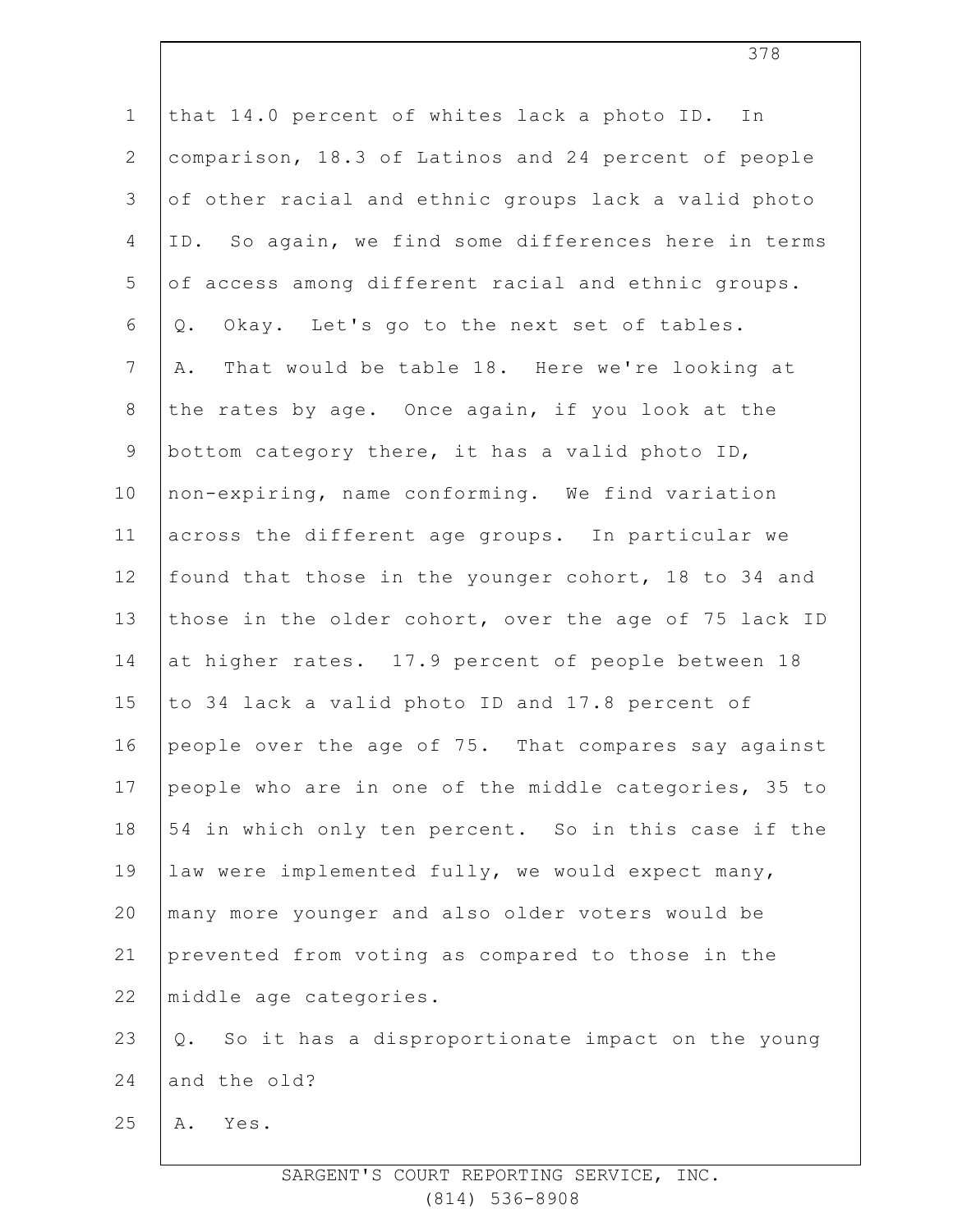that 14.0 percent of whites lack a photo ID. In comparison, 18.3 of Latinos and 24 percent of people of other racial and ethnic groups lack a valid photo ID. So again, we find some differences here in terms of access among different racial and ethnic groups.

Q. Okay. Let's go to the next set of tables.

A. That would be table 18. Here we're looking at the rates by age. Once again, if you look at the bottom category there, it has a valid photo ID, non-expiring, name conforming. We find variation across the different age groups. In particular we found that those in the younger cohort, 18 to 34 and those in the older cohort, over the age of 75 lack ID at higher rates. 17.9 percent of people between 18 to 34 lack a valid photo ID and 17.8 percent of people over the age of 75. That compares say against people who are in one of the middle categories, 35 to 54 in which only ten percent. So in this case if the law were implemented fully, we would expect many, many more younger and also older voters would be prevented from voting as compared to those in the middle age categories.

Q. So it has a disproportionate impact on the young and the old?

A. Yes.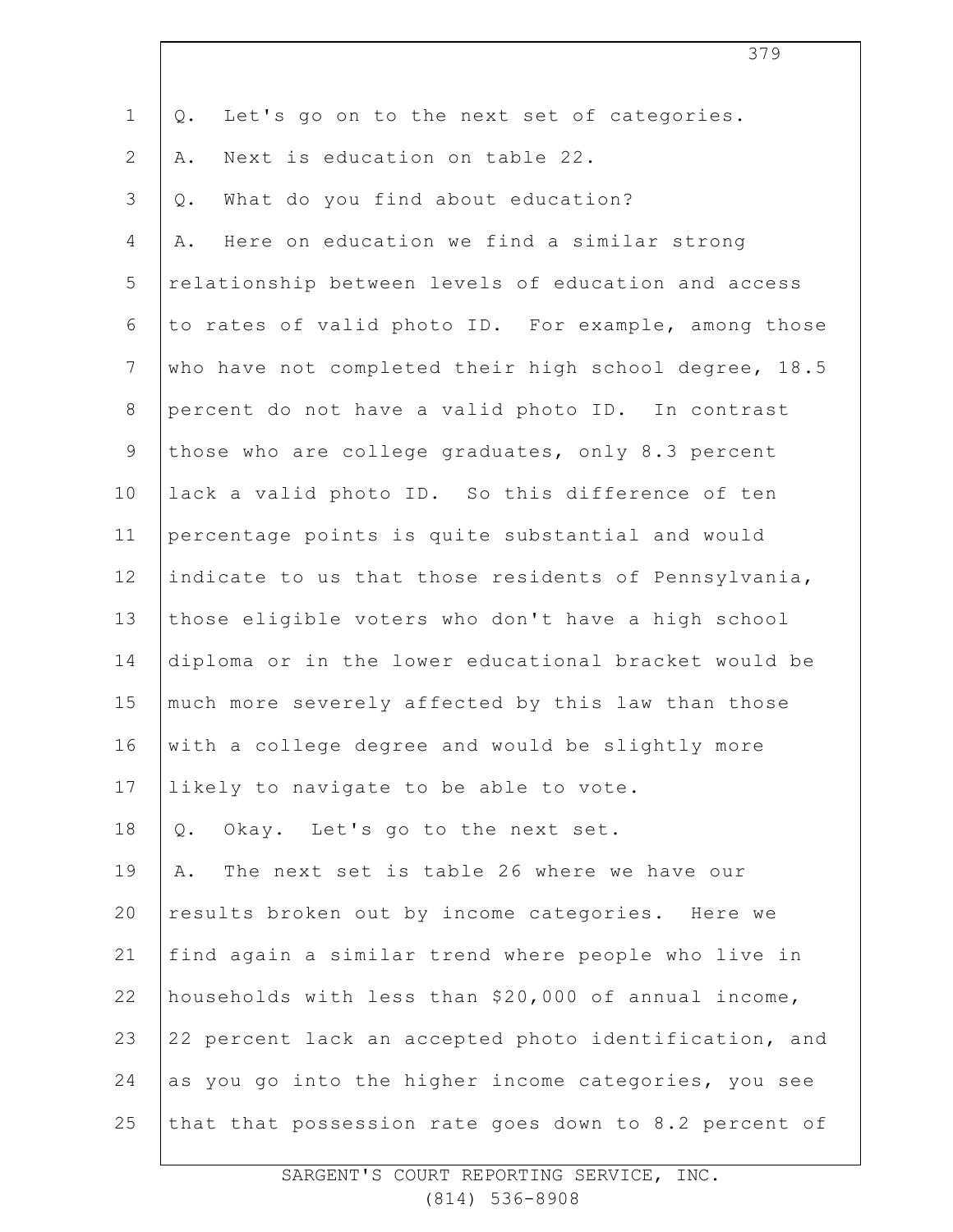Q. Let's go on to the next set of categories.

A. Next is education on table 22.

Q. What do you find about education?

A. Here on education we find a similar strong relationship between levels of education and access to rates of valid photo ID. For example, among those who have not completed their high school degree, 18.5 percent do not have a valid photo ID. In contrast those who are college graduates, only 8.3 percent lack a valid photo ID. So this difference of ten percentage points is quite substantial and would indicate to us that those residents of Pennsylvania, those eligible voters who don't have a high school diploma or in the lower educational bracket would be much more severely affected by this law than those with a college degree and would be slightly more likely to navigate to be able to vote.

Q. Okay. Let's go to the next set.

A. The next set is table 26 where we have our results broken out by income categories. Here we find again a similar trend where people who live in households with less than $20,000 of annual income, 22 percent lack an accepted photo identification, and as you go into the higher income categories, you see that that possession rate goes down to 8.2 percent of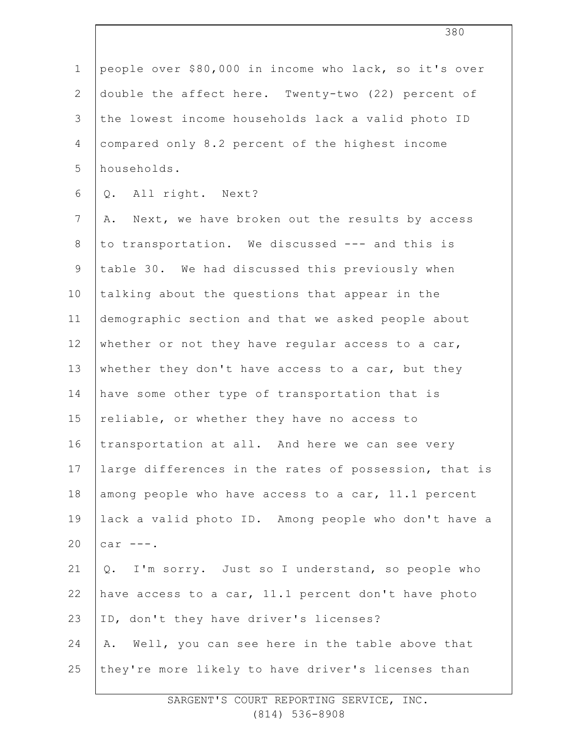people over $80,000 in income who lack, so it's over double the affect here. Twenty-two (22) percent of the lowest income households lack a valid photo ID compared only 8.2 percent of the highest income households.

Q. All right. Next?

A. Next, we have broken out the results by access to transportation. We discussed --- and this is table 30. We had discussed this previously when talking about the questions that appear in the demographic section and that we asked people about whether or not they have regular access to a car, whether they don't have access to a car, but they have some other type of transportation that is reliable, or whether they have no access to transportation at all. And here we can see very large differences in the rates of possession, that is among people who have access to a car, 11.1 percent lack a valid photo ID. Among people who don't have a car ---.

Q. I'm sorry. Just so I understand, so people who have access to a car, 11.1 percent don't have photo ID, don't they have driver's licenses?

A. Well, you can see here in the table above that they're more likely to have driver's licenses than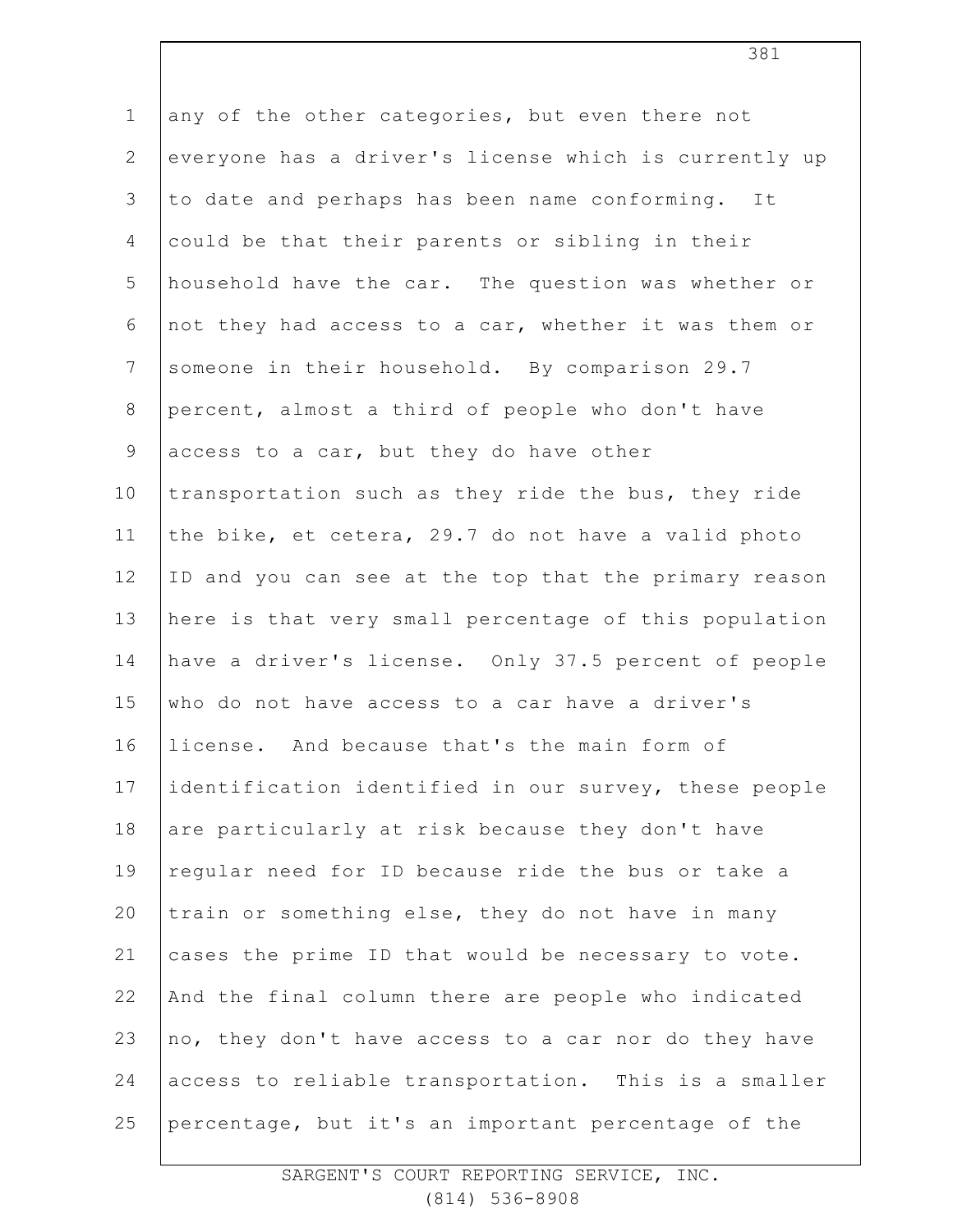any of the other categories, but even there not everyone has a driver's license which is currently up to date and perhaps has been name conforming. It could be that their parents or sibling in their household have the car. The question was whether or not they had access to a car, whether it was them or someone in their household. By comparison 29.7 percent, almost a third of people who don't have access to a car, but they do have other transportation such as they ride the bus, they ride the bike, et cetera, 29.7 do not have a valid photo ID and you can see at the top that the primary reason here is that very small percentage of this population have a driver's license. Only 37.5 percent of people who do not have access to a car have a driver's license. And because that's the main form of identification identified in our survey, these people are particularly at risk because they don't have regular need for ID because ride the bus or take a train or something else, they do not have in many cases the prime ID that would be necessary to vote. And the final column there are people who indicated no, they don't have access to a car nor do they have access to reliable transportation. This is a smaller percentage, but it's an important percentage of the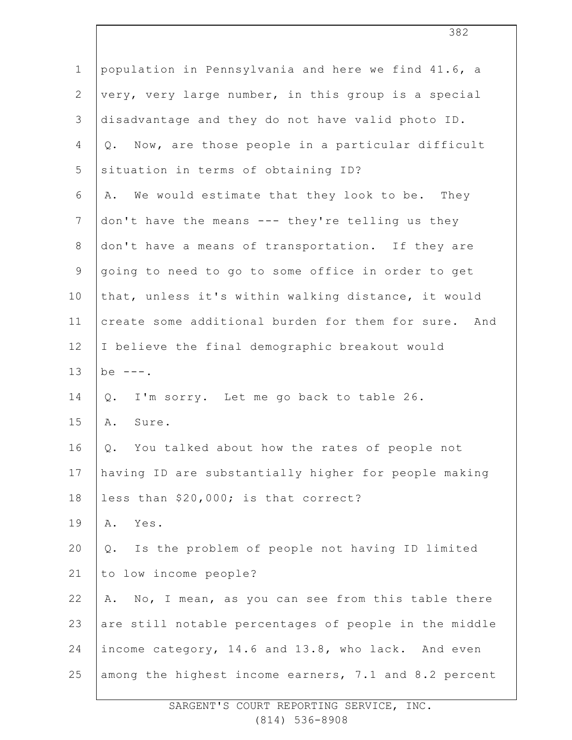population in Pennsylvania and here we find 41.6, a very, very large number, in this group is a special disadvantage and they do not have valid photo ID.

Q. Now, are those people in a particular difficult situation in terms of obtaining ID?

A. We would estimate that they look to be. They don't have the means --- they're telling us they don't have a means of transportation. If they are going to need to go to some office in order to get that, unless it's within walking distance, it would create some additional burden for them for sure. And I believe the final demographic breakout would be ---.

Q. I'm sorry. Let me go back to table 26.

A. Sure.

Q. You talked about how the rates of people not having ID are substantially higher for people making less than $20,000; is that correct?

A. Yes.

Q. Is the problem of people not having ID limited to low income people?

A. No, I mean, as you can see from this table there are still notable percentages of people in the middle income category, 14.6 and 13.8, who lack. And even among the highest income earners, 7.1 and 8.2 percent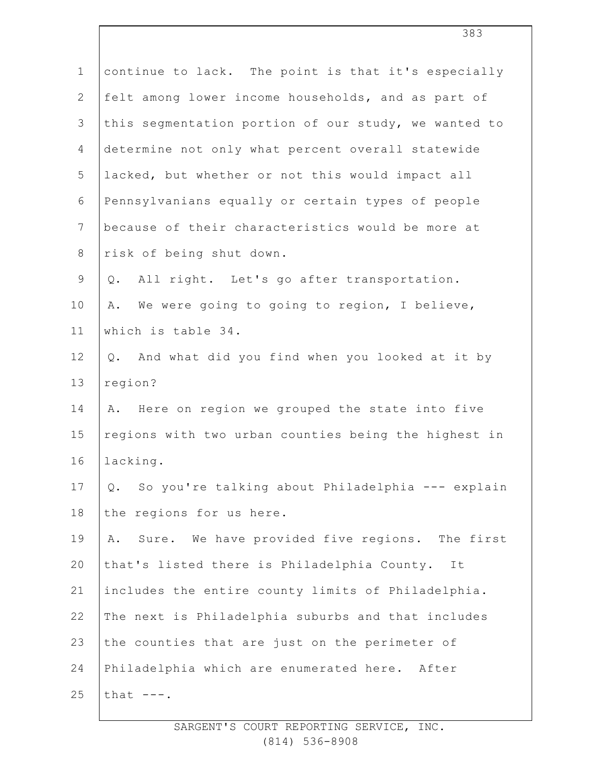continue to lack. The point is that it's especially felt among lower income households, and as part of this segmentation portion of our study, we wanted to determine not only what percent overall statewide lacked, but whether or not this would impact all Pennsylvanians equally or certain types of people because of their characteristics would be more at risk of being shut down.

Q. All right. Let's go after transportation.

A. We were going to going to region, I believe, which is table 34.

Q. And what did you find when you looked at it by region?

A. Here on region we grouped the state into five regions with two urban counties being the highest in lacking.

Q. So you're talking about Philadelphia --- explain the regions for us here.

A. Sure. We have provided five regions. The first that's listed there is Philadelphia County. It includes the entire county limits of Philadelphia. The next is Philadelphia suburbs and that includes the counties that are just on the perimeter of Philadelphia which are enumerated here. After that ---.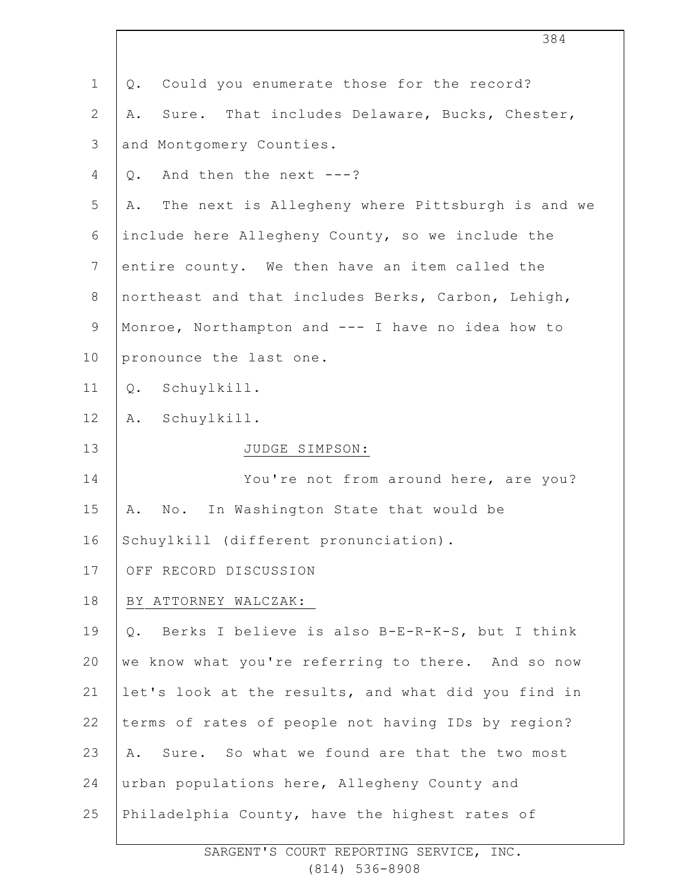Q. Could you enumerate those for the record?

A. Sure. That includes Delaware, Bucks, Chester, and Montgomery Counties.

Q. And then the next ---?

A. The next is Allegheny where Pittsburgh is and we include here Allegheny County, so we include the entire county. We then have an item called the northeast and that includes Berks, Carbon, Lehigh, Monroe, Northampton and --- I have no idea how to pronounce the last one.

Q. Schuylkill.

A. Schuylkill.

JUDGE SIMPSON:

You're not from around here, are you?

A. No. In Washington State that would be Schuylkill (different pronunciation).

OFF RECORD DISCUSSION

BY ATTORNEY WALCZAK:

Q. Berks I believe is also B-E-R-K-S, but I think we know what you're referring to there. And so now let's look at the results, and what did you find in terms of rates of people not having IDs by region?

A. Sure. So what we found are that the two most urban populations here, Allegheny County and Philadelphia County, have the highest rates of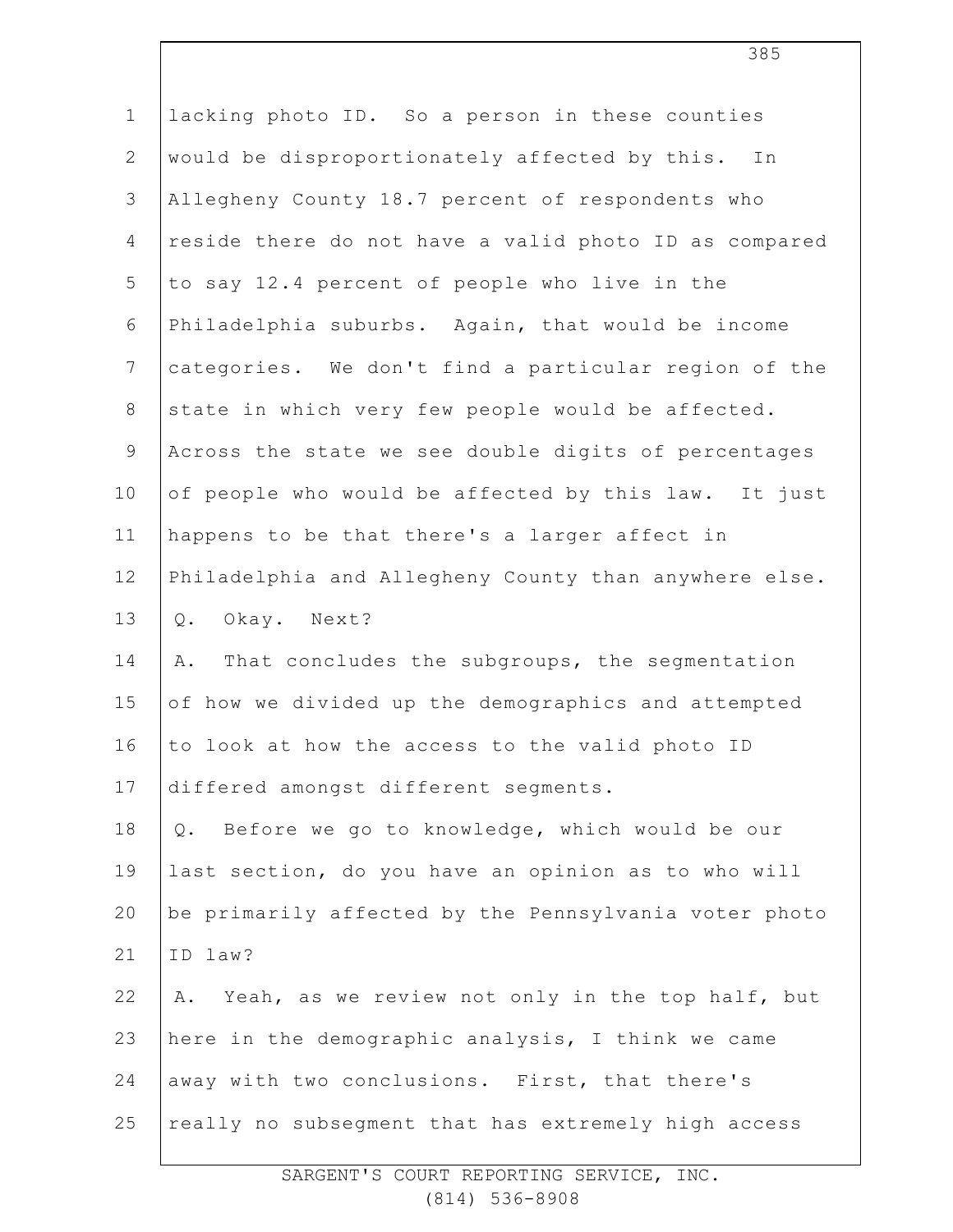lacking photo ID. So a person in these counties would be disproportionately affected by this. In Allegheny County 18.7 percent of respondents who reside there do not have a valid photo ID as compared to say 12.4 percent of people who live in the Philadelphia suburbs. Again, that would be income categories. We don't find a particular region of the state in which very few people would be affected. Across the state we see double digits of percentages of people who would be affected by this law. It just happens to be that there's a larger affect in Philadelphia and Allegheny County than anywhere else.

Q. Okay. Next?

A. That concludes the subgroups, the segmentation of how we divided up the demographics and attempted to look at how the access to the valid photo ID differed amongst different segments.

Q. Before we go to knowledge, which would be our last section, do you have an opinion as to who will be primarily affected by the Pennsylvania voter photo ID law?

A. Yeah, as we review not only in the top half, but here in the demographic analysis, I think we came away with two conclusions. First, that there's really no subsegment that has extremely high access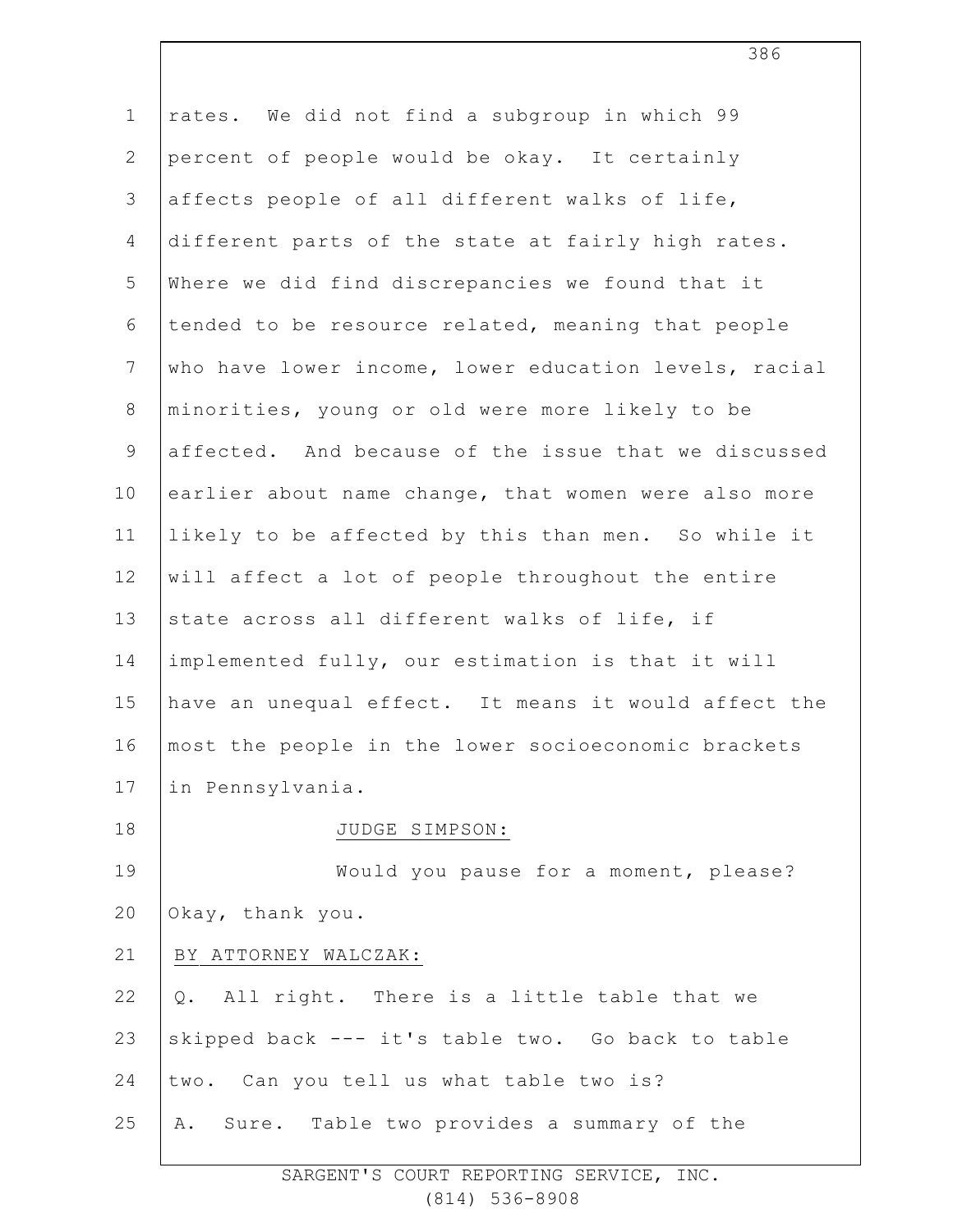rates. We did not find a subgroup in which 99 percent of people would be okay. It certainly affects people of all different walks of life, different parts of the state at fairly high rates. Where we did find discrepancies we found that it tended to be resource related, meaning that people who have lower income, lower education levels, racial minorities, young or old were more likely to be affected. And because of the issue that we discussed earlier about name change, that women were also more likely to be affected by this than men. So while it will affect a lot of people throughout the entire state across all different walks of life, if implemented fully, our estimation is that it will have an unequal effect. It means it would affect the most the people in the lower socioeconomic brackets in Pennsylvania.

JUDGE SIMPSON:

Would you pause for a moment, please? Okay, thank you.

BY ATTORNEY WALCZAK:

Q. All right. There is a little table that we skipped back --- it's table two. Go back to table two. Can you tell us what table two is?

A. Sure. Table two provides a summary of the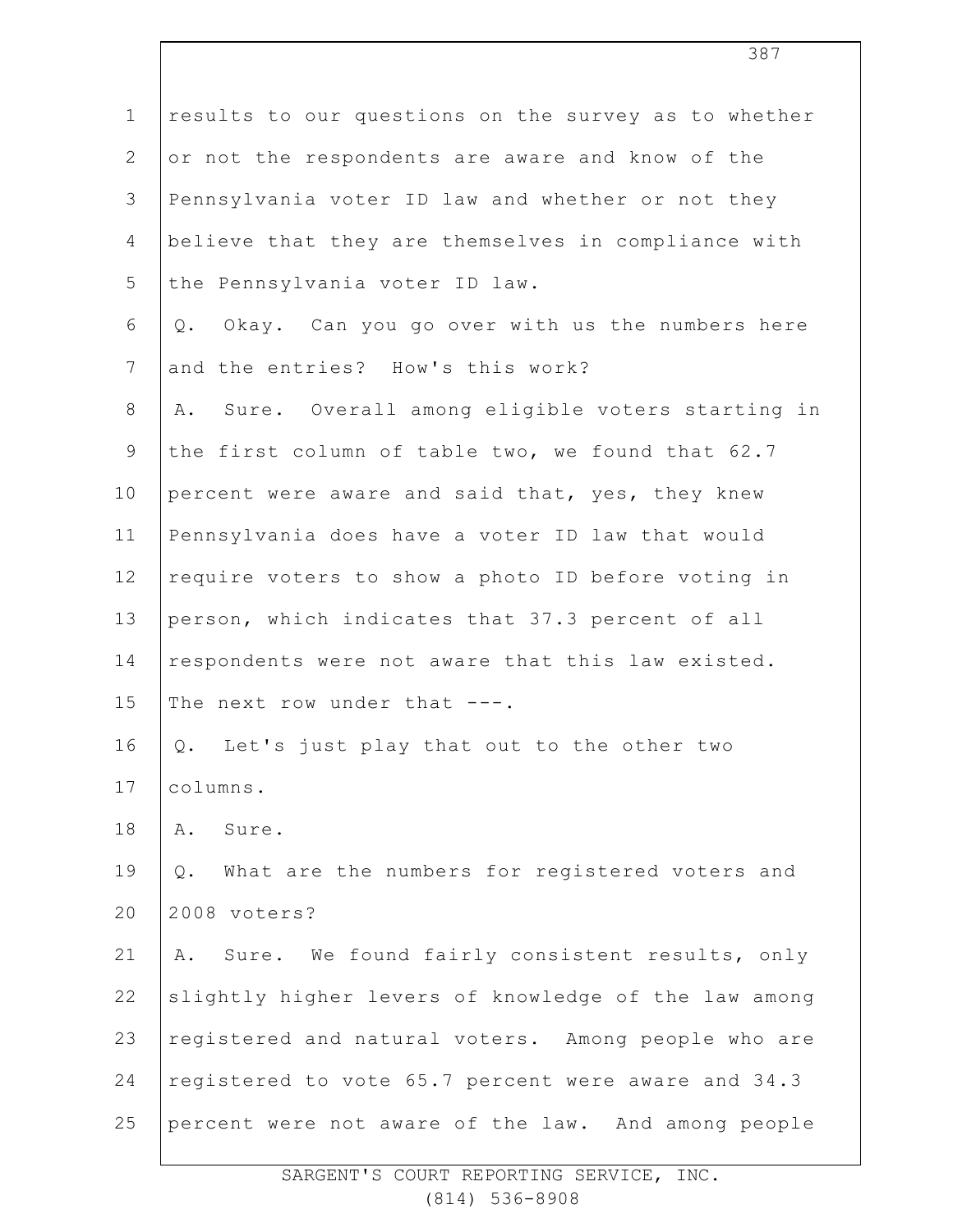results to our questions on the survey as to whether or not the respondents are aware and know of the Pennsylvania voter ID law and whether or not they believe that they are themselves in compliance with the Pennsylvania voter ID law.

Q. Okay. Can you go over with us the numbers here and the entries? How's this work?

A. Sure. Overall among eligible voters starting in the first column of table two, we found that 62.7 percent were aware and said that, yes, they knew Pennsylvania does have a voter ID law that would require voters to show a photo ID before voting in person, which indicates that 37.3 percent of all respondents were not aware that this law existed. The next row under that ---.

Q. Let's just play that out to the other two columns.

A. Sure.

Q. What are the numbers for registered voters and 2008 voters?

A. Sure. We found fairly consistent results, only slightly higher levers of knowledge of the law among registered and natural voters. Among people who are registered to vote 65.7 percent were aware and 34.3 percent were not aware of the law. And among people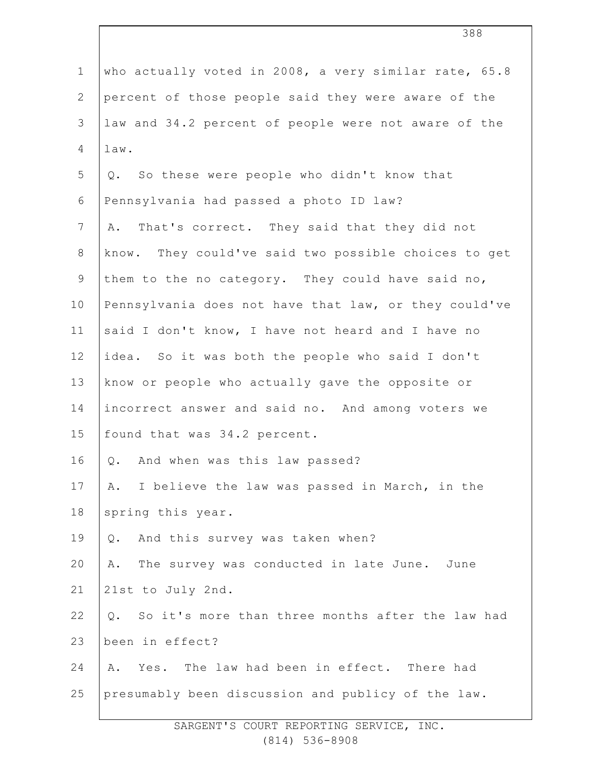who actually voted in 2008, a very similar rate, 65.8 percent of those people said they were aware of the law and 34.2 percent of people were not aware of the law.

Q. So these were people who didn't know that Pennsylvania had passed a photo ID law?

A. That's correct. They said that they did not know. They could've said two possible choices to get them to the no category. They could have said no, Pennsylvania does not have that law, or they could've said I don't know, I have not heard and I have no idea. So it was both the people who said I don't know or people who actually gave the opposite or incorrect answer and said no. And among voters we found that was 34.2 percent.

Q. And when was this law passed?

A. I believe the law was passed in March, in the spring this year.

Q. And this survey was taken when?

A. The survey was conducted in late June. June 21st to July 2nd.

Q. So it's more than three months after the law had been in effect?

A. Yes. The law had been in effect. There had presumably been discussion and publicy of the law.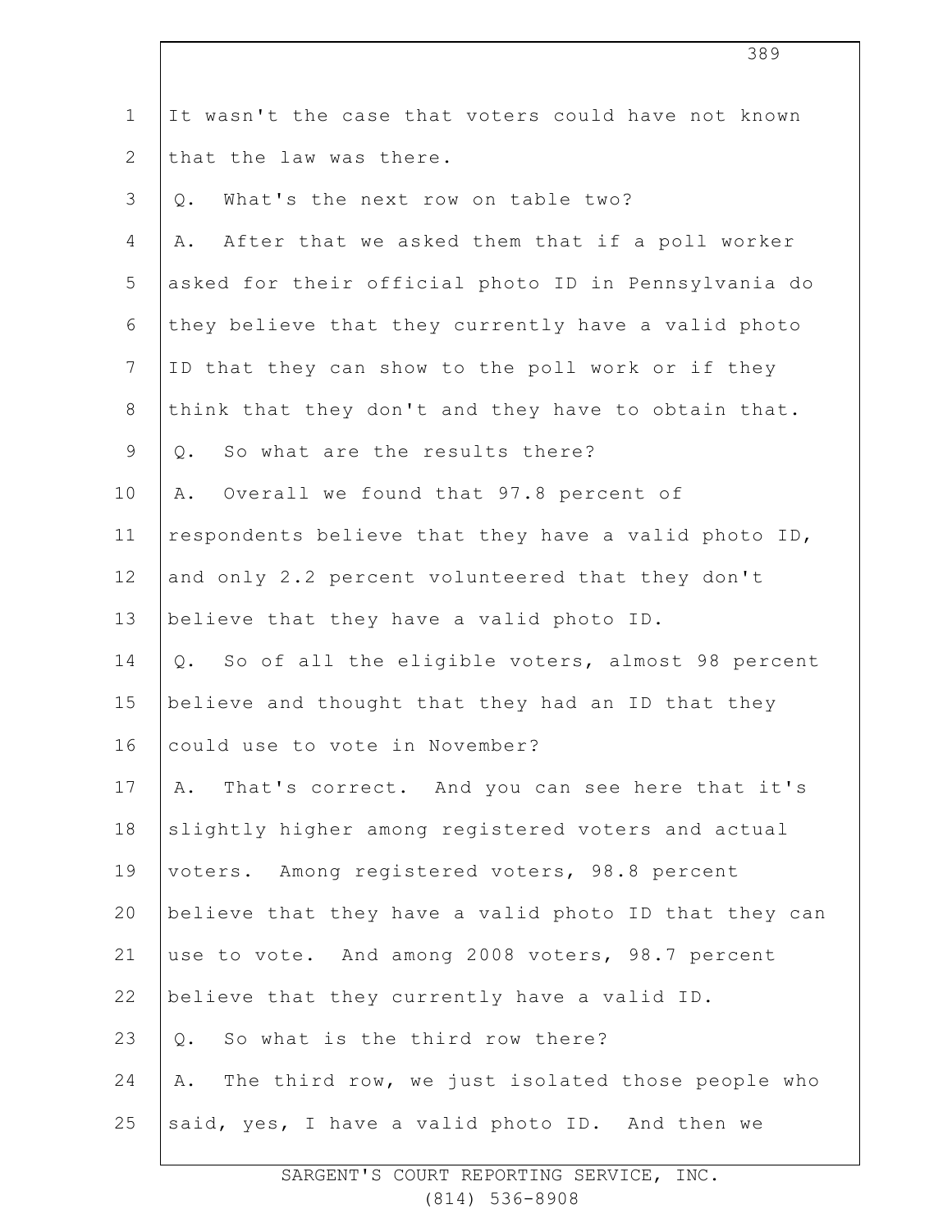It wasn't the case that voters could have not known that the law was there.

Q. What's the next row on table two?

A. After that we asked them that if a poll worker asked for their official photo ID in Pennsylvania do they believe that they currently have a valid photo ID that they can show to the poll work or if they think that they don't and they have to obtain that.

Q. So what are the results there?

A. Overall we found that 97.8 percent of respondents believe that they have a valid photo ID, and only 2.2 percent volunteered that they don't believe that they have a valid photo ID.

Q. So of all the eligible voters, almost 98 percent believe and thought that they had an ID that they could use to vote in November?

A. That's correct. And you can see here that it's slightly higher among registered voters and actual voters. Among registered voters, 98.8 percent believe that they have a valid photo ID that they can use to vote. And among 2008 voters, 98.7 percent believe that they currently have a valid ID.

Q. So what is the third row there?

A. The third row, we just isolated those people who said, yes, I have a valid photo ID. And then we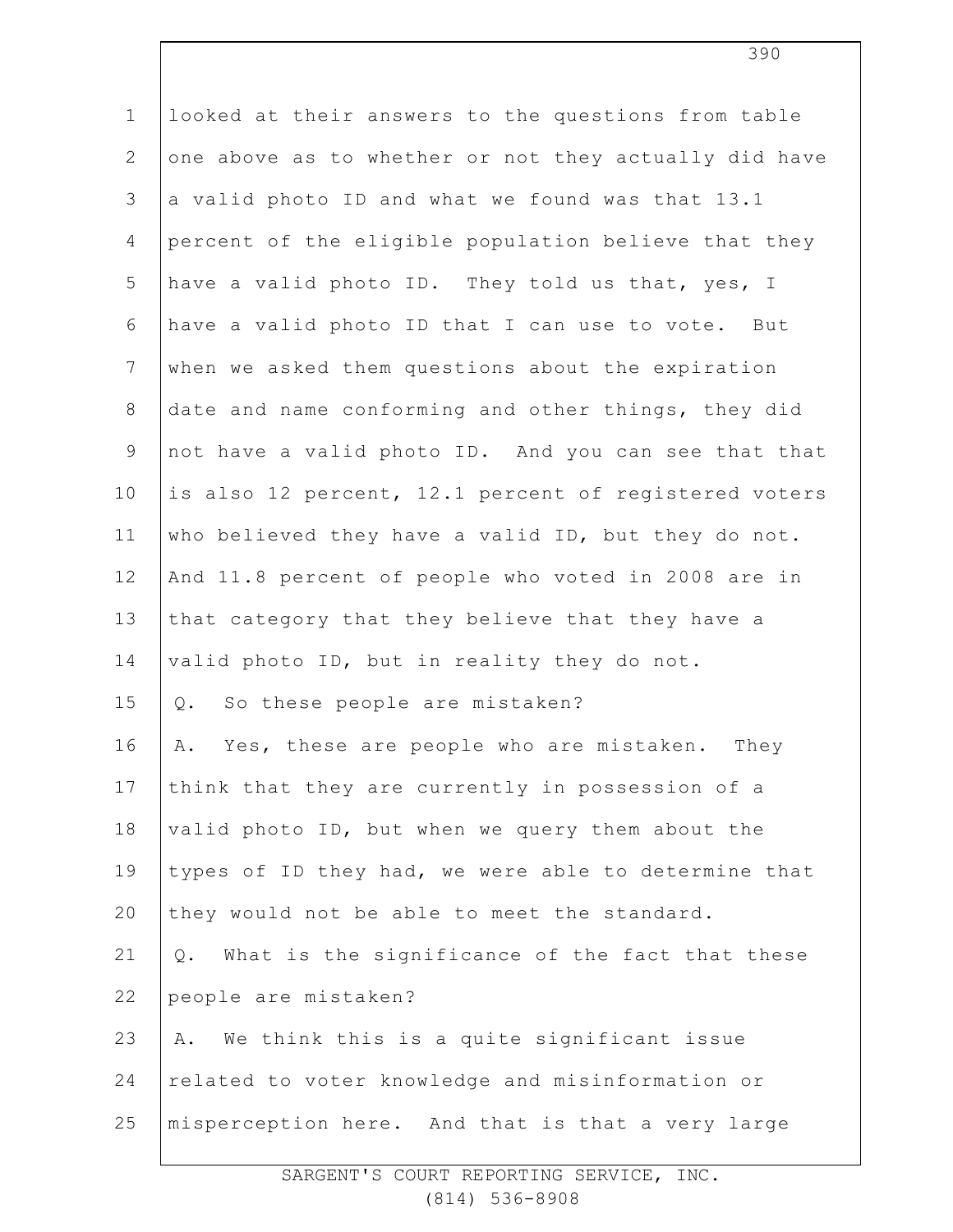looked at their answers to the questions from table one above as to whether or not they actually did have a valid photo ID and what we found was that 13.1 percent of the eligible population believe that they have a valid photo ID. They told us that, yes, I have a valid photo ID that I can use to vote. But when we asked them questions about the expiration date and name conforming and other things, they did not have a valid photo ID. And you can see that that is also 12 percent, 12.1 percent of registered voters who believed they have a valid ID, but they do not. And 11.8 percent of people who voted in 2008 are in that category that they believe that they have a valid photo ID, but in reality they do not.

Q. So these people are mistaken?

A. Yes, these are people who are mistaken. They think that they are currently in possession of a valid photo ID, but when we query them about the types of ID they had, we were able to determine that they would not be able to meet the standard.

Q. What is the significance of the fact that these people are mistaken?

A. We think this is a quite significant issue related to voter knowledge and misinformation or misperception here. And that is that a very large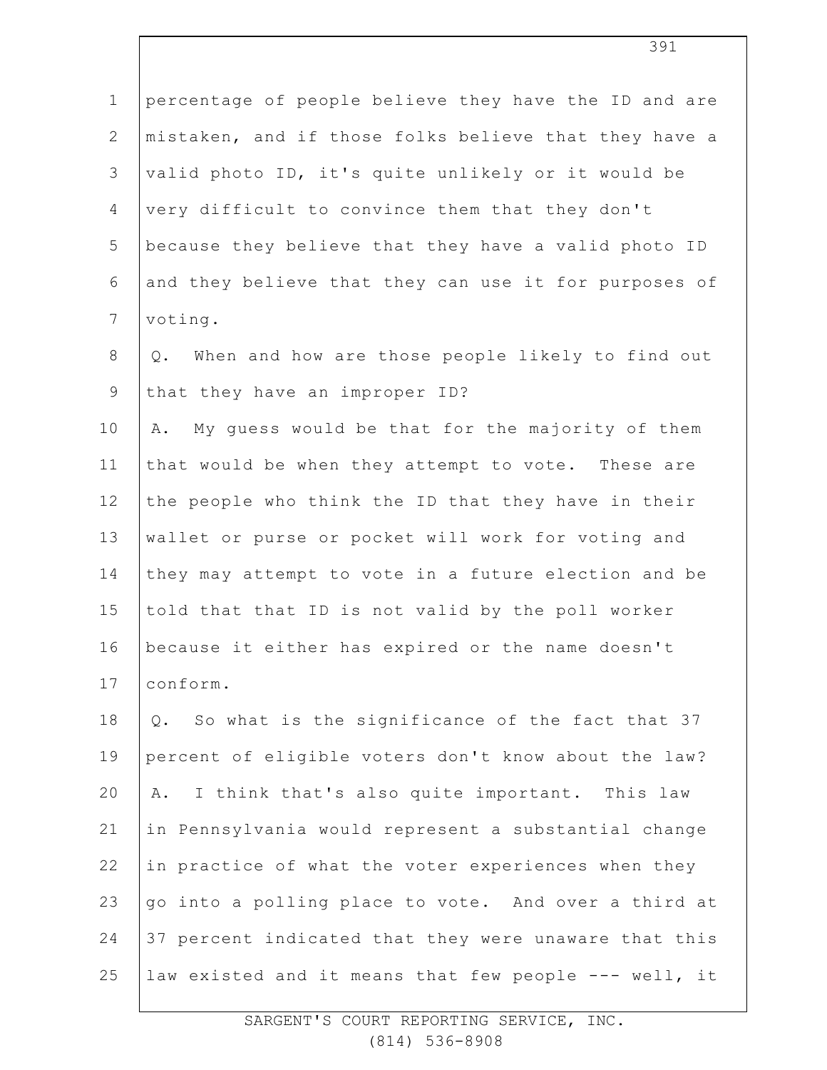percentage of people believe they have the ID and are mistaken, and if those folks believe that they have a valid photo ID, it's quite unlikely or it would be very difficult to convince them that they don't because they believe that they have a valid photo ID and they believe that they can use it for purposes of voting.

Q. When and how are those people likely to find out that they have an improper ID?

A. My guess would be that for the majority of them that would be when they attempt to vote. These are the people who think the ID that they have in their wallet or purse or pocket will work for voting and they may attempt to vote in a future election and be told that that ID is not valid by the poll worker because it either has expired or the name doesn't conform.

Q. So what is the significance of the fact that 37 percent of eligible voters don't know about the law?

A. I think that's also quite important. This law in Pennsylvania would represent a substantial change in practice of what the voter experiences when they go into a polling place to vote. And over a third at 37 percent indicated that they were unaware that this law existed and it means that few people --- well, it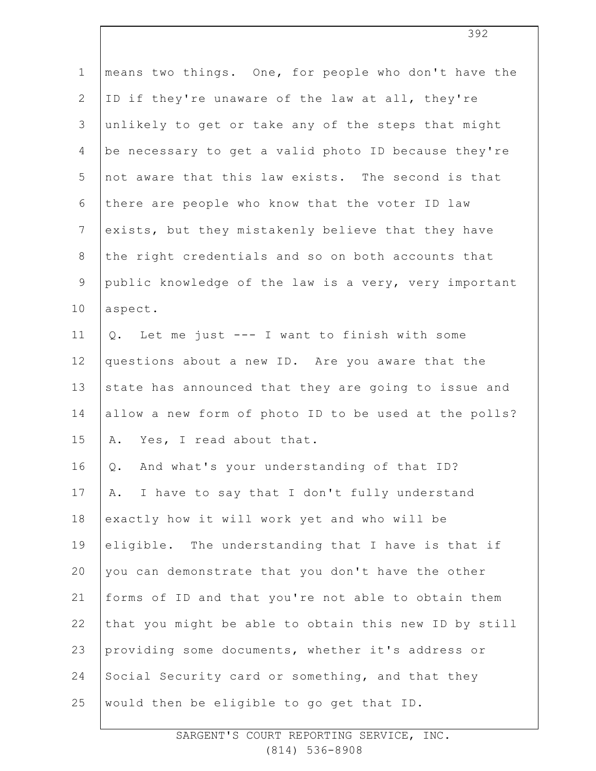means two things. One, for people who don't have the ID if they're unaware of the law at all, they're unlikely to get or take any of the steps that might be necessary to get a valid photo ID because they're not aware that this law exists. The second is that there are people who know that the voter ID law exists, but they mistakenly believe that they have the right credentials and so on both accounts that public knowledge of the law is a very, very important aspect.

Q. Let me just --- I want to finish with some questions about a new ID. Are you aware that the state has announced that they are going to issue and allow a new form of photo ID to be used at the polls?

A. Yes, I read about that.

Q. And what's your understanding of that ID?

A. I have to say that I don't fully understand exactly how it will work yet and who will be eligible. The understanding that I have is that if you can demonstrate that you don't have the other forms of ID and that you're not able to obtain them that you might be able to obtain this new ID by still providing some documents, whether it's address or Social Security card or something, and that they would then be eligible to go get that ID.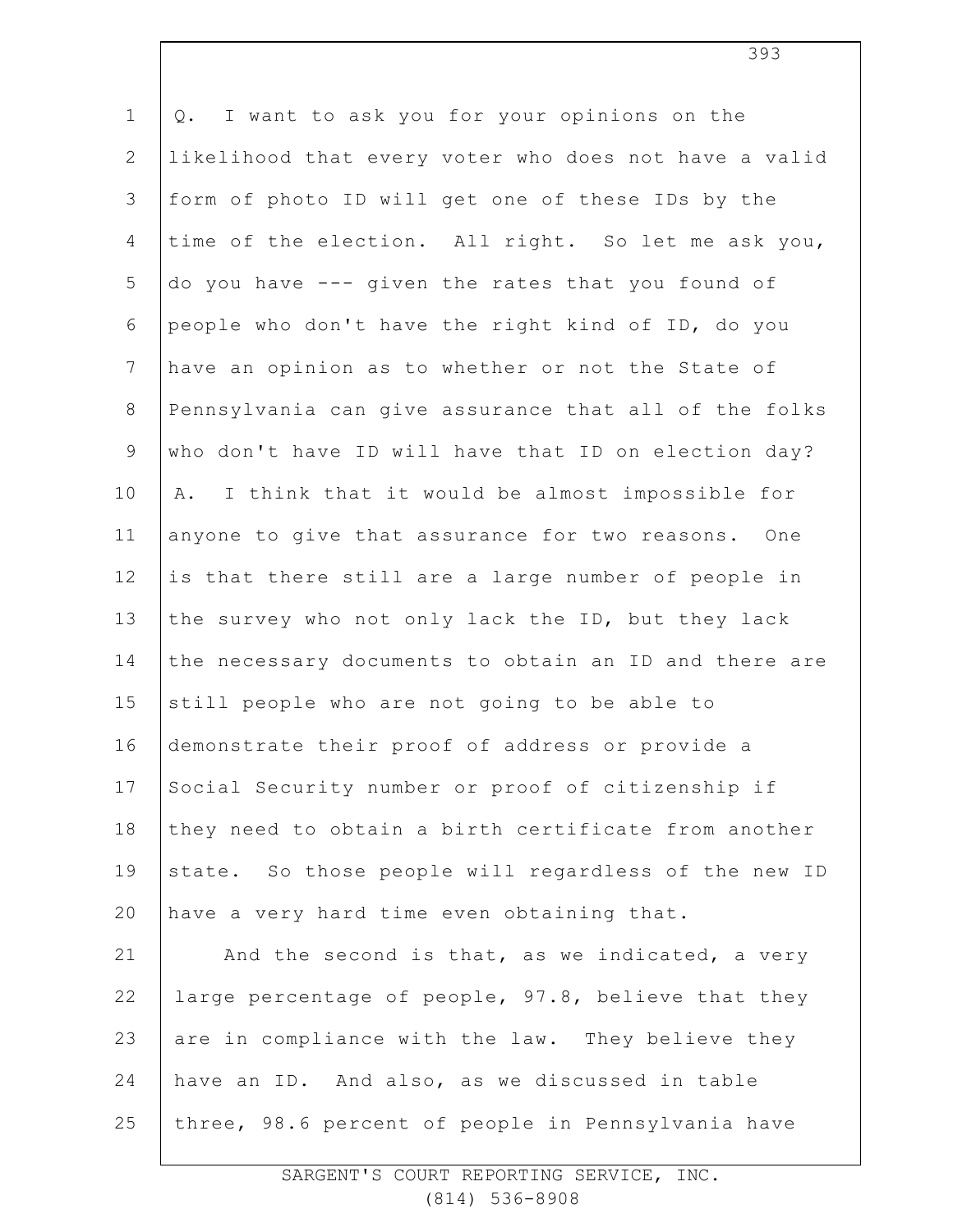Q. I want to ask you for your opinions on the likelihood that every voter who does not have a valid form of photo ID will get one of these IDs by the time of the election. All right. So let me ask you, do you have --- given the rates that you found of people who don't have the right kind of ID, do you have an opinion as to whether or not the State of Pennsylvania can give assurance that all of the folks who don't have ID will have that ID on election day?

A. I think that it would be almost impossible for anyone to give that assurance for two reasons. One is that there still are a large number of people in the survey who not only lack the ID, but they lack the necessary documents to obtain an ID and there are still people who are not going to be able to demonstrate their proof of address or provide a Social Security number or proof of citizenship if they need to obtain a birth certificate from another state. So those people will regardless of the new ID have a very hard time even obtaining that.

And the second is that, as we indicated, a very large percentage of people, 97.8, believe that they are in compliance with the law. They believe they have an ID. And also, as we discussed in table three, 98.6 percent of people in Pennsylvania have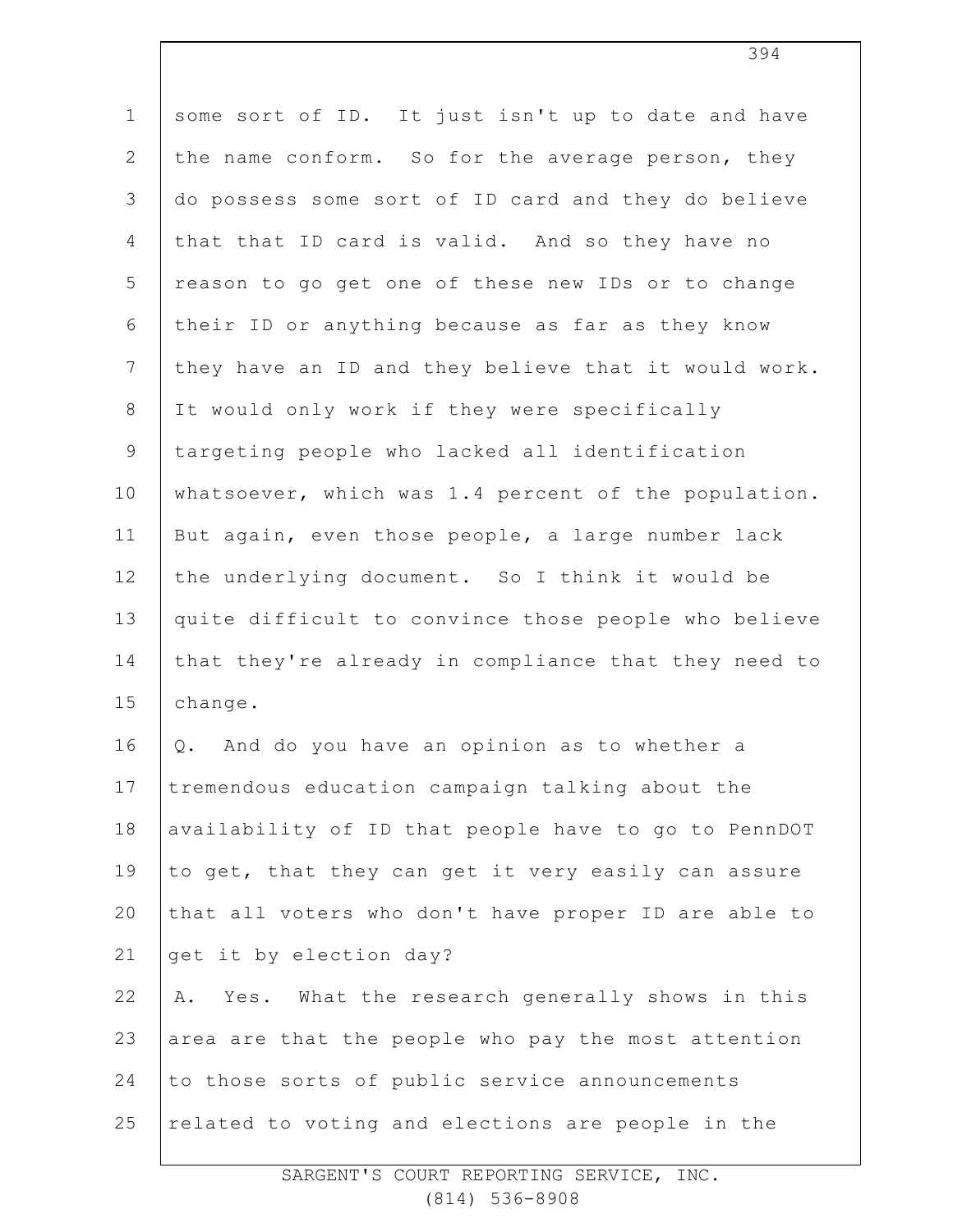some sort of ID. It just isn't up to date and have the name conform. So for the average person, they do possess some sort of ID card and they do believe that that ID card is valid. And so they have no reason to go get one of these new IDs or to change their ID or anything because as far as they know they have an ID and they believe that it would work. It would only work if they were specifically targeting people who lacked all identification whatsoever, which was 1.4 percent of the population. But again, even those people, a large number lack the underlying document. So I think it would be quite difficult to convince those people who believe that they're already in compliance that they need to change.

Q. And do you have an opinion as to whether a tremendous education campaign talking about the availability of ID that people have to go to PennDOT to get, that they can get it very easily can assure that all voters who don't have proper ID are able to get it by election day?

A. Yes. What the research generally shows in this area are that the people who pay the most attention to those sorts of public service announcements related to voting and elections are people in the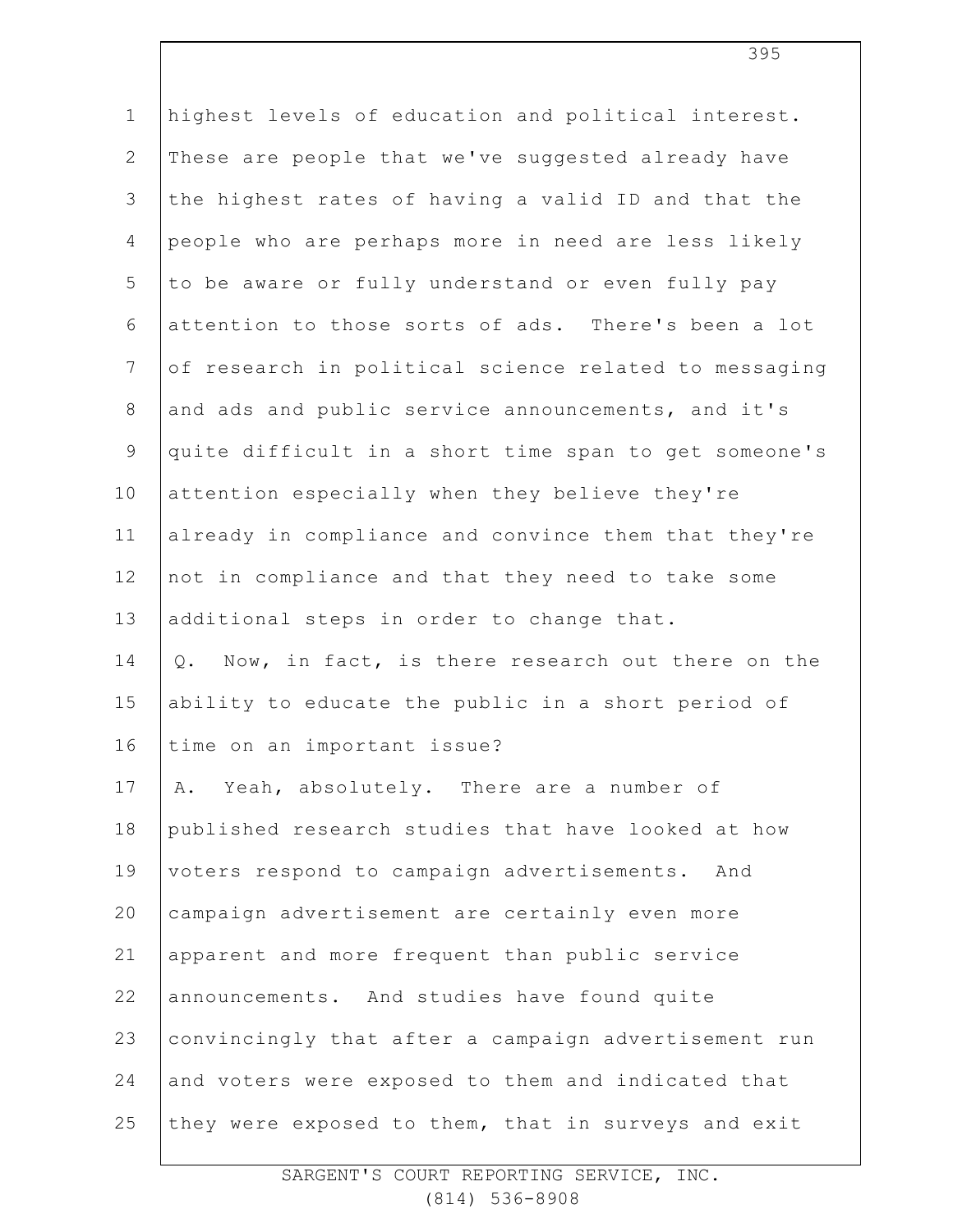highest levels of education and political interest. These are people that we've suggested already have the highest rates of having a valid ID and that the people who are perhaps more in need are less likely to be aware or fully understand or even fully pay attention to those sorts of ads. There's been a lot of research in political science related to messaging and ads and public service announcements, and it's quite difficult in a short time span to get someone's attention especially when they believe they're already in compliance and convince them that they're not in compliance and that they need to take some additional steps in order to change that.

Q. Now, in fact, is there research out there on the ability to educate the public in a short period of time on an important issue?

A. Yeah, absolutely. There are a number of published research studies that have looked at how voters respond to campaign advertisements. And campaign advertisement are certainly even more apparent and more frequent than public service announcements. And studies have found quite convincingly that after a campaign advertisement run and voters were exposed to them and indicated that they were exposed to them, that in surveys and exit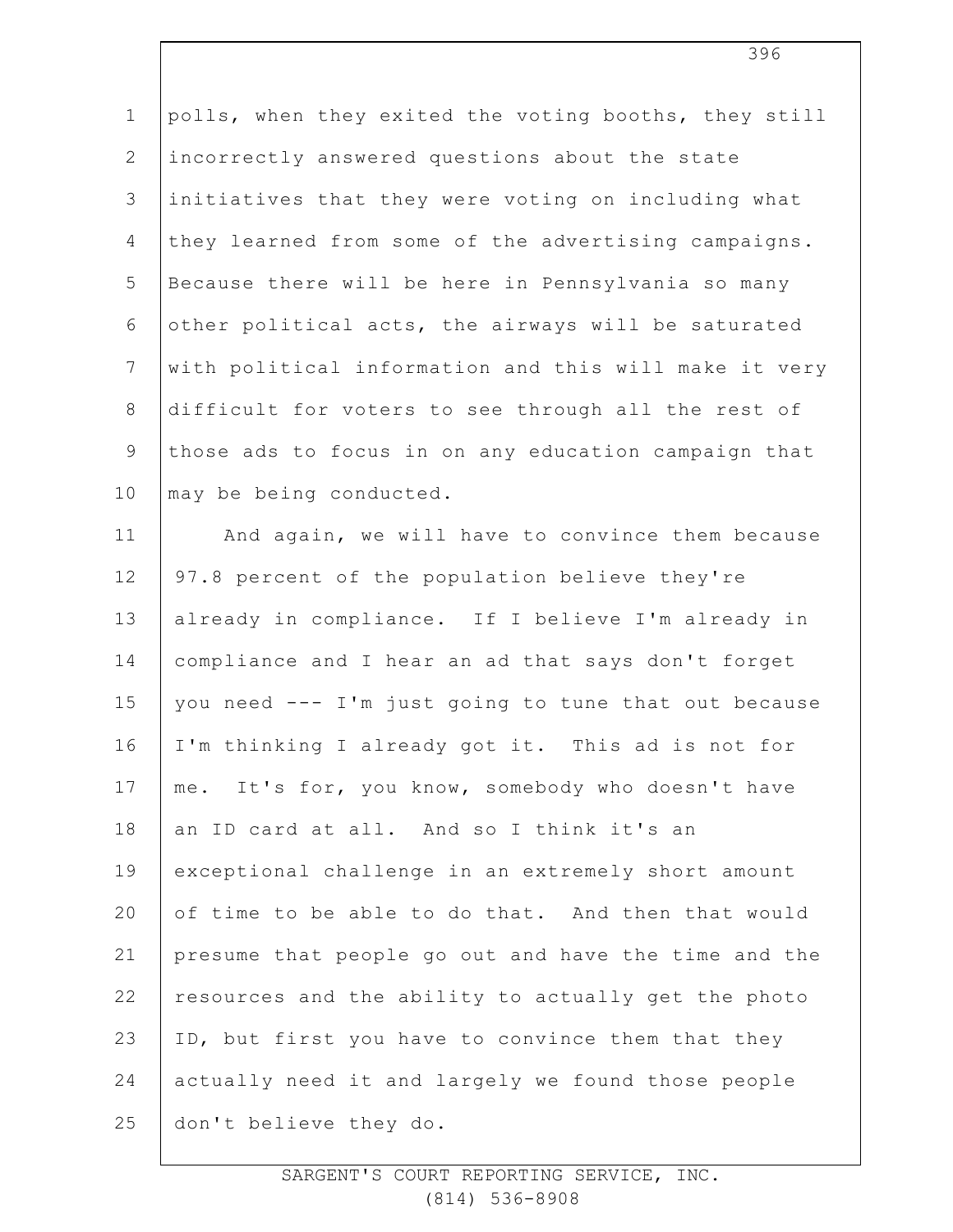polls, when they exited the voting booths, they still incorrectly answered questions about the state initiatives that they were voting on including what they learned from some of the advertising campaigns. Because there will be here in Pennsylvania so many other political acts, the airways will be saturated with political information and this will make it very difficult for voters to see through all the rest of those ads to focus in on any education campaign that may be being conducted.

And again, we will have to convince them because 97.8 percent of the population believe they're already in compliance. If I believe I'm already in compliance and I hear an ad that says don't forget you need --- I'm just going to tune that out because I'm thinking I already got it. This ad is not for me. It's for, you know, somebody who doesn't have an ID card at all. And so I think it's an exceptional challenge in an extremely short amount of time to be able to do that. And then that would presume that people go out and have the time and the resources and the ability to actually get the photo ID, but first you have to convince them that they actually need it and largely we found those people don't believe they do.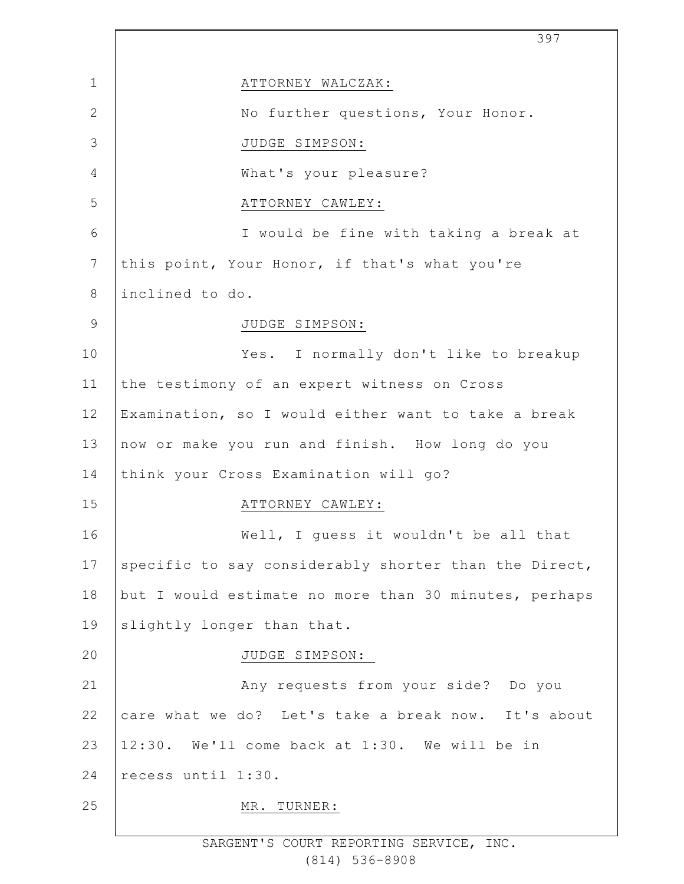ATTORNEY WALCZAK:

No further questions, Your Honor.

JUDGE SIMPSON:

What's your pleasure?

ATTORNEY CAWLEY:

I would be fine with taking a break at this point, Your Honor, if that's what you're inclined to do.

JUDGE SIMPSON:

Yes. I normally don't like to breakup the testimony of an expert witness on Cross Examination, so I would either want to take a break now or make you run and finish. How long do you think your Cross Examination will go?

ATTORNEY CAWLEY:

Well, I guess it wouldn't be all that specific to say considerably shorter than the Direct, but I would estimate no more than 30 minutes, perhaps slightly longer than that.

JUDGE SIMPSON:

Any requests from your side? Do you care what we do? Let's take a break now. It's about 12:30. We'll come back at 1:30. We will be in recess until 1:30.

MR. TURNER: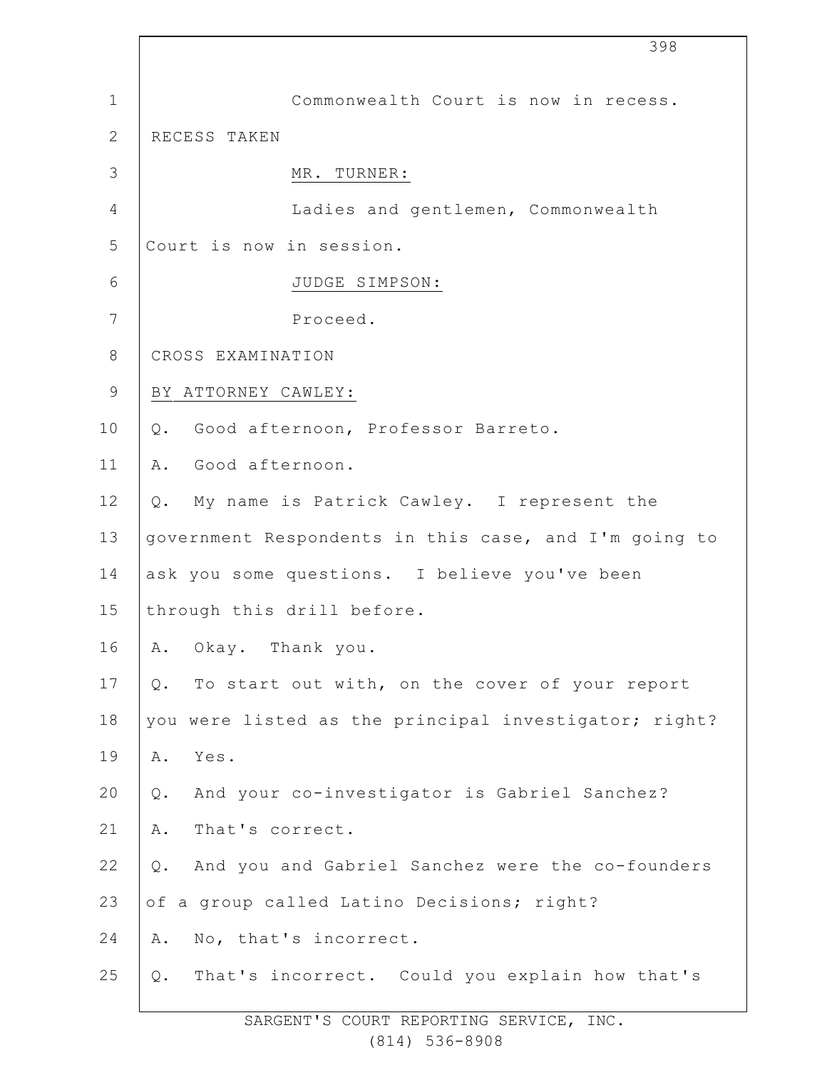Commonwealth Court is now in recess.

RECESS TAKEN

MR. TURNER:

Ladies and gentlemen, Commonwealth Court is now in session.

JUDGE SIMPSON:

Proceed.

CROSS EXAMINATION

BY ATTORNEY CAWLEY:

Q. Good afternoon, Professor Barreto.

A. Good afternoon.

Q. My name is Patrick Cawley. I represent the government Respondents in this case, and I'm going to ask you some questions. I believe you've been through this drill before.

A. Okay. Thank you.

Q. To start out with, on the cover of your report you were listed as the principal investigator; right?

A. Yes.

Q. And your co-investigator is Gabriel Sanchez?

A. That's correct.

Q. And you and Gabriel Sanchez were the co-founders of a group called Latino Decisions; right?

A. No, that's incorrect.

Q. That's incorrect. Could you explain how that's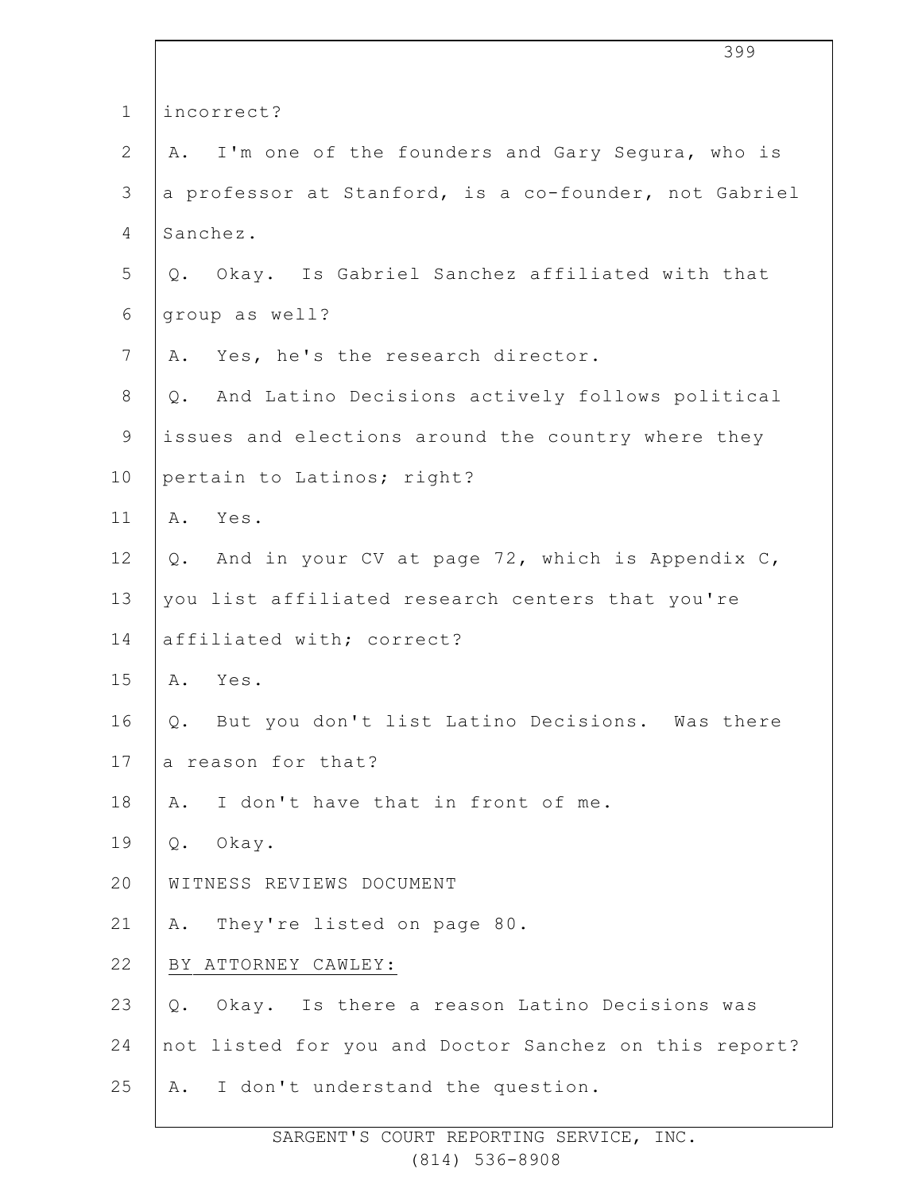1 incorrect?

2 A. I'm one of the founders and Gary Segura, who is

3 a professor at Stanford, is a co-founder, not Gabriel

4 Sanchez.

5 Q. Okay. Is Gabriel Sanchez affiliated with that

6 group as well?

7 A. Yes, he's the research director.

8 Q. And Latino Decisions actively follows political

9 issues and elections around the country where they

10 pertain to Latinos; right?

11 A. Yes.

12 Q. And in your CV at page 72, which is Appendix C,

13 you list affiliated research centers that you're

14 affiliated with; correct?

15 A. Yes.

16 Q. But you don't list Latino Decisions. Was there

17 a reason for that?

18 A. I don't have that in front of me.

19 Q. Okay.

20 WITNESS REVIEWS DOCUMENT

21 A. They're listed on page 80.

22 BY ATTORNEY CAWLEY:

23 Q. Okay. Is there a reason Latino Decisions was

24 not listed for you and Doctor Sanchez on this report?

25 A. I don't understand the question.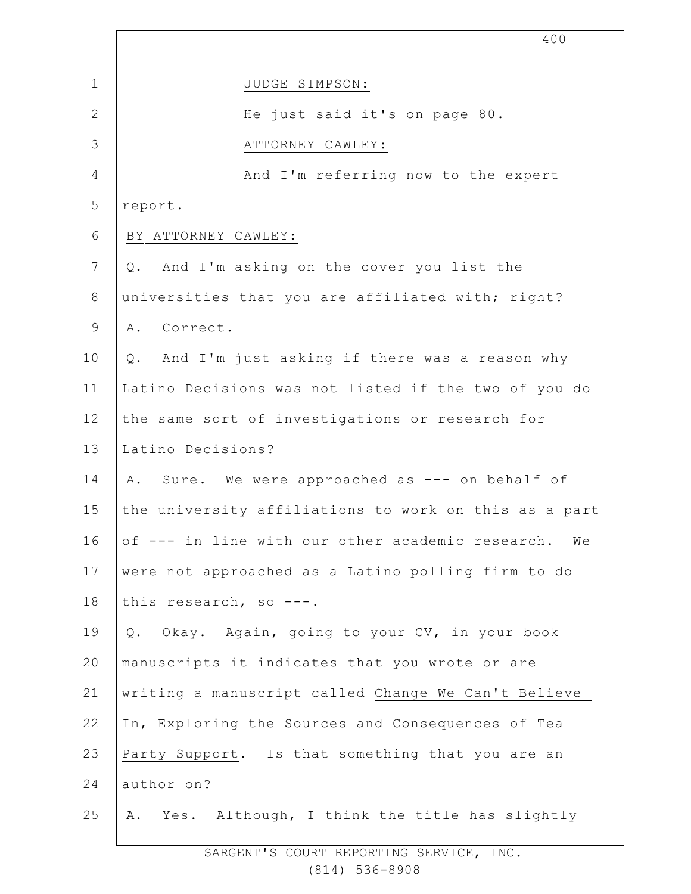JUDGE SIMPSON:

He just said it's on page 80.

ATTORNEY CAWLEY:

And I'm referring now to the expert report.

BY ATTORNEY CAWLEY:

Q. And I'm asking on the cover you list the universities that you are affiliated with; right?

A. Correct.

Q. And I'm just asking if there was a reason why Latino Decisions was not listed if the two of you do the same sort of investigations or research for Latino Decisions?

A. Sure. We were approached as --- on behalf of the university affiliations to work on this as a part of --- in line with our other academic research. We were not approached as a Latino polling firm to do this research, so ---.

Q. Okay. Again, going to your CV, in your book manuscripts it indicates that you wrote or are writing a manuscript called Change We Can't Believe In, Exploring the Sources and Consequences of Tea Party Support. Is that something that you are an author on?

A. Yes. Although, I think the title has slightly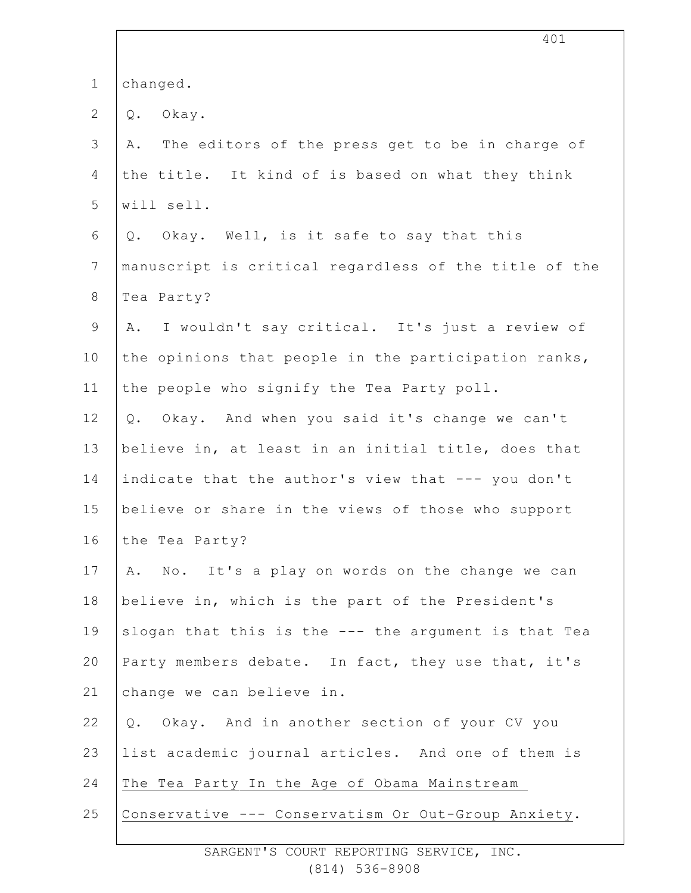changed.

Q. Okay.

A. The editors of the press get to be in charge of the title. It kind of is based on what they think will sell.

Q. Okay. Well, is it safe to say that this manuscript is critical regardless of the title of the Tea Party?

A. I wouldn't say critical. It's just a review of the opinions that people in the participation ranks, the people who signify the Tea Party poll.

Q. Okay. And when you said it's change we can't believe in, at least in an initial title, does that indicate that the author's view that --- you don't believe or share in the views of those who support the Tea Party?

A. No. It's a play on words on the change we can believe in, which is the part of the President's slogan that this is the --- the argument is that Tea Party members debate. In fact, they use that, it's change we can believe in.

Q. Okay. And in another section of your CV you list academic journal articles. And one of them is The Tea Party In the Age of Obama Mainstream Conservative --- Conservatism Or Out-Group Anxiety.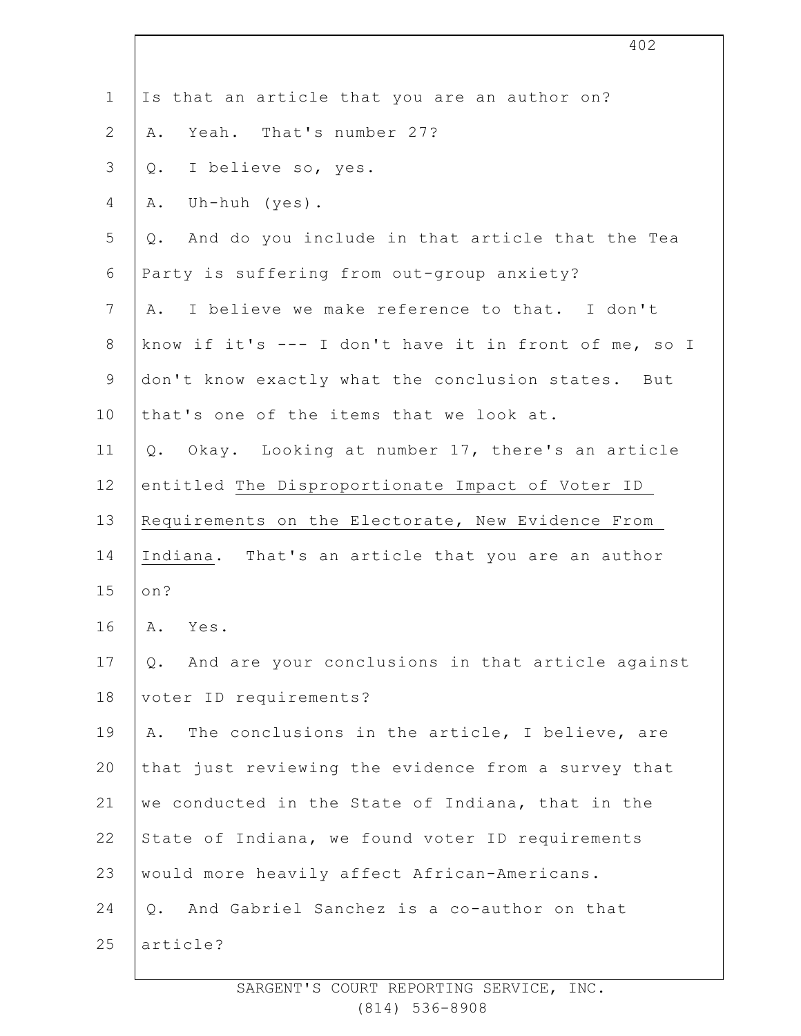Is that an article that you are an author on?

A. Yeah. That's number 27?

Q. I believe so, yes.

A. Uh-huh (yes).

Q. And do you include in that article that the Tea Party is suffering from out-group anxiety?

A. I believe we make reference to that. I don't know if it's --- I don't have it in front of me, so I don't know exactly what the conclusion states. But that's one of the items that we look at.

Q. Okay. Looking at number 17, there's an article entitled The Disproportionate Impact of Voter ID Requirements on the Electorate, New Evidence From Indiana. That's an article that you are an author on?

A. Yes.

Q. And are your conclusions in that article against voter ID requirements?

A. The conclusions in the article, I believe, are that just reviewing the evidence from a survey that we conducted in the State of Indiana, that in the State of Indiana, we found voter ID requirements would more heavily affect African-Americans.

Q. And Gabriel Sanchez is a co-author on that article?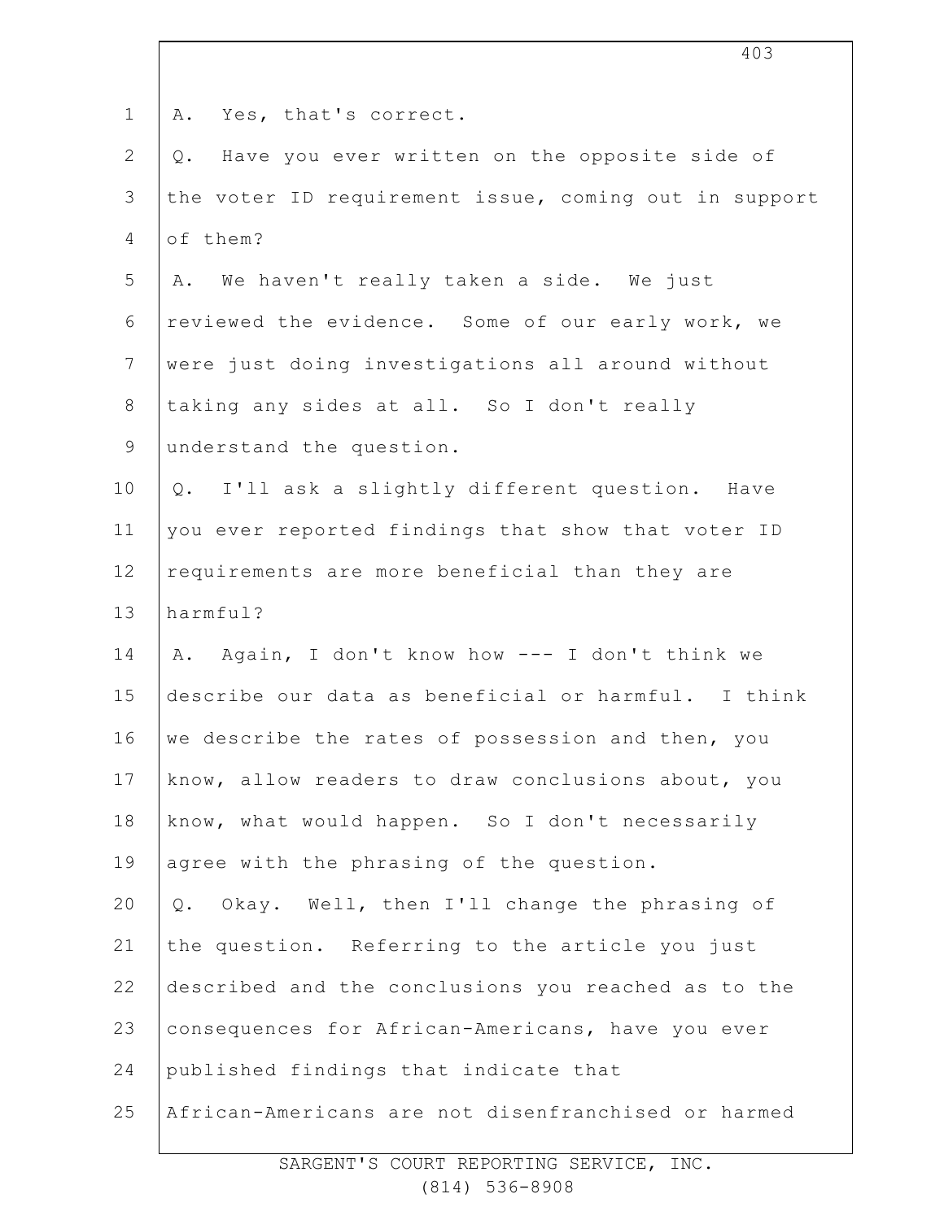A. Yes, that's correct.

Q. Have you ever written on the opposite side of the voter ID requirement issue, coming out in support of them?

A. We haven't really taken a side. We just reviewed the evidence. Some of our early work, we were just doing investigations all around without taking any sides at all. So I don't really understand the question.

Q. I'll ask a slightly different question. Have you ever reported findings that show that voter ID requirements are more beneficial than they are harmful?

A. Again, I don't know how --- I don't think we describe our data as beneficial or harmful. I think we describe the rates of possession and then, you know, allow readers to draw conclusions about, you know, what would happen. So I don't necessarily agree with the phrasing of the question.

Q. Okay. Well, then I'll change the phrasing of the question. Referring to the article you just described and the conclusions you reached as to the consequences for African-Americans, have you ever published findings that indicate that African-Americans are not disenfranchised or harmed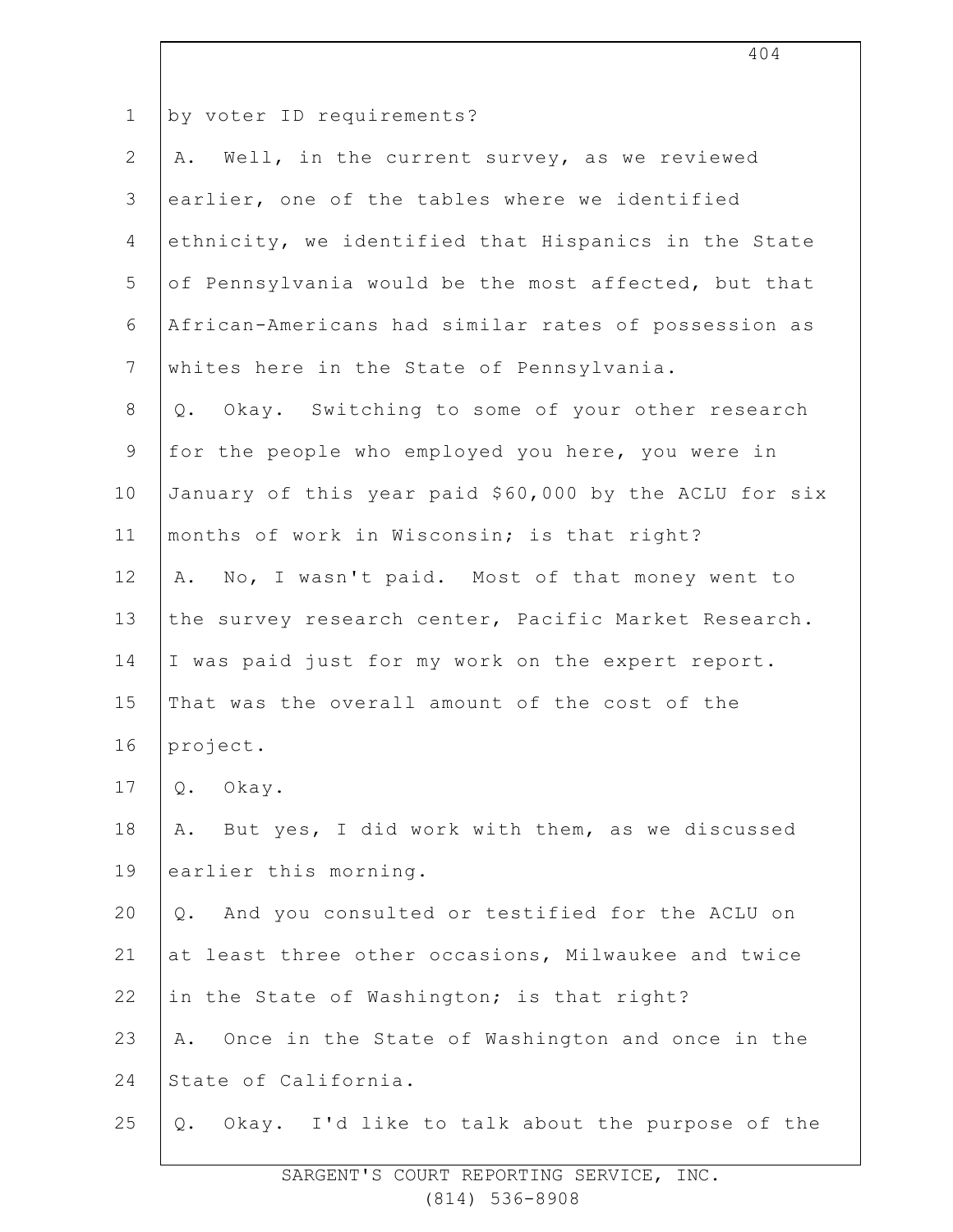by voter ID requirements?

A. Well, in the current survey, as we reviewed earlier, one of the tables where we identified ethnicity, we identified that Hispanics in the State of Pennsylvania would be the most affected, but that African-Americans had similar rates of possession as whites here in the State of Pennsylvania.

Q. Okay. Switching to some of your other research for the people who employed you here, you were in January of this year paid $60,000 by the ACLU for six months of work in Wisconsin; is that right?

A. No, I wasn't paid. Most of that money went to the survey research center, Pacific Market Research. I was paid just for my work on the expert report. That was the overall amount of the cost of the project.

Q. Okay.

A. But yes, I did work with them, as we discussed earlier this morning.

Q. And you consulted or testified for the ACLU on at least three other occasions, Milwaukee and twice in the State of Washington; is that right?

A. Once in the State of Washington and once in the State of California.

Q. Okay. I'd like to talk about the purpose of the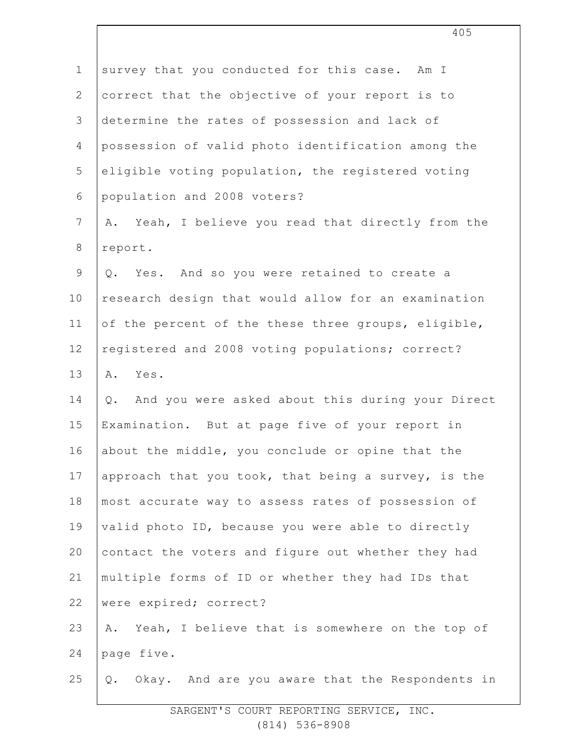survey that you conducted for this case. Am I correct that the objective of your report is to determine the rates of possession and lack of possession of valid photo identification among the eligible voting population, the registered voting population and 2008 voters?

A. Yeah, I believe you read that directly from the report.

Q. Yes. And so you were retained to create a research design that would allow for an examination of the percent of the these three groups, eligible, registered and 2008 voting populations; correct?

A. Yes.

Q. And you were asked about this during your Direct Examination. But at page five of your report in about the middle, you conclude or opine that the approach that you took, that being a survey, is the most accurate way to assess rates of possession of valid photo ID, because you were able to directly contact the voters and figure out whether they had multiple forms of ID or whether they had IDs that were expired; correct?

A. Yeah, I believe that is somewhere on the top of page five.

Q. Okay. And are you aware that the Respondents in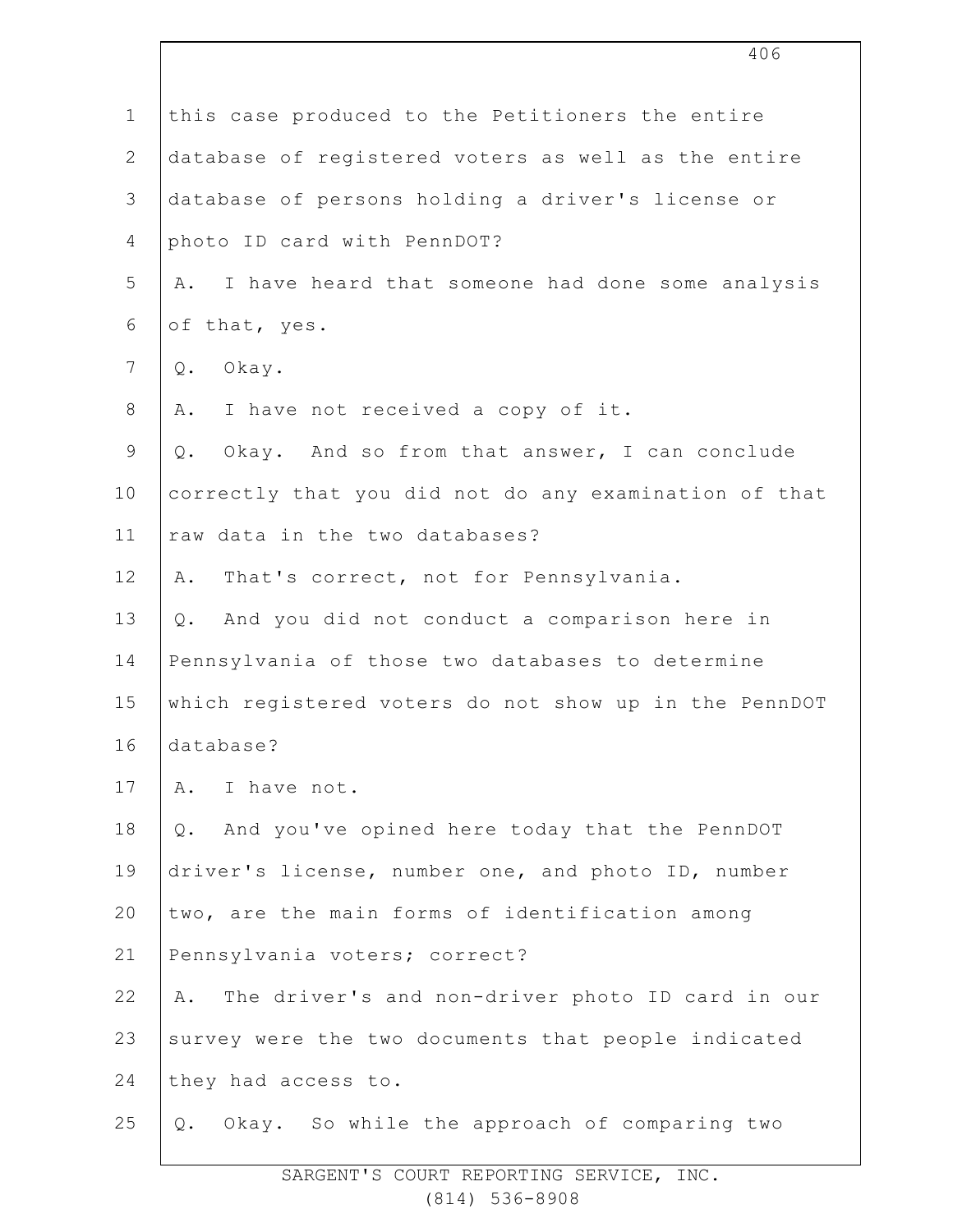this case produced to the Petitioners the entire database of registered voters as well as the entire database of persons holding a driver's license or photo ID card with PennDOT?

A. I have heard that someone had done some analysis of that, yes.

Q. Okay.

A. I have not received a copy of it.

Q. Okay. And so from that answer, I can conclude correctly that you did not do any examination of that raw data in the two databases?

A. That's correct, not for Pennsylvania.

Q. And you did not conduct a comparison here in Pennsylvania of those two databases to determine which registered voters do not show up in the PennDOT database?

A. I have not.

Q. And you've opined here today that the PennDOT driver's license, number one, and photo ID, number two, are the main forms of identification among Pennsylvania voters; correct?

A. The driver's and non-driver photo ID card in our survey were the two documents that people indicated they had access to.

Q. Okay. So while the approach of comparing two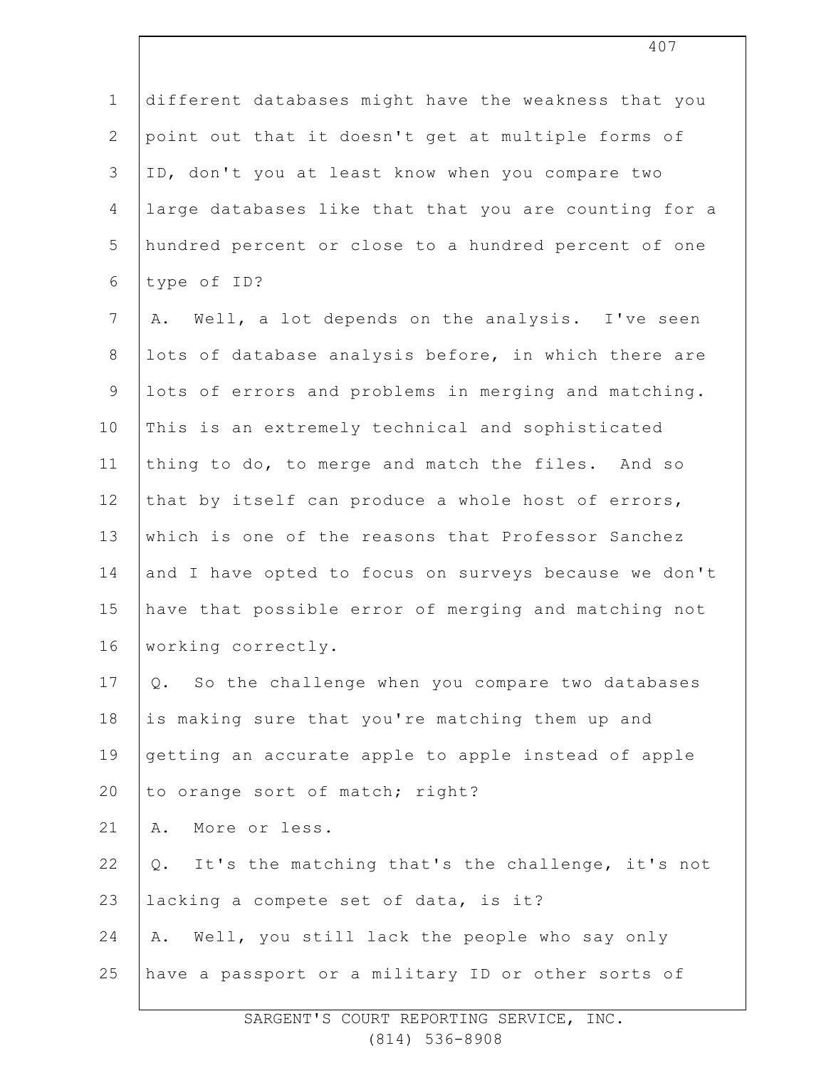different databases might have the weakness that you point out that it doesn't get at multiple forms of ID, don't you at least know when you compare two large databases like that that you are counting for a hundred percent or close to a hundred percent of one type of ID?

A. Well, a lot depends on the analysis. I've seen lots of database analysis before, in which there are lots of errors and problems in merging and matching. This is an extremely technical and sophisticated thing to do, to merge and match the files. And so that by itself can produce a whole host of errors, which is one of the reasons that Professor Sanchez and I have opted to focus on surveys because we don't have that possible error of merging and matching not working correctly.

Q. So the challenge when you compare two databases is making sure that you're matching them up and getting an accurate apple to apple instead of apple to orange sort of match; right?

A. More or less.

Q. It's the matching that's the challenge, it's not lacking a compete set of data, is it?

A. Well, you still lack the people who say only have a passport or a military ID or other sorts of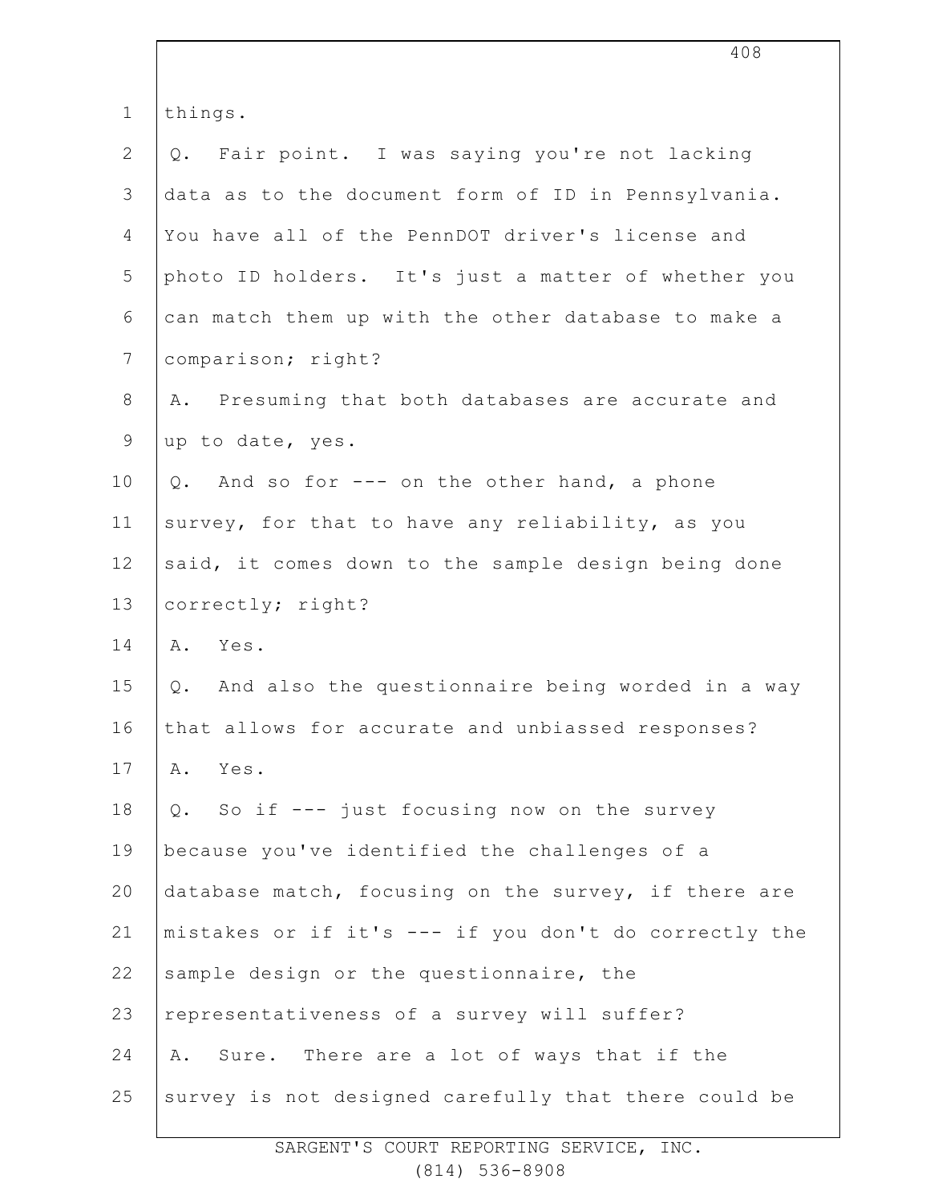things.

Q. Fair point. I was saying you're not lacking data as to the document form of ID in Pennsylvania. You have all of the PennDOT driver's license and photo ID holders. It's just a matter of whether you can match them up with the other database to make a comparison; right?

A. Presuming that both databases are accurate and up to date, yes.

Q. And so for --- on the other hand, a phone survey, for that to have any reliability, as you said, it comes down to the sample design being done correctly; right?

A. Yes.

Q. And also the questionnaire being worded in a way that allows for accurate and unbiassed responses?

A. Yes.

Q. So if --- just focusing now on the survey because you've identified the challenges of a database match, focusing on the survey, if there are mistakes or if it's --- if you don't do correctly the sample design or the questionnaire, the representativeness of a survey will suffer?

A. Sure. There are a lot of ways that if the survey is not designed carefully that there could be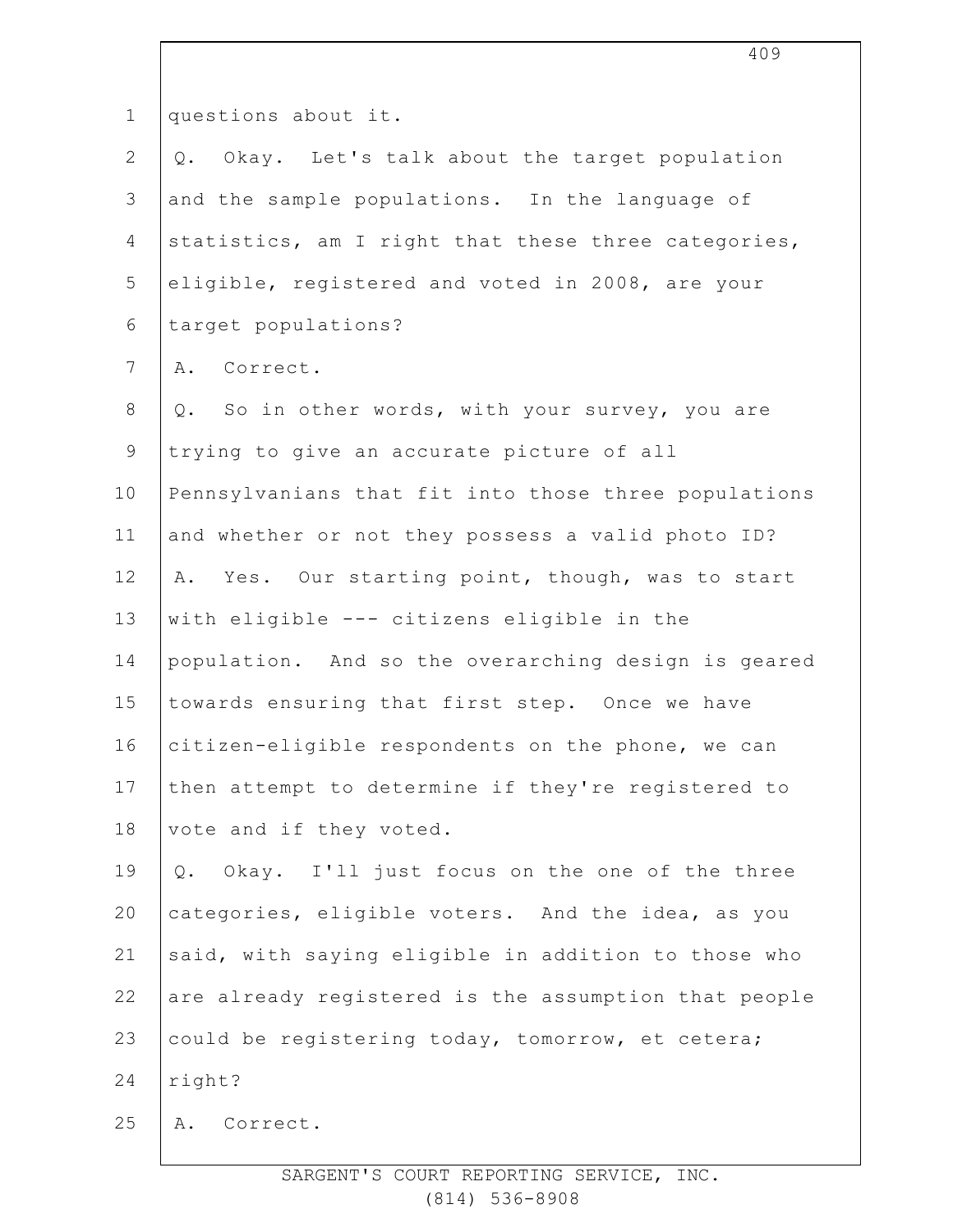questions about it.

Q. Okay. Let's talk about the target population and the sample populations. In the language of statistics, am I right that these three categories, eligible, registered and voted in 2008, are your target populations?

A. Correct.

Q. So in other words, with your survey, you are trying to give an accurate picture of all Pennsylvanians that fit into those three populations and whether or not they possess a valid photo ID?

A. Yes. Our starting point, though, was to start with eligible --- citizens eligible in the population. And so the overarching design is geared towards ensuring that first step. Once we have citizen-eligible respondents on the phone, we can then attempt to determine if they're registered to vote and if they voted.

Q. Okay. I'll just focus on the one of the three categories, eligible voters. And the idea, as you said, with saying eligible in addition to those who are already registered is the assumption that people could be registering today, tomorrow, et cetera; right?

A. Correct.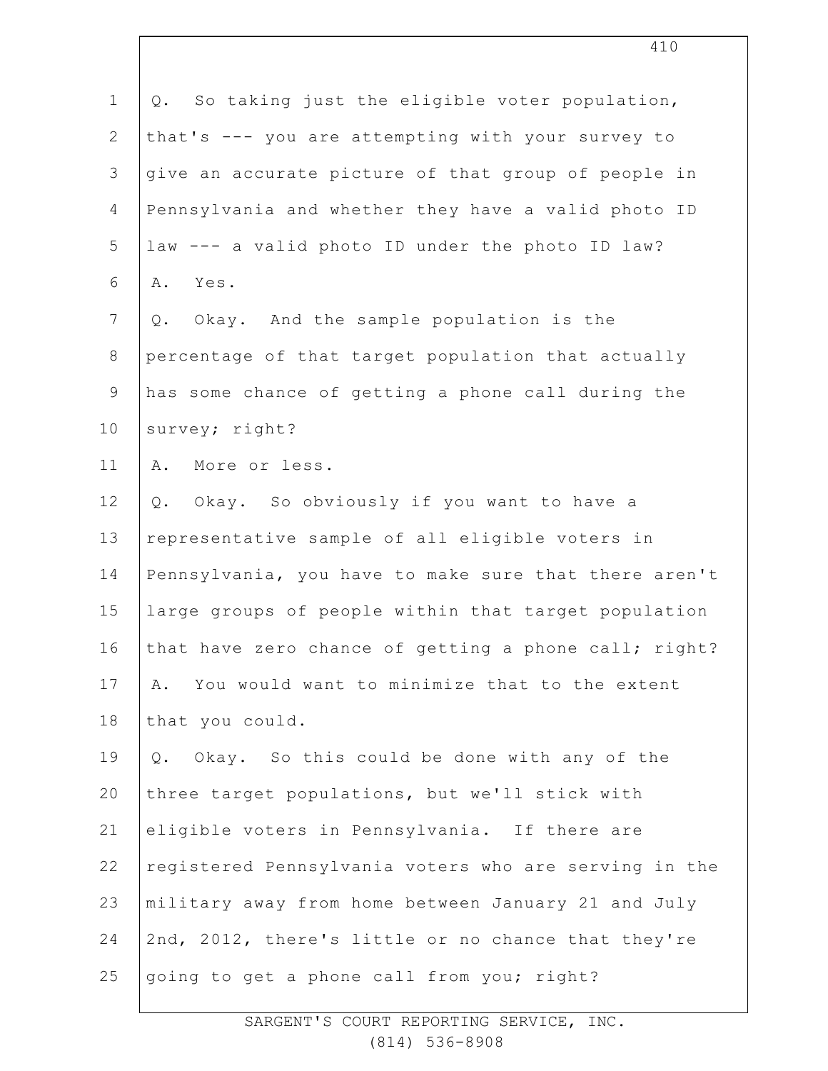Q. So taking just the eligible voter population, that's --- you are attempting with your survey to give an accurate picture of that group of people in Pennsylvania and whether they have a valid photo ID law --- a valid photo ID under the photo ID law?

A. Yes.

Q. Okay. And the sample population is the percentage of that target population that actually has some chance of getting a phone call during the survey; right?

A. More or less.

Q. Okay. So obviously if you want to have a representative sample of all eligible voters in Pennsylvania, you have to make sure that there aren't large groups of people within that target population that have zero chance of getting a phone call; right?

A. You would want to minimize that to the extent that you could.

Q. Okay. So this could be done with any of the three target populations, but we'll stick with eligible voters in Pennsylvania. If there are registered Pennsylvania voters who are serving in the military away from home between January 21 and July 2nd, 2012, there's little or no chance that they're going to get a phone call from you; right?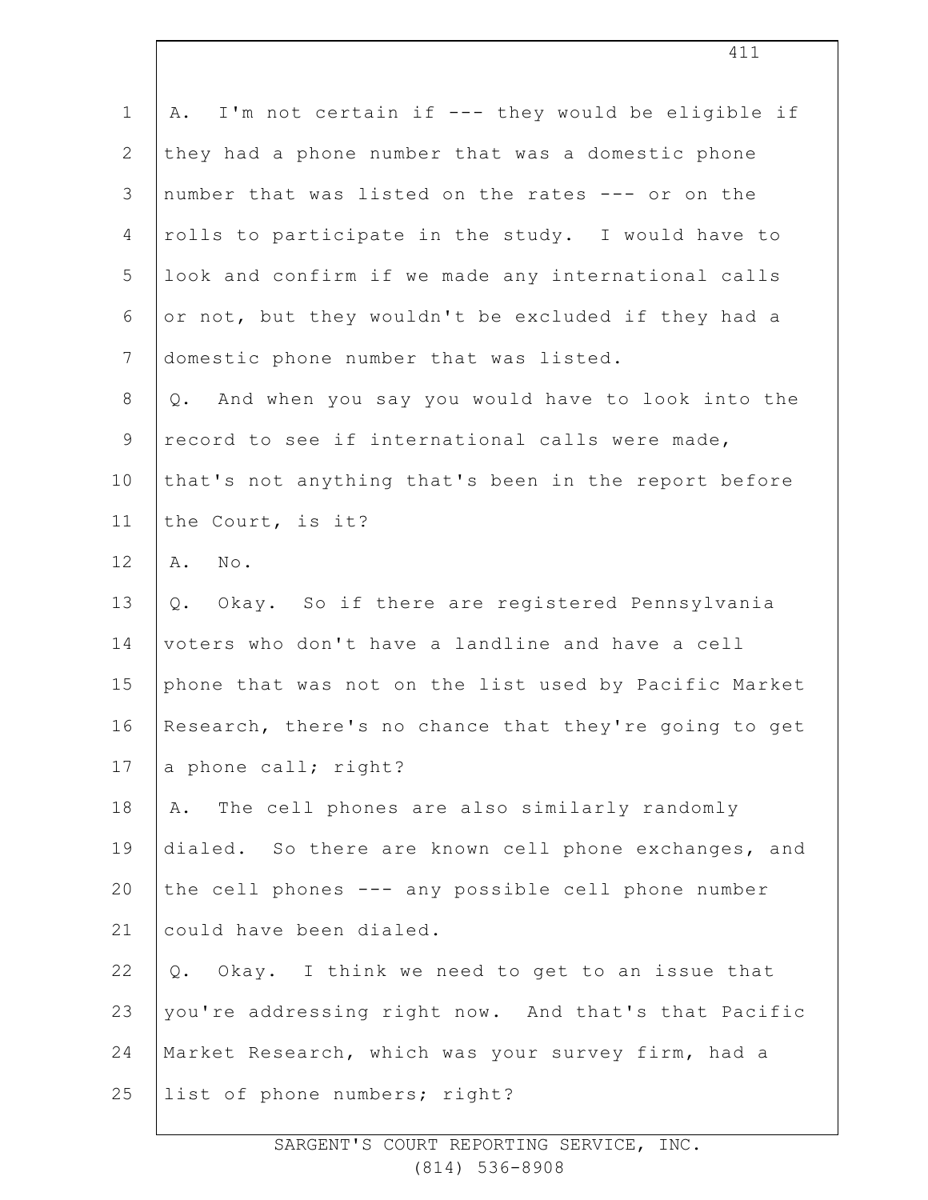A. I'm not certain if --- they would be eligible if they had a phone number that was a domestic phone number that was listed on the rates --- or on the rolls to participate in the study. I would have to look and confirm if we made any international calls or not, but they wouldn't be excluded if they had a domestic phone number that was listed.

Q. And when you say you would have to look into the record to see if international calls were made, that's not anything that's been in the report before the Court, is it?

A. No.

Q. Okay. So if there are registered Pennsylvania voters who don't have a landline and have a cell phone that was not on the list used by Pacific Market Research, there's no chance that they're going to get a phone call; right?

A. The cell phones are also similarly randomly dialed. So there are known cell phone exchanges, and the cell phones --- any possible cell phone number could have been dialed.

Q. Okay. I think we need to get to an issue that you're addressing right now. And that's that Pacific Market Research, which was your survey firm, had a list of phone numbers; right?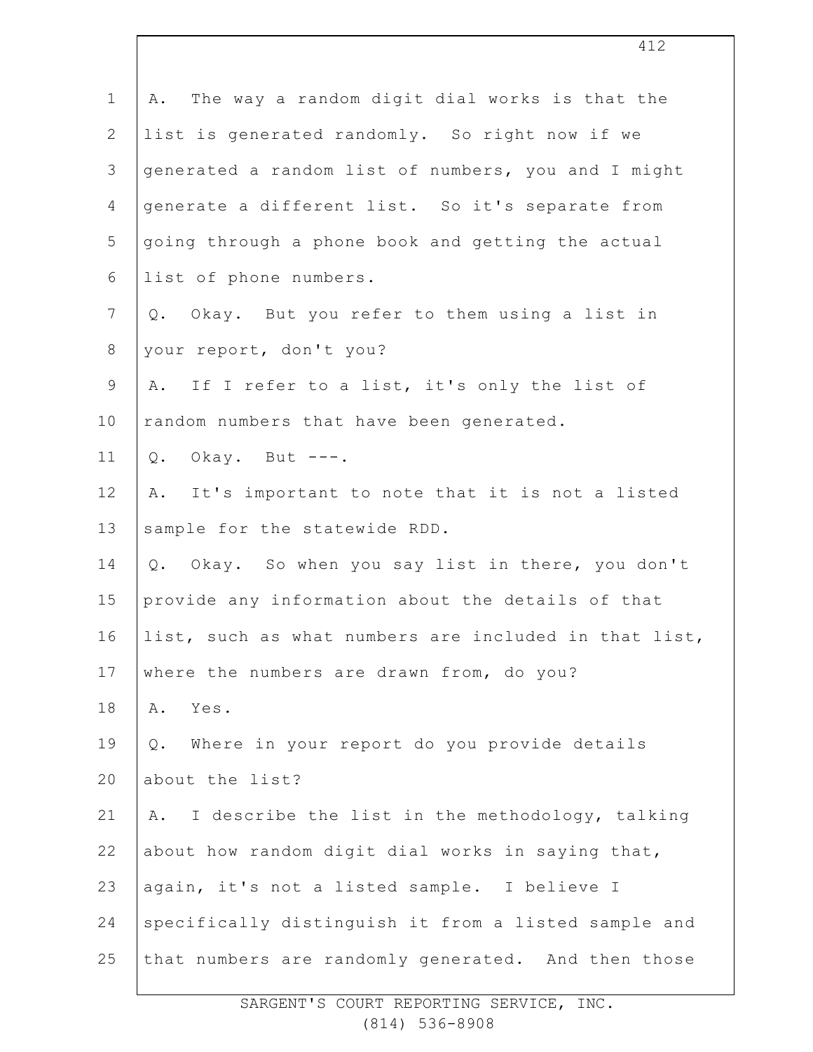A. The way a random digit dial works is that the list is generated randomly. So right now if we generated a random list of numbers, you and I might generate a different list. So it's separate from going through a phone book and getting the actual list of phone numbers.

Q. Okay. But you refer to them using a list in your report, don't you?

A. If I refer to a list, it's only the list of random numbers that have been generated.

Q. Okay. But ---.

A. It's important to note that it is not a listed sample for the statewide RDD.

Q. Okay. So when you say list in there, you don't provide any information about the details of that list, such as what numbers are included in that list, where the numbers are drawn from, do you?

A. Yes.

Q. Where in your report do you provide details about the list?

A. I describe the list in the methodology, talking about how random digit dial works in saying that, again, it's not a listed sample. I believe I specifically distinguish it from a listed sample and that numbers are randomly generated. And then those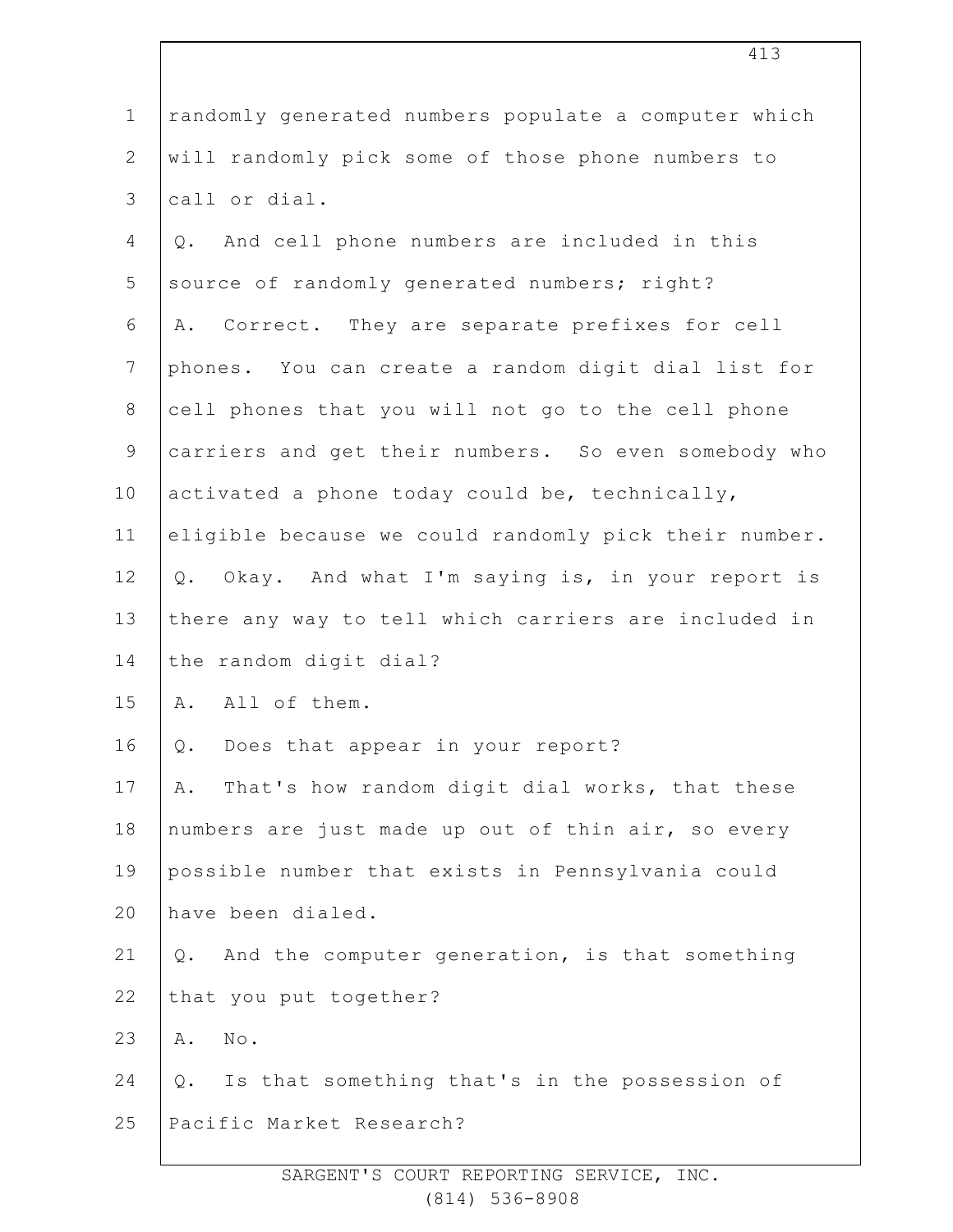randomly generated numbers populate a computer which will randomly pick some of those phone numbers to call or dial.

Q. And cell phone numbers are included in this source of randomly generated numbers; right?

A. Correct. They are separate prefixes for cell phones. You can create a random digit dial list for cell phones that you will not go to the cell phone carriers and get their numbers. So even somebody who activated a phone today could be, technically, eligible because we could randomly pick their number.

Q. Okay. And what I'm saying is, in your report is there any way to tell which carriers are included in the random digit dial?

A. All of them.

Q. Does that appear in your report?

A. That's how random digit dial works, that these numbers are just made up out of thin air, so every possible number that exists in Pennsylvania could have been dialed.

Q. And the computer generation, is that something that you put together?

A. No.

Q. Is that something that's in the possession of Pacific Market Research?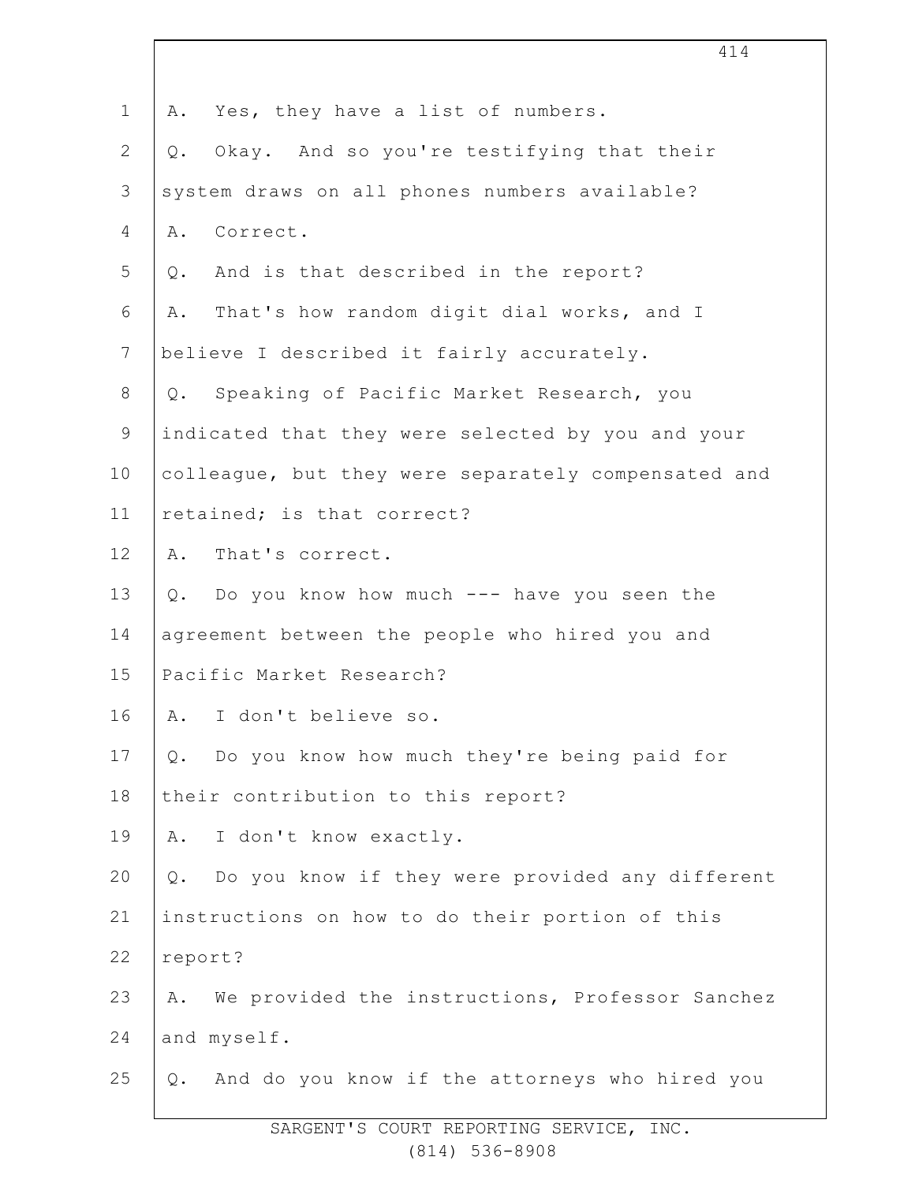A. Yes, they have a list of numbers.

Q. Okay. And so you're testifying that their system draws on all phones numbers available?

A. Correct.

Q. And is that described in the report?

A. That's how random digit dial works, and I believe I described it fairly accurately.

Q. Speaking of Pacific Market Research, you indicated that they were selected by you and your colleague, but they were separately compensated and retained; is that correct?

A. That's correct.

Q. Do you know how much --- have you seen the agreement between the people who hired you and Pacific Market Research?

A. I don't believe so.

Q. Do you know how much they're being paid for their contribution to this report?

A. I don't know exactly.

Q. Do you know if they were provided any different instructions on how to do their portion of this report?

A. We provided the instructions, Professor Sanchez and myself.

Q. And do you know if the attorneys who hired you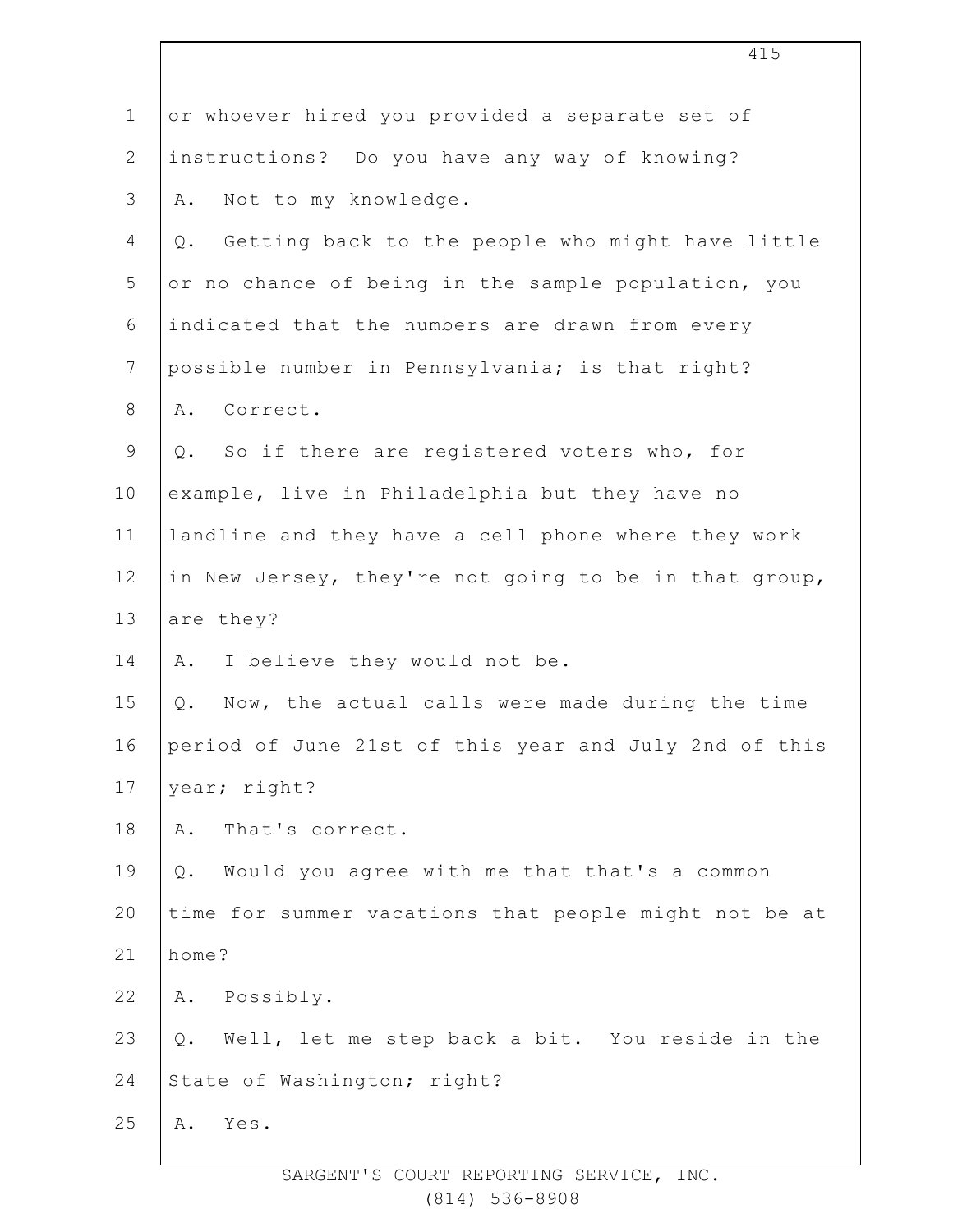or whoever hired you provided a separate set of instructions? Do you have any way of knowing?

A. Not to my knowledge.

Q. Getting back to the people who might have little or no chance of being in the sample population, you indicated that the numbers are drawn from every possible number in Pennsylvania; is that right?

A. Correct.

Q. So if there are registered voters who, for example, live in Philadelphia but they have no landline and they have a cell phone where they work in New Jersey, they're not going to be in that group, are they?

A. I believe they would not be.

Q. Now, the actual calls were made during the time period of June 21st of this year and July 2nd of this year; right?

A. That's correct.

Q. Would you agree with me that that's a common time for summer vacations that people might not be at home?

A. Possibly.

Q. Well, let me step back a bit. You reside in the State of Washington; right?

A. Yes.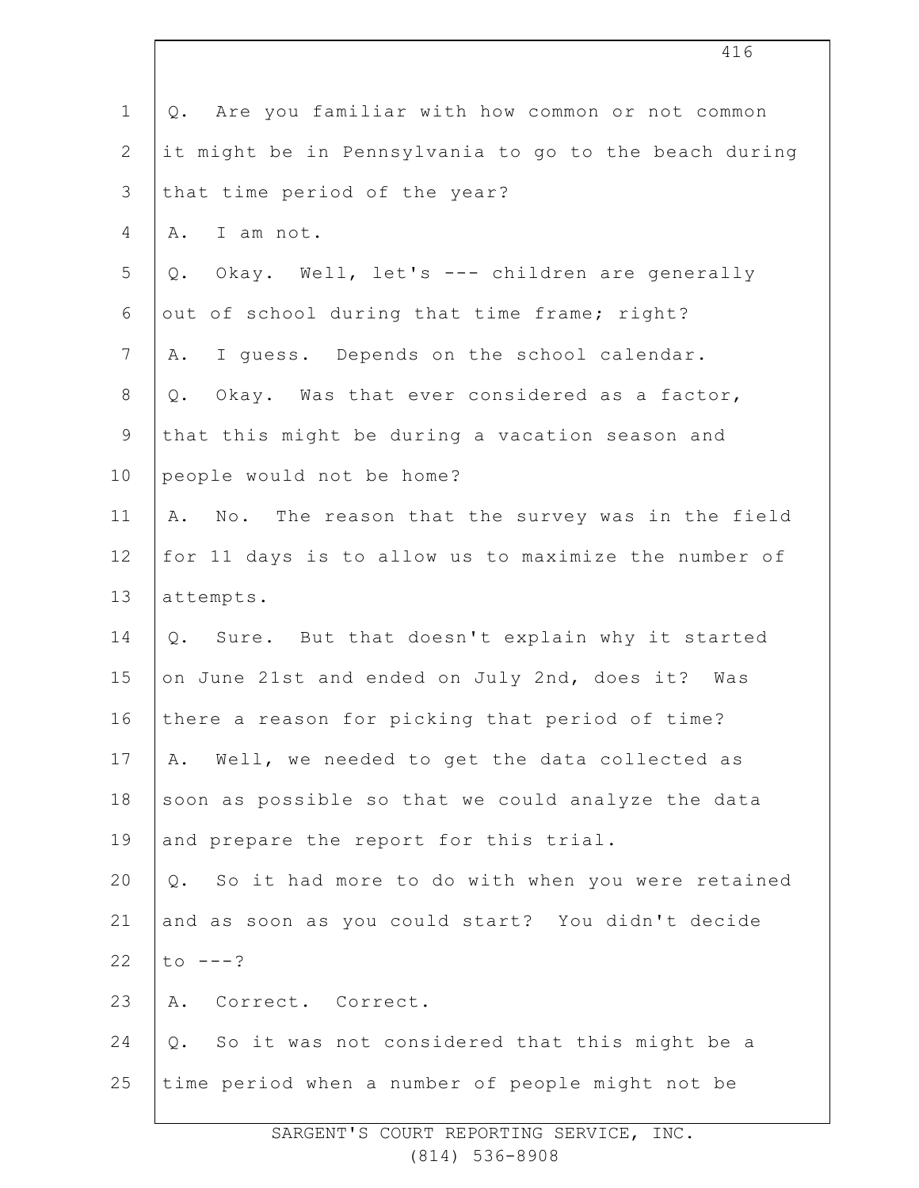Q. Are you familiar with how common or not common it might be in Pennsylvania to go to the beach during that time period of the year?

A. I am not.

Q. Okay. Well, let's --- children are generally out of school during that time frame; right?

A. I guess. Depends on the school calendar.

Q. Okay. Was that ever considered as a factor, that this might be during a vacation season and people would not be home?

A. No. The reason that the survey was in the field for 11 days is to allow us to maximize the number of attempts.

Q. Sure. But that doesn't explain why it started on June 21st and ended on July 2nd, does it? Was there a reason for picking that period of time?

A. Well, we needed to get the data collected as soon as possible so that we could analyze the data and prepare the report for this trial.

Q. So it had more to do with when you were retained and as soon as you could start? You didn't decide to ---?

A. Correct. Correct.

Q. So it was not considered that this might be a time period when a number of people might not be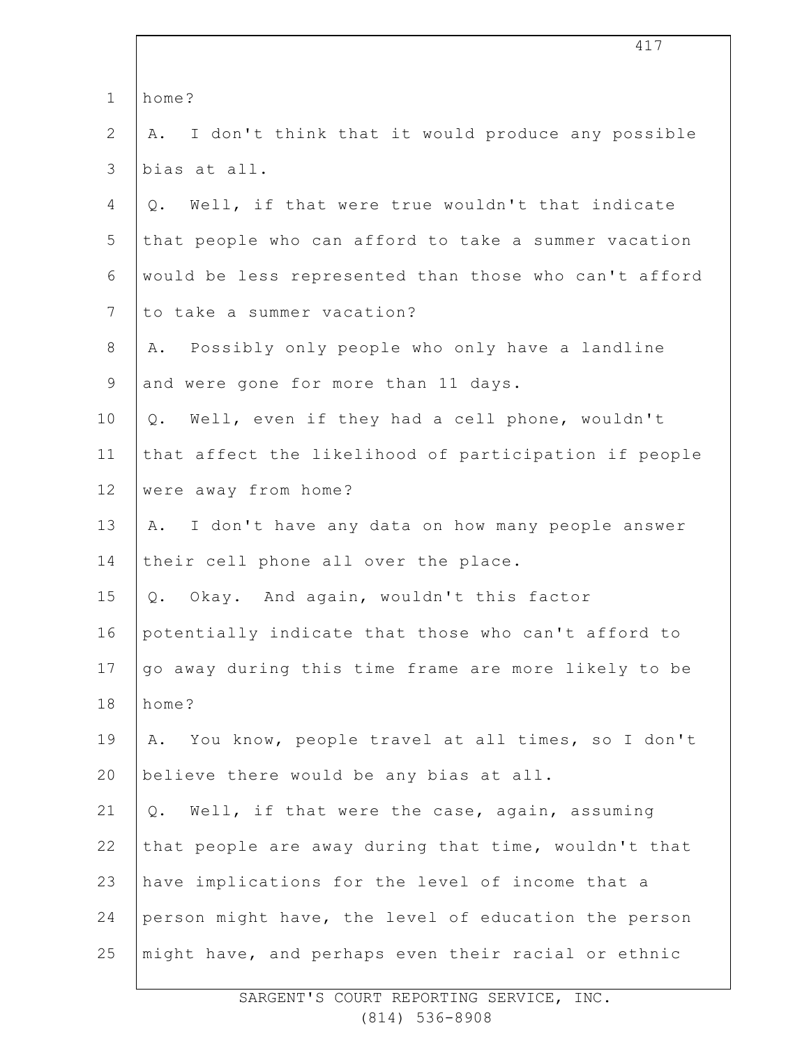home?

A. I don't think that it would produce any possible bias at all.

Q. Well, if that were true wouldn't that indicate that people who can afford to take a summer vacation would be less represented than those who can't afford to take a summer vacation?

A. Possibly only people who only have a landline and were gone for more than 11 days.

Q. Well, even if they had a cell phone, wouldn't that affect the likelihood of participation if people were away from home?

A. I don't have any data on how many people answer their cell phone all over the place.

Q. Okay. And again, wouldn't this factor potentially indicate that those who can't afford to go away during this time frame are more likely to be home?

A. You know, people travel at all times, so I don't believe there would be any bias at all.

Q. Well, if that were the case, again, assuming that people are away during that time, wouldn't that have implications for the level of income that a person might have, the level of education the person might have, and perhaps even their racial or ethnic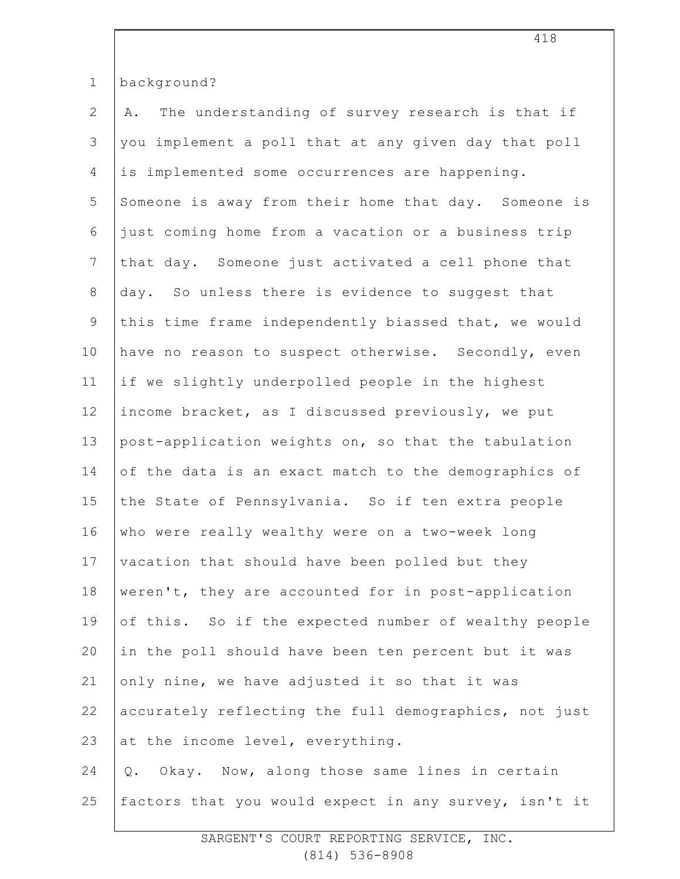background?

A. The understanding of survey research is that if you implement a poll that at any given day that poll is implemented some occurrences are happening. Someone is away from their home that day. Someone is just coming home from a vacation or a business trip that day. Someone just activated a cell phone that day. So unless there is evidence to suggest that this time frame independently biassed that, we would have no reason to suspect otherwise. Secondly, even if we slightly underpolled people in the highest income bracket, as I discussed previously, we put post-application weights on, so that the tabulation of the data is an exact match to the demographics of the State of Pennsylvania. So if ten extra people who were really wealthy were on a two-week long vacation that should have been polled but they weren't, they are accounted for in post-application of this. So if the expected number of wealthy people in the poll should have been ten percent but it was only nine, we have adjusted it so that it was accurately reflecting the full demographics, not just at the income level, everything.

Q. Okay. Now, along those same lines in certain factors that you would expect in any survey, isn't it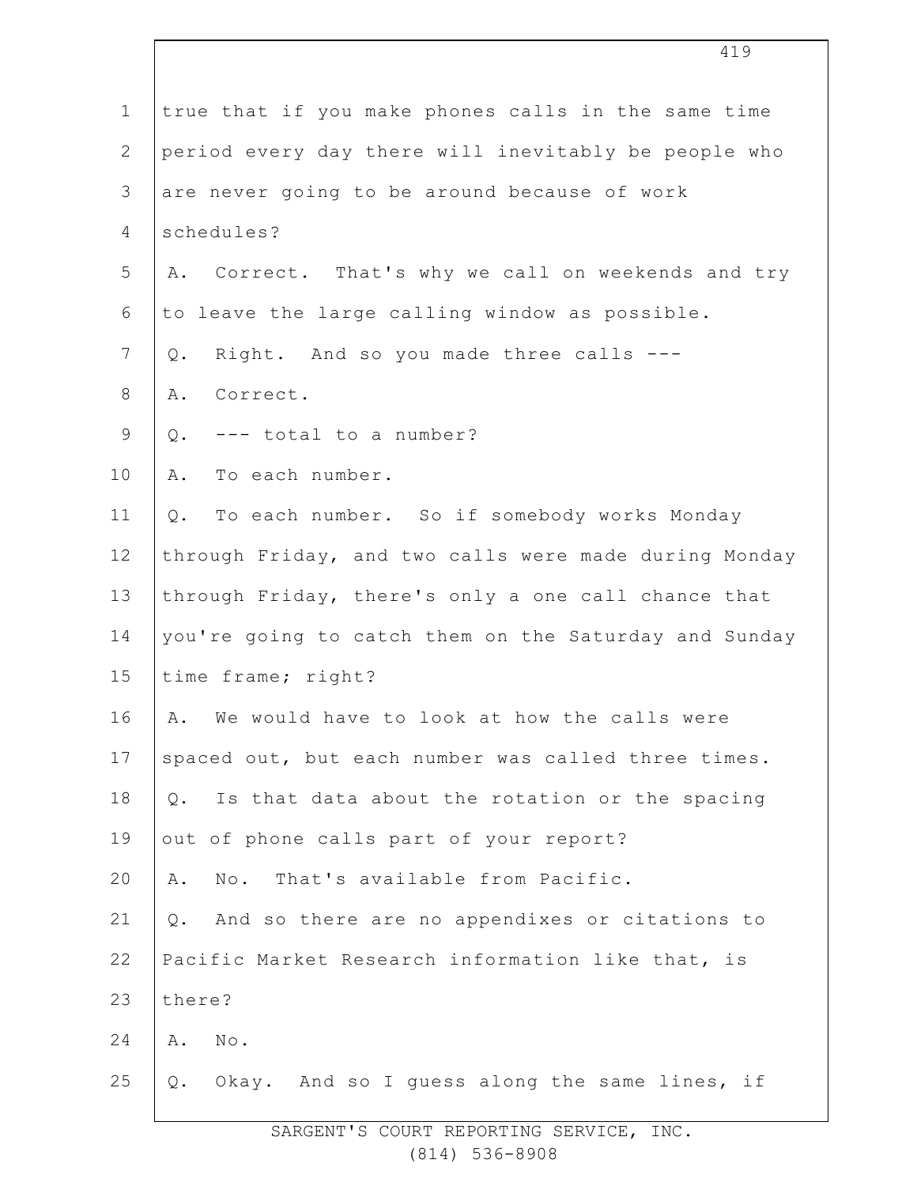true that if you make phones calls in the same time period every day there will inevitably be people who are never going to be around because of work schedules?

A. Correct. That's why we call on weekends and try to leave the large calling window as possible.

Q. Right. And so you made three calls ---

A. Correct.

Q. --- total to a number?

A. To each number.

Q. To each number. So if somebody works Monday through Friday, and two calls were made during Monday through Friday, there's only a one call chance that you're going to catch them on the Saturday and Sunday time frame; right?

A. We would have to look at how the calls were spaced out, but each number was called three times.

Q. Is that data about the rotation or the spacing out of phone calls part of your report?

A. No. That's available from Pacific.

Q. And so there are no appendixes or citations to Pacific Market Research information like that, is there?

A. No.

Q. Okay. And so I guess along the same lines, if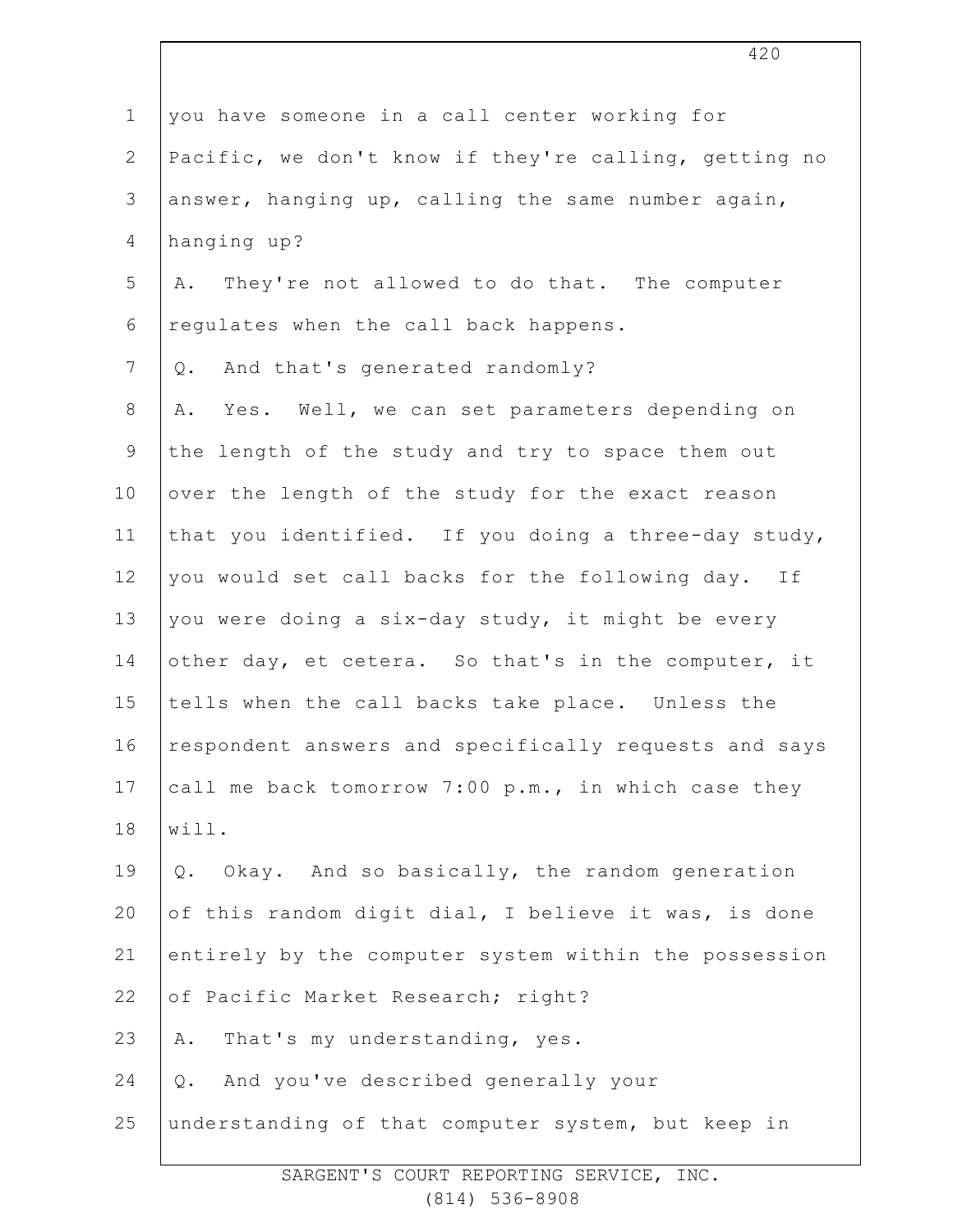you have someone in a call center working for Pacific, we don't know if they're calling, getting no answer, hanging up, calling the same number again, hanging up?

A. They're not allowed to do that. The computer regulates when the call back happens.

Q. And that's generated randomly?

A. Yes. Well, we can set parameters depending on the length of the study and try to space them out over the length of the study for the exact reason that you identified. If you doing a three-day study, you would set call backs for the following day. If you were doing a six-day study, it might be every other day, et cetera. So that's in the computer, it tells when the call backs take place. Unless the respondent answers and specifically requests and says call me back tomorrow 7:00 p.m., in which case they will.

Q. Okay. And so basically, the random generation of this random digit dial, I believe it was, is done entirely by the computer system within the possession of Pacific Market Research; right?

A. That's my understanding, yes.

Q. And you've described generally your understanding of that computer system, but keep in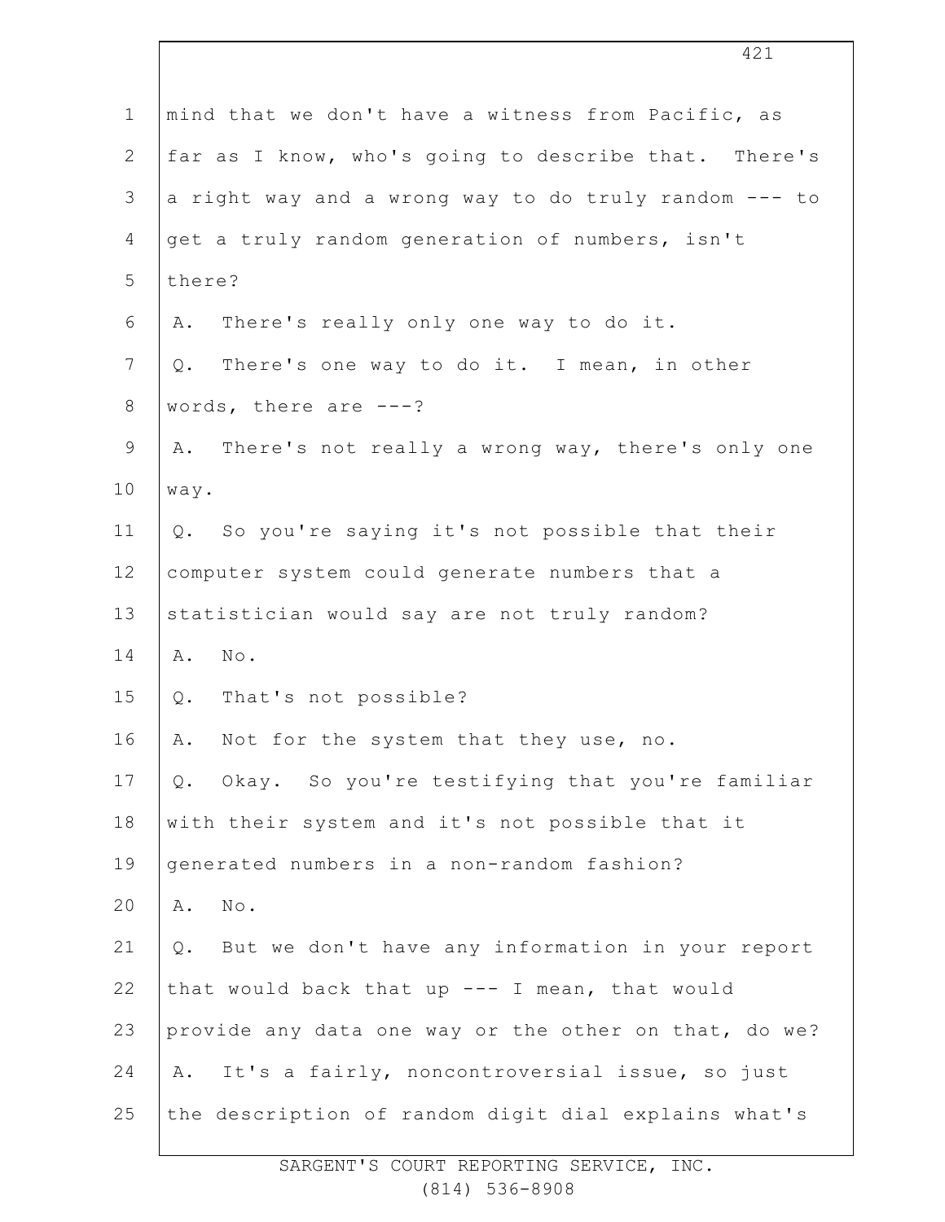mind that we don't have a witness from Pacific, as far as I know, who's going to describe that. There's a right way and a wrong way to do truly random --- to get a truly random generation of numbers, isn't there?

A. There's really only one way to do it.

Q. There's one way to do it. I mean, in other words, there are ---?

A. There's not really a wrong way, there's only one way.

Q. So you're saying it's not possible that their computer system could generate numbers that a statistician would say are not truly random?

A. No.

Q. That's not possible?

A. Not for the system that they use, no.

Q. Okay. So you're testifying that you're familiar with their system and it's not possible that it generated numbers in a non-random fashion?

A. No.

Q. But we don't have any information in your report that would back that up --- I mean, that would provide any data one way or the other on that, do we?

A. It's a fairly, noncontroversial issue, so just the description of random digit dial explains what's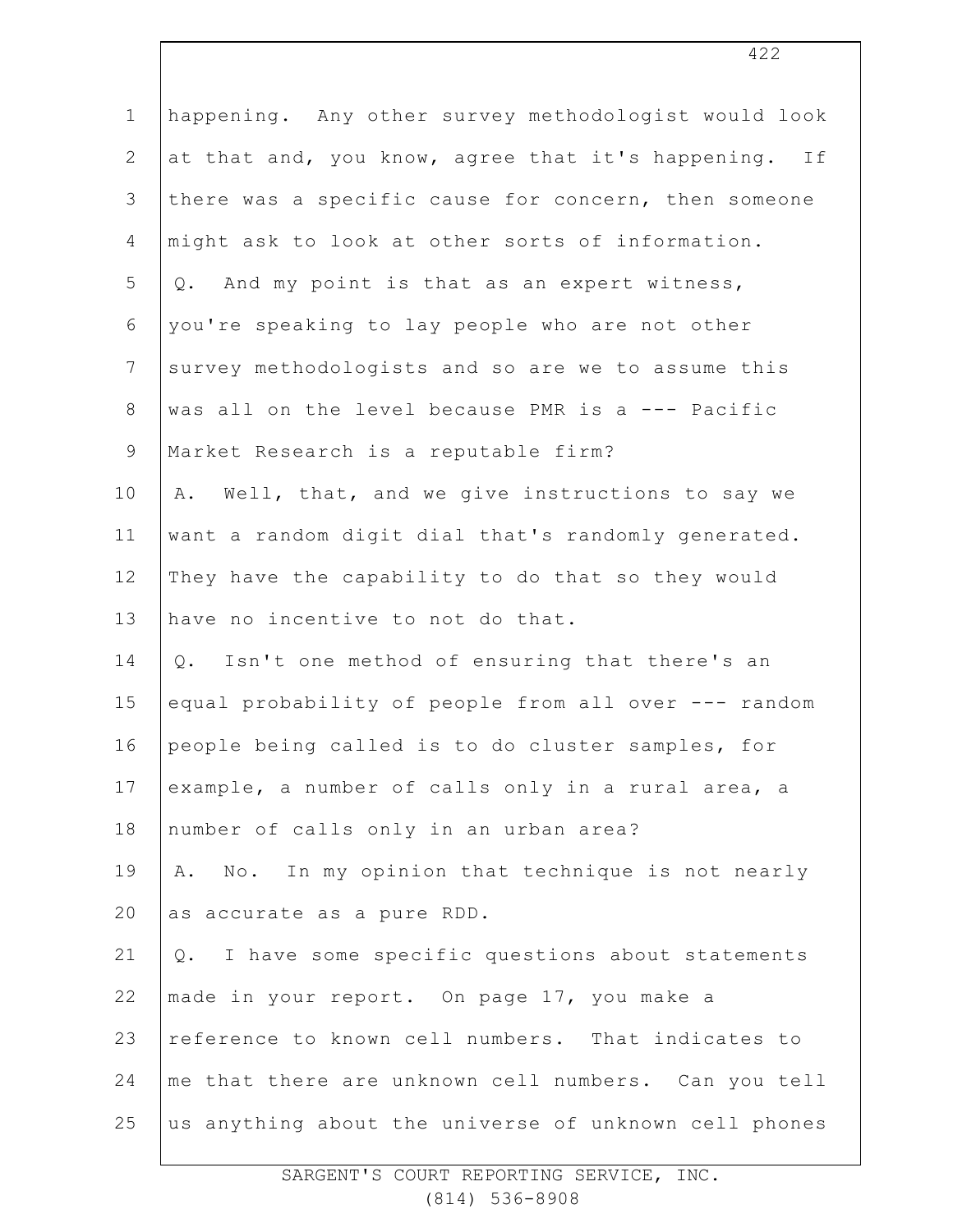happening. Any other survey methodologist would look at that and, you know, agree that it's happening. If there was a specific cause for concern, then someone might ask to look at other sorts of information.

Q. And my point is that as an expert witness, you're speaking to lay people who are not other survey methodologists and so are we to assume this was all on the level because PMR is a --- Pacific Market Research is a reputable firm?

A. Well, that, and we give instructions to say we want a random digit dial that's randomly generated. They have the capability to do that so they would have no incentive to not do that.

Q. Isn't one method of ensuring that there's an equal probability of people from all over --- random people being called is to do cluster samples, for example, a number of calls only in a rural area, a number of calls only in an urban area?

A. No. In my opinion that technique is not nearly as accurate as a pure RDD.

Q. I have some specific questions about statements made in your report. On page 17, you make a reference to known cell numbers. That indicates to me that there are unknown cell numbers. Can you tell us anything about the universe of unknown cell phones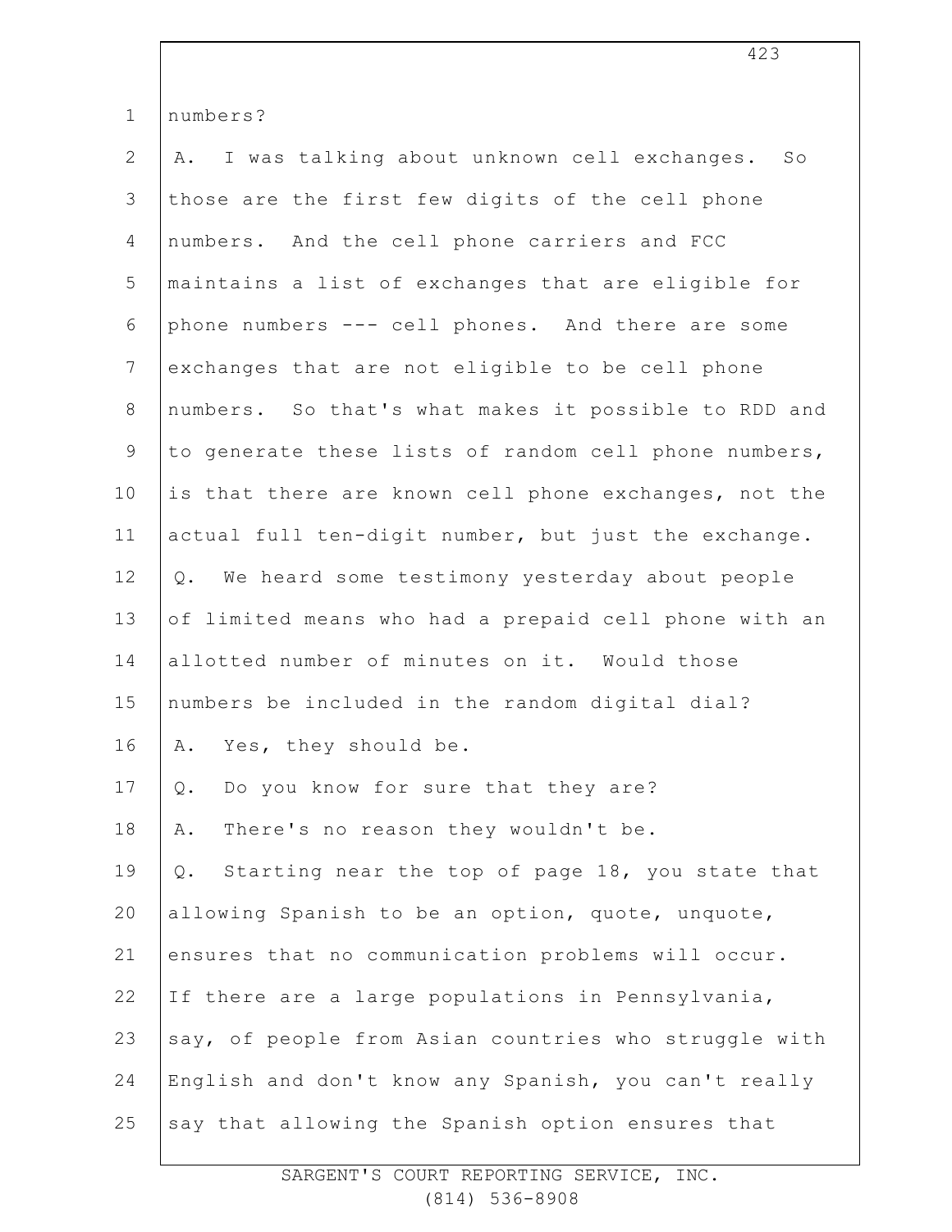numbers?

A. I was talking about unknown cell exchanges. So those are the first few digits of the cell phone numbers. And the cell phone carriers and FCC maintains a list of exchanges that are eligible for phone numbers --- cell phones. And there are some exchanges that are not eligible to be cell phone numbers. So that's what makes it possible to RDD and to generate these lists of random cell phone numbers, is that there are known cell phone exchanges, not the actual full ten-digit number, but just the exchange.

Q. We heard some testimony yesterday about people of limited means who had a prepaid cell phone with an allotted number of minutes on it. Would those numbers be included in the random digital dial?

A. Yes, they should be.

Q. Do you know for sure that they are?

A. There's no reason they wouldn't be.

Q. Starting near the top of page 18, you state that allowing Spanish to be an option, quote, unquote, ensures that no communication problems will occur. If there are a large populations in Pennsylvania, say, of people from Asian countries who struggle with English and don't know any Spanish, you can't really say that allowing the Spanish option ensures that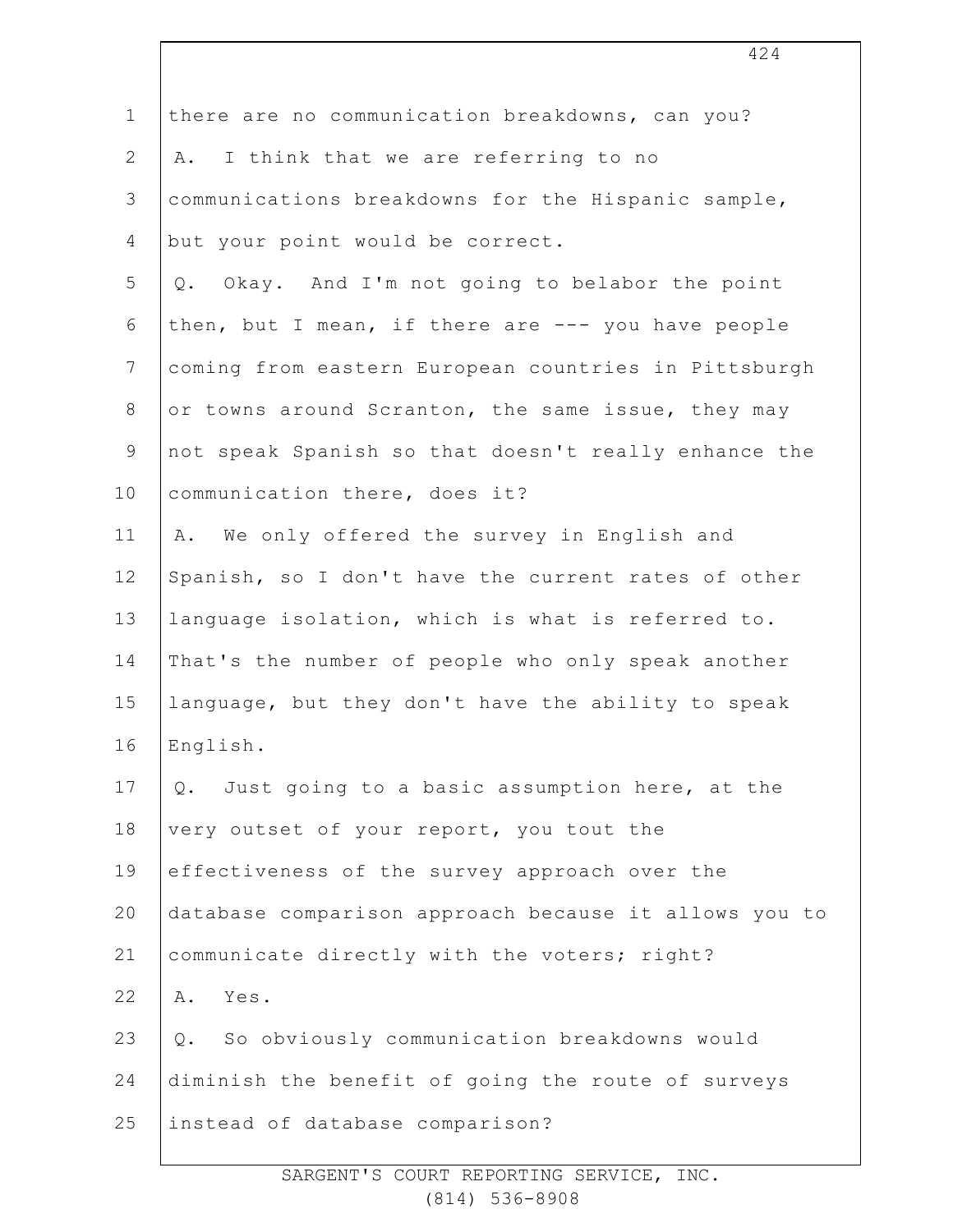there are no communication breakdowns, can you?

A. I think that we are referring to no communications breakdowns for the Hispanic sample, but your point would be correct.

Q. Okay. And I'm not going to belabor the point then, but I mean, if there are --- you have people coming from eastern European countries in Pittsburgh or towns around Scranton, the same issue, they may not speak Spanish so that doesn't really enhance the communication there, does it?

A. We only offered the survey in English and Spanish, so I don't have the current rates of other language isolation, which is what is referred to. That's the number of people who only speak another language, but they don't have the ability to speak English.

Q. Just going to a basic assumption here, at the very outset of your report, you tout the effectiveness of the survey approach over the database comparison approach because it allows you to communicate directly with the voters; right?

A. Yes.

Q. So obviously communication breakdowns would diminish the benefit of going the route of surveys instead of database comparison?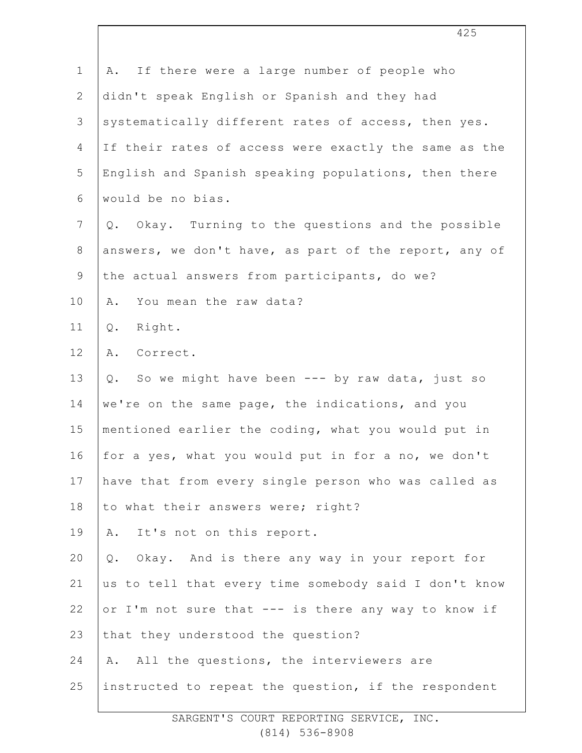A. If there were a large number of people who didn't speak English or Spanish and they had systematically different rates of access, then yes. If their rates of access were exactly the same as the English and Spanish speaking populations, then there would be no bias.

Q. Okay. Turning to the questions and the possible answers, we don't have, as part of the report, any of the actual answers from participants, do we?

A. You mean the raw data?

Q. Right.

A. Correct.

Q. So we might have been --- by raw data, just so we're on the same page, the indications, and you mentioned earlier the coding, what you would put in for a yes, what you would put in for a no, we don't have that from every single person who was called as to what their answers were; right?

A. It's not on this report.

Q. Okay. And is there any way in your report for us to tell that every time somebody said I don't know or I'm not sure that --- is there any way to know if that they understood the question?

A. All the questions, the interviewers are instructed to repeat the question, if the respondent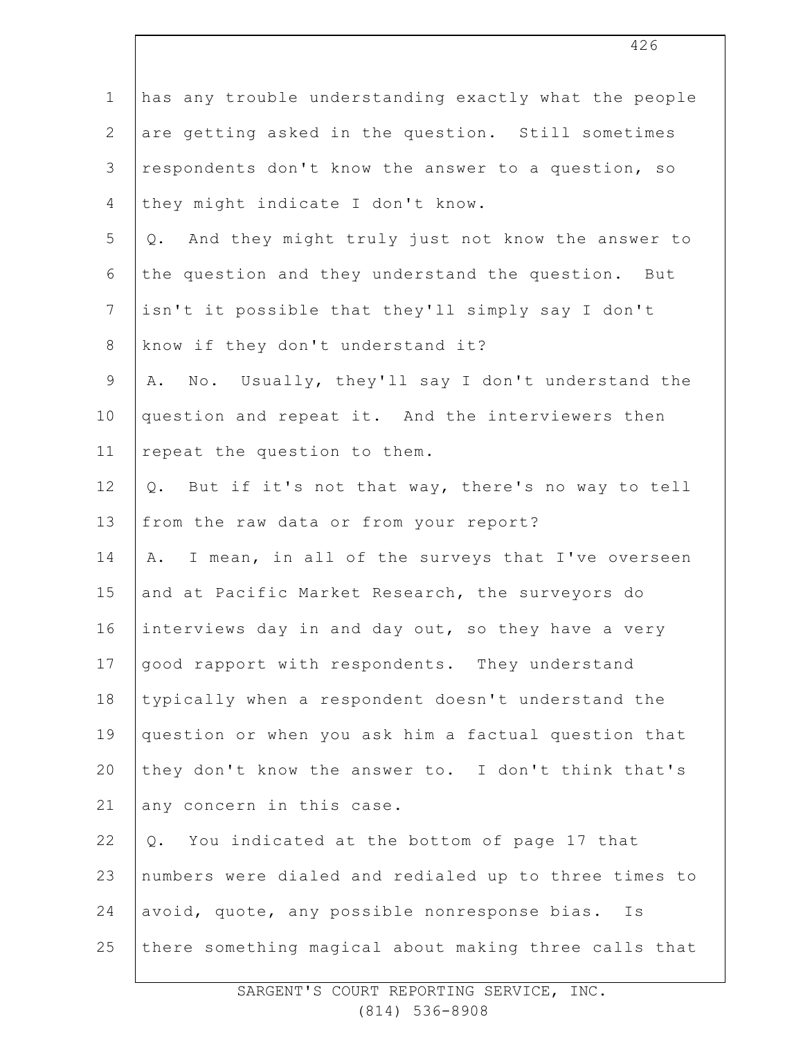has any trouble understanding exactly what the people are getting asked in the question. Still sometimes respondents don't know the answer to a question, so they might indicate I don't know.

Q. And they might truly just not know the answer to the question and they understand the question. But isn't it possible that they'll simply say I don't know if they don't understand it?

A. No. Usually, they'll say I don't understand the question and repeat it. And the interviewers then repeat the question to them.

Q. But if it's not that way, there's no way to tell from the raw data or from your report?

A. I mean, in all of the surveys that I've overseen and at Pacific Market Research, the surveyors do interviews day in and day out, so they have a very good rapport with respondents. They understand typically when a respondent doesn't understand the question or when you ask him a factual question that they don't know the answer to. I don't think that's any concern in this case.

Q. You indicated at the bottom of page 17 that numbers were dialed and redialed up to three times to avoid, quote, any possible nonresponse bias. Is there something magical about making three calls that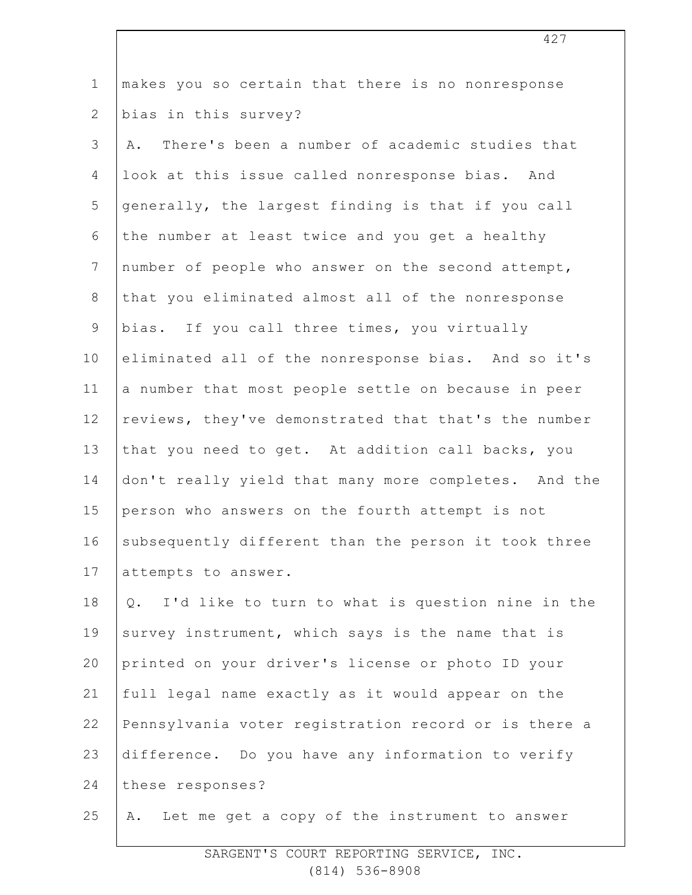makes you so certain that there is no nonresponse bias in this survey?

A. There's been a number of academic studies that look at this issue called nonresponse bias. And generally, the largest finding is that if you call the number at least twice and you get a healthy number of people who answer on the second attempt, that you eliminated almost all of the nonresponse bias. If you call three times, you virtually eliminated all of the nonresponse bias. And so it's a number that most people settle on because in peer reviews, they've demonstrated that that's the number that you need to get. At addition call backs, you don't really yield that many more completes. And the person who answers on the fourth attempt is not subsequently different than the person it took three attempts to answer.

Q. I'd like to turn to what is question nine in the survey instrument, which says is the name that is printed on your driver's license or photo ID your full legal name exactly as it would appear on the Pennsylvania voter registration record or is there a difference. Do you have any information to verify these responses?

A. Let me get a copy of the instrument to answer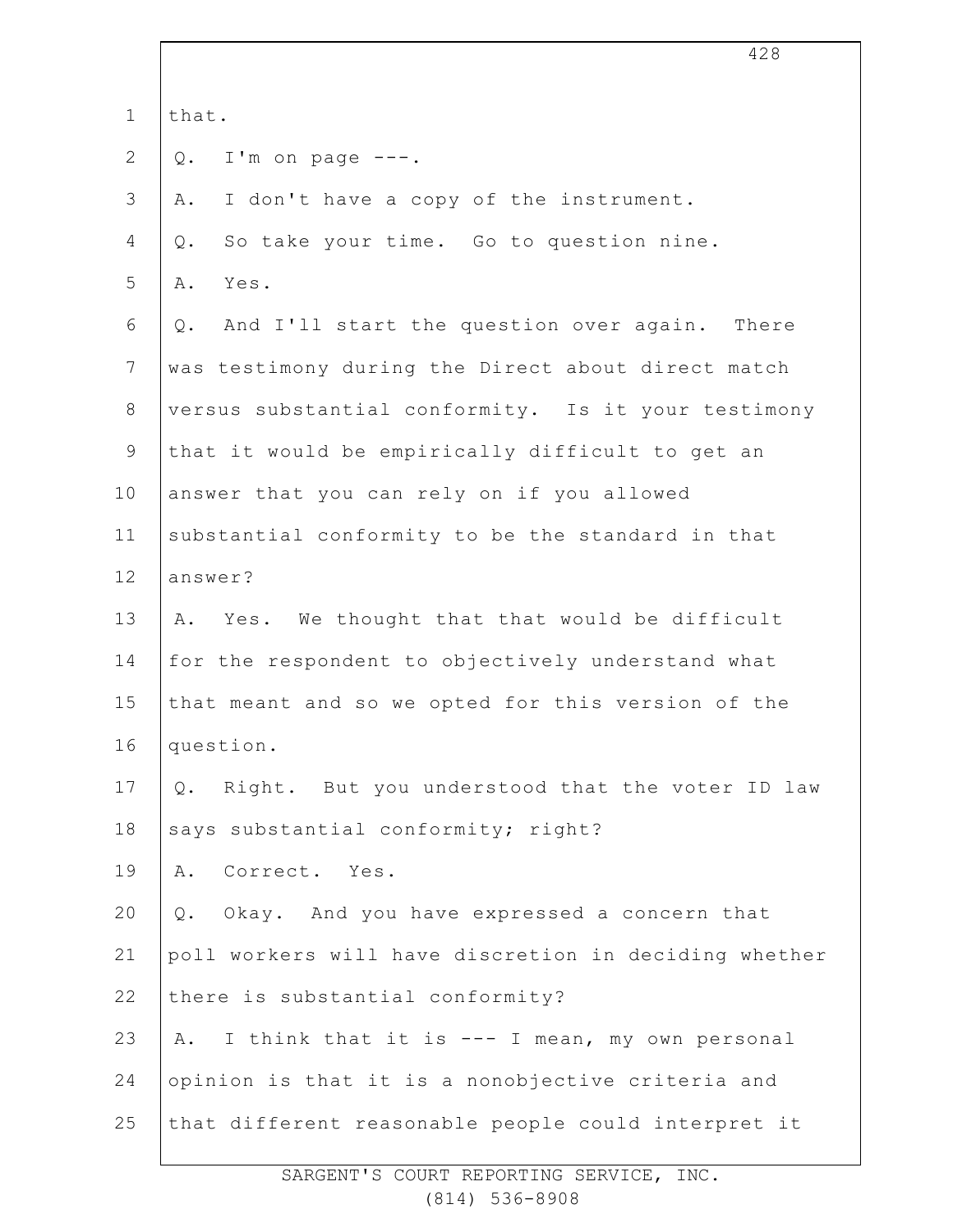that.

Q. I'm on page ---.

A. I don't have a copy of the instrument.

Q. So take your time. Go to question nine.

A. Yes.

Q. And I'll start the question over again. There was testimony during the Direct about direct match versus substantial conformity. Is it your testimony that it would be empirically difficult to get an answer that you can rely on if you allowed substantial conformity to be the standard in that answer?

A. Yes. We thought that that would be difficult for the respondent to objectively understand what that meant and so we opted for this version of the question.

Q. Right. But you understood that the voter ID law says substantial conformity; right?

A. Correct. Yes.

Q. Okay. And you have expressed a concern that poll workers will have discretion in deciding whether there is substantial conformity?

A. I think that it is --- I mean, my own personal opinion is that it is a nonobjective criteria and that different reasonable people could interpret it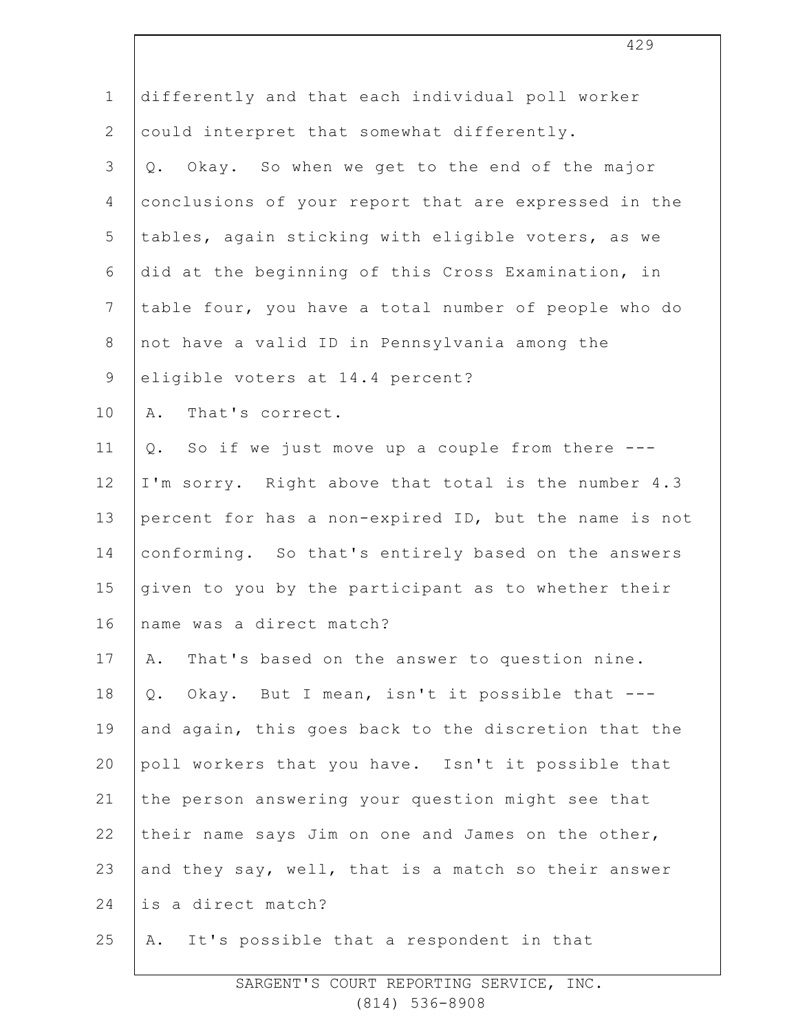differently and that each individual poll worker could interpret that somewhat differently.

Q. Okay. So when we get to the end of the major conclusions of your report that are expressed in the tables, again sticking with eligible voters, as we did at the beginning of this Cross Examination, in table four, you have a total number of people who do not have a valid ID in Pennsylvania among the eligible voters at 14.4 percent?

A. That's correct.

Q. So if we just move up a couple from there --- I'm sorry. Right above that total is the number 4.3 percent for has a non-expired ID, but the name is not conforming. So that's entirely based on the answers given to you by the participant as to whether their name was a direct match?

A. That's based on the answer to question nine.

Q. Okay. But I mean, isn't it possible that --- and again, this goes back to the discretion that the poll workers that you have. Isn't it possible that the person answering your question might see that their name says Jim on one and James on the other, and they say, well, that is a match so their answer is a direct match?

A. It's possible that a respondent in that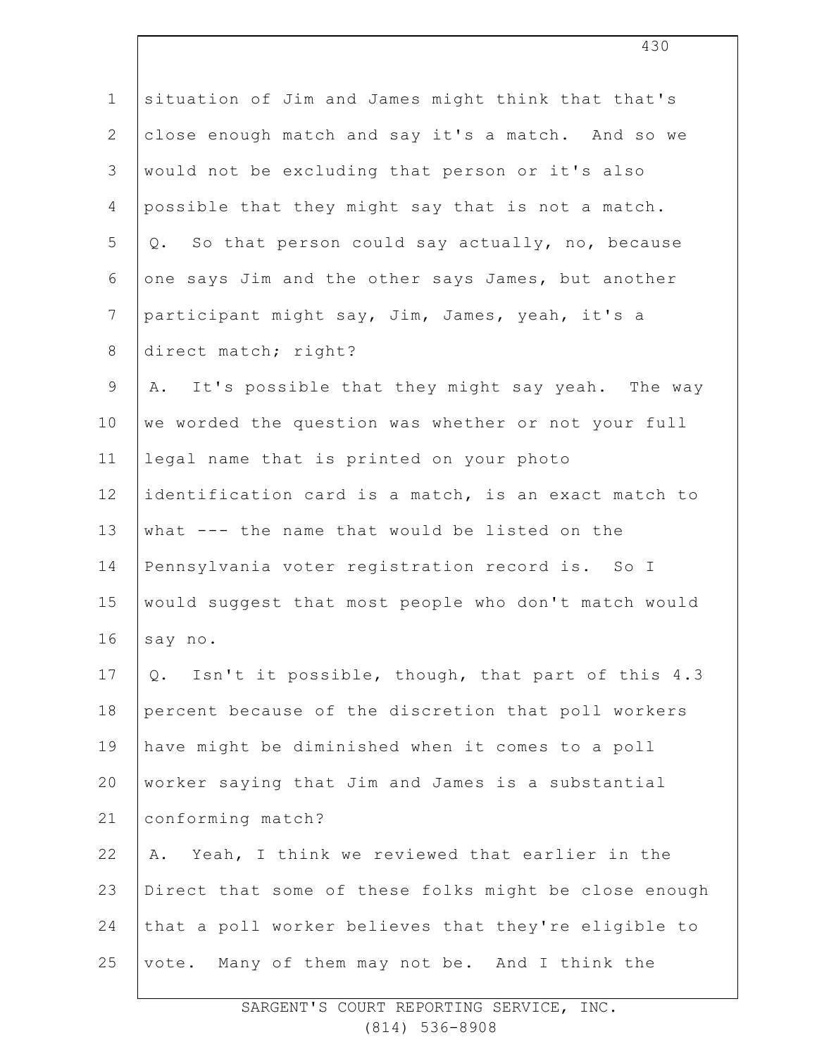situation of Jim and James might think that that's close enough match and say it's a match. And so we would not be excluding that person or it's also possible that they might say that is not a match.

Q. So that person could say actually, no, because one says Jim and the other says James, but another participant might say, Jim, James, yeah, it's a direct match; right?

A. It's possible that they might say yeah. The way we worded the question was whether or not your full legal name that is printed on your photo identification card is a match, is an exact match to what --- the name that would be listed on the Pennsylvania voter registration record is. So I would suggest that most people who don't match would say no.

Q. Isn't it possible, though, that part of this 4.3 percent because of the discretion that poll workers have might be diminished when it comes to a poll worker saying that Jim and James is a substantial conforming match?

A. Yeah, I think we reviewed that earlier in the Direct that some of these folks might be close enough that a poll worker believes that they're eligible to vote. Many of them may not be. And I think the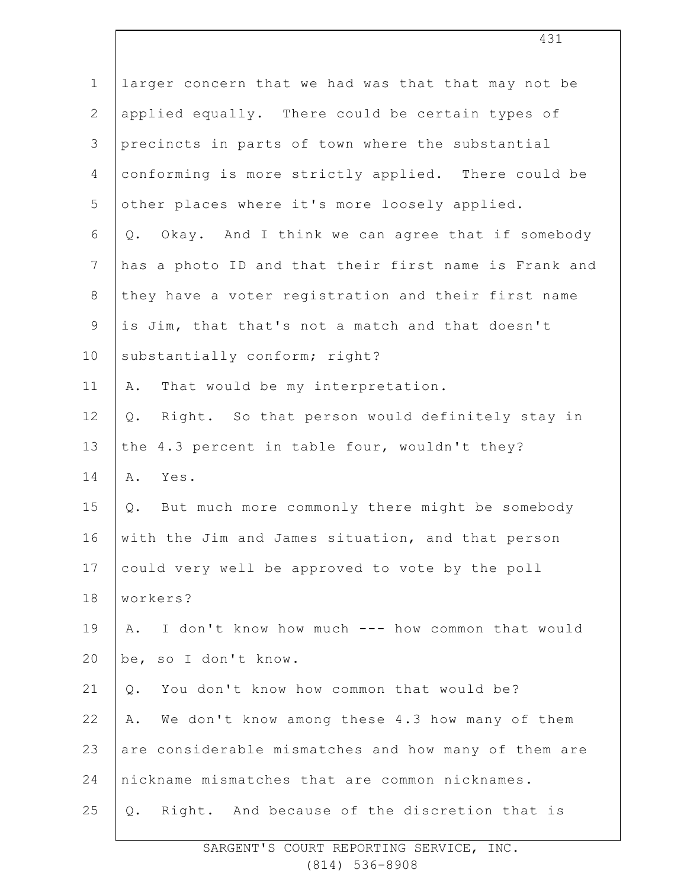larger concern that we had was that that may not be applied equally. There could be certain types of precincts in parts of town where the substantial conforming is more strictly applied. There could be other places where it's more loosely applied.

Q. Okay. And I think we can agree that if somebody has a photo ID and that their first name is Frank and they have a voter registration and their first name is Jim, that that's not a match and that doesn't substantially conform; right?

A. That would be my interpretation.

Q. Right. So that person would definitely stay in the 4.3 percent in table four, wouldn't they?

A. Yes.

Q. But much more commonly there might be somebody with the Jim and James situation, and that person could very well be approved to vote by the poll workers?

A. I don't know how much --- how common that would be, so I don't know.

Q. You don't know how common that would be?

A. We don't know among these 4.3 how many of them are considerable mismatches and how many of them are nickname mismatches that are common nicknames.

Q. Right. And because of the discretion that is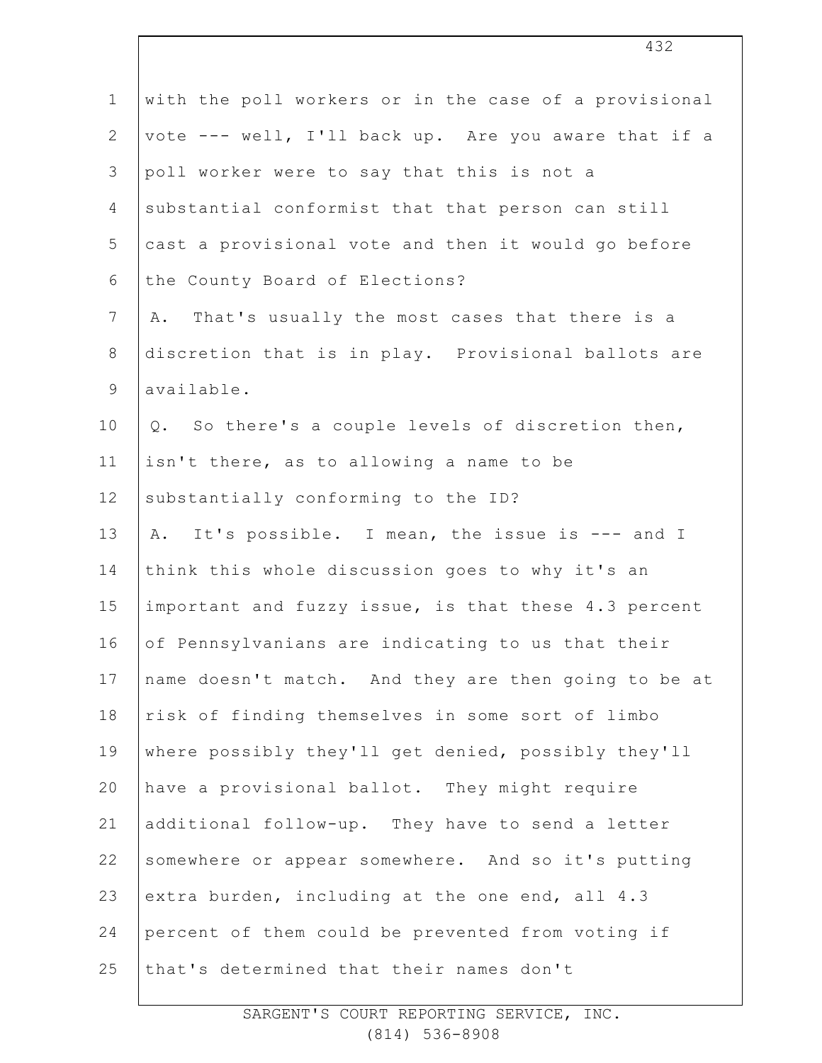with the poll workers or in the case of a provisional vote --- well, I'll back up. Are you aware that if a poll worker were to say that this is not a substantial conformist that that person can still cast a provisional vote and then it would go before the County Board of Elections?

A. That's usually the most cases that there is a discretion that is in play. Provisional ballots are available.

Q. So there's a couple levels of discretion then, isn't there, as to allowing a name to be substantially conforming to the ID?

A. It's possible. I mean, the issue is --- and I think this whole discussion goes to why it's an important and fuzzy issue, is that these 4.3 percent of Pennsylvanians are indicating to us that their name doesn't match. And they are then going to be at risk of finding themselves in some sort of limbo where possibly they'll get denied, possibly they'll have a provisional ballot. They might require additional follow-up. They have to send a letter somewhere or appear somewhere. And so it's putting extra burden, including at the one end, all 4.3 percent of them could be prevented from voting if that's determined that their names don't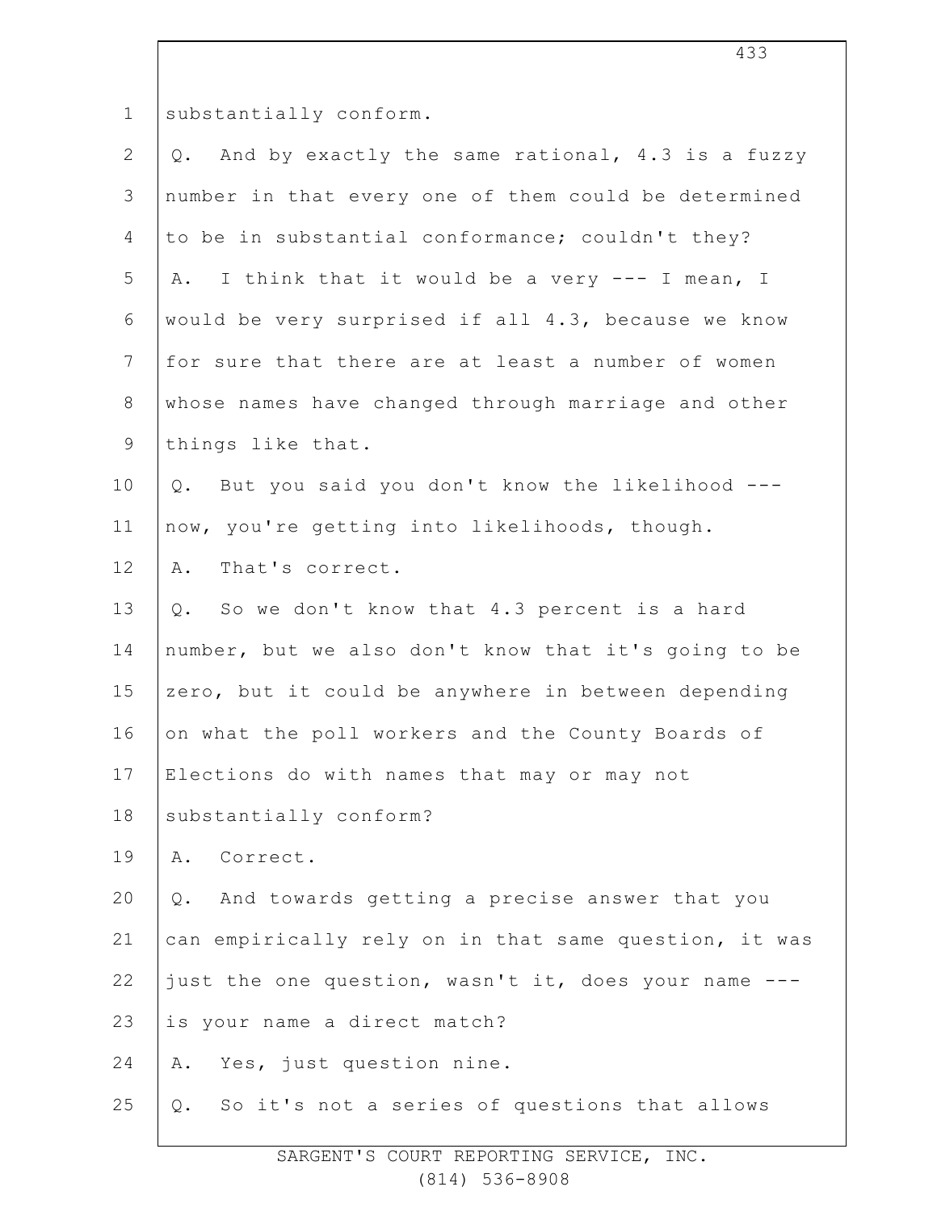substantially conform.

Q. And by exactly the same rational, 4.3 is a fuzzy number in that every one of them could be determined to be in substantial conformance; couldn't they?

A. I think that it would be a very --- I mean, I would be very surprised if all 4.3, because we know for sure that there are at least a number of women whose names have changed through marriage and other things like that.

Q. But you said you don't know the likelihood --- now, you're getting into likelihoods, though.

A. That's correct.

Q. So we don't know that 4.3 percent is a hard number, but we also don't know that it's going to be zero, but it could be anywhere in between depending on what the poll workers and the County Boards of Elections do with names that may or may not substantially conform?

A. Correct.

Q. And towards getting a precise answer that you can empirically rely on in that same question, it was just the one question, wasn't it, does your name --- is your name a direct match?

A. Yes, just question nine.

Q. So it's not a series of questions that allows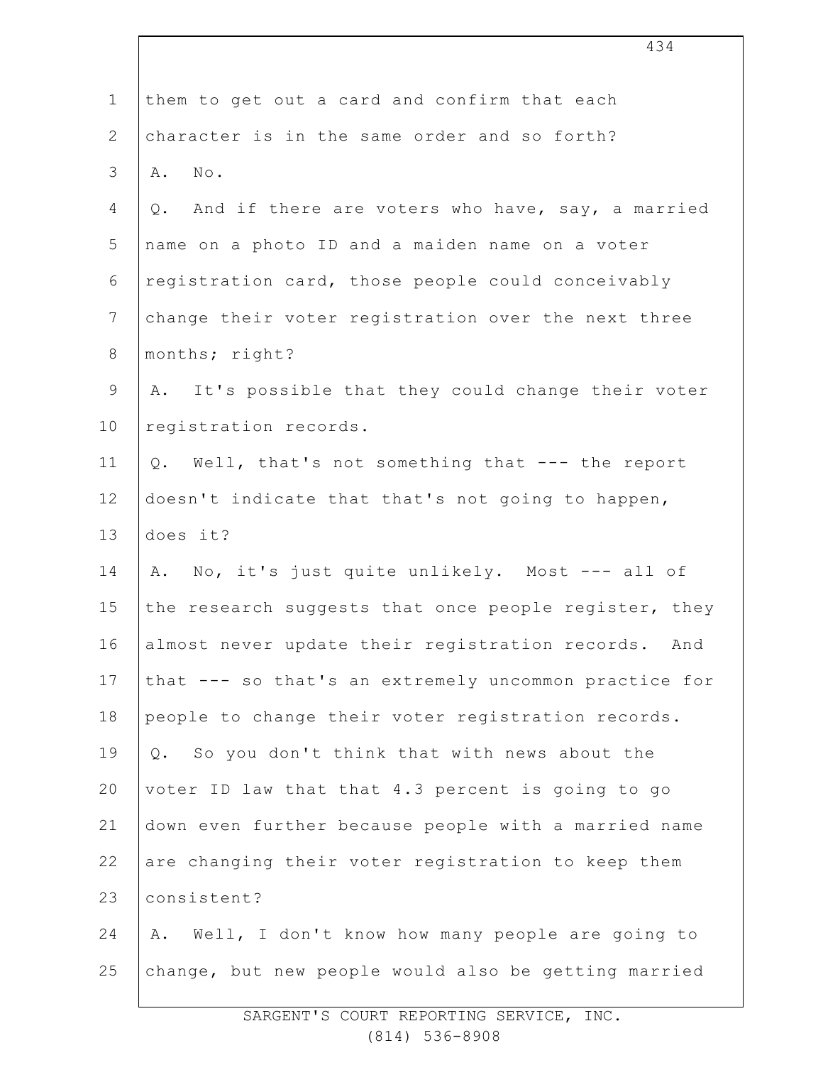them to get out a card and confirm that each character is in the same order and so forth?

A. No.

Q. And if there are voters who have, say, a married name on a photo ID and a maiden name on a voter registration card, those people could conceivably change their voter registration over the next three months; right?

A. It's possible that they could change their voter registration records.

Q. Well, that's not something that --- the report doesn't indicate that that's not going to happen, does it?

A. No, it's just quite unlikely. Most --- all of the research suggests that once people register, they almost never update their registration records. And that --- so that's an extremely uncommon practice for people to change their voter registration records.

Q. So you don't think that with news about the voter ID law that that 4.3 percent is going to go down even further because people with a married name are changing their voter registration to keep them consistent?

A. Well, I don't know how many people are going to change, but new people would also be getting married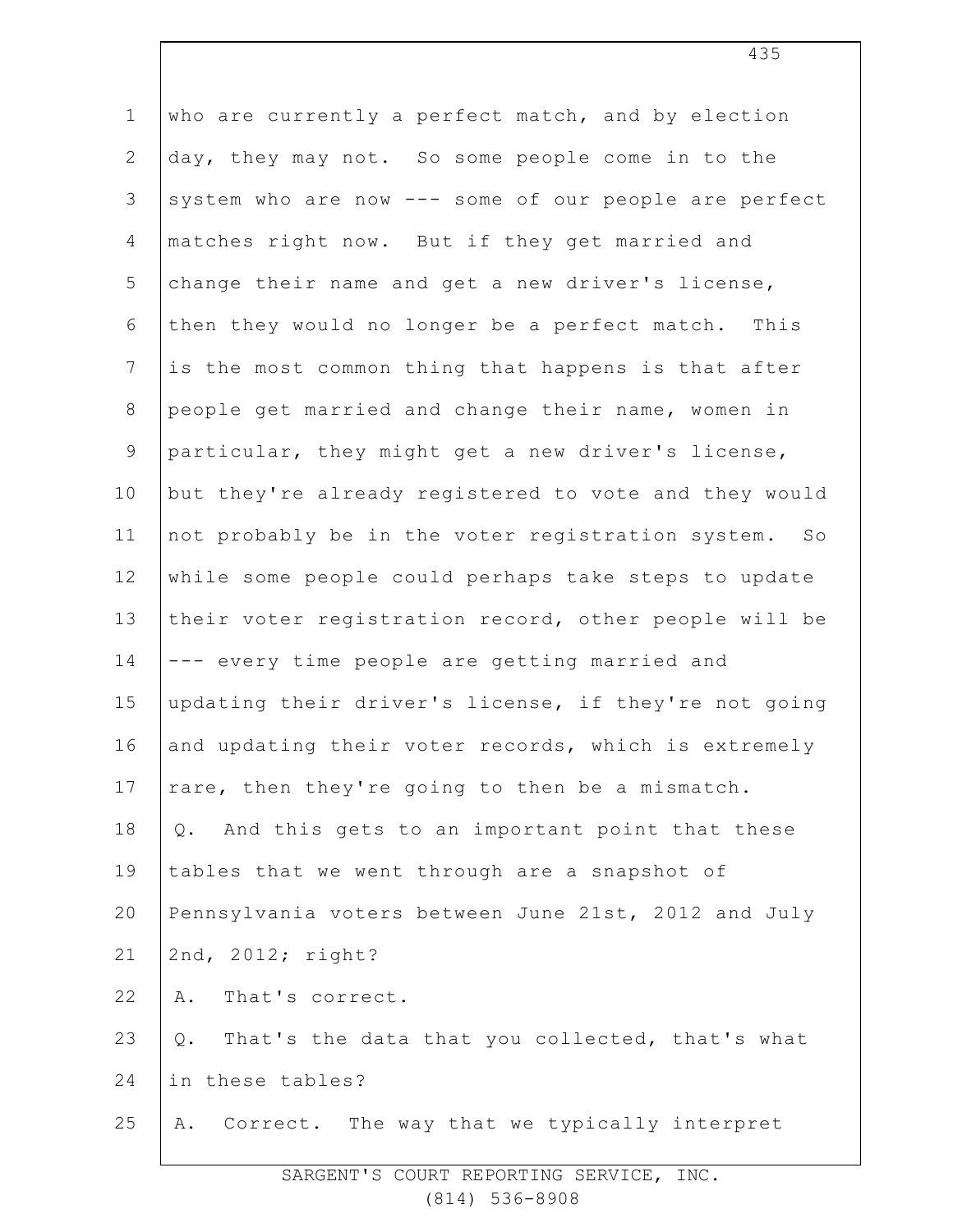who are currently a perfect match, and by election day, they may not. So some people come in to the system who are now --- some of our people are perfect matches right now. But if they get married and change their name and get a new driver's license, then they would no longer be a perfect match. This is the most common thing that happens is that after people get married and change their name, women in particular, they might get a new driver's license, but they're already registered to vote and they would not probably be in the voter registration system. So while some people could perhaps take steps to update their voter registration record, other people will be --- every time people are getting married and updating their driver's license, if they're not going and updating their voter records, which is extremely rare, then they're going to then be a mismatch.

Q. And this gets to an important point that these tables that we went through are a snapshot of Pennsylvania voters between June 21st, 2012 and July 2nd, 2012; right?

A. That's correct.

Q. That's the data that you collected, that's what in these tables?

A. Correct. The way that we typically interpret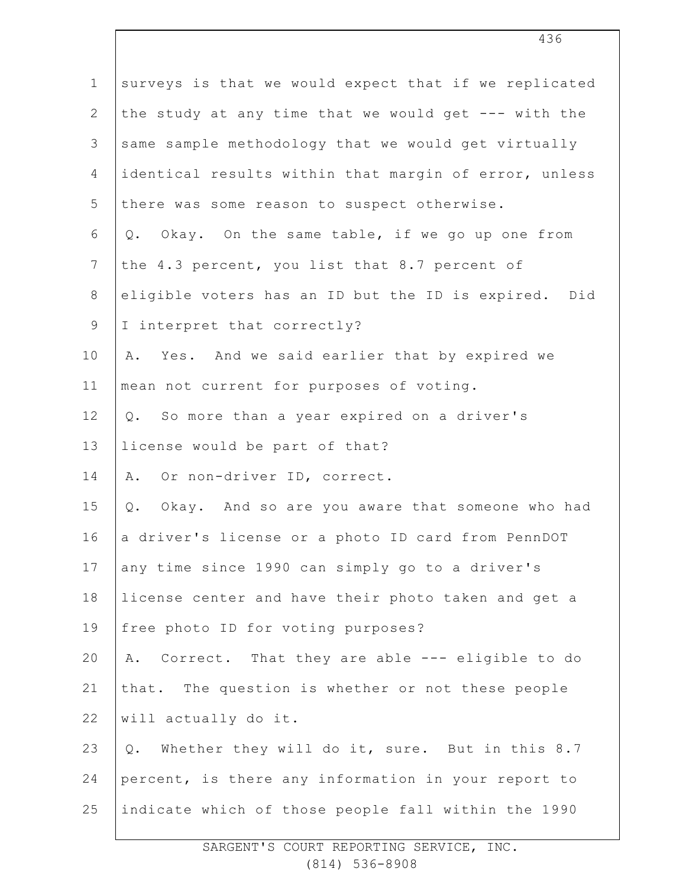surveys is that we would expect that if we replicated the study at any time that we would get --- with the same sample methodology that we would get virtually identical results within that margin of error, unless there was some reason to suspect otherwise.

Q. Okay. On the same table, if we go up one from the 4.3 percent, you list that 8.7 percent of eligible voters has an ID but the ID is expired. Did I interpret that correctly?

A. Yes. And we said earlier that by expired we mean not current for purposes of voting.

Q. So more than a year expired on a driver's license would be part of that?

A. Or non-driver ID, correct.

Q. Okay. And so are you aware that someone who had a driver's license or a photo ID card from PennDOT any time since 1990 can simply go to a driver's license center and have their photo taken and get a free photo ID for voting purposes?

A. Correct. That they are able --- eligible to do that. The question is whether or not these people will actually do it.

Q. Whether they will do it, sure. But in this 8.7 percent, is there any information in your report to indicate which of those people fall within the 1990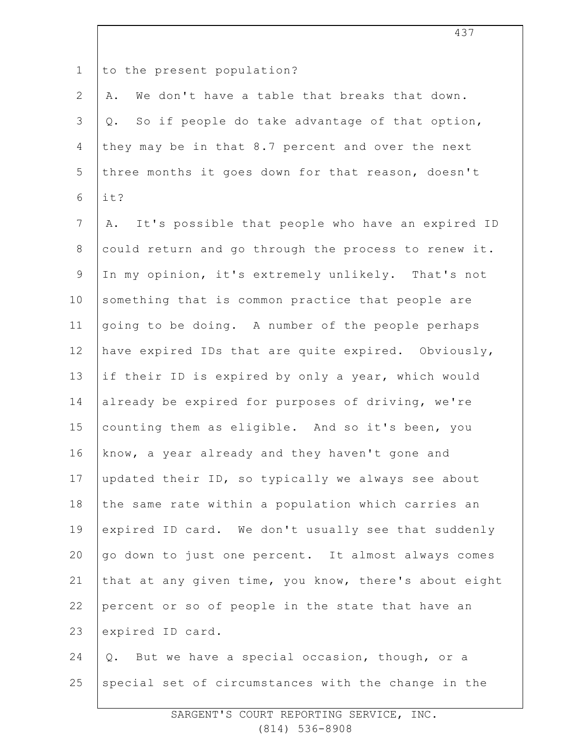to the present population?

A. We don't have a table that breaks that down.

Q. So if people do take advantage of that option, they may be in that 8.7 percent and over the next three months it goes down for that reason, doesn't it?

A. It's possible that people who have an expired ID could return and go through the process to renew it. In my opinion, it's extremely unlikely. That's not something that is common practice that people are going to be doing. A number of the people perhaps have expired IDs that are quite expired. Obviously, if their ID is expired by only a year, which would already be expired for purposes of driving, we're counting them as eligible. And so it's been, you know, a year already and they haven't gone and updated their ID, so typically we always see about the same rate within a population which carries an expired ID card. We don't usually see that suddenly go down to just one percent. It almost always comes that at any given time, you know, there's about eight percent or so of people in the state that have an expired ID card.

Q. But we have a special occasion, though, or a special set of circumstances with the change in the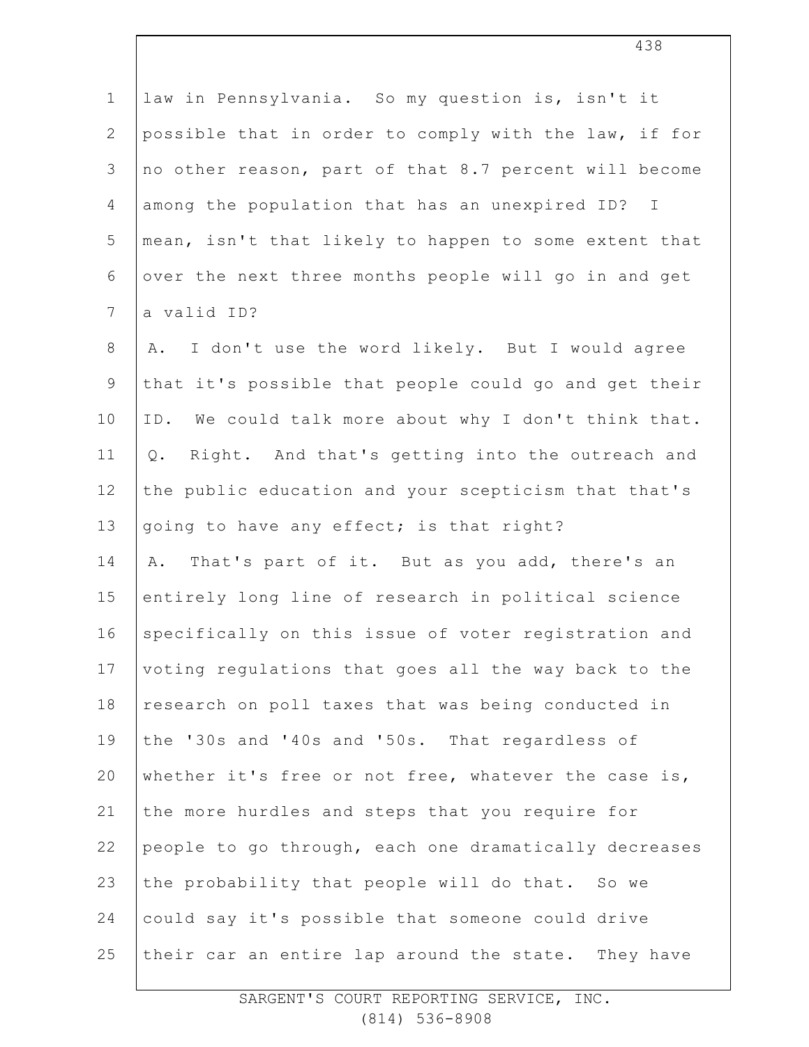law in Pennsylvania. So my question is, isn't it possible that in order to comply with the law, if for no other reason, part of that 8.7 percent will become among the population that has an unexpired ID? I mean, isn't that likely to happen to some extent that over the next three months people will go in and get a valid ID?

A. I don't use the word likely. But I would agree that it's possible that people could go and get their ID. We could talk more about why I don't think that.

Q. Right. And that's getting into the outreach and the public education and your scepticism that that's going to have any effect; is that right?

A. That's part of it. But as you add, there's an entirely long line of research in political science specifically on this issue of voter registration and voting regulations that goes all the way back to the research on poll taxes that was being conducted in the '30s and '40s and '50s. That regardless of whether it's free or not free, whatever the case is, the more hurdles and steps that you require for people to go through, each one dramatically decreases the probability that people will do that. So we could say it's possible that someone could drive their car an entire lap around the state. They have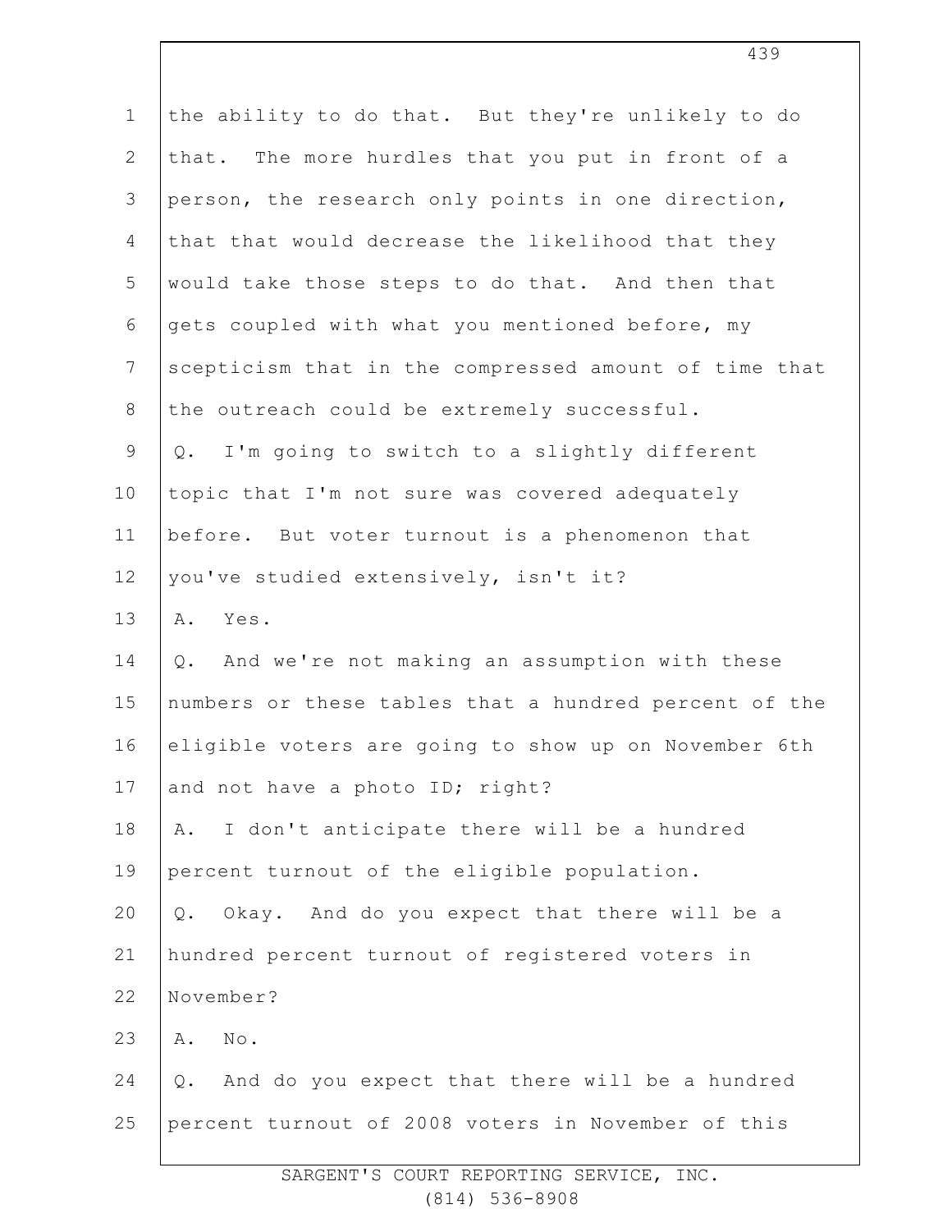the ability to do that. But they're unlikely to do that. The more hurdles that you put in front of a person, the research only points in one direction, that that would decrease the likelihood that they would take those steps to do that. And then that gets coupled with what you mentioned before, my scepticism that in the compressed amount of time that the outreach could be extremely successful.

Q. I'm going to switch to a slightly different topic that I'm not sure was covered adequately before. But voter turnout is a phenomenon that you've studied extensively, isn't it?

A. Yes.

Q. And we're not making an assumption with these numbers or these tables that a hundred percent of the eligible voters are going to show up on November 6th and not have a photo ID; right?

A. I don't anticipate there will be a hundred percent turnout of the eligible population.

Q. Okay. And do you expect that there will be a hundred percent turnout of registered voters in November?

A. No.

Q. And do you expect that there will be a hundred percent turnout of 2008 voters in November of this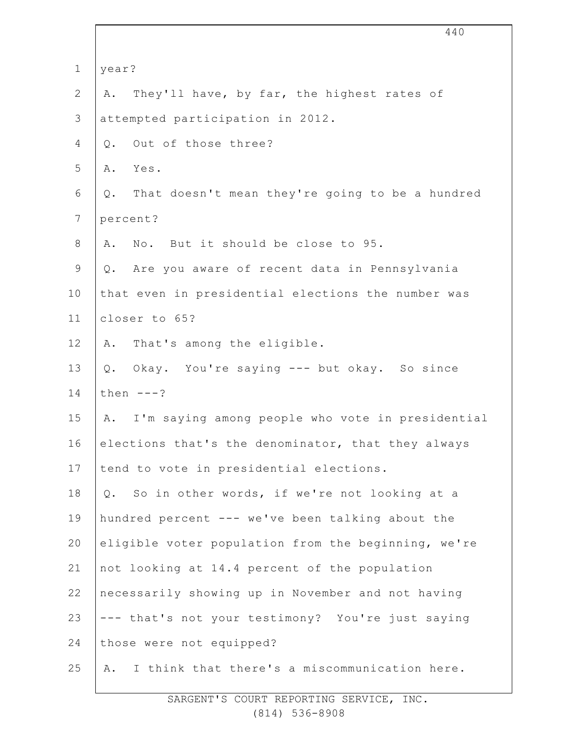year?

A. They'll have, by far, the highest rates of attempted participation in 2012.

Q. Out of those three?

A. Yes.

Q. That doesn't mean they're going to be a hundred percent?

A. No. But it should be close to 95.

Q. Are you aware of recent data in Pennsylvania that even in presidential elections the number was closer to 65?

A. That's among the eligible.

Q. Okay. You're saying --- but okay. So since then ---?

A. I'm saying among people who vote in presidential elections that's the denominator, that they always tend to vote in presidential elections.

Q. So in other words, if we're not looking at a hundred percent --- we've been talking about the eligible voter population from the beginning, we're not looking at 14.4 percent of the population necessarily showing up in November and not having --- that's not your testimony? You're just saying those were not equipped?

A. I think that there's a miscommunication here.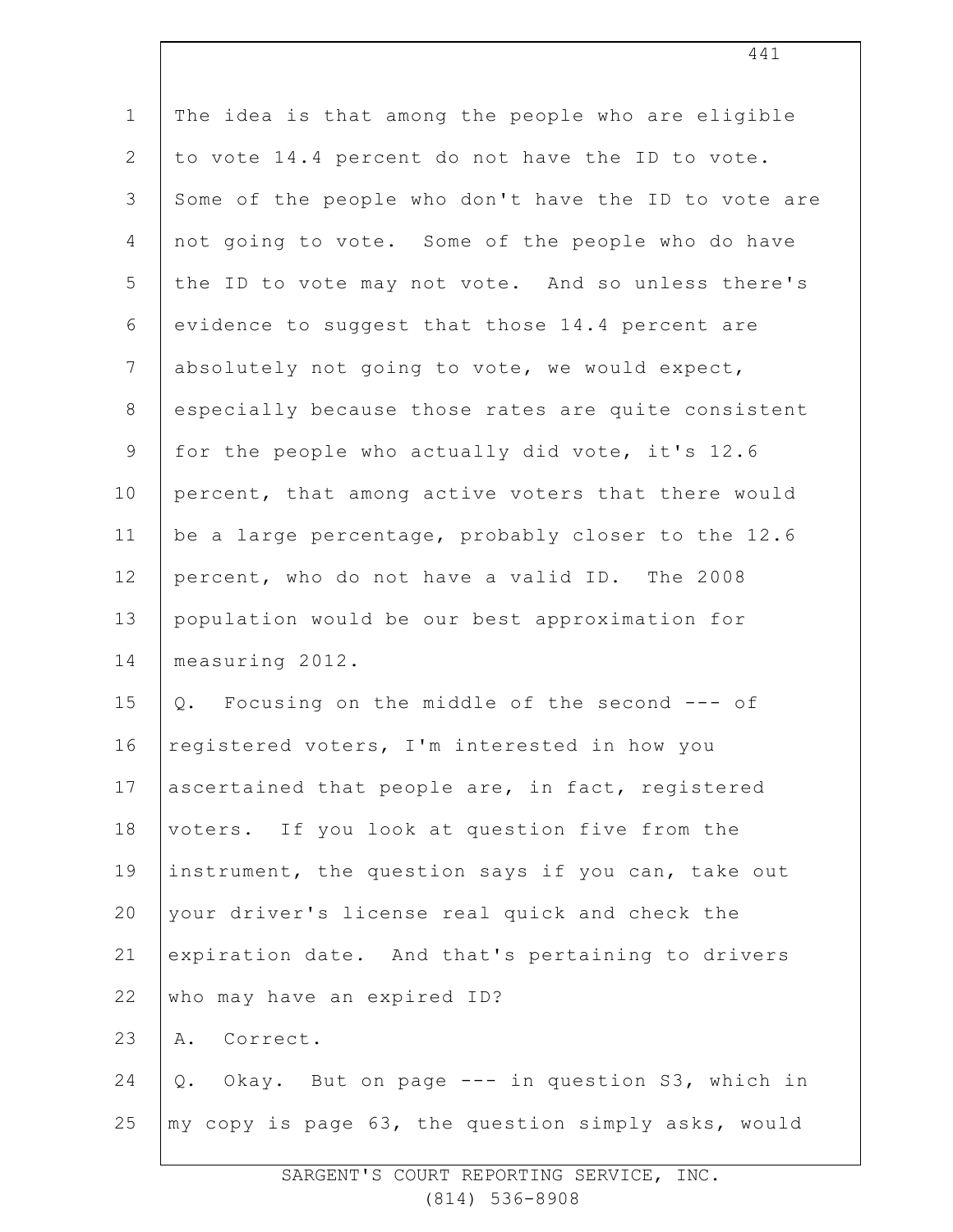The idea is that among the people who are eligible to vote 14.4 percent do not have the ID to vote. Some of the people who don't have the ID to vote are not going to vote. Some of the people who do have the ID to vote may not vote. And so unless there's evidence to suggest that those 14.4 percent are absolutely not going to vote, we would expect, especially because those rates are quite consistent for the people who actually did vote, it's 12.6 percent, that among active voters that there would be a large percentage, probably closer to the 12.6 percent, who do not have a valid ID. The 2008 population would be our best approximation for measuring 2012.

Q. Focusing on the middle of the second --- of registered voters, I'm interested in how you ascertained that people are, in fact, registered voters. If you look at question five from the instrument, the question says if you can, take out your driver's license real quick and check the expiration date. And that's pertaining to drivers who may have an expired ID?

A. Correct.

Q. Okay. But on page --- in question S3, which in my copy is page 63, the question simply asks, would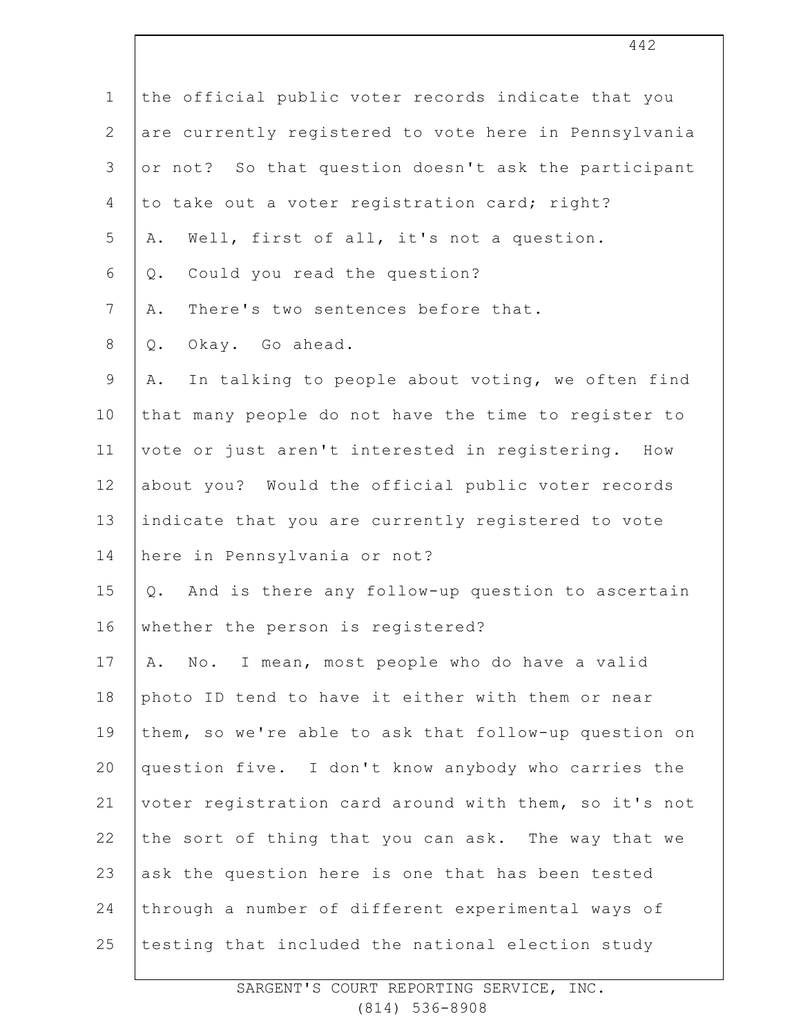1 the official public voter records indicate that you
2 are currently registered to vote here in Pennsylvania
3 or not? So that question doesn't ask the participant
4 to take out a voter registration card; right?
5 A. Well, first of all, it's not a question.
6 Q. Could you read the question?
7 A. There's two sentences before that.
8 Q. Okay. Go ahead.
9 A. In talking to people about voting, we often find
10 that many people do not have the time to register to
11 vote or just aren't interested in registering. How
12 about you? Would the official public voter records
13 indicate that you are currently registered to vote
14 here in Pennsylvania or not?
15 Q. And is there any follow-up question to ascertain
16 whether the person is registered?
17 A. No. I mean, most people who do have a valid
18 photo ID tend to have it either with them or near
19 them, so we're able to ask that follow-up question on
20 question five. I don't know anybody who carries the
21 voter registration card around with them, so it's not
22 the sort of thing that you can ask. The way that we
23 ask the question here is one that has been tested
24 through a number of different experimental ways of
25 testing that included the national election study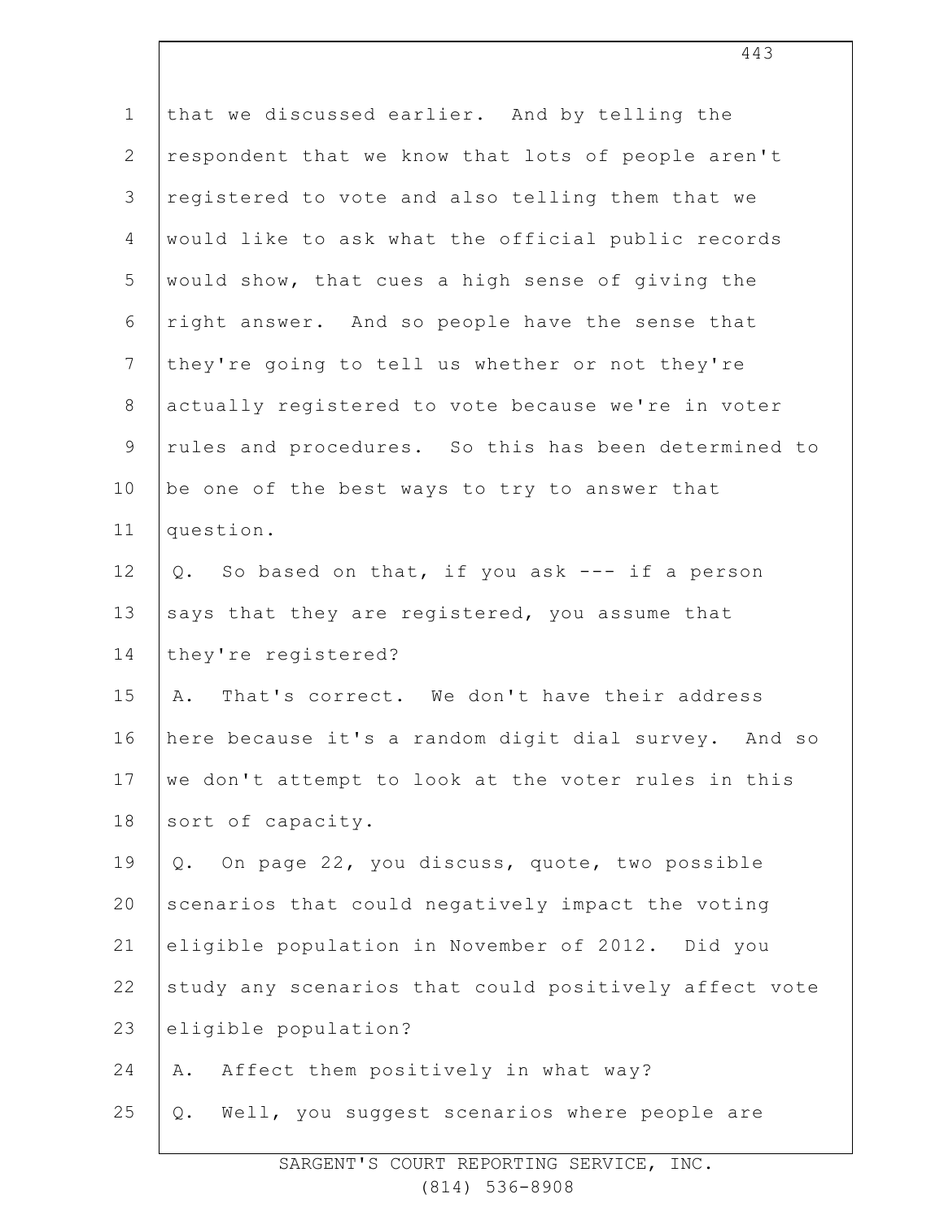that we discussed earlier. And by telling the respondent that we know that lots of people aren't registered to vote and also telling them that we would like to ask what the official public records would show, that cues a high sense of giving the right answer. And so people have the sense that they're going to tell us whether or not they're actually registered to vote because we're in voter rules and procedures. So this has been determined to be one of the best ways to try to answer that question.

Q. So based on that, if you ask --- if a person says that they are registered, you assume that they're registered?

A. That's correct. We don't have their address here because it's a random digit dial survey. And so we don't attempt to look at the voter rules in this sort of capacity.

Q. On page 22, you discuss, quote, two possible scenarios that could negatively impact the voting eligible population in November of 2012. Did you study any scenarios that could positively affect vote eligible population?

A. Affect them positively in what way?

Q. Well, you suggest scenarios where people are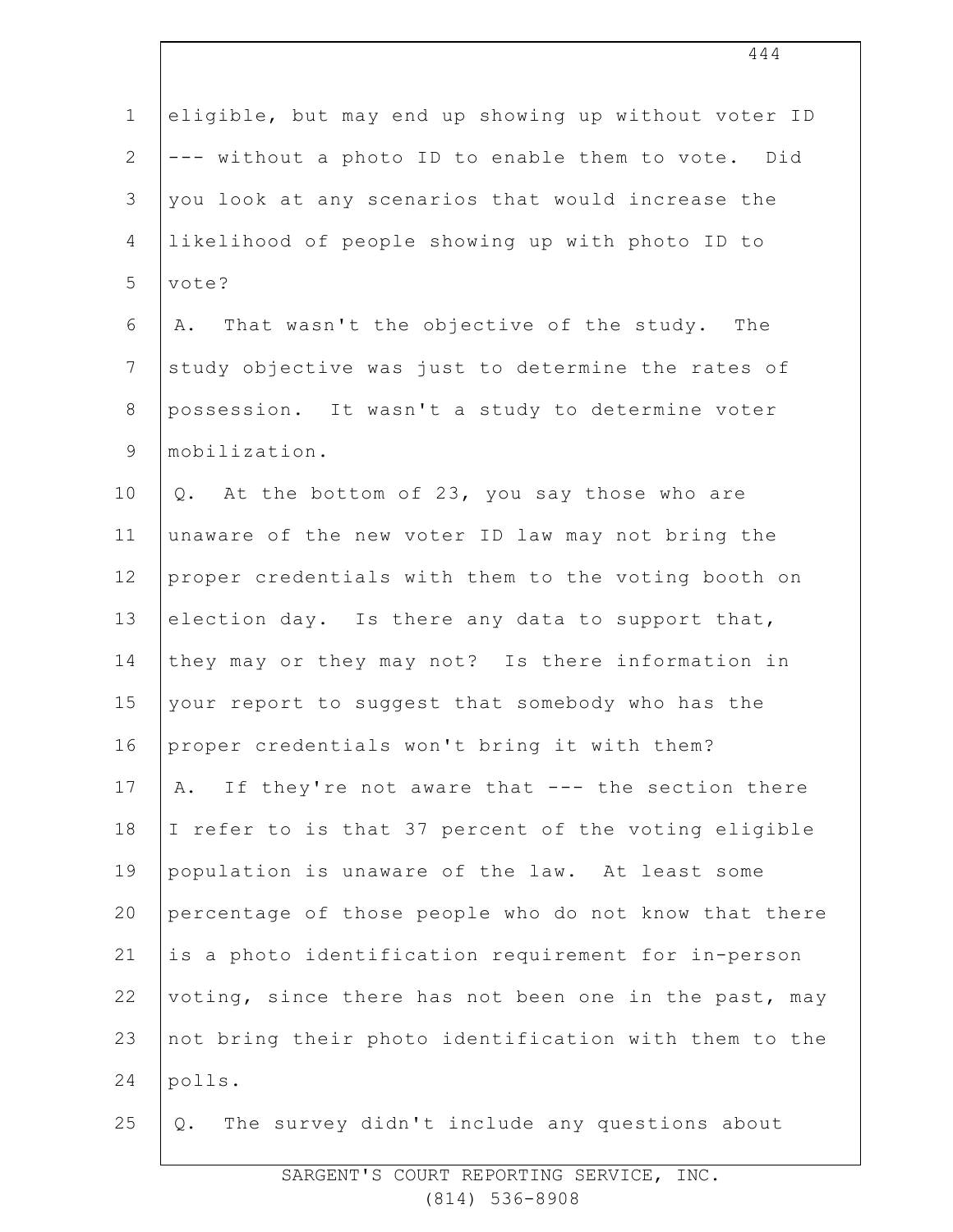eligible, but may end up showing up without voter ID --- without a photo ID to enable them to vote. Did you look at any scenarios that would increase the likelihood of people showing up with photo ID to vote?

A. That wasn't the objective of the study. The study objective was just to determine the rates of possession. It wasn't a study to determine voter mobilization.

Q. At the bottom of 23, you say those who are unaware of the new voter ID law may not bring the proper credentials with them to the voting booth on election day. Is there any data to support that, they may or they may not? Is there information in your report to suggest that somebody who has the proper credentials won't bring it with them?

A. If they're not aware that --- the section there I refer to is that 37 percent of the voting eligible population is unaware of the law. At least some percentage of those people who do not know that there is a photo identification requirement for in-person voting, since there has not been one in the past, may not bring their photo identification with them to the polls.

Q. The survey didn't include any questions about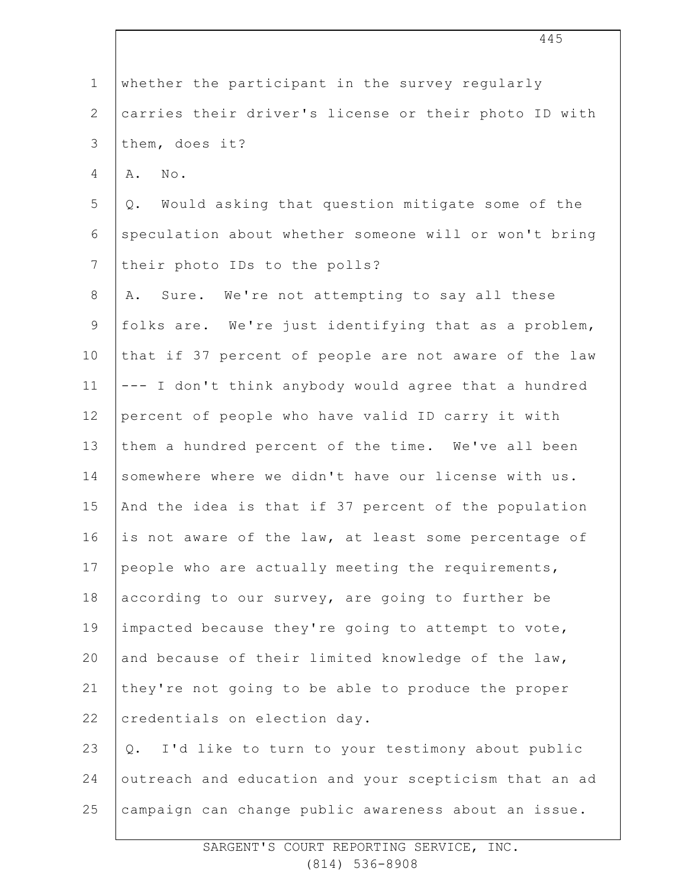whether the participant in the survey regularly carries their driver's license or their photo ID with them, does it?

A. No.

Q. Would asking that question mitigate some of the speculation about whether someone will or won't bring their photo IDs to the polls?

A. Sure. We're not attempting to say all these folks are. We're just identifying that as a problem, that if 37 percent of people are not aware of the law --- I don't think anybody would agree that a hundred percent of people who have valid ID carry it with them a hundred percent of the time. We've all been somewhere where we didn't have our license with us. And the idea is that if 37 percent of the population is not aware of the law, at least some percentage of people who are actually meeting the requirements, according to our survey, are going to further be impacted because they're going to attempt to vote, and because of their limited knowledge of the law, they're not going to be able to produce the proper credentials on election day.

Q. I'd like to turn to your testimony about public outreach and education and your scepticism that an ad campaign can change public awareness about an issue.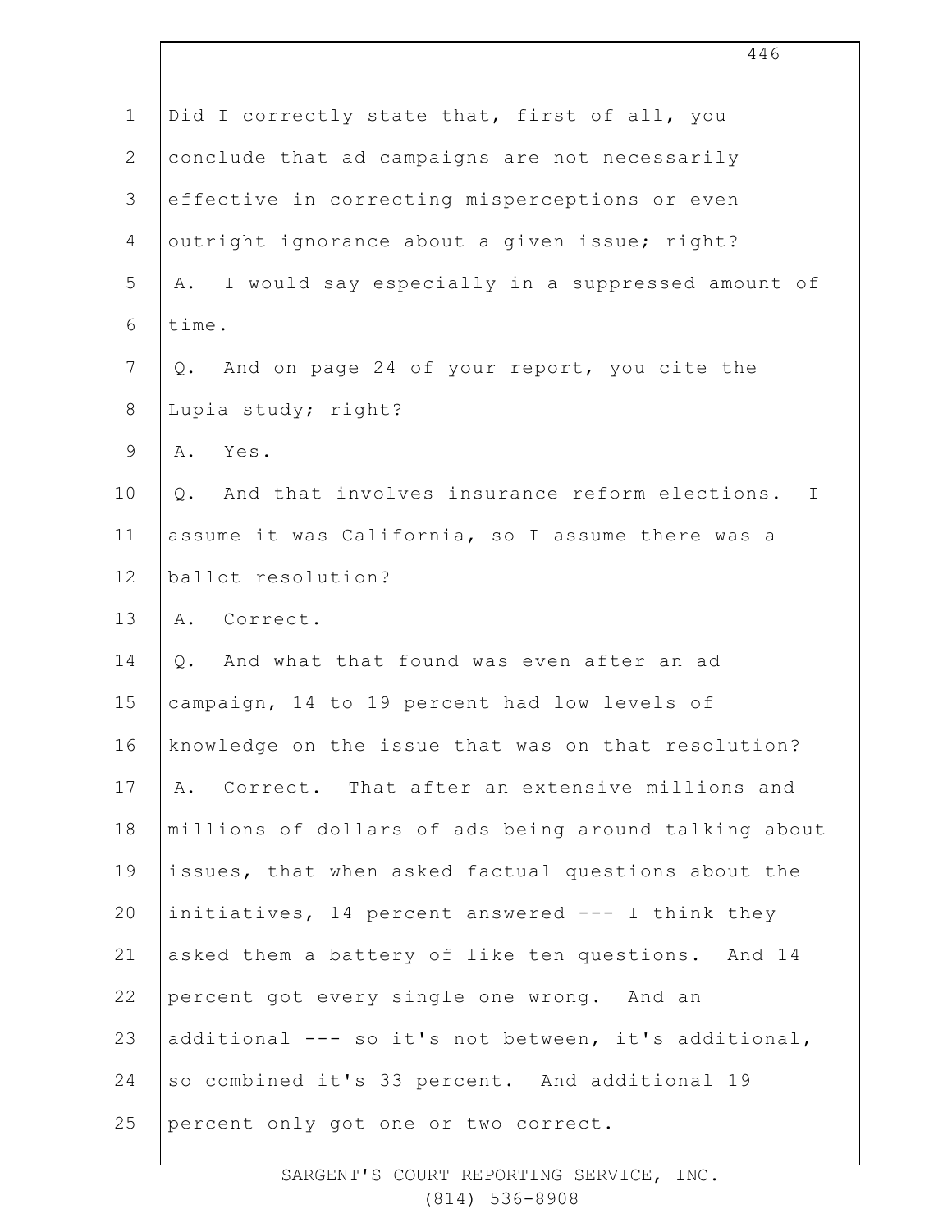Did I correctly state that, first of all, you conclude that ad campaigns are not necessarily effective in correcting misperceptions or even outright ignorance about a given issue; right?

A. I would say especially in a suppressed amount of time.

Q. And on page 24 of your report, you cite the Lupia study; right?

A. Yes.

Q. And that involves insurance reform elections. I assume it was California, so I assume there was a ballot resolution?

A. Correct.

Q. And what that found was even after an ad campaign, 14 to 19 percent had low levels of knowledge on the issue that was on that resolution?

A. Correct. That after an extensive millions and millions of dollars of ads being around talking about issues, that when asked factual questions about the initiatives, 14 percent answered --- I think they asked them a battery of like ten questions. And 14 percent got every single one wrong. And an additional --- so it's not between, it's additional, so combined it's 33 percent. And additional 19 percent only got one or two correct.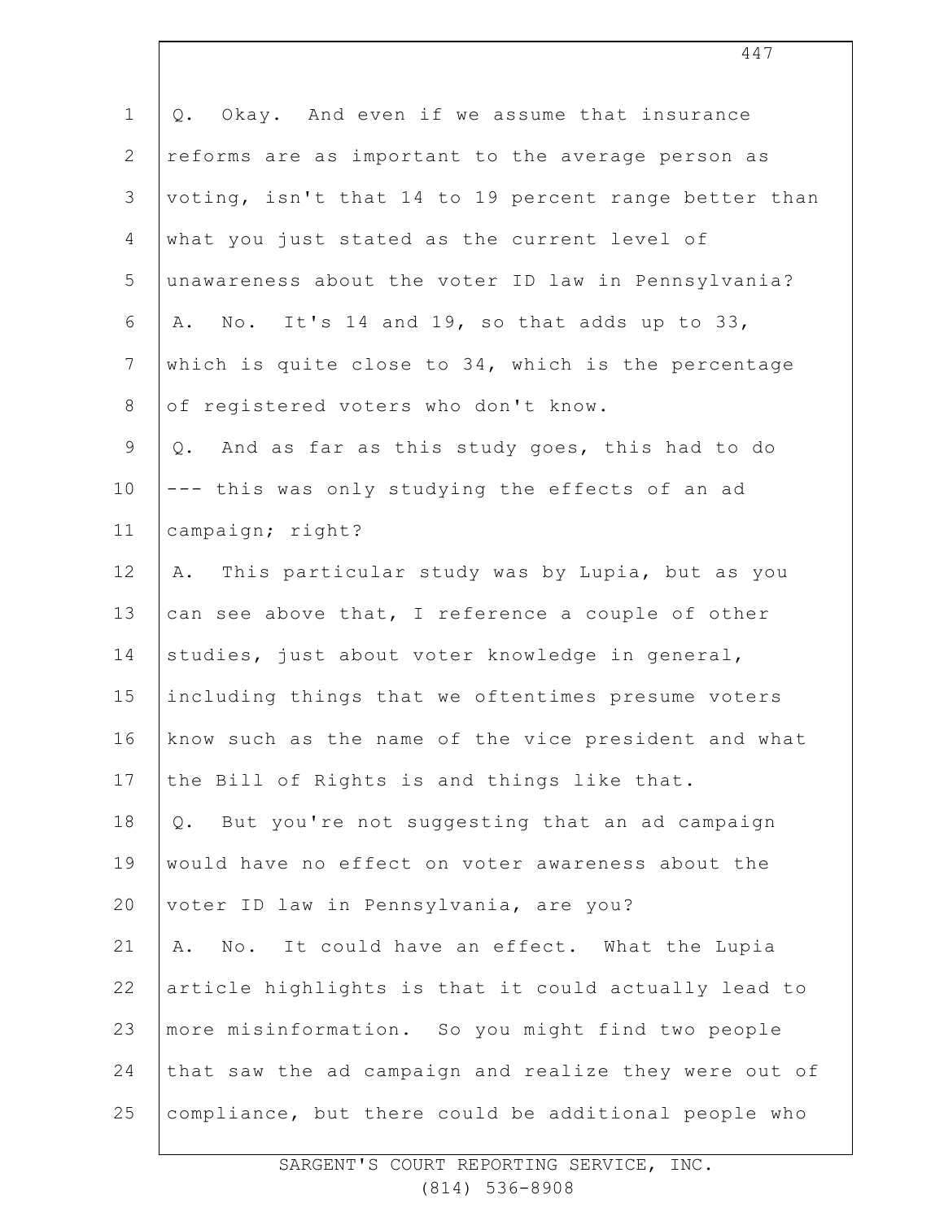Q. Okay. And even if we assume that insurance reforms are as important to the average person as voting, isn't that 14 to 19 percent range better than what you just stated as the current level of unawareness about the voter ID law in Pennsylvania?

A. No. It's 14 and 19, so that adds up to 33, which is quite close to 34, which is the percentage of registered voters who don't know.

Q. And as far as this study goes, this had to do --- this was only studying the effects of an ad campaign; right?

A. This particular study was by Lupia, but as you can see above that, I reference a couple of other studies, just about voter knowledge in general, including things that we oftentimes presume voters know such as the name of the vice president and what the Bill of Rights is and things like that.

Q. But you're not suggesting that an ad campaign would have no effect on voter awareness about the voter ID law in Pennsylvania, are you?

A. No. It could have an effect. What the Lupia article highlights is that it could actually lead to more misinformation. So you might find two people that saw the ad campaign and realize they were out of compliance, but there could be additional people who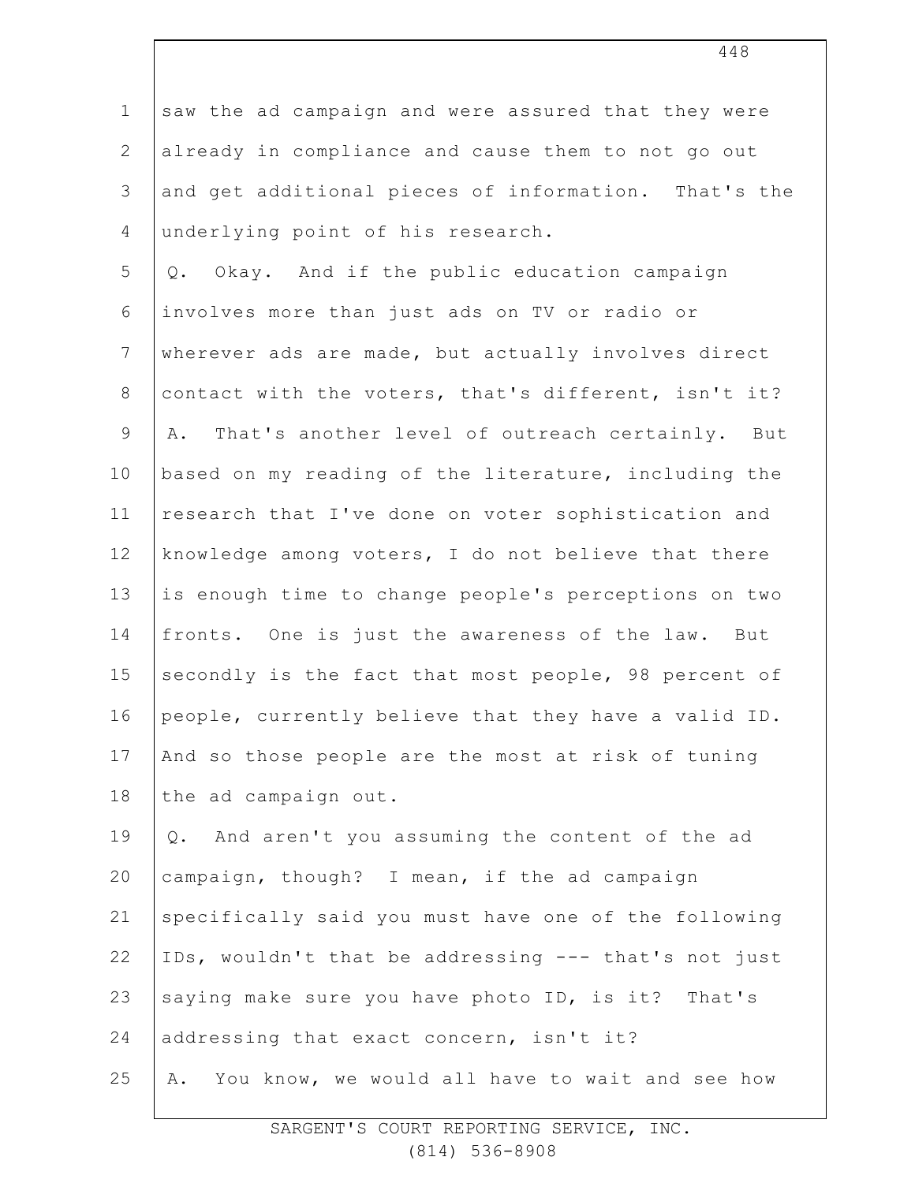saw the ad campaign and were assured that they were already in compliance and cause them to not go out and get additional pieces of information. That's the underlying point of his research.

Q. Okay. And if the public education campaign involves more than just ads on TV or radio or wherever ads are made, but actually involves direct contact with the voters, that's different, isn't it?

A. That's another level of outreach certainly. But based on my reading of the literature, including the research that I've done on voter sophistication and knowledge among voters, I do not believe that there is enough time to change people's perceptions on two fronts. One is just the awareness of the law. But secondly is the fact that most people, 98 percent of people, currently believe that they have a valid ID. And so those people are the most at risk of tuning the ad campaign out.

Q. And aren't you assuming the content of the ad campaign, though? I mean, if the ad campaign specifically said you must have one of the following IDs, wouldn't that be addressing --- that's not just saying make sure you have photo ID, is it? That's addressing that exact concern, isn't it?

A. You know, we would all have to wait and see how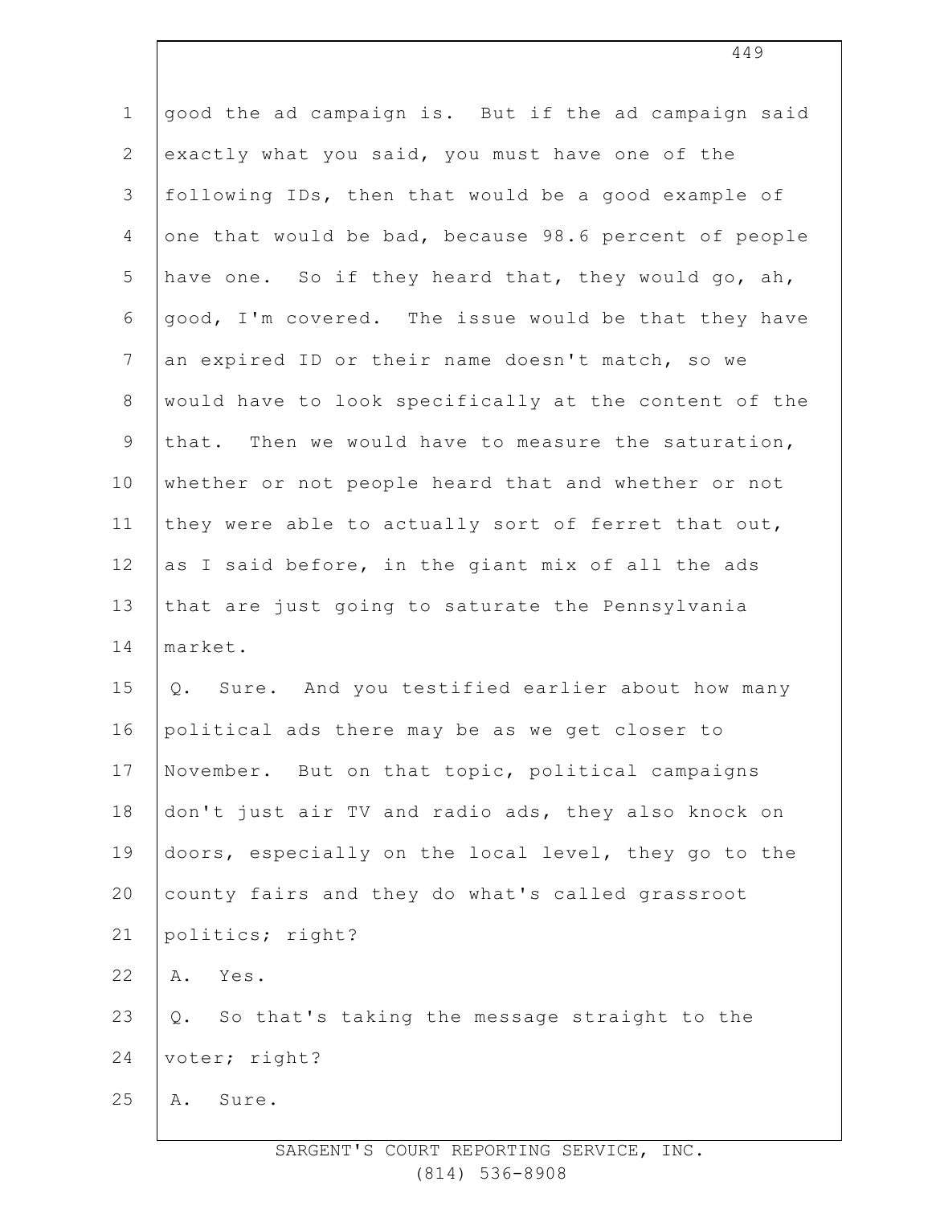good the ad campaign is. But if the ad campaign said exactly what you said, you must have one of the following IDs, then that would be a good example of one that would be bad, because 98.6 percent of people have one. So if they heard that, they would go, ah, good, I'm covered. The issue would be that they have an expired ID or their name doesn't match, so we would have to look specifically at the content of the that. Then we would have to measure the saturation, whether or not people heard that and whether or not they were able to actually sort of ferret that out, as I said before, in the giant mix of all the ads that are just going to saturate the Pennsylvania market.

Q. Sure. And you testified earlier about how many political ads there may be as we get closer to November. But on that topic, political campaigns don't just air TV and radio ads, they also knock on doors, especially on the local level, they go to the county fairs and they do what's called grassroot politics; right?

A. Yes.

Q. So that's taking the message straight to the voter; right?

A. Sure.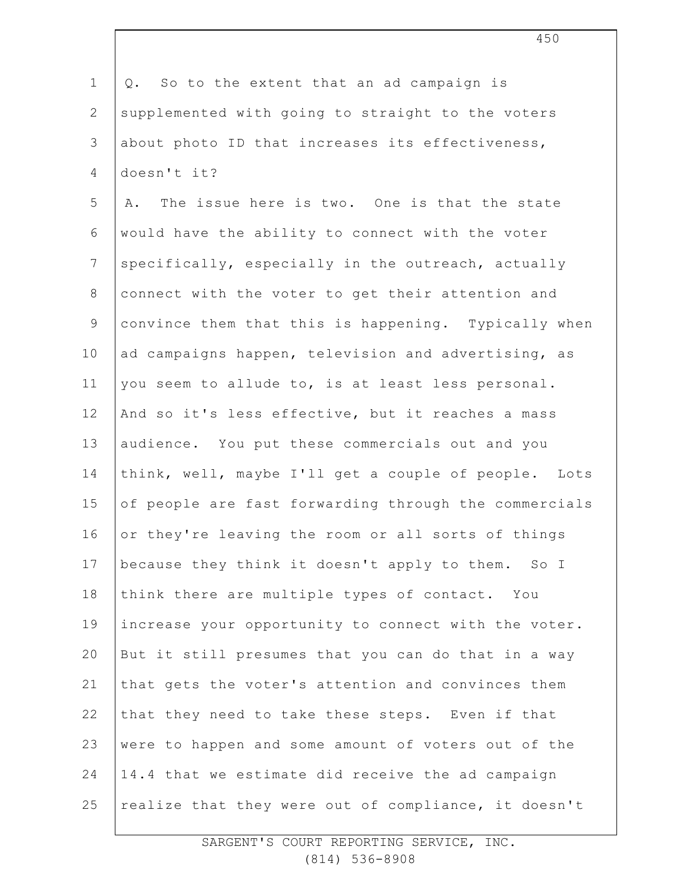Q. So to the extent that an ad campaign is supplemented with going to straight to the voters about photo ID that increases its effectiveness, doesn't it?

A. The issue here is two. One is that the state would have the ability to connect with the voter specifically, especially in the outreach, actually connect with the voter to get their attention and convince them that this is happening. Typically when ad campaigns happen, television and advertising, as you seem to allude to, is at least less personal. And so it's less effective, but it reaches a mass audience. You put these commercials out and you think, well, maybe I'll get a couple of people. Lots of people are fast forwarding through the commercials or they're leaving the room or all sorts of things because they think it doesn't apply to them. So I think there are multiple types of contact. You increase your opportunity to connect with the voter. But it still presumes that you can do that in a way that gets the voter's attention and convinces them that they need to take these steps. Even if that were to happen and some amount of voters out of the 14.4 that we estimate did receive the ad campaign realize that they were out of compliance, it doesn't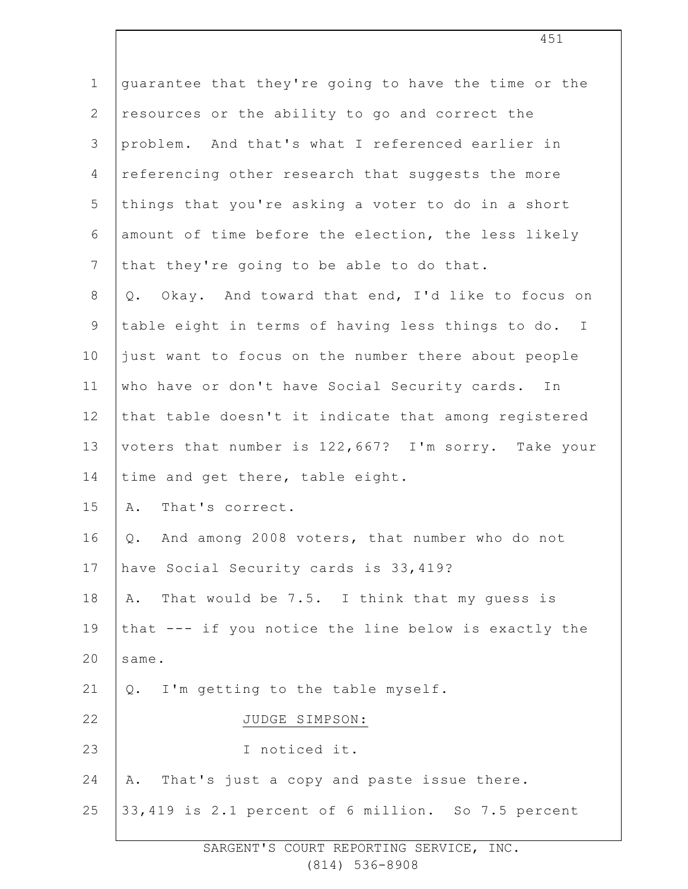guarantee that they're going to have the time or the resources or the ability to go and correct the problem. And that's what I referenced earlier in referencing other research that suggests the more things that you're asking a voter to do in a short amount of time before the election, the less likely that they're going to be able to do that.

Q. Okay. And toward that end, I'd like to focus on table eight in terms of having less things to do. I just want to focus on the number there about people who have or don't have Social Security cards. In that table doesn't it indicate that among registered voters that number is 122,667? I'm sorry. Take your time and get there, table eight.

A. That's correct.

Q. And among 2008 voters, that number who do not have Social Security cards is 33,419?

A. That would be 7.5. I think that my guess is that --- if you notice the line below is exactly the same.

Q. I'm getting to the table myself.

JUDGE SIMPSON:

I noticed it.

A. That's just a copy and paste issue there. 33,419 is 2.1 percent of 6 million. So 7.5 percent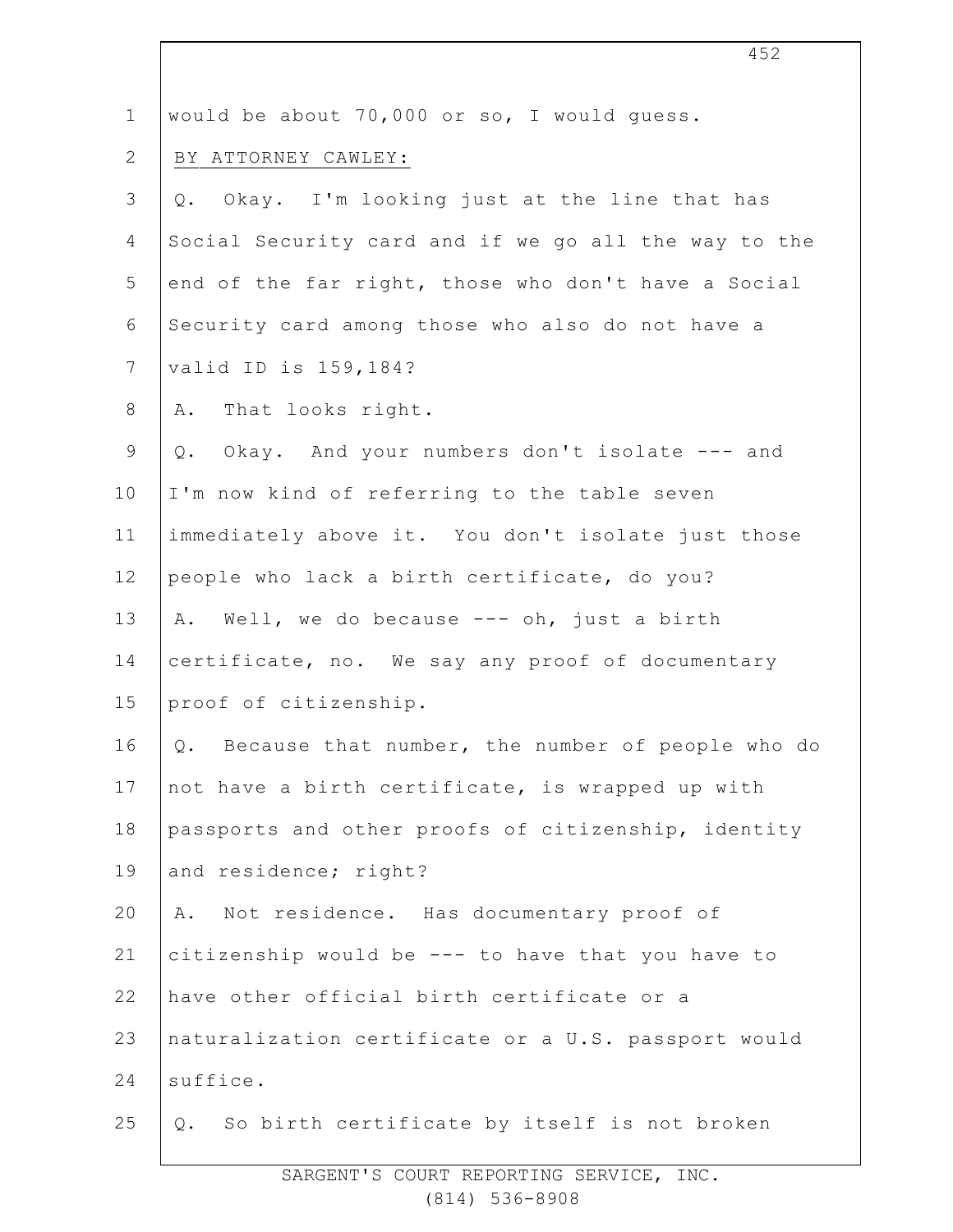1 would be about 70,000 or so, I would guess.

2 BY ATTORNEY CAWLEY:

3 Q. Okay. I'm looking just at the line that has

4 Social Security card and if we go all the way to the

5 end of the far right, those who don't have a Social

6 Security card among those who also do not have a

7 valid ID is 159,184?

8 A. That looks right.

9 Q. Okay. And your numbers don't isolate --- and

10 I'm now kind of referring to the table seven

11 immediately above it. You don't isolate just those

12 people who lack a birth certificate, do you?

13 A. Well, we do because --- oh, just a birth

14 certificate, no. We say any proof of documentary

15 proof of citizenship.

16 Q. Because that number, the number of people who do

17 not have a birth certificate, is wrapped up with

18 passports and other proofs of citizenship, identity

19 and residence; right?

20 A. Not residence. Has documentary proof of

21 citizenship would be --- to have that you have to

22 have other official birth certificate or a

23 naturalization certificate or a U.S. passport would

24 suffice.

25 Q. So birth certificate by itself is not broken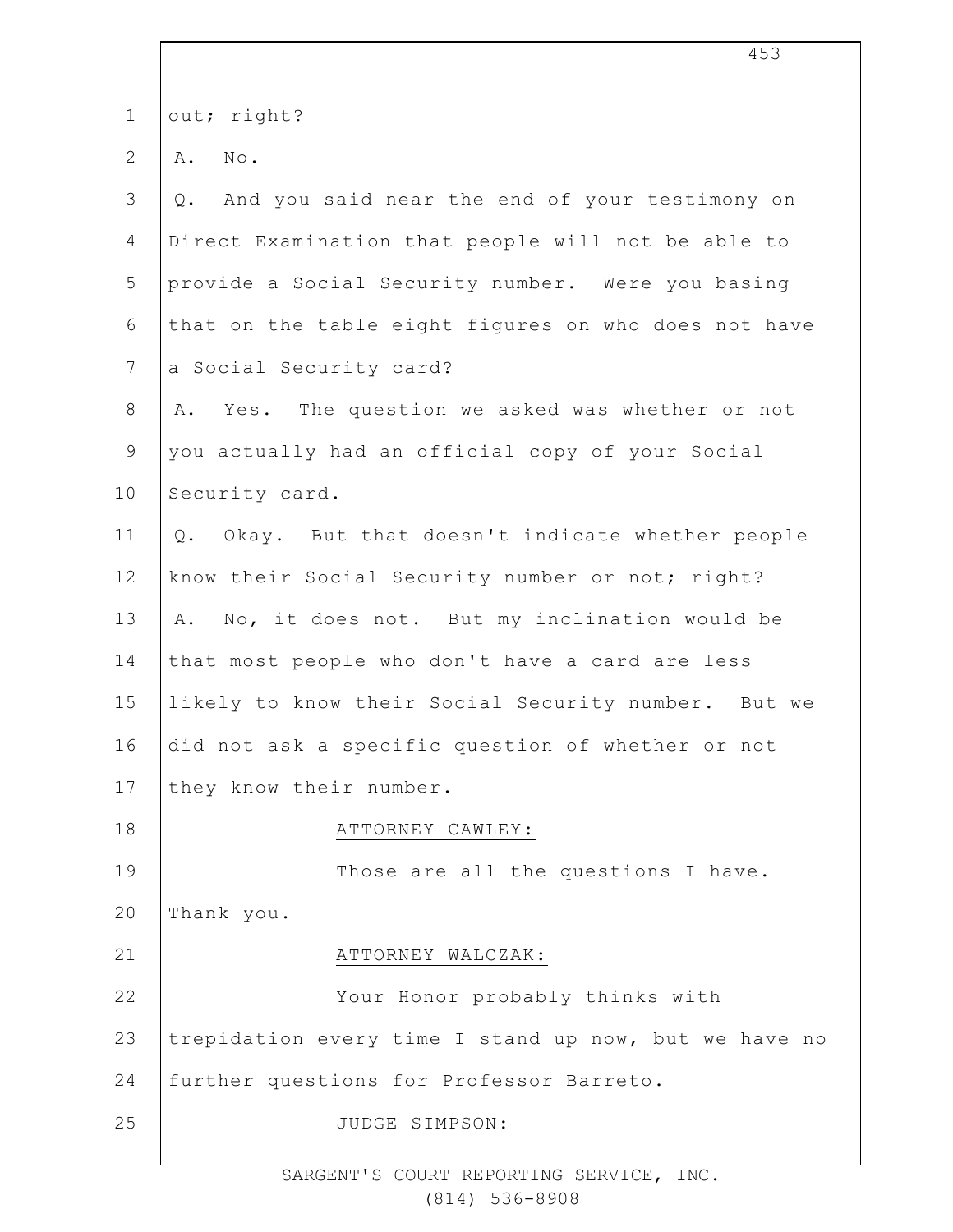out; right?

A. No.

Q. And you said near the end of your testimony on Direct Examination that people will not be able to provide a Social Security number. Were you basing that on the table eight figures on who does not have a Social Security card?

A. Yes. The question we asked was whether or not you actually had an official copy of your Social Security card.

Q. Okay. But that doesn't indicate whether people know their Social Security number or not; right?

A. No, it does not. But my inclination would be that most people who don't have a card are less likely to know their Social Security number. But we did not ask a specific question of whether or not they know their number.

ATTORNEY CAWLEY:

Those are all the questions I have. Thank you.

ATTORNEY WALCZAK:

Your Honor probably thinks with trepidation every time I stand up now, but we have no further questions for Professor Barreto.

JUDGE SIMPSON: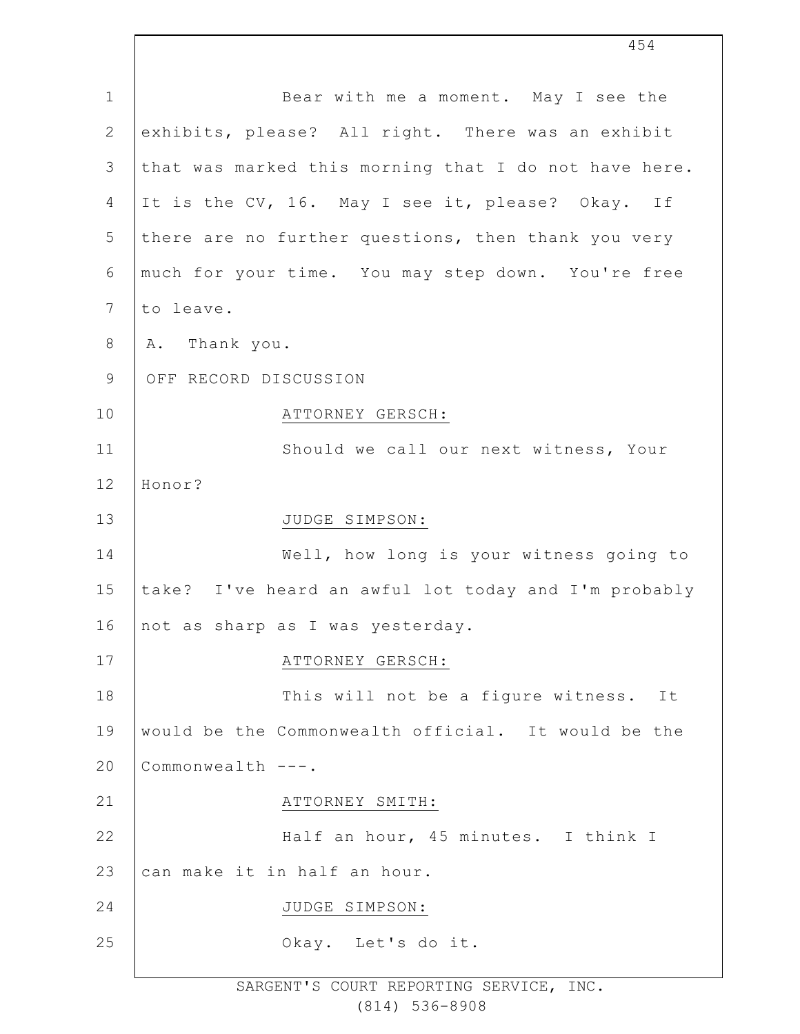Bear with me a moment. May I see the exhibits, please? All right. There was an exhibit that was marked this morning that I do not have here. It is the CV, 16. May I see it, please? Okay. If there are no further questions, then thank you very much for your time. You may step down. You're free to leave.

A. Thank you.

OFF RECORD DISCUSSION

ATTORNEY GERSCH:

Should we call our next witness, Your Honor?

JUDGE SIMPSON:

Well, how long is your witness going to take? I've heard an awful lot today and I'm probably not as sharp as I was yesterday.

ATTORNEY GERSCH:

This will not be a figure witness. It would be the Commonwealth official. It would be the Commonwealth ---.

ATTORNEY SMITH:

Half an hour, 45 minutes. I think I can make it in half an hour.

JUDGE SIMPSON:

Okay. Let's do it.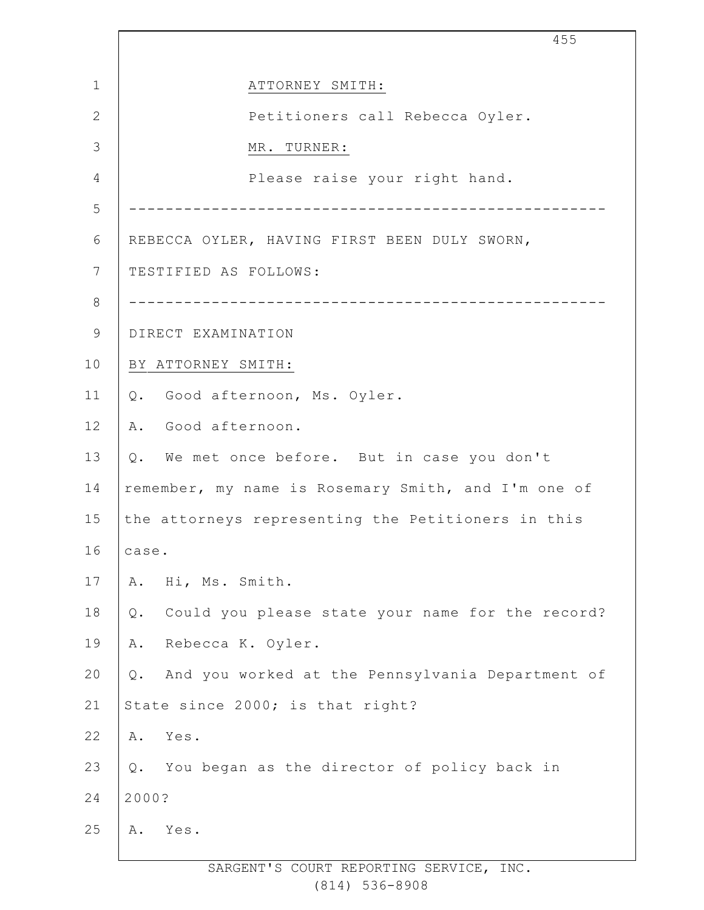ATTORNEY SMITH:

Petitioners call Rebecca Oyler.

MR. TURNER:

Please raise your right hand.

---

REBECCA OYLER, HAVING FIRST BEEN DULY SWORN, TESTIFIED AS FOLLOWS:

---

DIRECT EXAMINATION

BY ATTORNEY SMITH:

Q. Good afternoon, Ms. Oyler.

A. Good afternoon.

Q. We met once before. But in case you don't remember, my name is Rosemary Smith, and I'm one of the attorneys representing the Petitioners in this case.

A. Hi, Ms. Smith.

Q. Could you please state your name for the record?

A. Rebecca K. Oyler.

Q. And you worked at the Pennsylvania Department of State since 2000; is that right?

A. Yes.

Q. You began as the director of policy back in 2000?

A. Yes.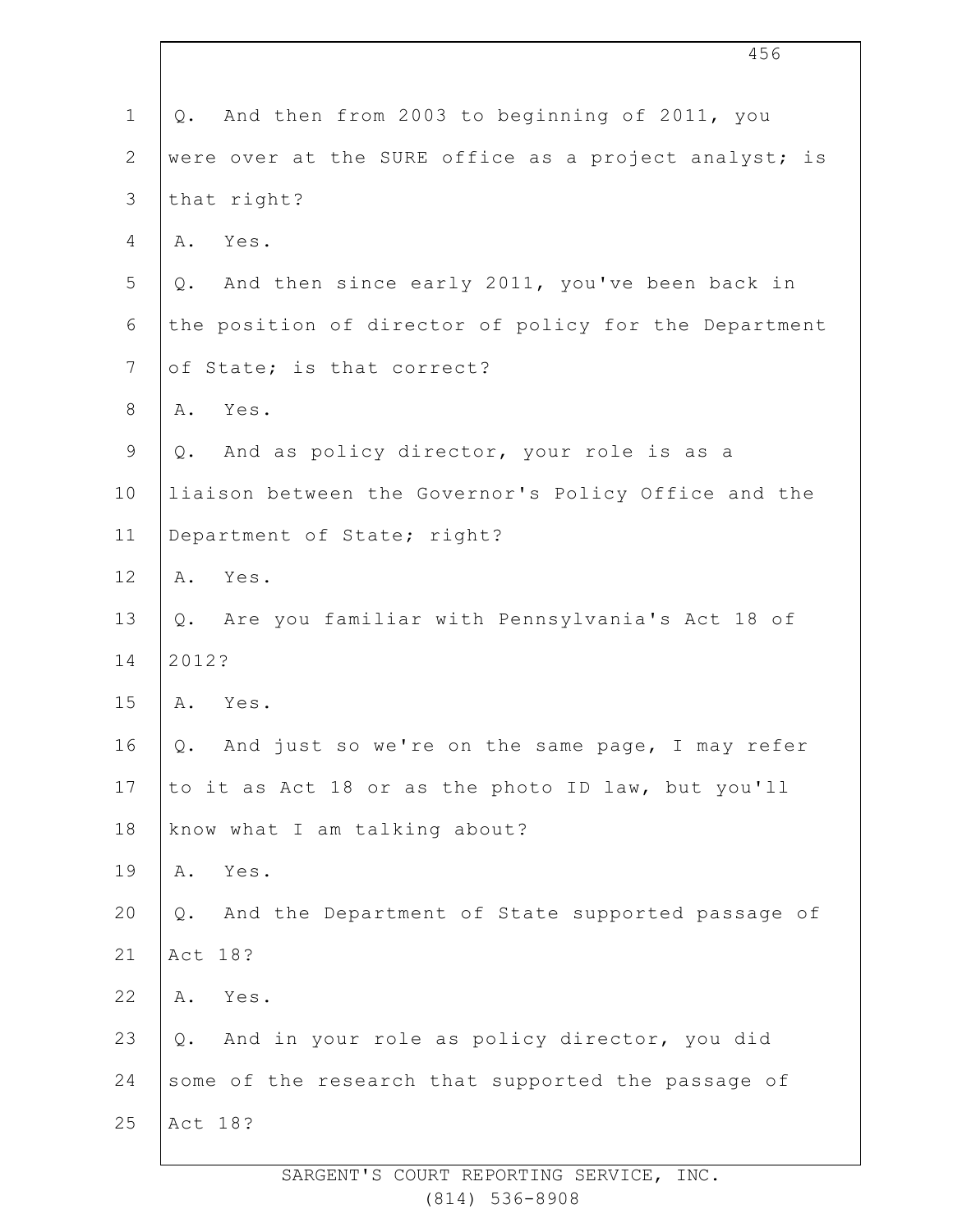Q. And then from 2003 to beginning of 2011, you were over at the SURE office as a project analyst; is that right?

A. Yes.

Q. And then since early 2011, you've been back in the position of director of policy for the Department of State; is that correct?

A. Yes.

Q. And as policy director, your role is as a liaison between the Governor's Policy Office and the Department of State; right?

A. Yes.

Q. Are you familiar with Pennsylvania's Act 18 of 2012?

A. Yes.

Q. And just so we're on the same page, I may refer to it as Act 18 or as the photo ID law, but you'll know what I am talking about?

A. Yes.

Q. And the Department of State supported passage of Act 18?

A. Yes.

Q. And in your role as policy director, you did some of the research that supported the passage of Act 18?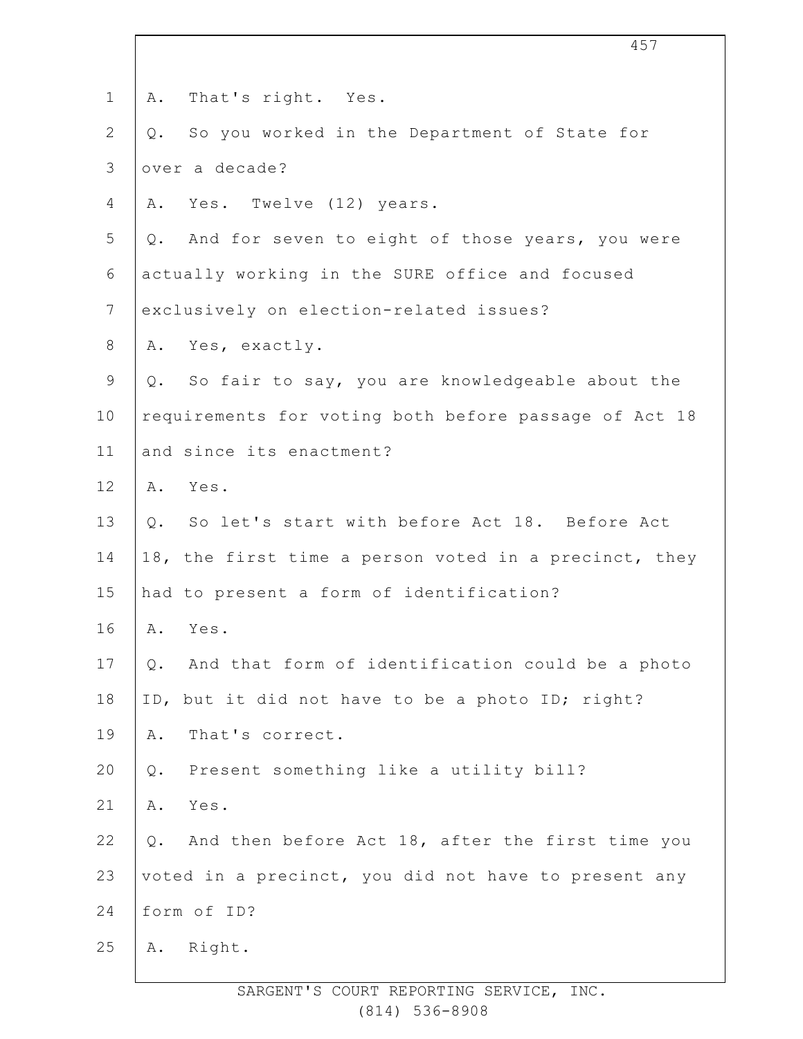A. That's right. Yes.

Q. So you worked in the Department of State for over a decade?

A. Yes. Twelve (12) years.

Q. And for seven to eight of those years, you were actually working in the SURE office and focused exclusively on election-related issues?

A. Yes, exactly.

Q. So fair to say, you are knowledgeable about the requirements for voting both before passage of Act 18 and since its enactment?

A. Yes.

Q. So let's start with before Act 18. Before Act 18, the first time a person voted in a precinct, they had to present a form of identification?

A. Yes.

Q. And that form of identification could be a photo ID, but it did not have to be a photo ID; right?

A. That's correct.

Q. Present something like a utility bill?

A. Yes.

Q. And then before Act 18, after the first time you voted in a precinct, you did not have to present any form of ID?

A. Right.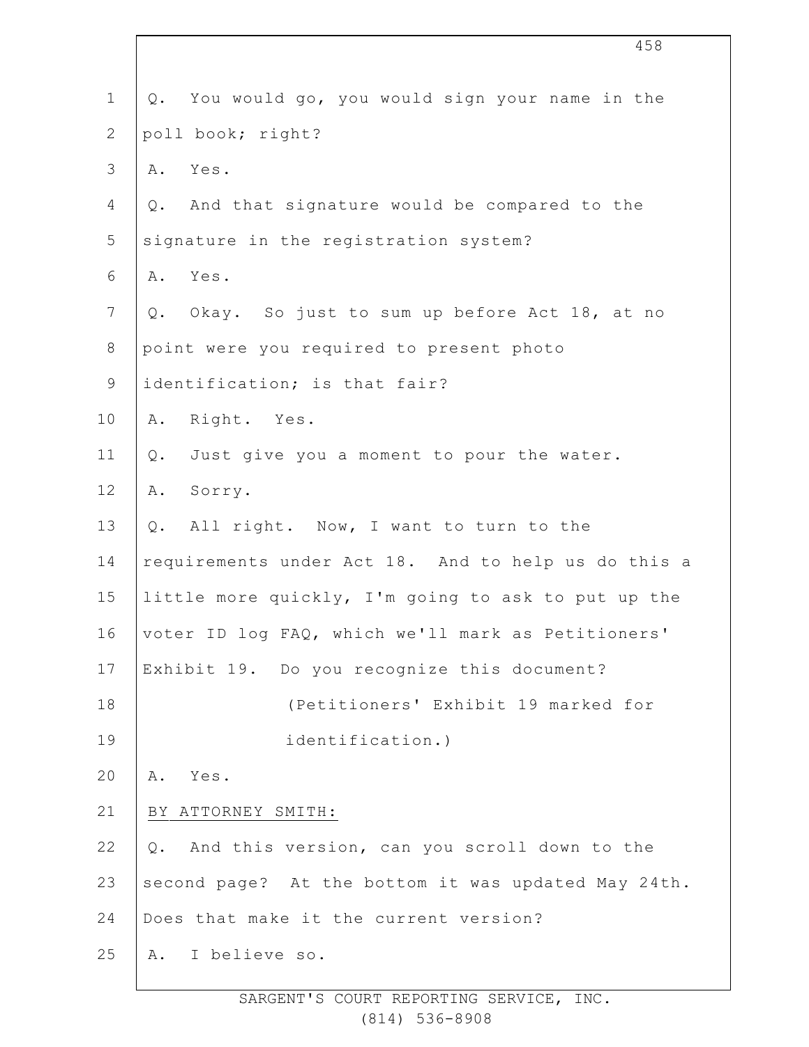Q. You would go, you would sign your name in the poll book; right?

A. Yes.

Q. And that signature would be compared to the signature in the registration system?

A. Yes.

Q. Okay. So just to sum up before Act 18, at no point were you required to present photo identification; is that fair?

A. Right. Yes.

Q. Just give you a moment to pour the water.

A. Sorry.

Q. All right. Now, I want to turn to the requirements under Act 18. And to help us do this a little more quickly, I'm going to ask to put up the voter ID log FAQ, which we'll mark as Petitioners' Exhibit 19. Do you recognize this document?

(Petitioners' Exhibit 19 marked for identification.)

A. Yes.

BY ATTORNEY SMITH:

Q. And this version, can you scroll down to the second page? At the bottom it was updated May 24th. Does that make it the current version?

A. I believe so.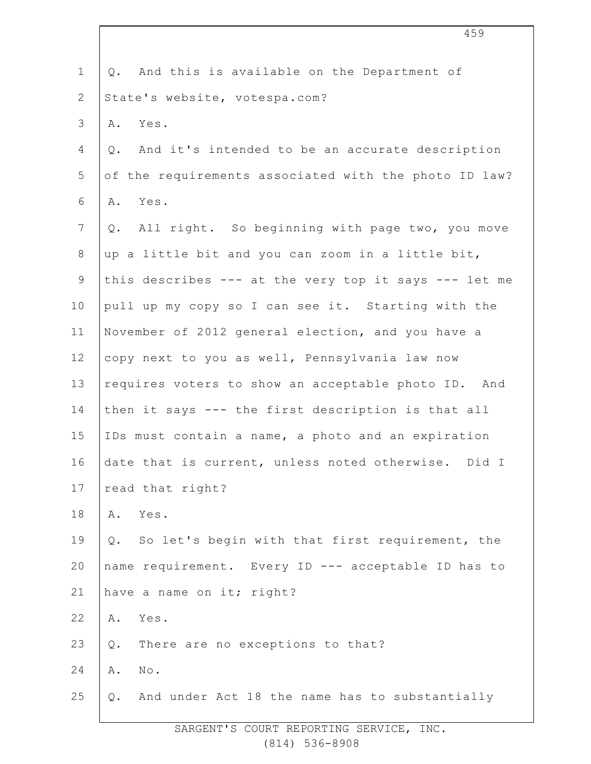Q. And this is available on the Department of State's website, votespa.com?

A. Yes.

Q. And it's intended to be an accurate description of the requirements associated with the photo ID law?

A. Yes.

Q. All right. So beginning with page two, you move up a little bit and you can zoom in a little bit, this describes --- at the very top it says --- let me pull up my copy so I can see it. Starting with the November of 2012 general election, and you have a copy next to you as well, Pennsylvania law now requires voters to show an acceptable photo ID. And then it says --- the first description is that all IDs must contain a name, a photo and an expiration date that is current, unless noted otherwise. Did I read that right?

A. Yes.

Q. So let's begin with that first requirement, the name requirement. Every ID --- acceptable ID has to have a name on it; right?

A. Yes.

Q. There are no exceptions to that?

A. No.

Q. And under Act 18 the name has to substantially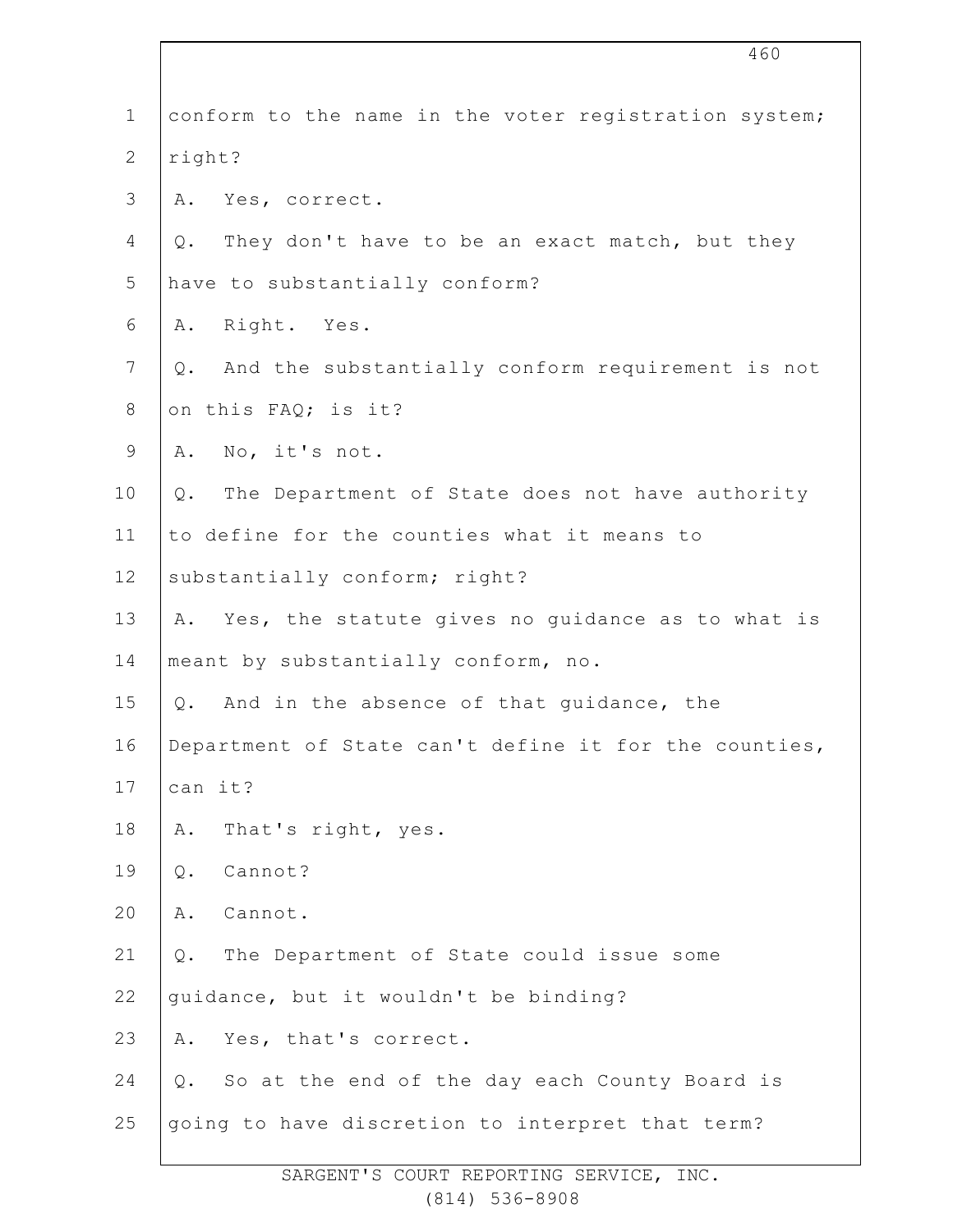conform to the name in the voter registration system; right?

A. Yes, correct.

Q. They don't have to be an exact match, but they have to substantially conform?

A. Right. Yes.

Q. And the substantially conform requirement is not on this FAQ; is it?

A. No, it's not.

Q. The Department of State does not have authority to define for the counties what it means to substantially conform; right?

A. Yes, the statute gives no guidance as to what is meant by substantially conform, no.

Q. And in the absence of that guidance, the Department of State can't define it for the counties, can it?

A. That's right, yes.

Q. Cannot?

A. Cannot.

Q. The Department of State could issue some guidance, but it wouldn't be binding?

A. Yes, that's correct.

Q. So at the end of the day each County Board is going to have discretion to interpret that term?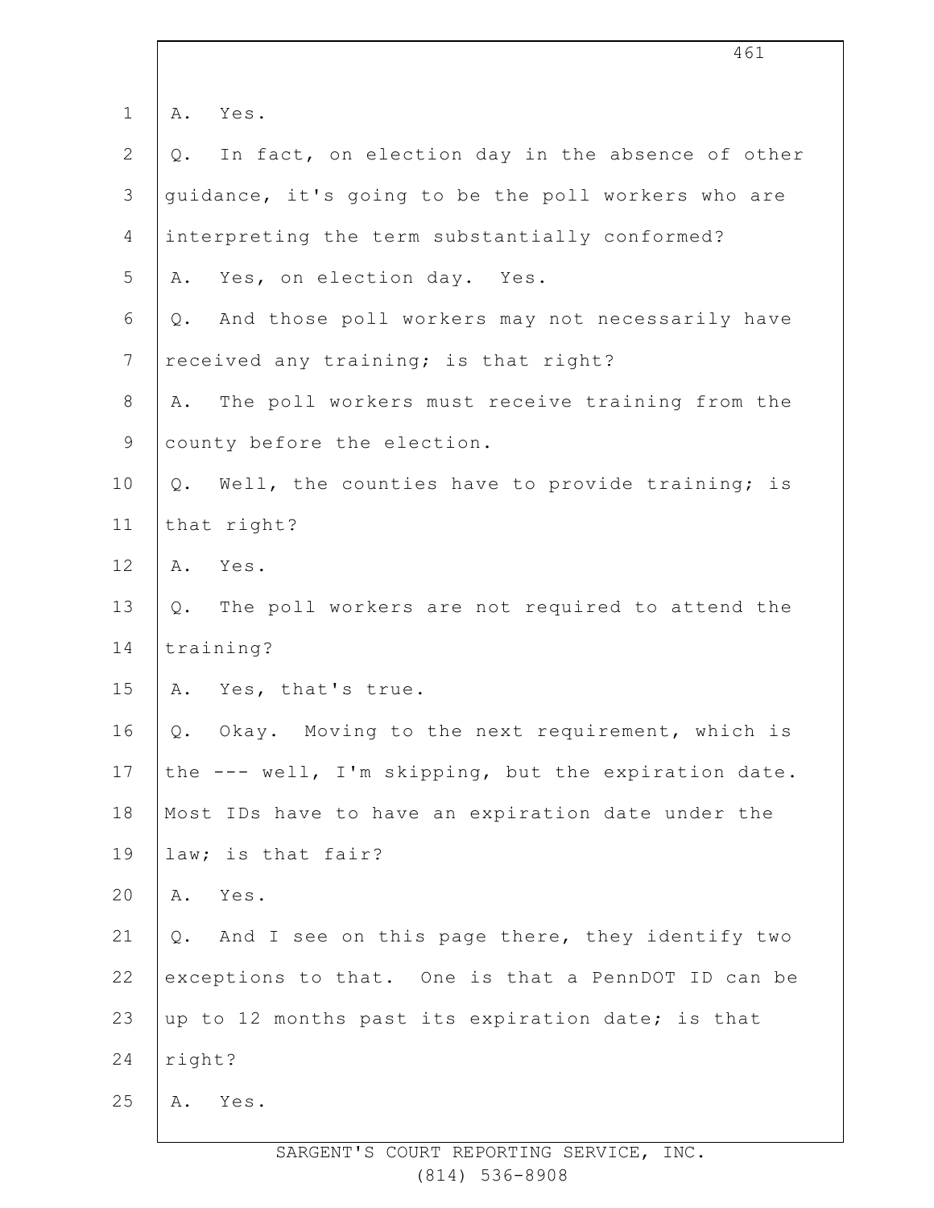A. Yes.

Q. In fact, on election day in the absence of other guidance, it's going to be the poll workers who are interpreting the term substantially conformed?

A. Yes, on election day. Yes.

Q. And those poll workers may not necessarily have received any training; is that right?

A. The poll workers must receive training from the county before the election.

Q. Well, the counties have to provide training; is that right?

A. Yes.

Q. The poll workers are not required to attend the training?

A. Yes, that's true.

Q. Okay. Moving to the next requirement, which is the --- well, I'm skipping, but the expiration date. Most IDs have to have an expiration date under the law; is that fair?

A. Yes.

Q. And I see on this page there, they identify two exceptions to that. One is that a PennDOT ID can be up to 12 months past its expiration date; is that right?

A. Yes.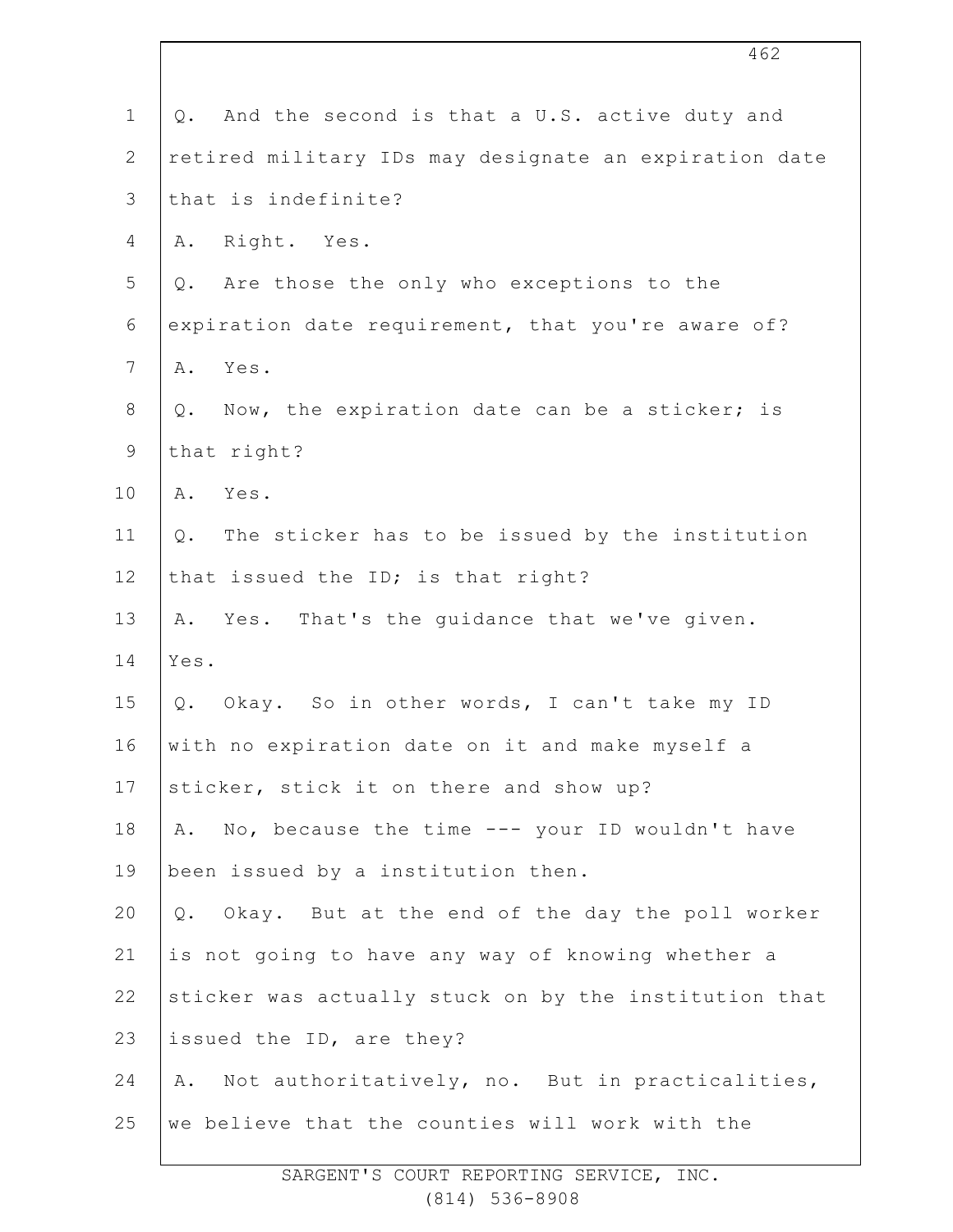Q. And the second is that a U.S. active duty and retired military IDs may designate an expiration date that is indefinite?

A. Right. Yes.

Q. Are those the only who exceptions to the expiration date requirement, that you're aware of?

A. Yes.

Q. Now, the expiration date can be a sticker; is that right?

A. Yes.

Q. The sticker has to be issued by the institution that issued the ID; is that right?

A. Yes. That's the guidance that we've given. Yes.

Q. Okay. So in other words, I can't take my ID with no expiration date on it and make myself a sticker, stick it on there and show up?

A. No, because the time --- your ID wouldn't have been issued by a institution then.

Q. Okay. But at the end of the day the poll worker is not going to have any way of knowing whether a sticker was actually stuck on by the institution that issued the ID, are they?

A. Not authoritatively, no. But in practicalities, we believe that the counties will work with the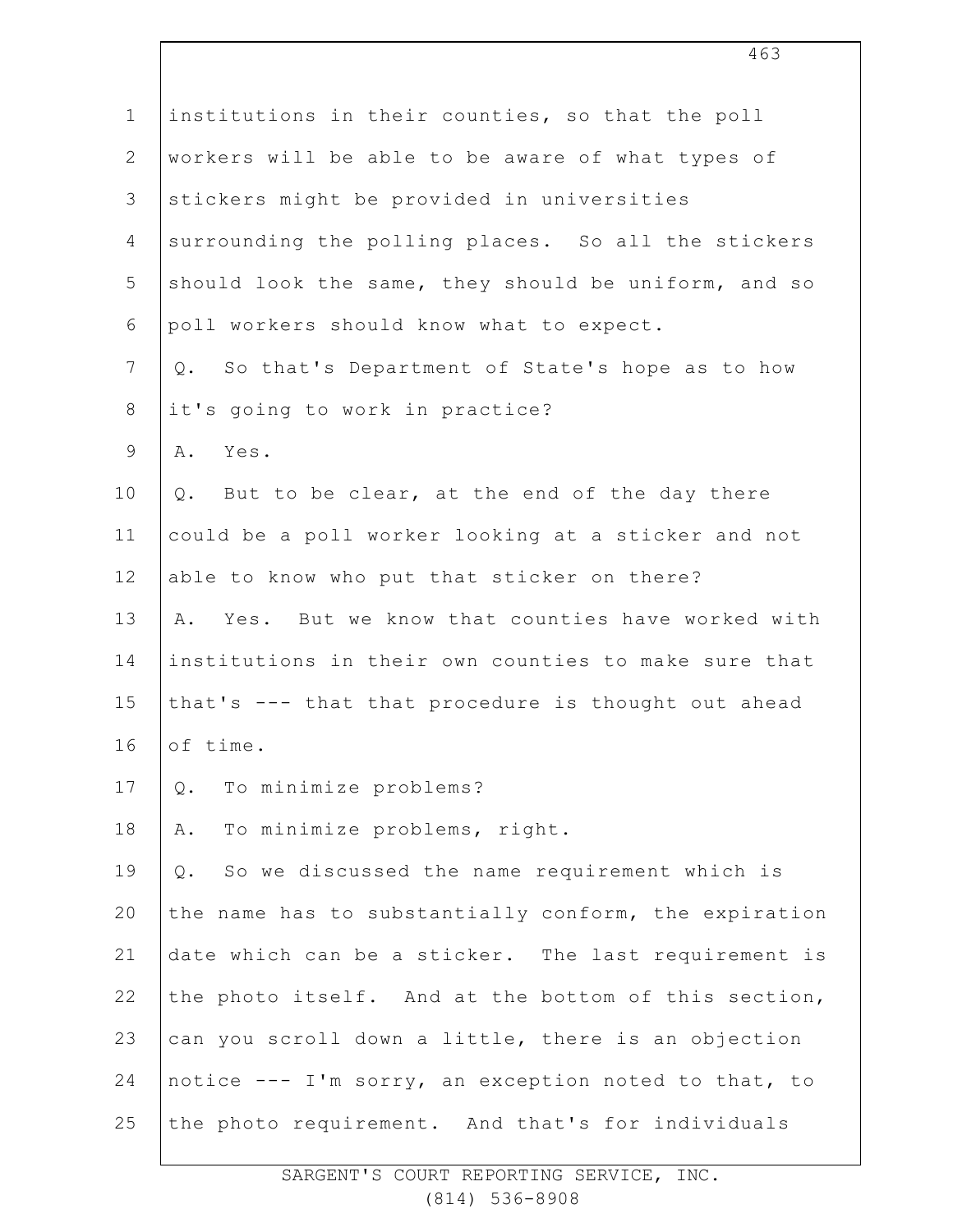institutions in their counties, so that the poll workers will be able to be aware of what types of stickers might be provided in universities surrounding the polling places. So all the stickers should look the same, they should be uniform, and so poll workers should know what to expect.

Q. So that's Department of State's hope as to how it's going to work in practice?

A. Yes.

Q. But to be clear, at the end of the day there could be a poll worker looking at a sticker and not able to know who put that sticker on there?

A. Yes. But we know that counties have worked with institutions in their own counties to make sure that that's --- that that procedure is thought out ahead of time.

Q. To minimize problems?

A. To minimize problems, right.

Q. So we discussed the name requirement which is the name has to substantially conform, the expiration date which can be a sticker. The last requirement is the photo itself. And at the bottom of this section, can you scroll down a little, there is an objection notice --- I'm sorry, an exception noted to that, to the photo requirement. And that's for individuals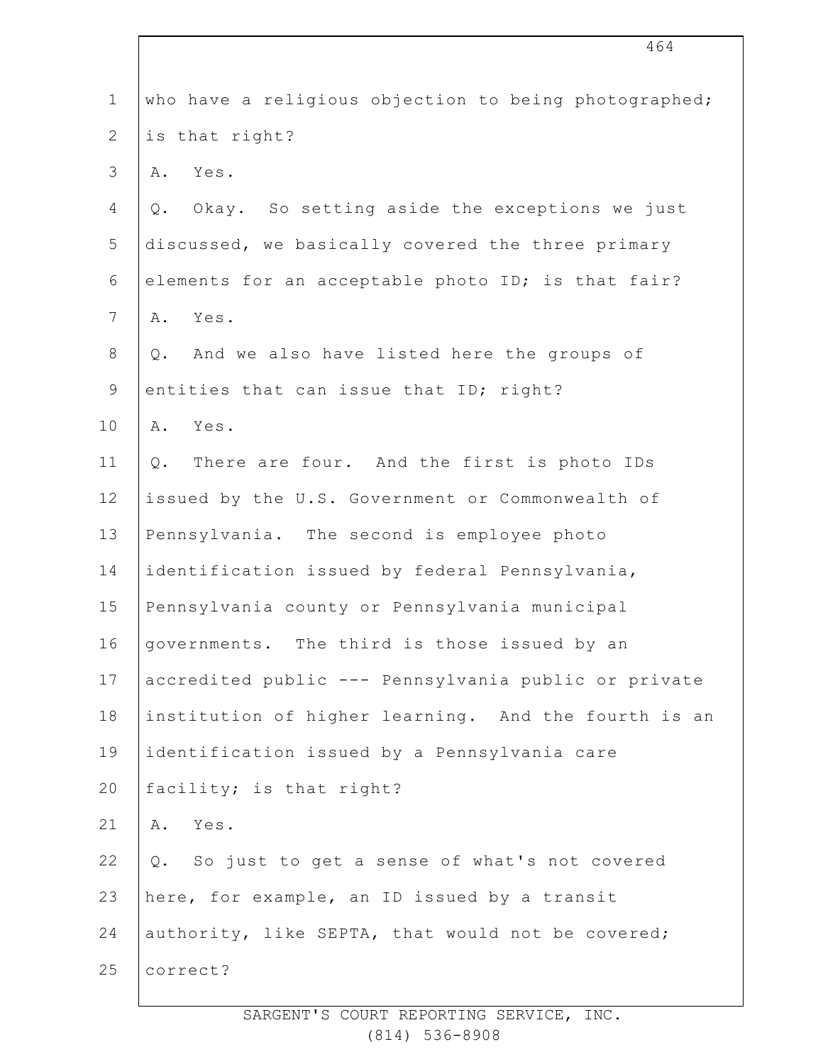who have a religious objection to being photographed; is that right?

A. Yes.

Q. Okay. So setting aside the exceptions we just discussed, we basically covered the three primary elements for an acceptable photo ID; is that fair?

A. Yes.

Q. And we also have listed here the groups of entities that can issue that ID; right?

A. Yes.

Q. There are four. And the first is photo IDs issued by the U.S. Government or Commonwealth of Pennsylvania. The second is employee photo identification issued by federal Pennsylvania, Pennsylvania county or Pennsylvania municipal governments. The third is those issued by an accredited public --- Pennsylvania public or private institution of higher learning. And the fourth is an identification issued by a Pennsylvania care facility; is that right?

A. Yes.

Q. So just to get a sense of what's not covered here, for example, an ID issued by a transit authority, like SEPTA, that would not be covered; correct?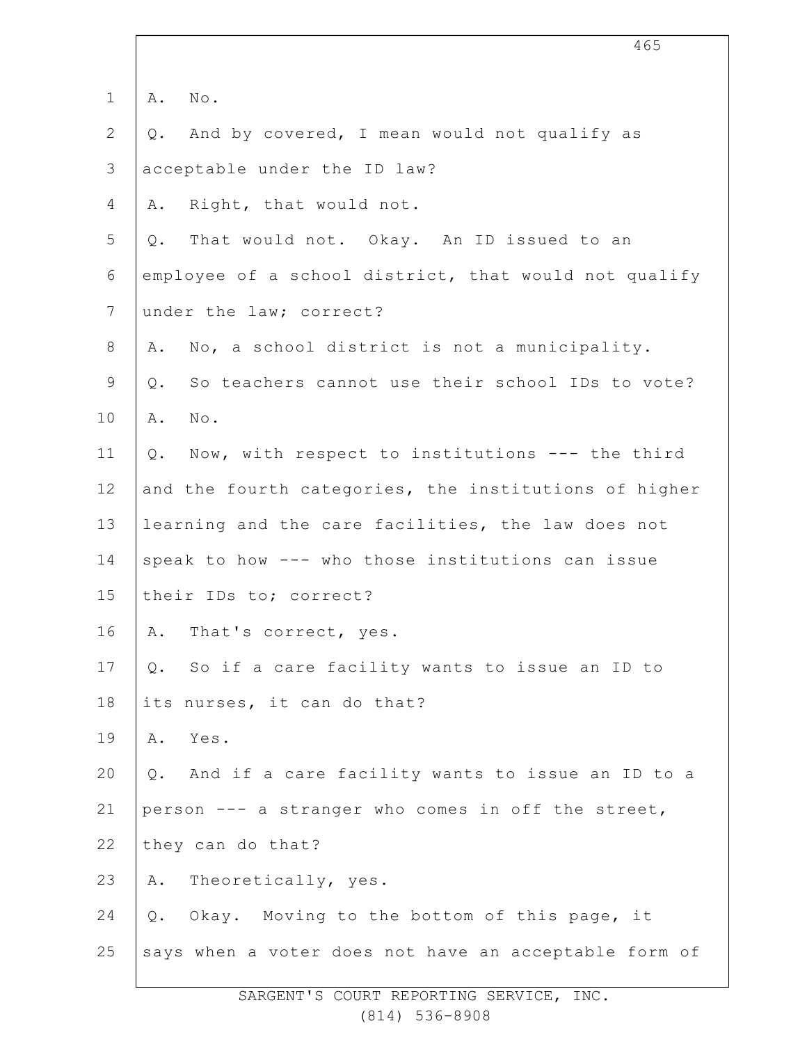A. No.

Q. And by covered, I mean would not qualify as acceptable under the ID law?

A. Right, that would not.

Q. That would not. Okay. An ID issued to an employee of a school district, that would not qualify under the law; correct?

A. No, a school district is not a municipality.

Q. So teachers cannot use their school IDs to vote?

A. No.

Q. Now, with respect to institutions --- the third and the fourth categories, the institutions of higher learning and the care facilities, the law does not speak to how --- who those institutions can issue their IDs to; correct?

A. That's correct, yes.

Q. So if a care facility wants to issue an ID to its nurses, it can do that?

A. Yes.

Q. And if a care facility wants to issue an ID to a person --- a stranger who comes in off the street, they can do that?

A. Theoretically, yes.

Q. Okay. Moving to the bottom of this page, it says when a voter does not have an acceptable form of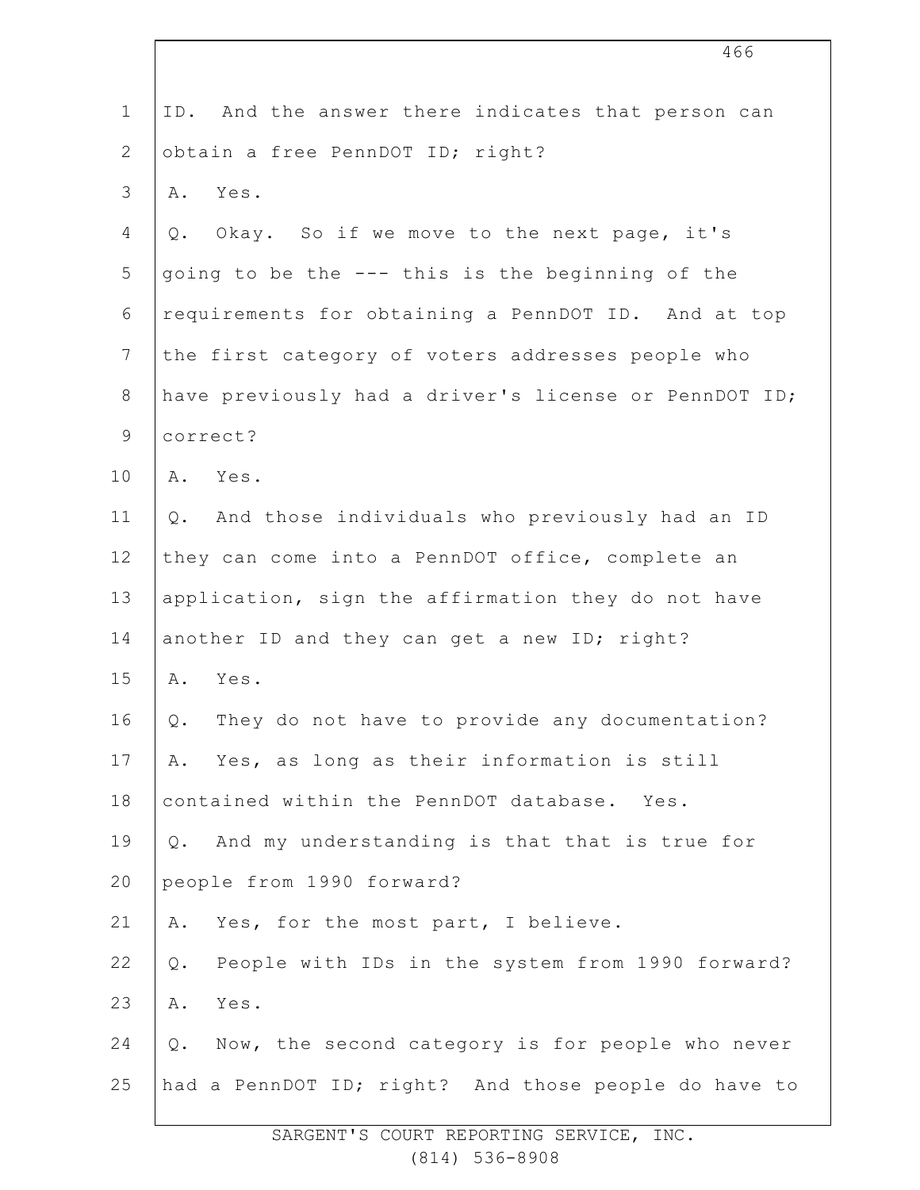ID. And the answer there indicates that person can obtain a free PennDOT ID; right?

A. Yes.

Q. Okay. So if we move to the next page, it's going to be the --- this is the beginning of the requirements for obtaining a PennDOT ID. And at top the first category of voters addresses people who have previously had a driver's license or PennDOT ID; correct?

A. Yes.

Q. And those individuals who previously had an ID they can come into a PennDOT office, complete an application, sign the affirmation they do not have another ID and they can get a new ID; right?

A. Yes.

Q. They do not have to provide any documentation?

A. Yes, as long as their information is still contained within the PennDOT database. Yes.

Q. And my understanding is that that is true for people from 1990 forward?

A. Yes, for the most part, I believe.

Q. People with IDs in the system from 1990 forward?

A. Yes.

Q. Now, the second category is for people who never had a PennDOT ID; right? And those people do have to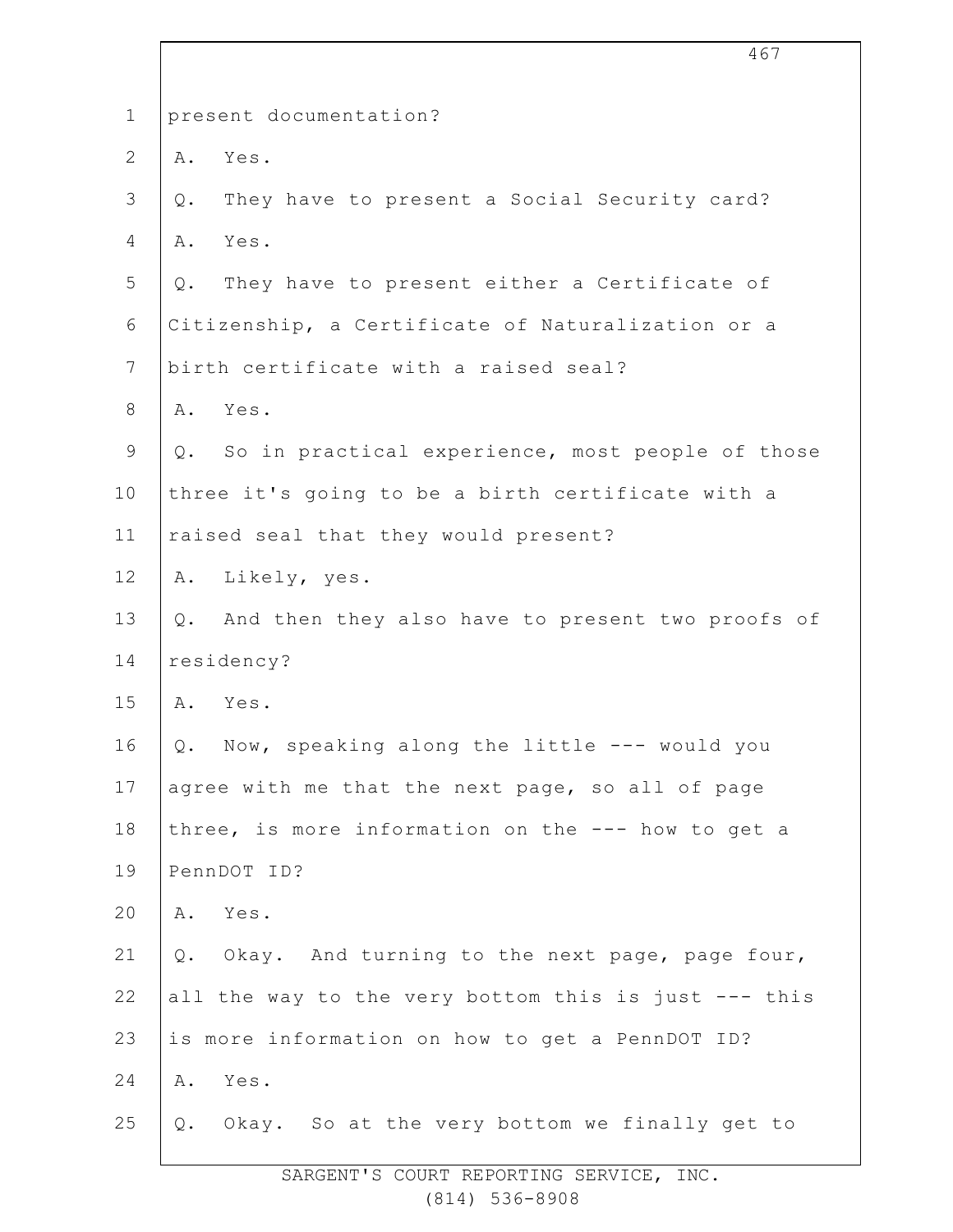present documentation?

A. Yes.

Q. They have to present a Social Security card?

A. Yes.

Q. They have to present either a Certificate of Citizenship, a Certificate of Naturalization or a birth certificate with a raised seal?

A. Yes.

Q. So in practical experience, most people of those three it's going to be a birth certificate with a raised seal that they would present?

A. Likely, yes.

Q. And then they also have to present two proofs of residency?

A. Yes.

Q. Now, speaking along the little --- would you agree with me that the next page, so all of page three, is more information on the --- how to get a PennDOT ID?

A. Yes.

Q. Okay. And turning to the next page, page four, all the way to the very bottom this is just --- this is more information on how to get a PennDOT ID?

A. Yes.

Q. Okay. So at the very bottom we finally get to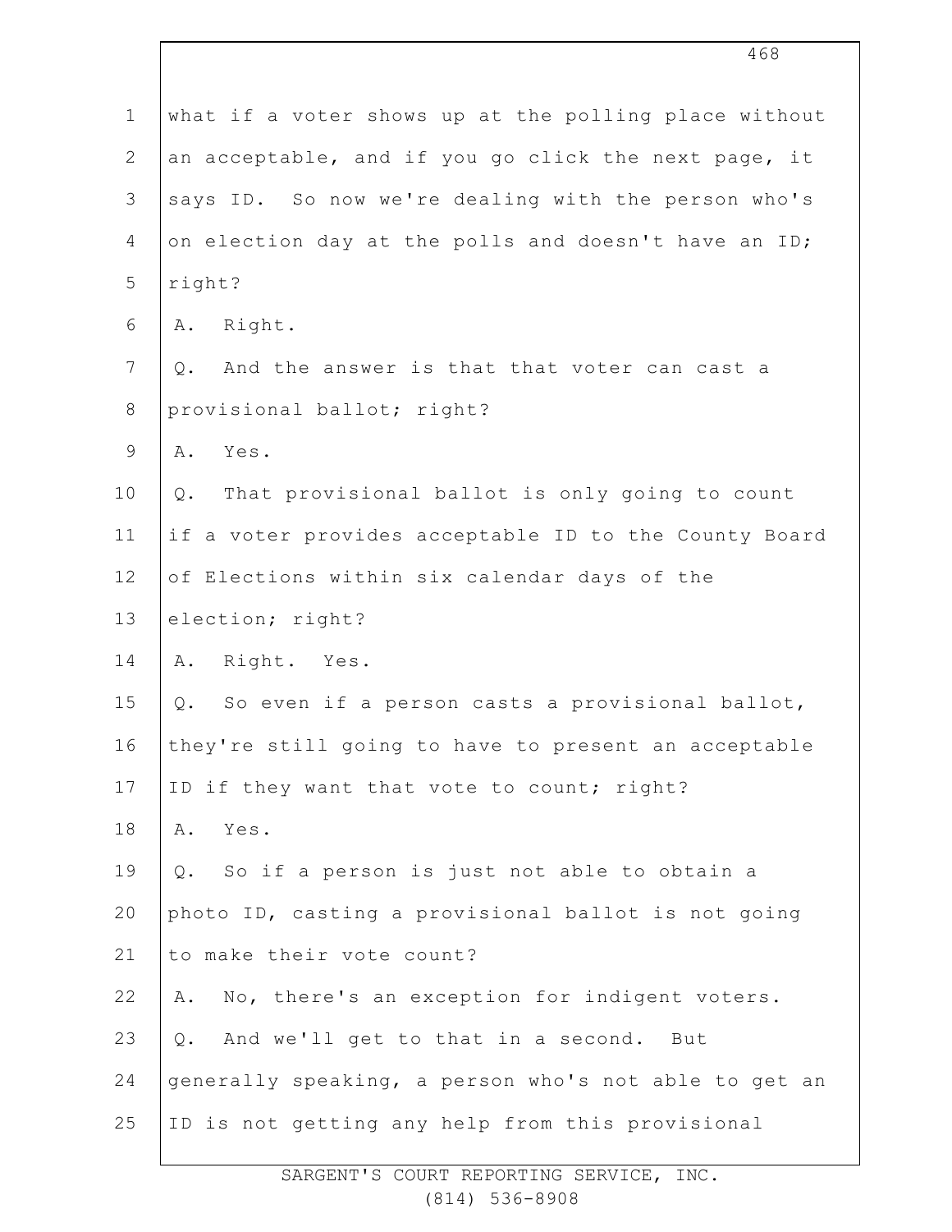what if a voter shows up at the polling place without an acceptable, and if you go click the next page, it says ID. So now we're dealing with the person who's on election day at the polls and doesn't have an ID; right?

A. Right.

Q. And the answer is that that voter can cast a provisional ballot; right?

A. Yes.

Q. That provisional ballot is only going to count if a voter provides acceptable ID to the County Board of Elections within six calendar days of the election; right?

A. Right. Yes.

Q. So even if a person casts a provisional ballot, they're still going to have to present an acceptable ID if they want that vote to count; right?

A. Yes.

Q. So if a person is just not able to obtain a photo ID, casting a provisional ballot is not going to make their vote count?

A. No, there's an exception for indigent voters.

Q. And we'll get to that in a second. But generally speaking, a person who's not able to get an ID is not getting any help from this provisional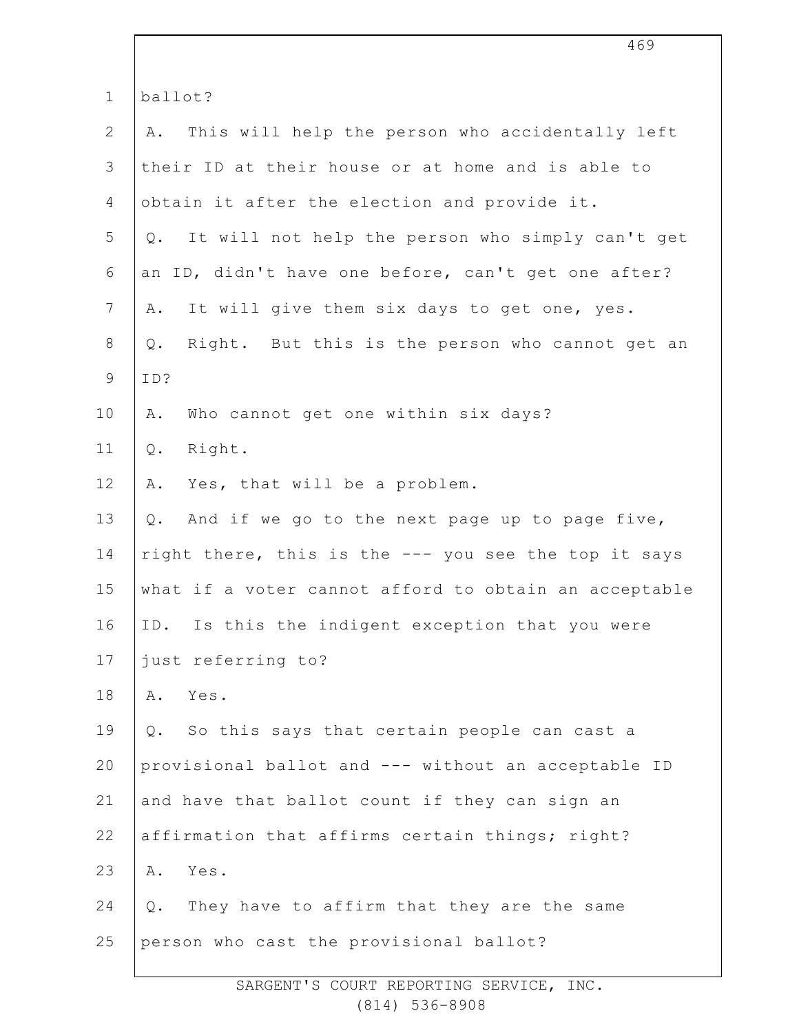ballot?

A. This will help the person who accidentally left their ID at their house or at home and is able to obtain it after the election and provide it.

Q. It will not help the person who simply can't get an ID, didn't have one before, can't get one after?

A. It will give them six days to get one, yes.

Q. Right. But this is the person who cannot get an ID?

A. Who cannot get one within six days?

Q. Right.

A. Yes, that will be a problem.

Q. And if we go to the next page up to page five, right there, this is the --- you see the top it says what if a voter cannot afford to obtain an acceptable ID. Is this the indigent exception that you were just referring to?

A. Yes.

Q. So this says that certain people can cast a provisional ballot and --- without an acceptable ID and have that ballot count if they can sign an affirmation that affirms certain things; right?

A. Yes.

Q. They have to affirm that they are the same person who cast the provisional ballot?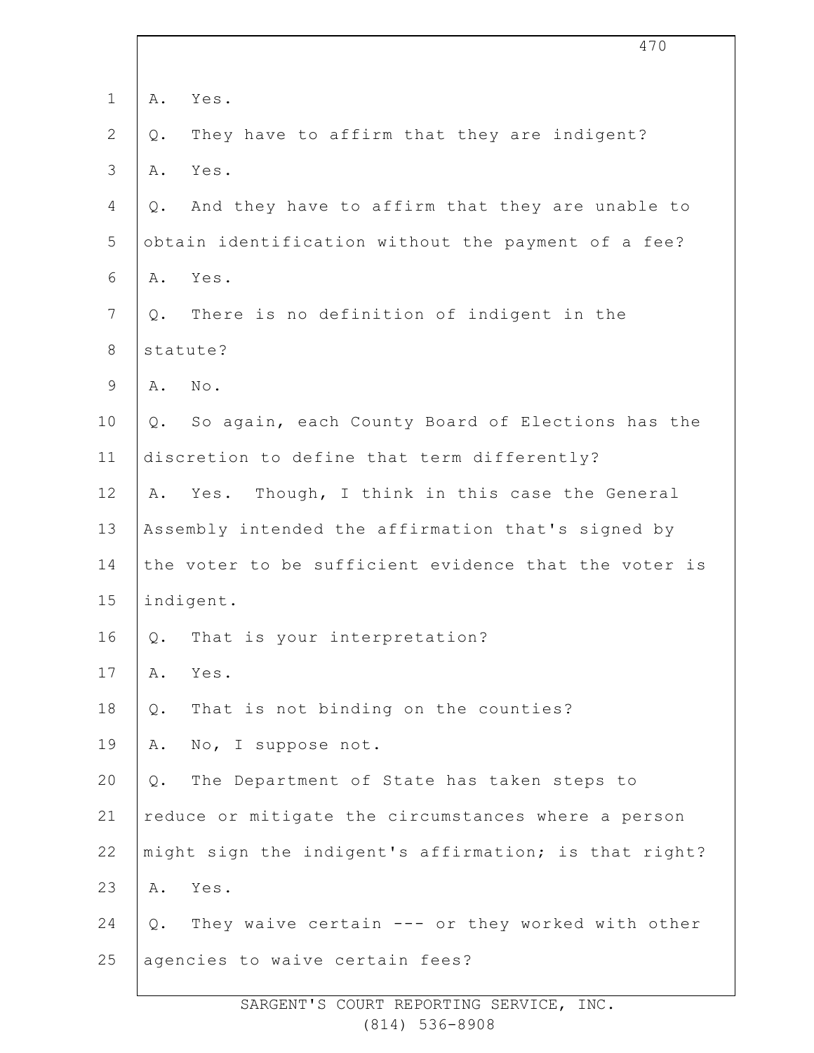A. Yes.

Q. They have to affirm that they are indigent?

A. Yes.

Q. And they have to affirm that they are unable to obtain identification without the payment of a fee?

A. Yes.

Q. There is no definition of indigent in the statute?

A. No.

Q. So again, each County Board of Elections has the discretion to define that term differently?

A. Yes. Though, I think in this case the General Assembly intended the affirmation that's signed by the voter to be sufficient evidence that the voter is indigent.

Q. That is your interpretation?

A. Yes.

Q. That is not binding on the counties?

A. No, I suppose not.

Q. The Department of State has taken steps to reduce or mitigate the circumstances where a person might sign the indigent's affirmation; is that right?

A. Yes.

Q. They waive certain --- or they worked with other agencies to waive certain fees?

SARGENT'S COURT REPORTING SERVICE, INC.
(814) 536-8908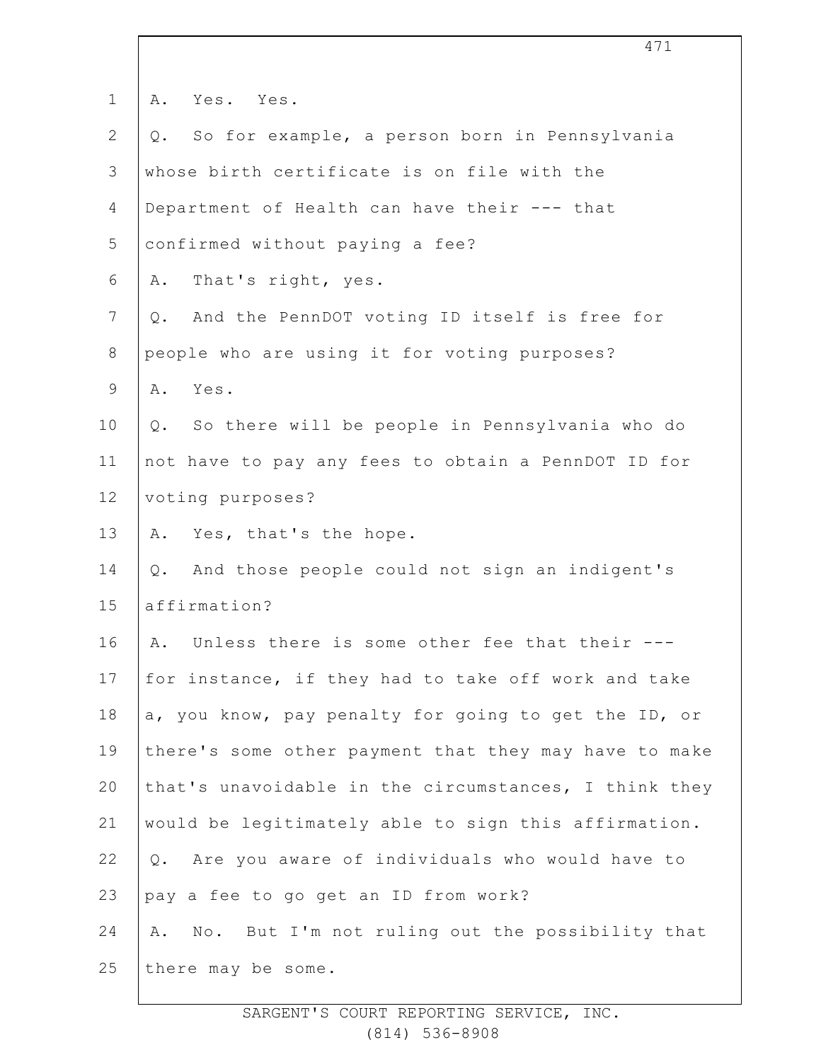A. Yes. Yes.

Q. So for example, a person born in Pennsylvania whose birth certificate is on file with the Department of Health can have their --- that confirmed without paying a fee?

A. That's right, yes.

Q. And the PennDOT voting ID itself is free for people who are using it for voting purposes?

A. Yes.

Q. So there will be people in Pennsylvania who do not have to pay any fees to obtain a PennDOT ID for voting purposes?

A. Yes, that's the hope.

Q. And those people could not sign an indigent's affirmation?

A. Unless there is some other fee that their --- for instance, if they had to take off work and take a, you know, pay penalty for going to get the ID, or there's some other payment that they may have to make that's unavoidable in the circumstances, I think they would be legitimately able to sign this affirmation.

Q. Are you aware of individuals who would have to pay a fee to go get an ID from work?

A. No. But I'm not ruling out the possibility that there may be some.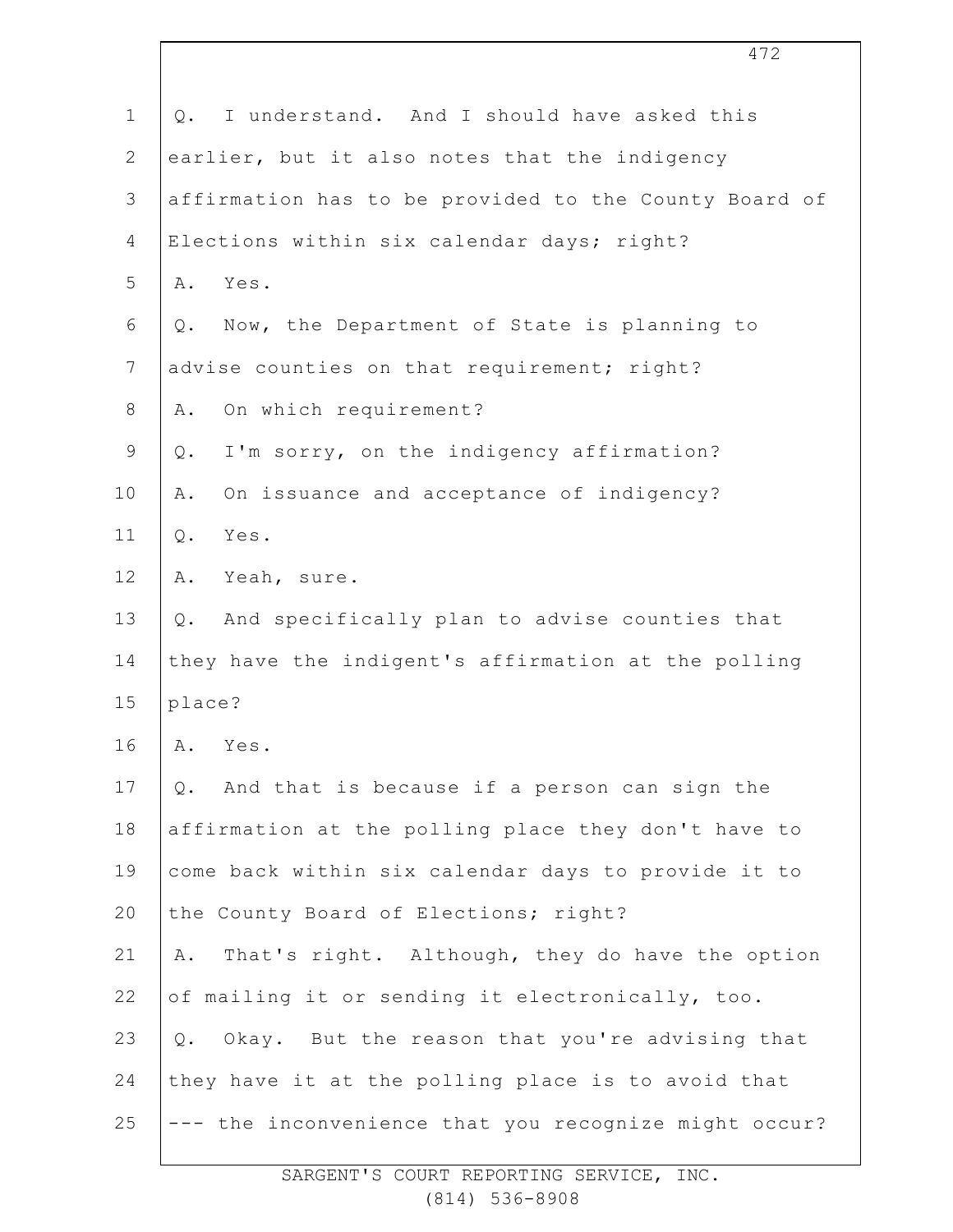Q. I understand. And I should have asked this earlier, but it also notes that the indigency affirmation has to be provided to the County Board of Elections within six calendar days; right?

A. Yes.

Q. Now, the Department of State is planning to advise counties on that requirement; right?

A. On which requirement?

Q. I'm sorry, on the indigency affirmation?

A. On issuance and acceptance of indigency?

Q. Yes.

A. Yeah, sure.

Q. And specifically plan to advise counties that they have the indigent's affirmation at the polling place?

A. Yes.

Q. And that is because if a person can sign the affirmation at the polling place they don't have to come back within six calendar days to provide it to the County Board of Elections; right?

A. That's right. Although, they do have the option of mailing it or sending it electronically, too.

Q. Okay. But the reason that you're advising that they have it at the polling place is to avoid that --- the inconvenience that you recognize might occur?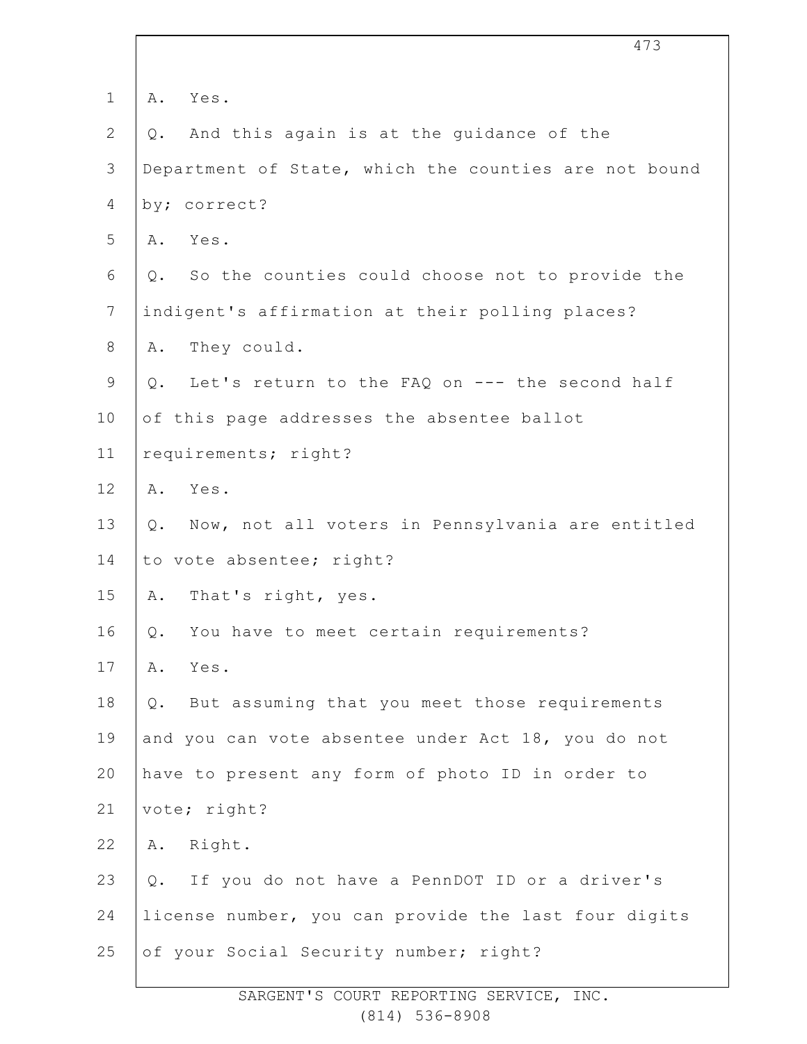1 A. Yes.

2 Q. And this again is at the guidance of the

3 Department of State, which the counties are not bound

4 by; correct?

5 A. Yes.

6 Q. So the counties could choose not to provide the

7 indigent's affirmation at their polling places?

8 A. They could.

9 Q. Let's return to the FAQ on --- the second half

10 of this page addresses the absentee ballot

11 requirements; right?

12 A. Yes.

13 Q. Now, not all voters in Pennsylvania are entitled

14 to vote absentee; right?

15 A. That's right, yes.

16 Q. You have to meet certain requirements?

17 A. Yes.

18 Q. But assuming that you meet those requirements

19 and you can vote absentee under Act 18, you do not

20 have to present any form of photo ID in order to

21 vote; right?

22 A. Right.

23 Q. If you do not have a PennDOT ID or a driver's

24 license number, you can provide the last four digits

25 of your Social Security number; right?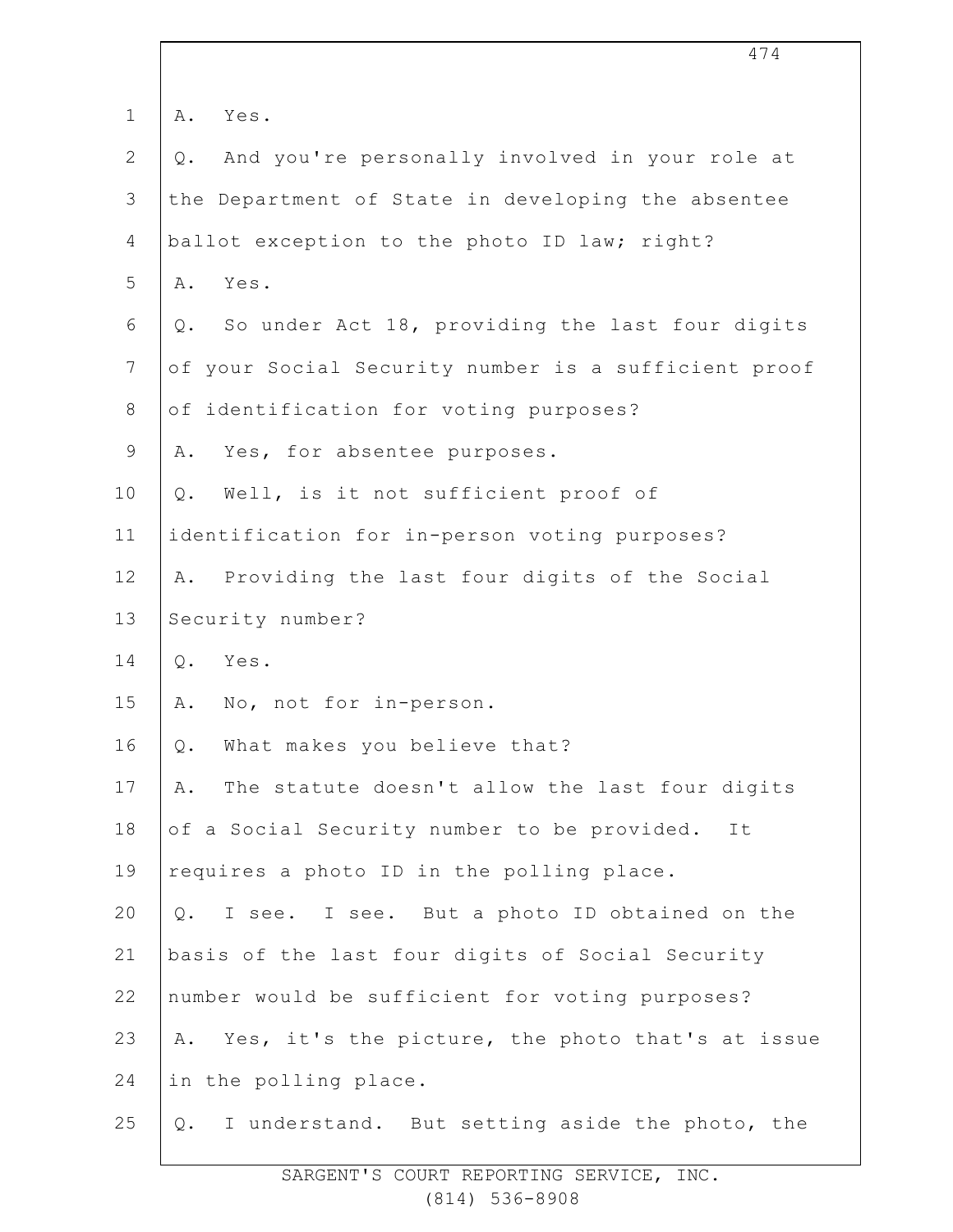A. Yes.

Q. And you're personally involved in your role at the Department of State in developing the absentee ballot exception to the photo ID law; right?

A. Yes.

Q. So under Act 18, providing the last four digits of your Social Security number is a sufficient proof of identification for voting purposes?

A. Yes, for absentee purposes.

Q. Well, is it not sufficient proof of identification for in-person voting purposes?

A. Providing the last four digits of the Social Security number?

Q. Yes.

A. No, not for in-person.

Q. What makes you believe that?

A. The statute doesn't allow the last four digits of a Social Security number to be provided. It requires a photo ID in the polling place.

Q. I see. I see. But a photo ID obtained on the basis of the last four digits of Social Security number would be sufficient for voting purposes?

A. Yes, it's the picture, the photo that's at issue in the polling place.

Q. I understand. But setting aside the photo, the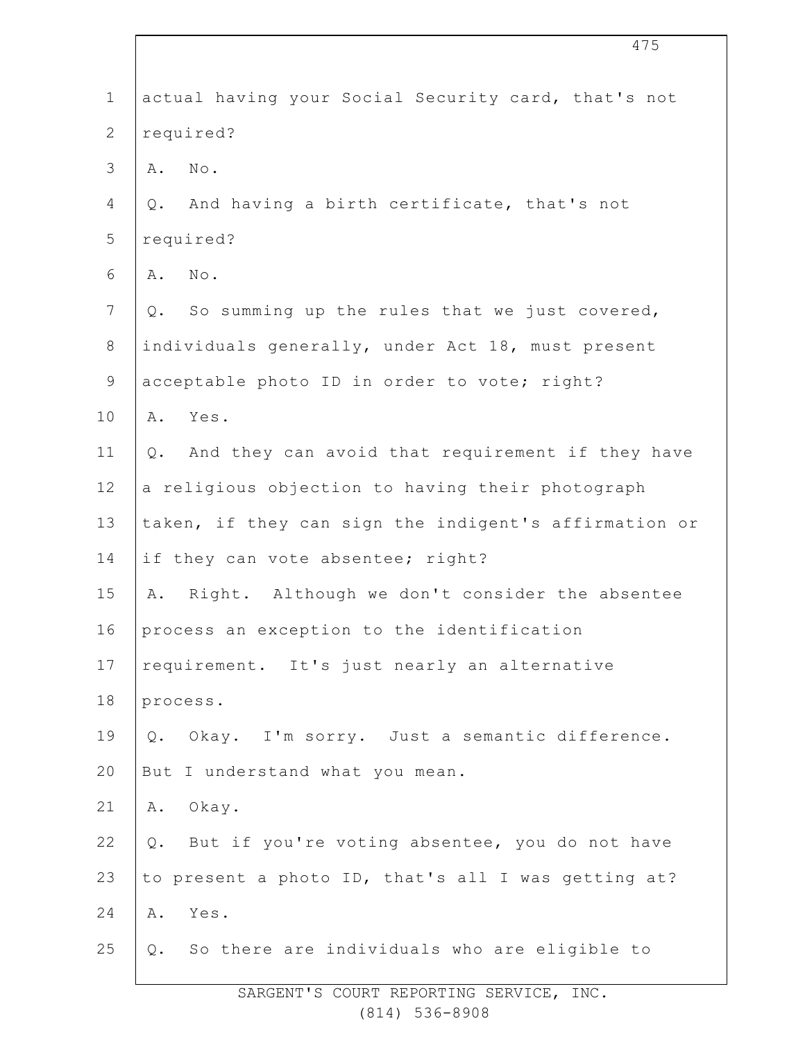actual having your Social Security card, that's not required?

A. No.

Q. And having a birth certificate, that's not required?

A. No.

Q. So summing up the rules that we just covered, individuals generally, under Act 18, must present acceptable photo ID in order to vote; right?

A. Yes.

Q. And they can avoid that requirement if they have a religious objection to having their photograph taken, if they can sign the indigent's affirmation or if they can vote absentee; right?

A. Right. Although we don't consider the absentee process an exception to the identification requirement. It's just nearly an alternative process.

Q. Okay. I'm sorry. Just a semantic difference. But I understand what you mean.

A. Okay.

Q. But if you're voting absentee, you do not have to present a photo ID, that's all I was getting at?

A. Yes.

Q. So there are individuals who are eligible to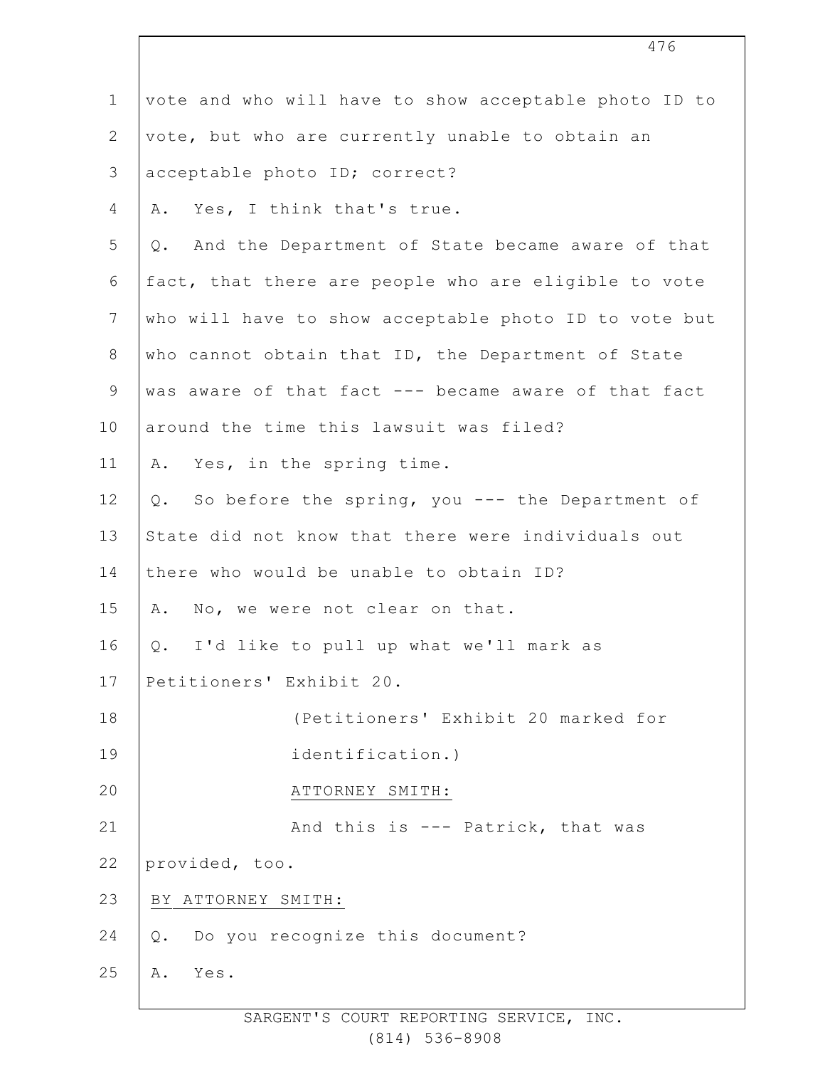vote and who will have to show acceptable photo ID to vote, but who are currently unable to obtain an acceptable photo ID; correct?

A. Yes, I think that's true.

Q. And the Department of State became aware of that fact, that there are people who are eligible to vote who will have to show acceptable photo ID to vote but who cannot obtain that ID, the Department of State was aware of that fact --- became aware of that fact around the time this lawsuit was filed?

A. Yes, in the spring time.

Q. So before the spring, you --- the Department of State did not know that there were individuals out there who would be unable to obtain ID?

A. No, we were not clear on that.

Q. I'd like to pull up what we'll mark as Petitioners' Exhibit 20.

(Petitioners' Exhibit 20 marked for identification.)

ATTORNEY SMITH:

And this is --- Patrick, that was provided, too.

BY ATTORNEY SMITH:

Q. Do you recognize this document?

A. Yes.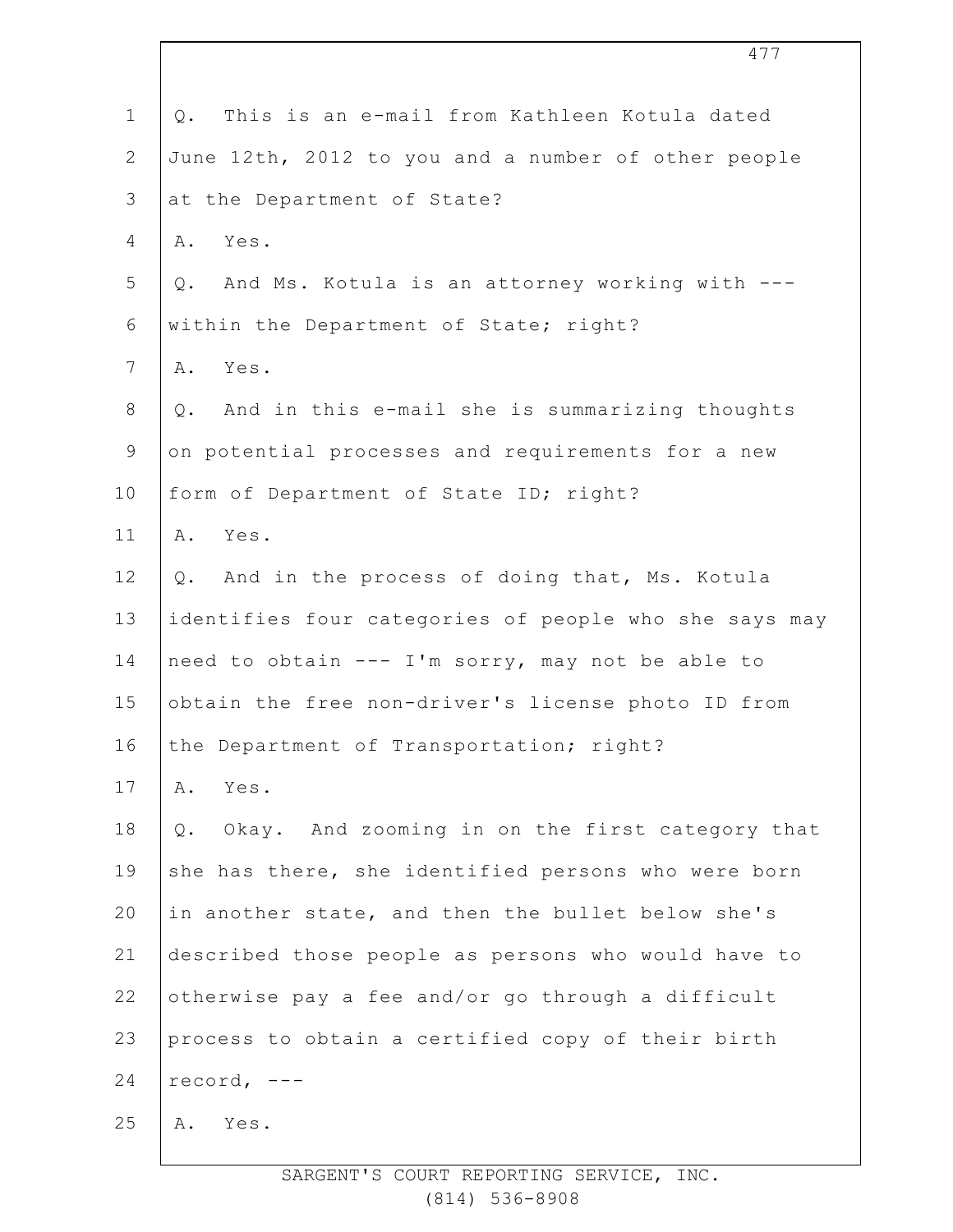Q. This is an e-mail from Kathleen Kotula dated June 12th, 2012 to you and a number of other people at the Department of State?

A. Yes.

Q. And Ms. Kotula is an attorney working with --- within the Department of State; right?

A. Yes.

Q. And in this e-mail she is summarizing thoughts on potential processes and requirements for a new form of Department of State ID; right?

A. Yes.

Q. And in the process of doing that, Ms. Kotula identifies four categories of people who she says may need to obtain --- I'm sorry, may not be able to obtain the free non-driver's license photo ID from the Department of Transportation; right?

A. Yes.

Q. Okay. And zooming in on the first category that she has there, she identified persons who were born in another state, and then the bullet below she's described those people as persons who would have to otherwise pay a fee and/or go through a difficult process to obtain a certified copy of their birth record, ---

A. Yes.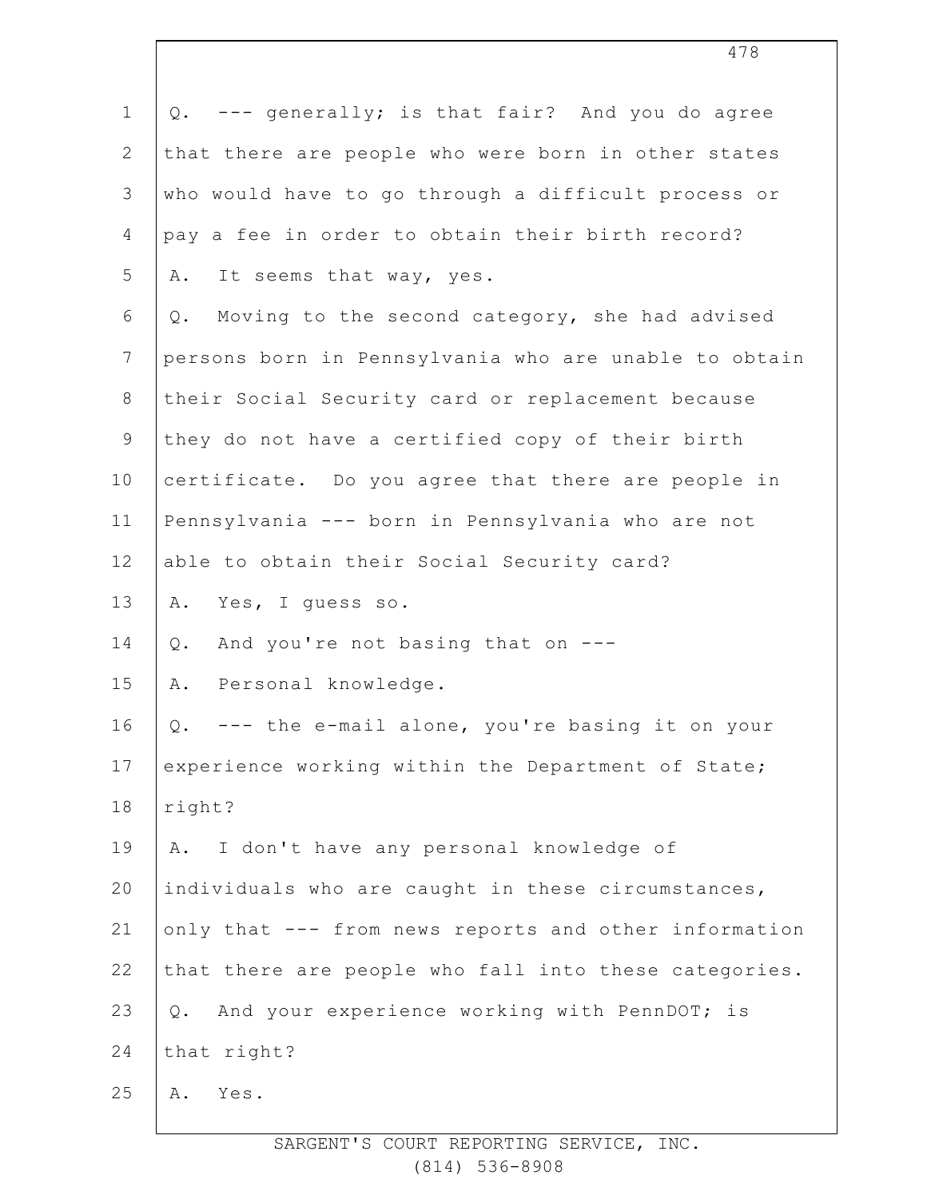Q. --- generally; is that fair? And you do agree that there are people who were born in other states who would have to go through a difficult process or pay a fee in order to obtain their birth record?

A. It seems that way, yes.

Q. Moving to the second category, she had advised persons born in Pennsylvania who are unable to obtain their Social Security card or replacement because they do not have a certified copy of their birth certificate. Do you agree that there are people in Pennsylvania --- born in Pennsylvania who are not able to obtain their Social Security card?

A. Yes, I guess so.

Q. And you're not basing that on ---

A. Personal knowledge.

Q. --- the e-mail alone, you're basing it on your experience working within the Department of State; right?

A. I don't have any personal knowledge of individuals who are caught in these circumstances, only that --- from news reports and other information that there are people who fall into these categories.

Q. And your experience working with PennDOT; is that right?

A. Yes.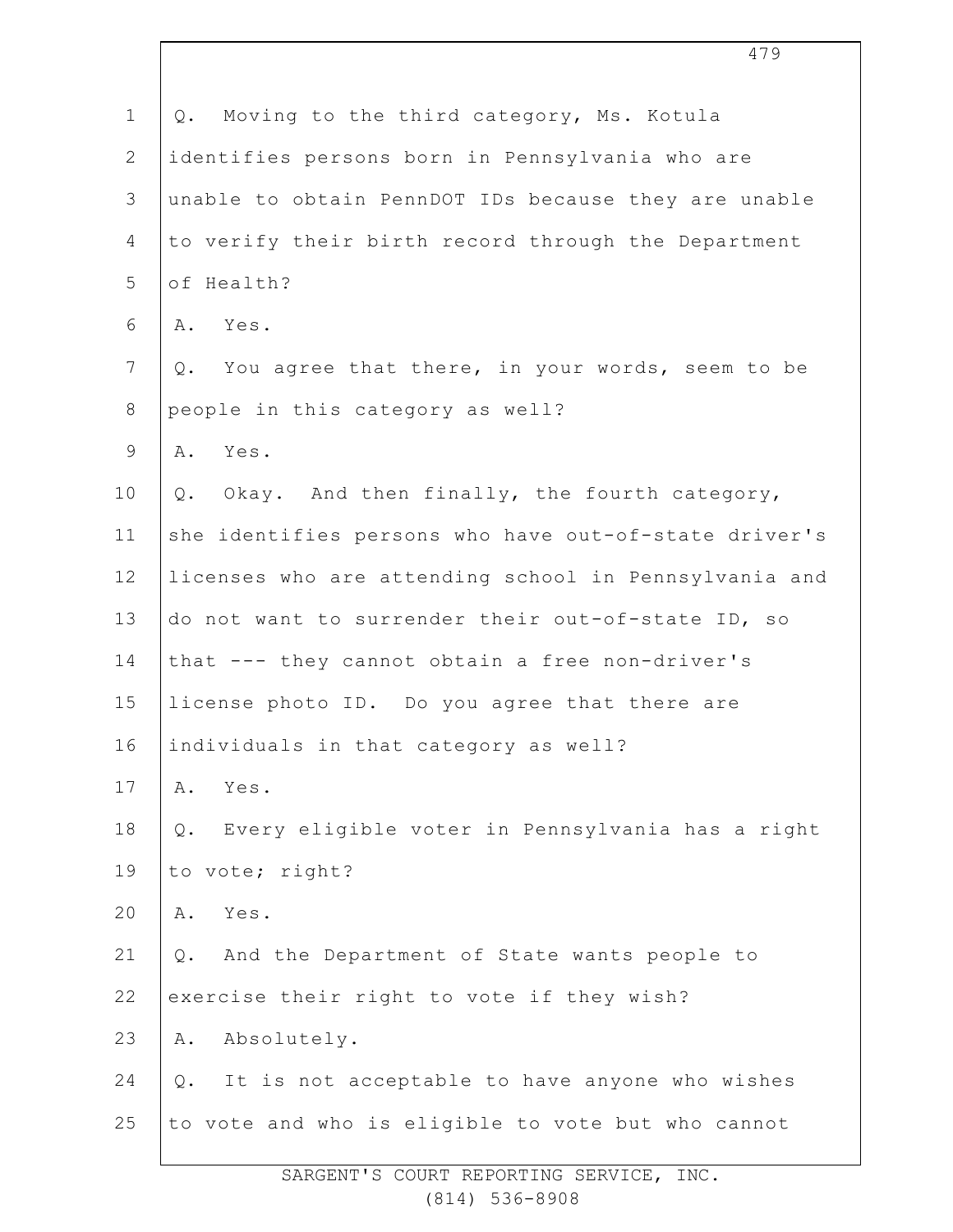Q. Moving to the third category, Ms. Kotula identifies persons born in Pennsylvania who are unable to obtain PennDOT IDs because they are unable to verify their birth record through the Department of Health?

A. Yes.

Q. You agree that there, in your words, seem to be people in this category as well?

A. Yes.

Q. Okay. And then finally, the fourth category, she identifies persons who have out-of-state driver's licenses who are attending school in Pennsylvania and do not want to surrender their out-of-state ID, so that --- they cannot obtain a free non-driver's license photo ID. Do you agree that there are individuals in that category as well?

A. Yes.

Q. Every eligible voter in Pennsylvania has a right to vote; right?

A. Yes.

Q. And the Department of State wants people to exercise their right to vote if they wish?

A. Absolutely.

Q. It is not acceptable to have anyone who wishes to vote and who is eligible to vote but who cannot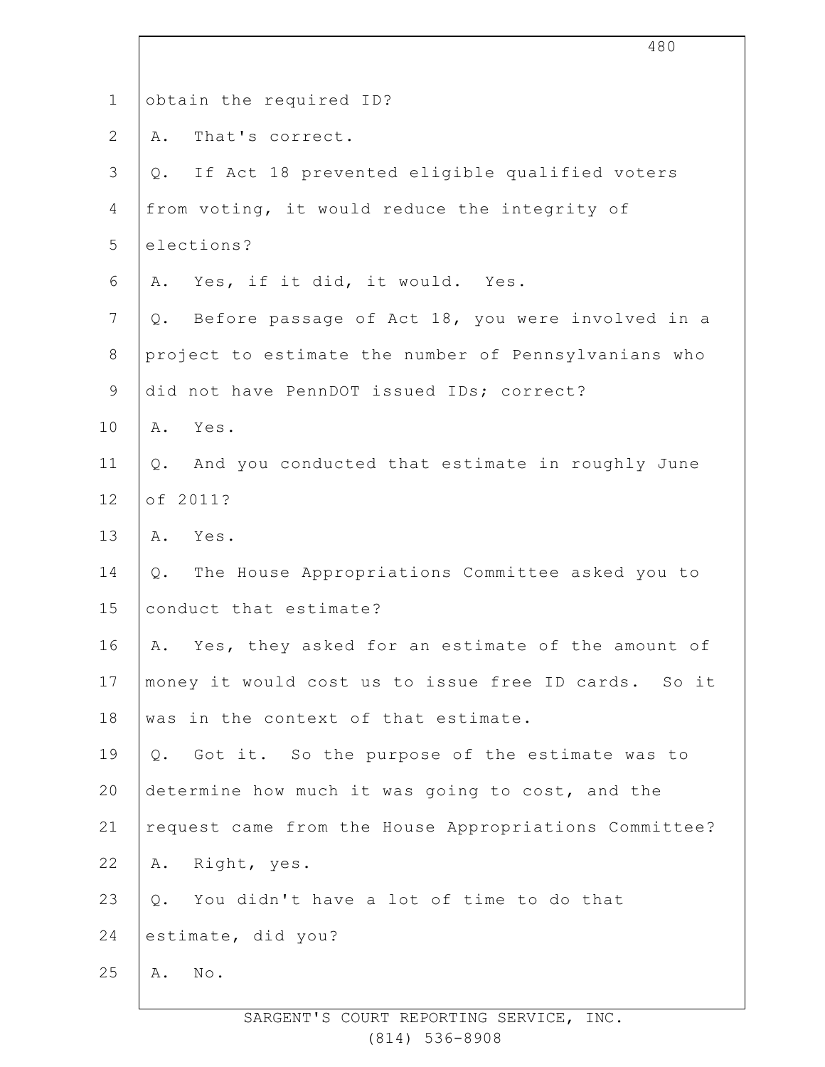obtain the required ID?

A. That's correct.

Q. If Act 18 prevented eligible qualified voters from voting, it would reduce the integrity of elections?

A. Yes, if it did, it would. Yes.

Q. Before passage of Act 18, you were involved in a project to estimate the number of Pennsylvanians who did not have PennDOT issued IDs; correct?

A. Yes.

Q. And you conducted that estimate in roughly June of 2011?

A. Yes.

Q. The House Appropriations Committee asked you to conduct that estimate?

A. Yes, they asked for an estimate of the amount of money it would cost us to issue free ID cards. So it was in the context of that estimate.

Q. Got it. So the purpose of the estimate was to determine how much it was going to cost, and the request came from the House Appropriations Committee?

A. Right, yes.

Q. You didn't have a lot of time to do that estimate, did you?

A. No.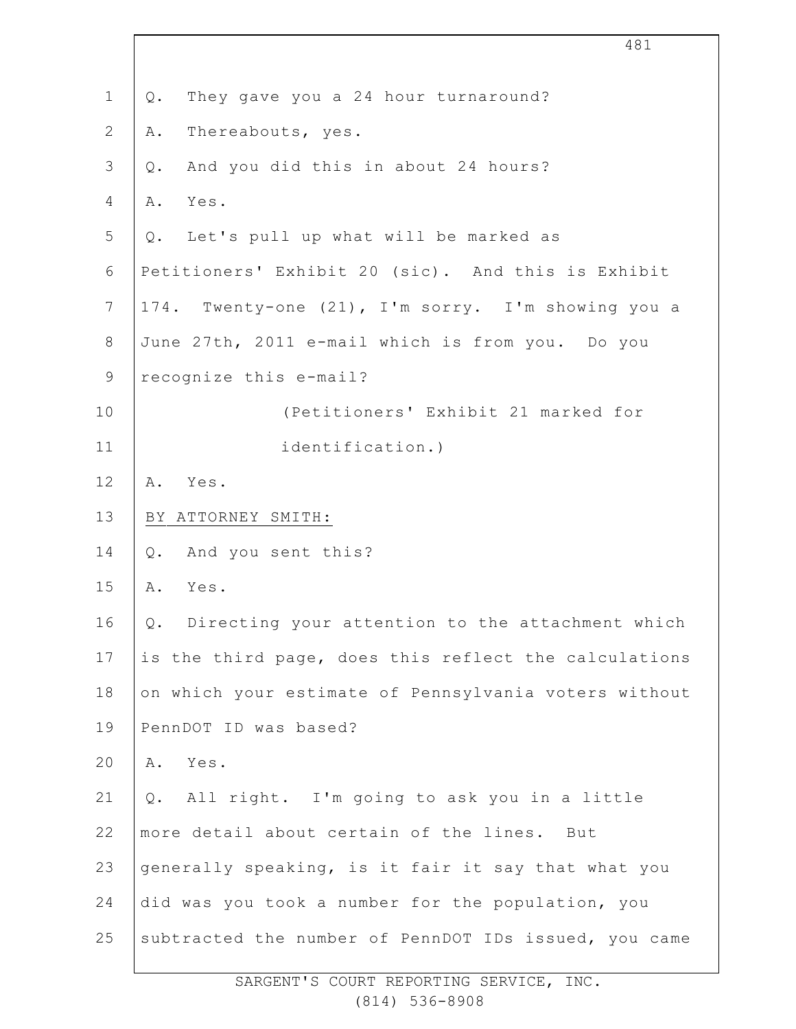Q. They gave you a 24 hour turnaround?

A. Thereabouts, yes.

Q. And you did this in about 24 hours?

A. Yes.

Q. Let's pull up what will be marked as Petitioners' Exhibit 20 (sic). And this is Exhibit 174. Twenty-one (21), I'm sorry. I'm showing you a June 27th, 2011 e-mail which is from you. Do you recognize this e-mail?

(Petitioners' Exhibit 21 marked for identification.)

A. Yes.

BY ATTORNEY SMITH:

Q. And you sent this?

A. Yes.

Q. Directing your attention to the attachment which is the third page, does this reflect the calculations on which your estimate of Pennsylvania voters without PennDOT ID was based?

A. Yes.

Q. All right. I'm going to ask you in a little more detail about certain of the lines. But generally speaking, is it fair it say that what you did was you took a number for the population, you subtracted the number of PennDOT IDs issued, you came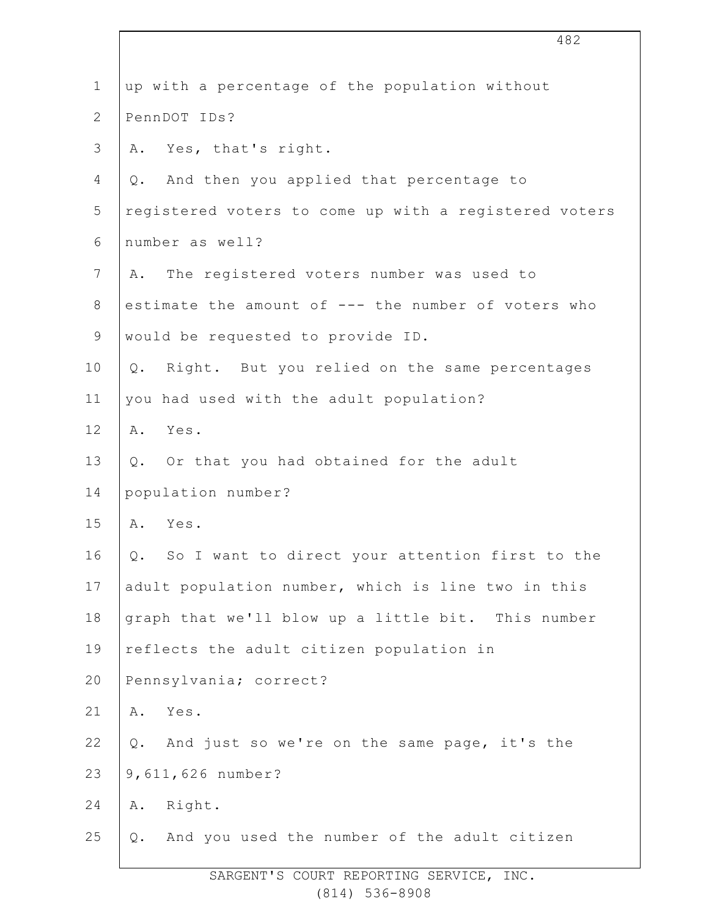up with a percentage of the population without PennDOT IDs?

A. Yes, that's right.

Q. And then you applied that percentage to registered voters to come up with a registered voters number as well?

A. The registered voters number was used to estimate the amount of --- the number of voters who would be requested to provide ID.

Q. Right. But you relied on the same percentages you had used with the adult population?

A. Yes.

Q. Or that you had obtained for the adult population number?

A. Yes.

Q. So I want to direct your attention first to the adult population number, which is line two in this graph that we'll blow up a little bit. This number reflects the adult citizen population in Pennsylvania; correct?

A. Yes.

Q. And just so we're on the same page, it's the 9,611,626 number?

A. Right.

Q. And you used the number of the adult citizen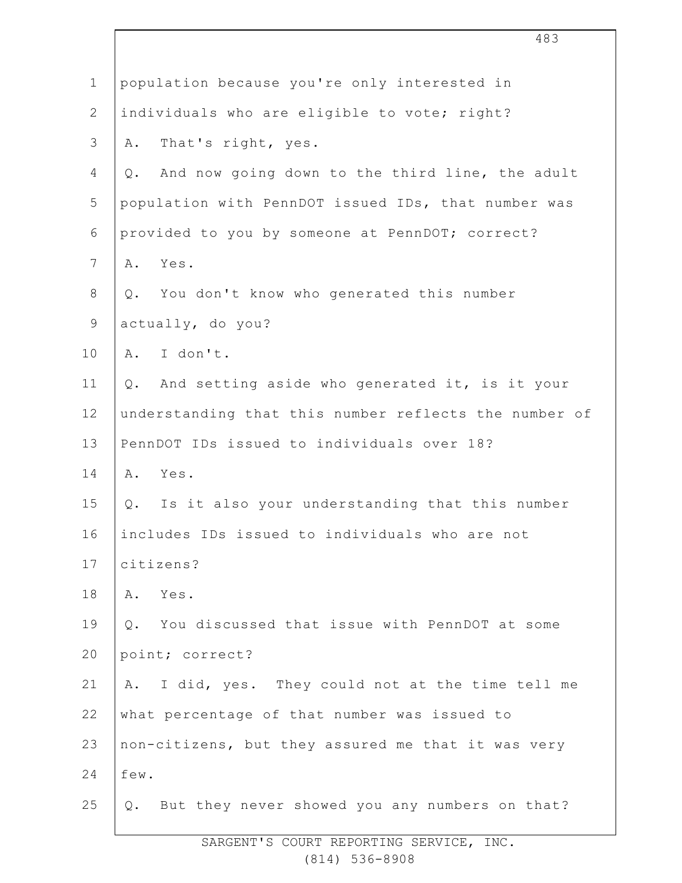population because you're only interested in individuals who are eligible to vote; right?

A. That's right, yes.

Q. And now going down to the third line, the adult population with PennDOT issued IDs, that number was provided to you by someone at PennDOT; correct?

A. Yes.

Q. You don't know who generated this number actually, do you?

A. I don't.

Q. And setting aside who generated it, is it your understanding that this number reflects the number of PennDOT IDs issued to individuals over 18?

A. Yes.

Q. Is it also your understanding that this number includes IDs issued to individuals who are not citizens?

A. Yes.

Q. You discussed that issue with PennDOT at some point; correct?

A. I did, yes. They could not at the time tell me what percentage of that number was issued to non-citizens, but they assured me that it was very few.

Q. But they never showed you any numbers on that?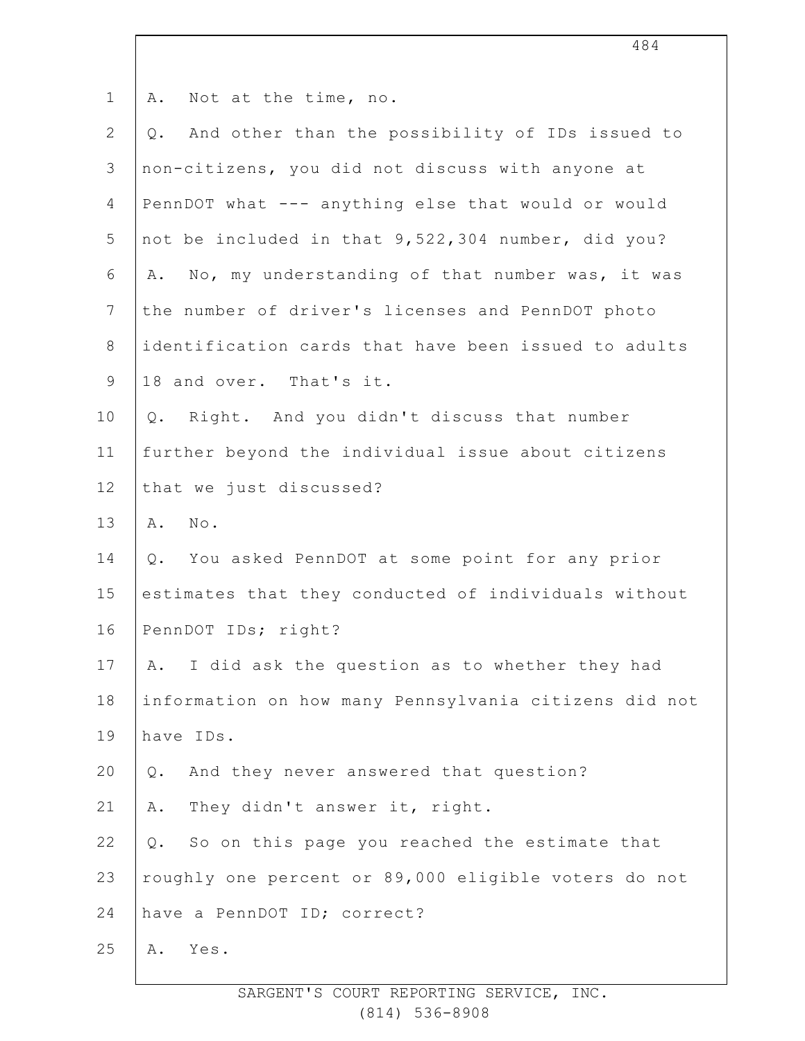A. Not at the time, no.

Q. And other than the possibility of IDs issued to non-citizens, you did not discuss with anyone at PennDOT what --- anything else that would or would not be included in that 9,522,304 number, did you?

A. No, my understanding of that number was, it was the number of driver's licenses and PennDOT photo identification cards that have been issued to adults 18 and over. That's it.

Q. Right. And you didn't discuss that number further beyond the individual issue about citizens that we just discussed?

A. No.

Q. You asked PennDOT at some point for any prior estimates that they conducted of individuals without PennDOT IDs; right?

A. I did ask the question as to whether they had information on how many Pennsylvania citizens did not have IDs.

Q. And they never answered that question?

A. They didn't answer it, right.

Q. So on this page you reached the estimate that roughly one percent or 89,000 eligible voters do not have a PennDOT ID; correct?

A. Yes.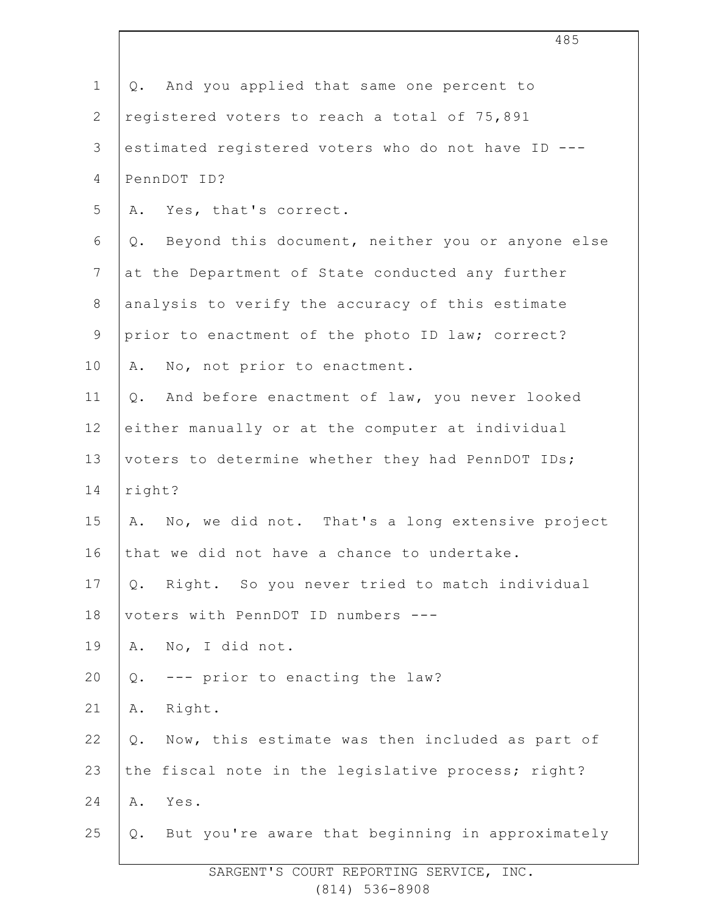Q. And you applied that same one percent to registered voters to reach a total of 75,891 estimated registered voters who do not have ID --- PennDOT ID?

A. Yes, that's correct.

Q. Beyond this document, neither you or anyone else at the Department of State conducted any further analysis to verify the accuracy of this estimate prior to enactment of the photo ID law; correct?

A. No, not prior to enactment.

Q. And before enactment of law, you never looked either manually or at the computer at individual voters to determine whether they had PennDOT IDs; right?

A. No, we did not. That's a long extensive project that we did not have a chance to undertake.

Q. Right. So you never tried to match individual voters with PennDOT ID numbers ---

A. No, I did not.

Q. --- prior to enacting the law?

A. Right.

Q. Now, this estimate was then included as part of the fiscal note in the legislative process; right?

A. Yes.

Q. But you're aware that beginning in approximately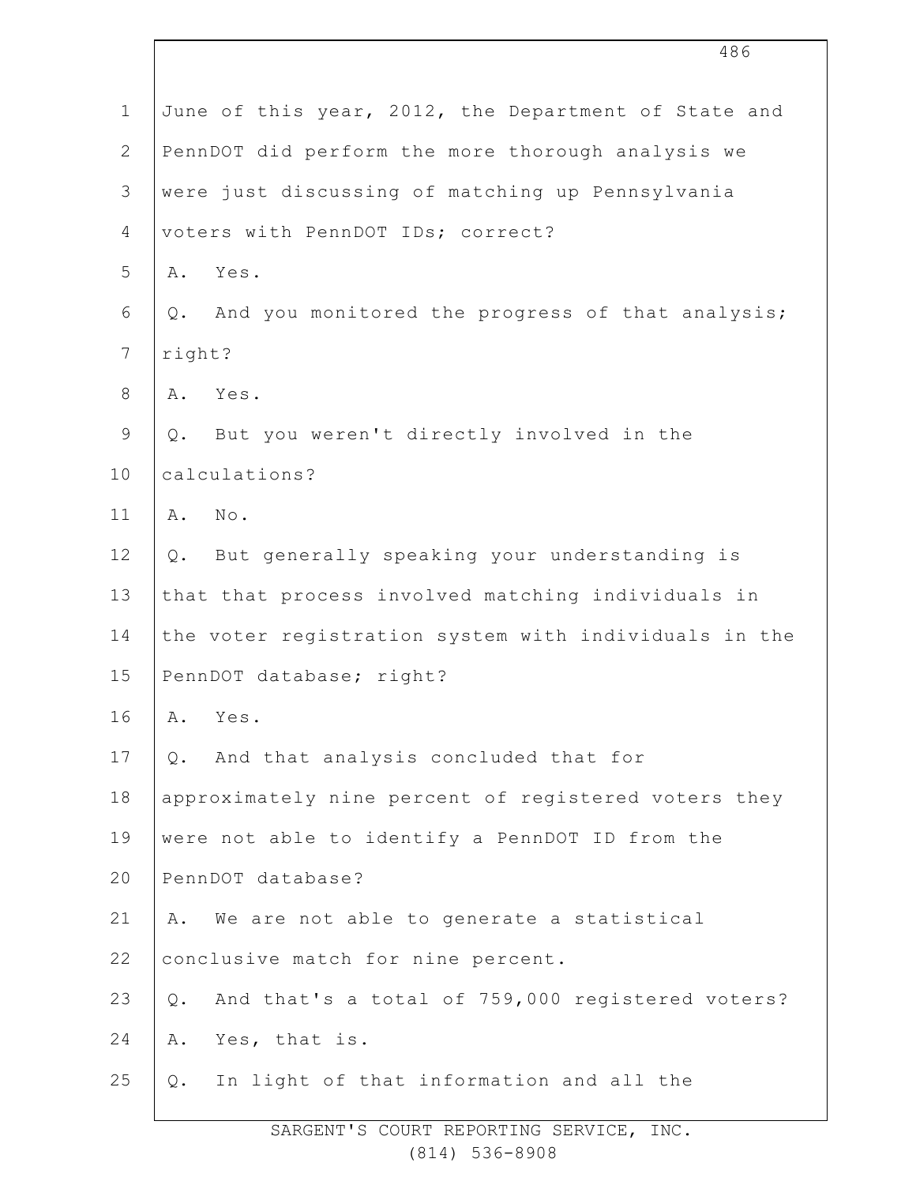June of this year, 2012, the Department of State and PennDOT did perform the more thorough analysis we were just discussing of matching up Pennsylvania voters with PennDOT IDs; correct?

A. Yes.

Q. And you monitored the progress of that analysis; right?

A. Yes.

Q. But you weren't directly involved in the calculations?

A. No.

Q. But generally speaking your understanding is that that process involved matching individuals in the voter registration system with individuals in the PennDOT database; right?

A. Yes.

Q. And that analysis concluded that for approximately nine percent of registered voters they were not able to identify a PennDOT ID from the PennDOT database?

A. We are not able to generate a statistical conclusive match for nine percent.

Q. And that's a total of 759,000 registered voters?

A. Yes, that is.

Q. In light of that information and all the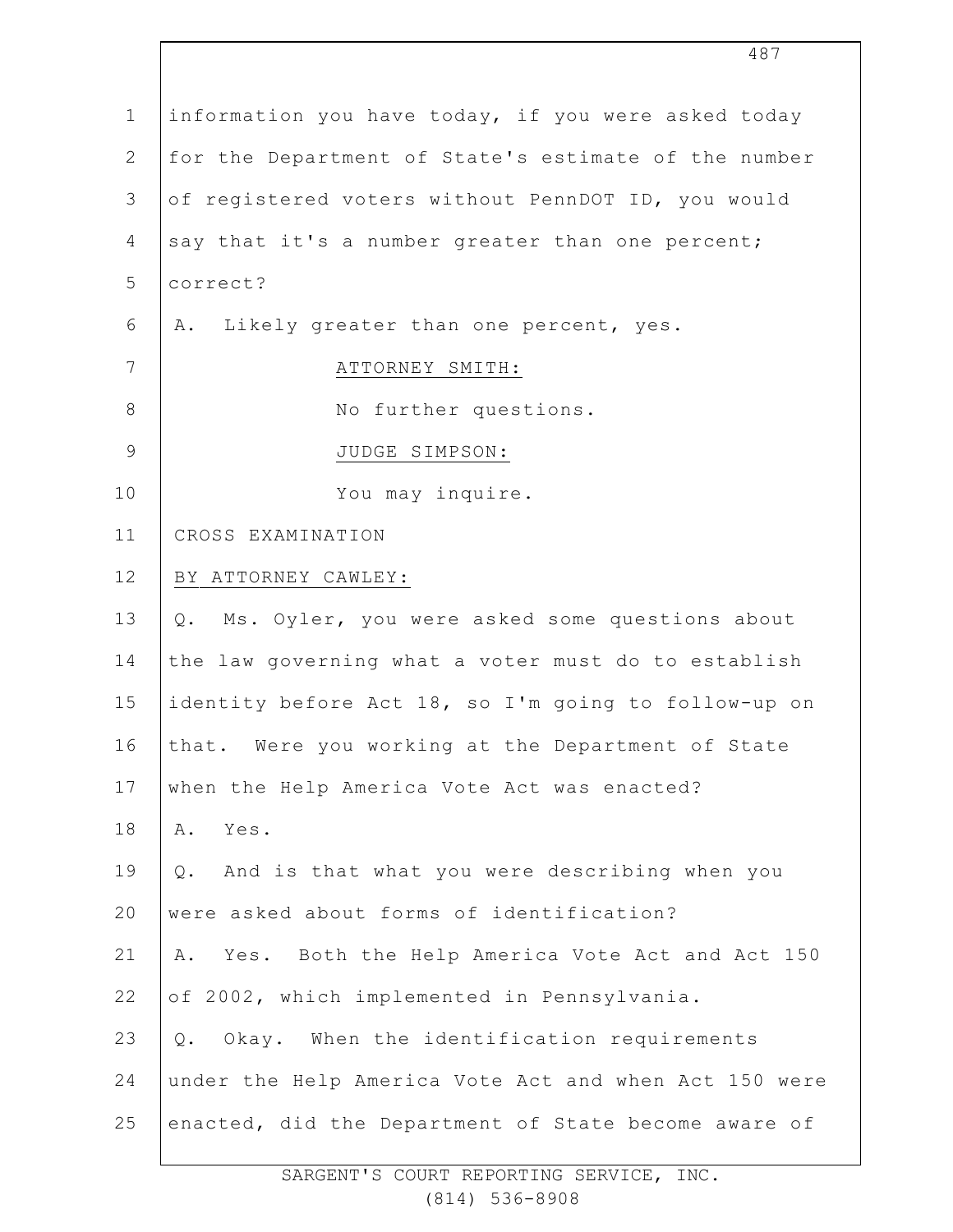information you have today, if you were asked today for the Department of State's estimate of the number of registered voters without PennDOT ID, you would say that it's a number greater than one percent; correct?

A. Likely greater than one percent, yes.

ATTORNEY SMITH:

No further questions.

JUDGE SIMPSON:

You may inquire.

CROSS EXAMINATION

BY ATTORNEY CAWLEY:

Q. Ms. Oyler, you were asked some questions about the law governing what a voter must do to establish identity before Act 18, so I'm going to follow-up on that. Were you working at the Department of State when the Help America Vote Act was enacted?

A. Yes.

Q. And is that what you were describing when you were asked about forms of identification?

A. Yes. Both the Help America Vote Act and Act 150 of 2002, which implemented in Pennsylvania.

Q. Okay. When the identification requirements under the Help America Vote Act and when Act 150 were enacted, did the Department of State become aware of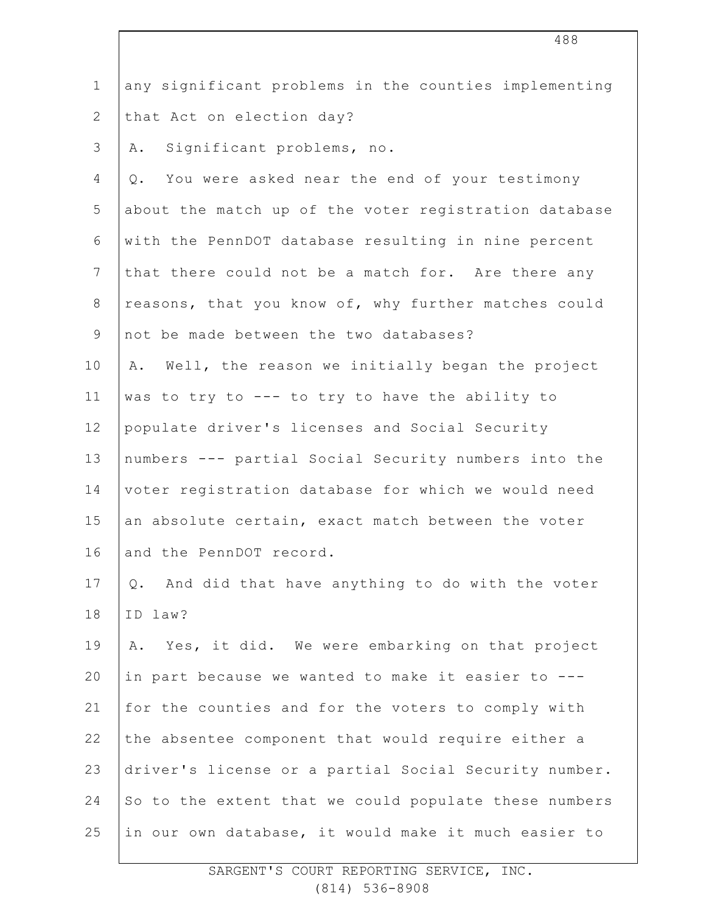any significant problems in the counties implementing that Act on election day?

A. Significant problems, no.

Q. You were asked near the end of your testimony about the match up of the voter registration database with the PennDOT database resulting in nine percent that there could not be a match for. Are there any reasons, that you know of, why further matches could not be made between the two databases?

A. Well, the reason we initially began the project was to try to --- to try to have the ability to populate driver's licenses and Social Security numbers --- partial Social Security numbers into the voter registration database for which we would need an absolute certain, exact match between the voter and the PennDOT record.

Q. And did that have anything to do with the voter ID law?

A. Yes, it did. We were embarking on that project in part because we wanted to make it easier to --- for the counties and for the voters to comply with the absentee component that would require either a driver's license or a partial Social Security number. So to the extent that we could populate these numbers in our own database, it would make it much easier to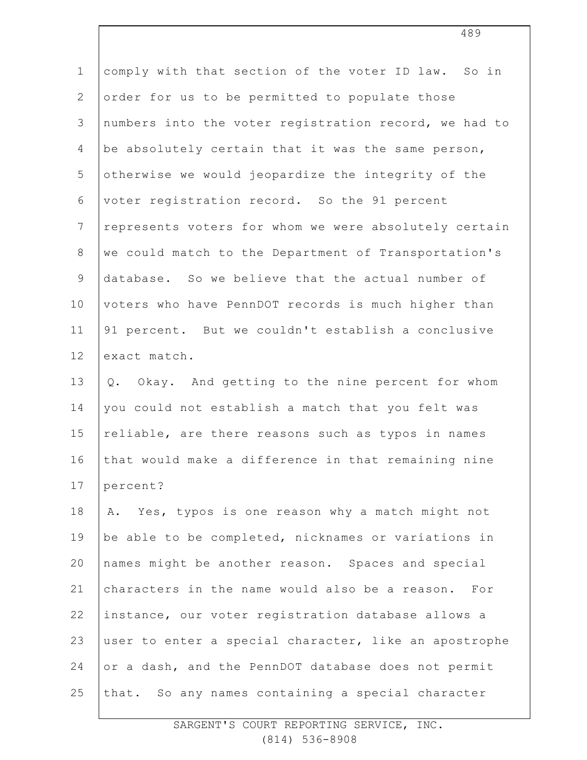comply with that section of the voter ID law. So in order for us to be permitted to populate those numbers into the voter registration record, we had to be absolutely certain that it was the same person, otherwise we would jeopardize the integrity of the voter registration record. So the 91 percent represents voters for whom we were absolutely certain we could match to the Department of Transportation's database. So we believe that the actual number of voters who have PennDOT records is much higher than 91 percent. But we couldn't establish a conclusive exact match.

Q. Okay. And getting to the nine percent for whom you could not establish a match that you felt was reliable, are there reasons such as typos in names that would make a difference in that remaining nine percent?

A. Yes, typos is one reason why a match might not be able to be completed, nicknames or variations in names might be another reason. Spaces and special characters in the name would also be a reason. For instance, our voter registration database allows a user to enter a special character, like an apostrophe or a dash, and the PennDOT database does not permit that. So any names containing a special character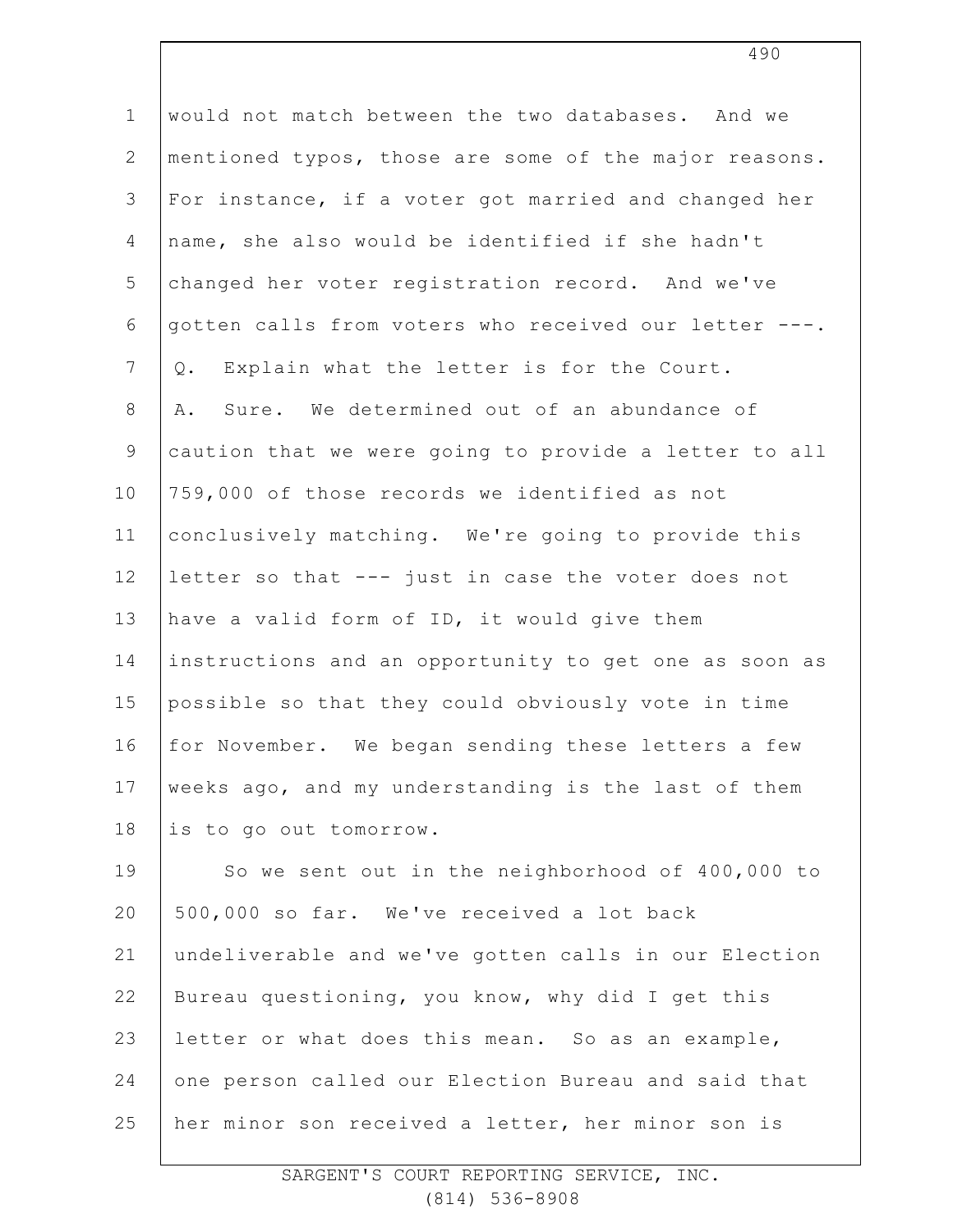would not match between the two databases. And we mentioned typos, those are some of the major reasons. For instance, if a voter got married and changed her name, she also would be identified if she hadn't changed her voter registration record. And we've gotten calls from voters who received our letter ---.

Q. Explain what the letter is for the Court.

A. Sure. We determined out of an abundance of caution that we were going to provide a letter to all 759,000 of those records we identified as not conclusively matching. We're going to provide this letter so that --- just in case the voter does not have a valid form of ID, it would give them instructions and an opportunity to get one as soon as possible so that they could obviously vote in time for November. We began sending these letters a few weeks ago, and my understanding is the last of them is to go out tomorrow.

So we sent out in the neighborhood of 400,000 to 500,000 so far. We've received a lot back undeliverable and we've gotten calls in our Election Bureau questioning, you know, why did I get this letter or what does this mean. So as an example, one person called our Election Bureau and said that her minor son received a letter, her minor son is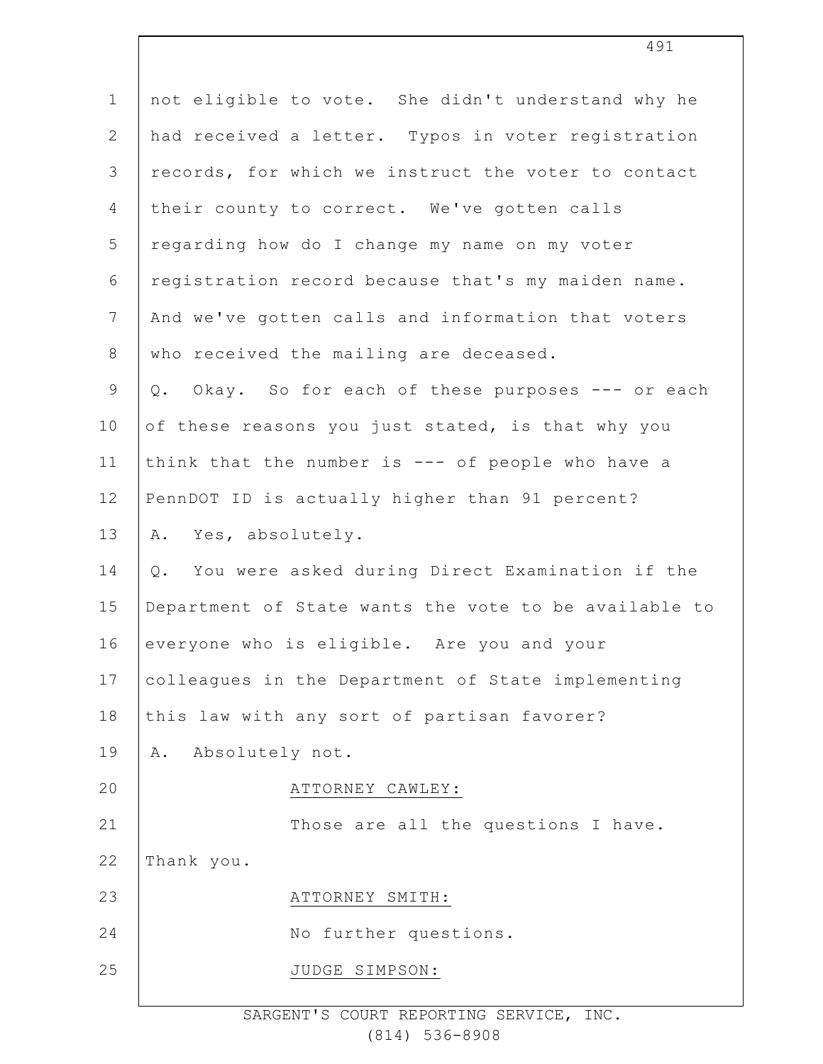not eligible to vote. She didn't understand why he had received a letter. Typos in voter registration records, for which we instruct the voter to contact their county to correct. We've gotten calls regarding how do I change my name on my voter registration record because that's my maiden name. And we've gotten calls and information that voters who received the mailing are deceased.

Q. Okay. So for each of these purposes --- or each of these reasons you just stated, is that why you think that the number is --- of people who have a PennDOT ID is actually higher than 91 percent?

A. Yes, absolutely.

Q. You were asked during Direct Examination if the Department of State wants the vote to be available to everyone who is eligible. Are you and your colleagues in the Department of State implementing this law with any sort of partisan favorer?

A. Absolutely not.

ATTORNEY CAWLEY:

Those are all the questions I have. Thank you.

ATTORNEY SMITH:

No further questions.

JUDGE SIMPSON: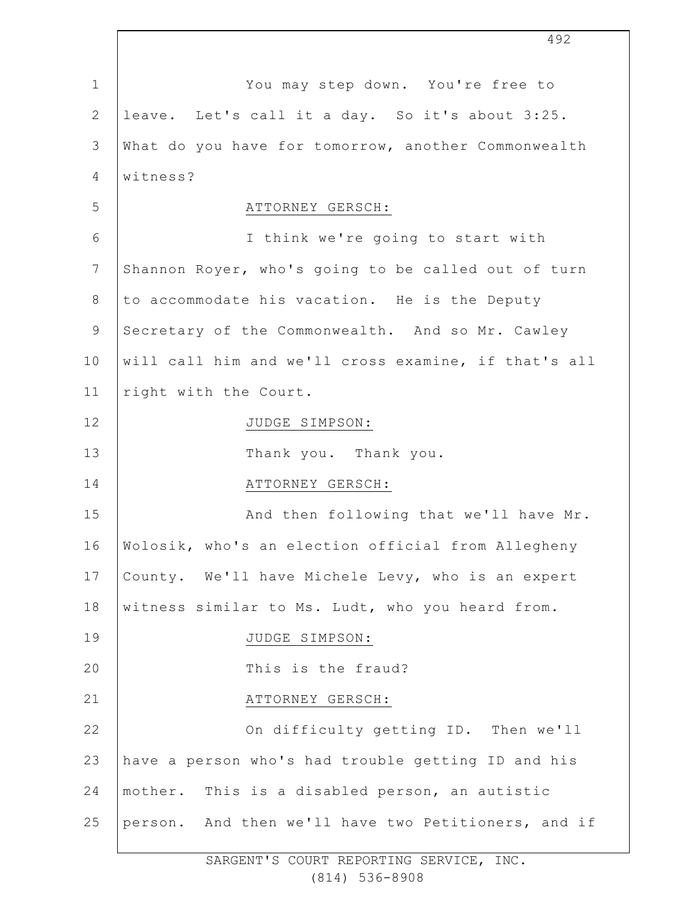You may step down. You're free to leave. Let's call it a day. So it's about 3:25. What do you have for tomorrow, another Commonwealth witness?

ATTORNEY GERSCH:

I think we're going to start with Shannon Royer, who's going to be called out of turn to accommodate his vacation. He is the Deputy Secretary of the Commonwealth. And so Mr. Cawley will call him and we'll cross examine, if that's all right with the Court.

JUDGE SIMPSON:

Thank you. Thank you.

ATTORNEY GERSCH:

And then following that we'll have Mr. Wolosik, who's an election official from Allegheny County. We'll have Michele Levy, who is an expert witness similar to Ms. Ludt, who you heard from.

JUDGE SIMPSON:

This is the fraud?

ATTORNEY GERSCH:

On difficulty getting ID. Then we'll have a person who's had trouble getting ID and his mother. This is a disabled person, an autistic person. And then we'll have two Petitioners, and if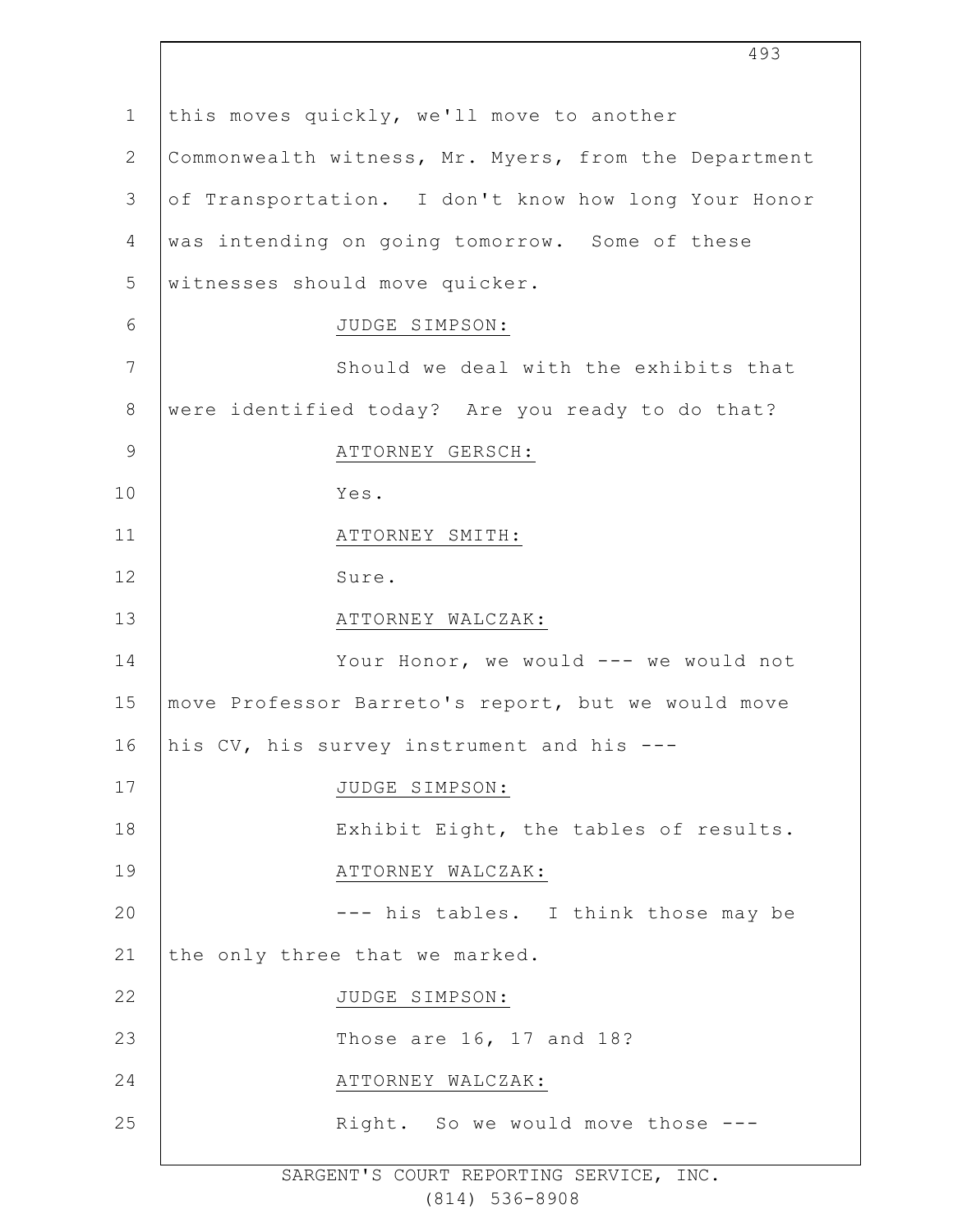this moves quickly, we'll move to another Commonwealth witness, Mr. Myers, from the Department of Transportation. I don't know how long Your Honor was intending on going tomorrow. Some of these witnesses should move quicker.

JUDGE SIMPSON:

Should we deal with the exhibits that were identified today? Are you ready to do that?

ATTORNEY GERSCH:

Yes.

ATTORNEY SMITH:

Sure.

ATTORNEY WALCZAK:

Your Honor, we would --- we would not move Professor Barreto's report, but we would move his CV, his survey instrument and his ---

JUDGE SIMPSON:

Exhibit Eight, the tables of results.

ATTORNEY WALCZAK:

--- his tables. I think those may be the only three that we marked.

JUDGE SIMPSON:

Those are 16, 17 and 18?

ATTORNEY WALCZAK:

Right. So we would move those ---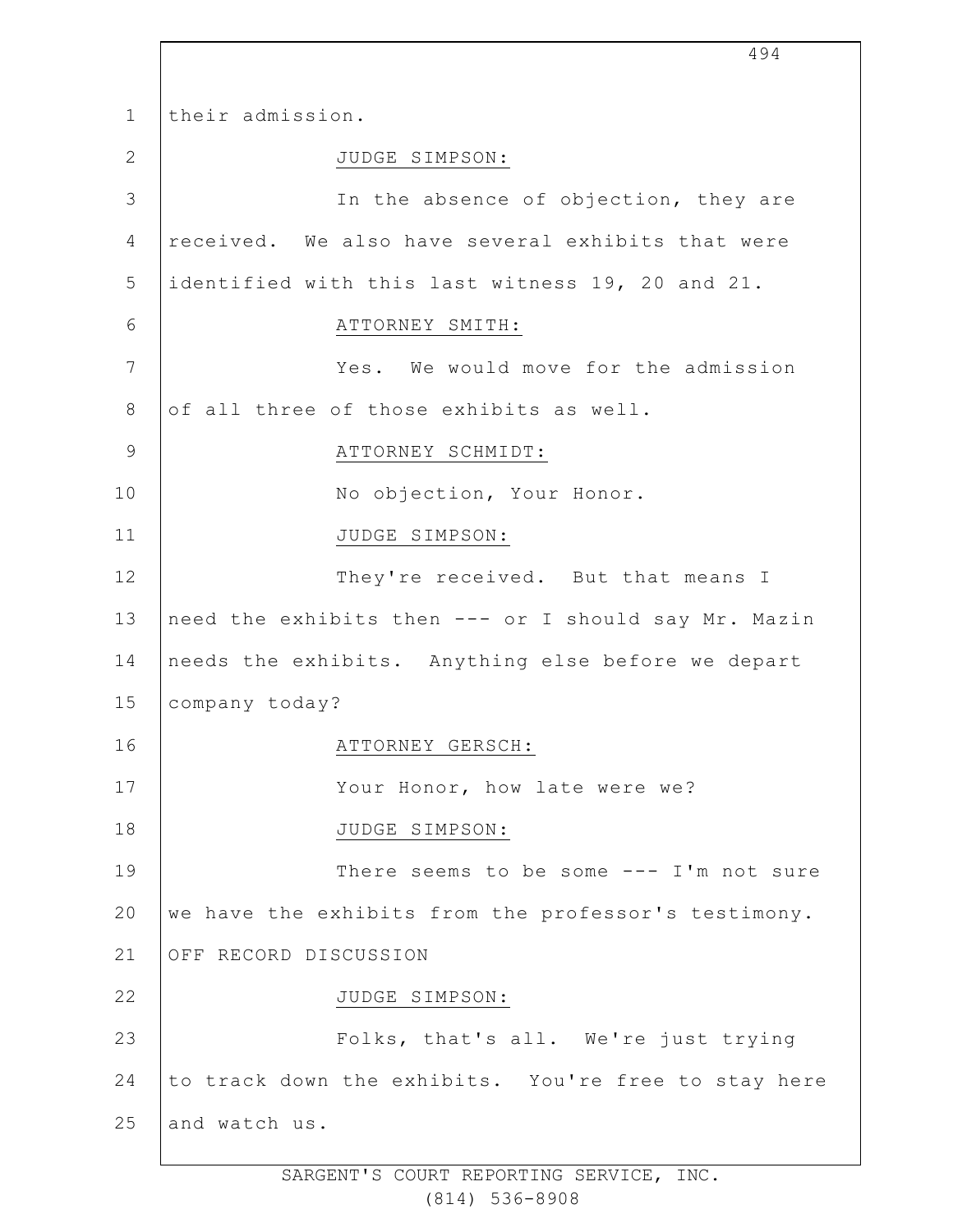their admission.

JUDGE SIMPSON:

In the absence of objection, they are received. We also have several exhibits that were identified with this last witness 19, 20 and 21.

ATTORNEY SMITH:

Yes. We would move for the admission of all three of those exhibits as well.

ATTORNEY SCHMIDT:

No objection, Your Honor.

JUDGE SIMPSON:

They're received. But that means I need the exhibits then --- or I should say Mr. Mazin needs the exhibits. Anything else before we depart company today?

ATTORNEY GERSCH:

Your Honor, how late were we?

JUDGE SIMPSON:

There seems to be some --- I'm not sure we have the exhibits from the professor's testimony.

OFF RECORD DISCUSSION

JUDGE SIMPSON:

Folks, that's all. We're just trying to track down the exhibits. You're free to stay here and watch us.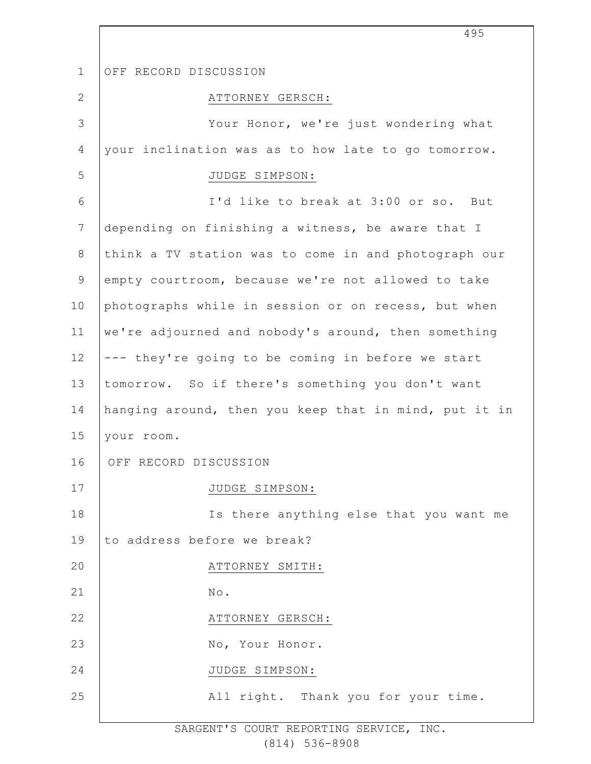OFF RECORD DISCUSSION

ATTORNEY GERSCH:

Your Honor, we're just wondering what your inclination was as to how late to go tomorrow.

JUDGE SIMPSON:

I'd like to break at 3:00 or so. But depending on finishing a witness, be aware that I think a TV station was to come in and photograph our empty courtroom, because we're not allowed to take photographs while in session or on recess, but when we're adjourned and nobody's around, then something --- they're going to be coming in before we start tomorrow. So if there's something you don't want hanging around, then you keep that in mind, put it in your room.

OFF RECORD DISCUSSION

JUDGE SIMPSON:

Is there anything else that you want me to address before we break?

ATTORNEY SMITH:

No.

ATTORNEY GERSCH:

No, Your Honor.

JUDGE SIMPSON:

All right. Thank you for your time.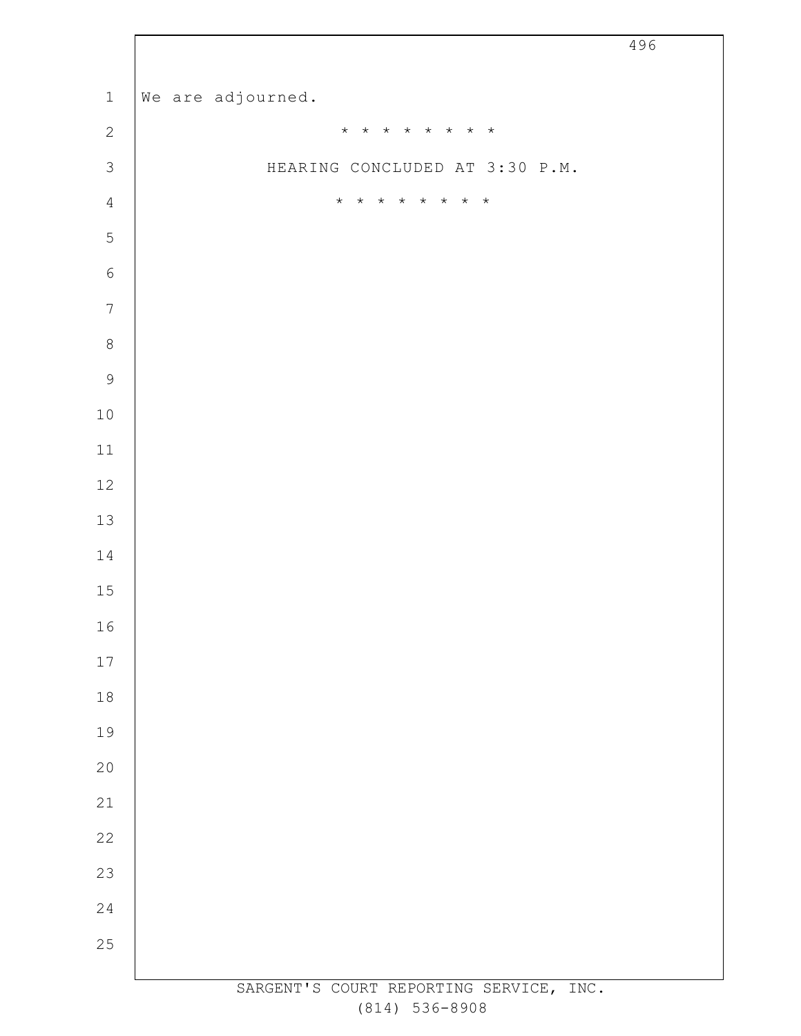We are adjourned.

* * * * * * * * *

HEARING CONCLUDED AT 3:30 P.M.

* * * * * * * * *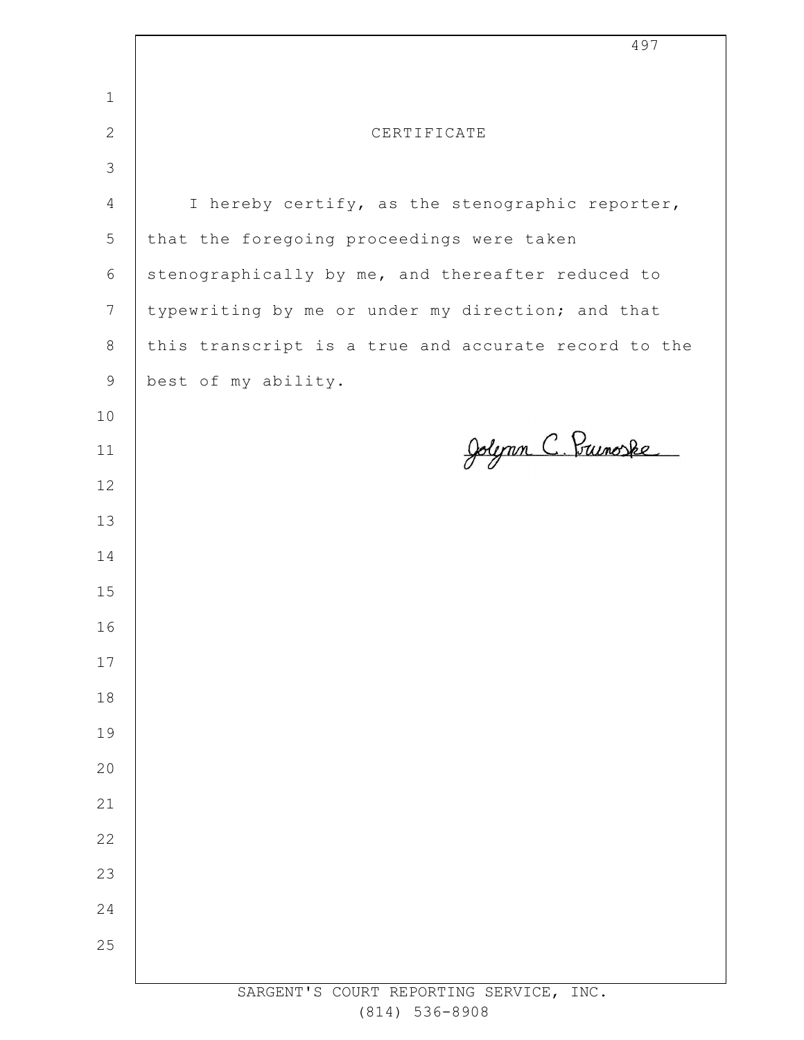## CERTIFICATE

I hereby certify, as the stenographic reporter, that the foregoing proceedings were taken stenographically by me, and thereafter reduced to typewriting by me or under my direction; and that this transcript is a true and accurate record to the best of my ability.

Jolynn C. Brunoske

SARGENT'S COURT REPORTING SERVICE, INC.
(814) 536-8908